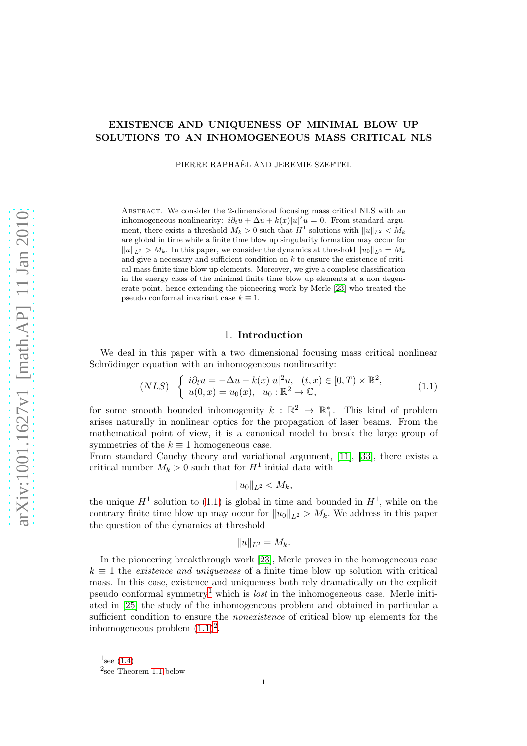# EXISTENCE AND UNIQUENESS OF MINIMAL BLOW UP SOLUTIONS TO AN INHOMOGENEOUS MASS CRITICAL NLS

PIERRE RAPHAËL AND JEREMIE SZEFTEL

Abstract. We consider the 2-dimensional focusing mass critical NLS with an inhomogeneous nonlinearity: $i\partial_t u + \Delta u + k(x)|u|^2 u = 0$. From standard argument, there exists a threshold $M_k > 0$ such that $H^1$ solutions with $\|u\|_{L^2} < M_k$ are global in time while a finite time blow up singularity formation may occur for $\|u\|_{L^2} > M_k$. In this paper, we consider the dynamics at threshold $\|u_0\|_{L^2} = M_k$ and give a necessary and sufficient condition on $k$ to ensure the existence of critical mass finite time blow up elements. Moreover, we give a complete classification in the energy class of the minimal finite time blow up elements at a non degenerate point, hence extending the pioneering work by Merle [23] who treated the pseudo conformal invariant case $k \equiv 1$.

## 1. Introduction

We deal in this paper with a two dimensional focusing mass critical nonlinear Schrödinger equation with an inhomogeneous nonlinearity:

$$(NLS) \quad \begin{cases} i\partial_t u = -\Delta u - k(x)|u|^2 u, & (t,x) \in [0,T) \times \mathbb{R}^2, \\ u(0,x) = u_0(x), & u_0 : \mathbb{R}^2 \to \mathbb{C}, \end{cases} \tag{1.1}$$

for some smooth bounded inhomogenity $k : \mathbb{R}^2 \to \mathbb{R}_+^*$. This kind of problem arises naturally in nonlinear optics for the propagation of laser beams. From the mathematical point of view, it is a canonical model to break the large group of symmetries of the $k \equiv 1$ homogeneous case.

From standard Cauchy theory and variational argument, [11], [33], there exists a critical number $M_k > 0$ such that for $H^1$ initial data with

$$\|u_0\|_{L^2} < M_k,$$

the unique $H^1$ solution to (1.1) is global in time and bounded in $H^1$, while on the contrary finite time blow up may occur for $\|u_0\|_{L^2} > M_k$. We address in this paper the question of the dynamics at threshold

$$\|u\|_{L^2} = M_k.$$

In the pioneering breakthrough work [23], Merle proves in the homogeneous case $k \equiv 1$ the *existence and uniqueness* of a finite time blow up solution with critical mass. In this case, existence and uniqueness both rely dramatically on the explicit pseudo conformal symmetry[1] which is *lost* in the inhomogeneous case. Merle initiated in [25] the study of the inhomogeneous problem and obtained in particular a sufficient condition to ensure the *nonexistence* of critical blow up elements for the inhomogeneous problem (1.1)[2].

[1] see (1.4)

[2] see Theorem 1.1 below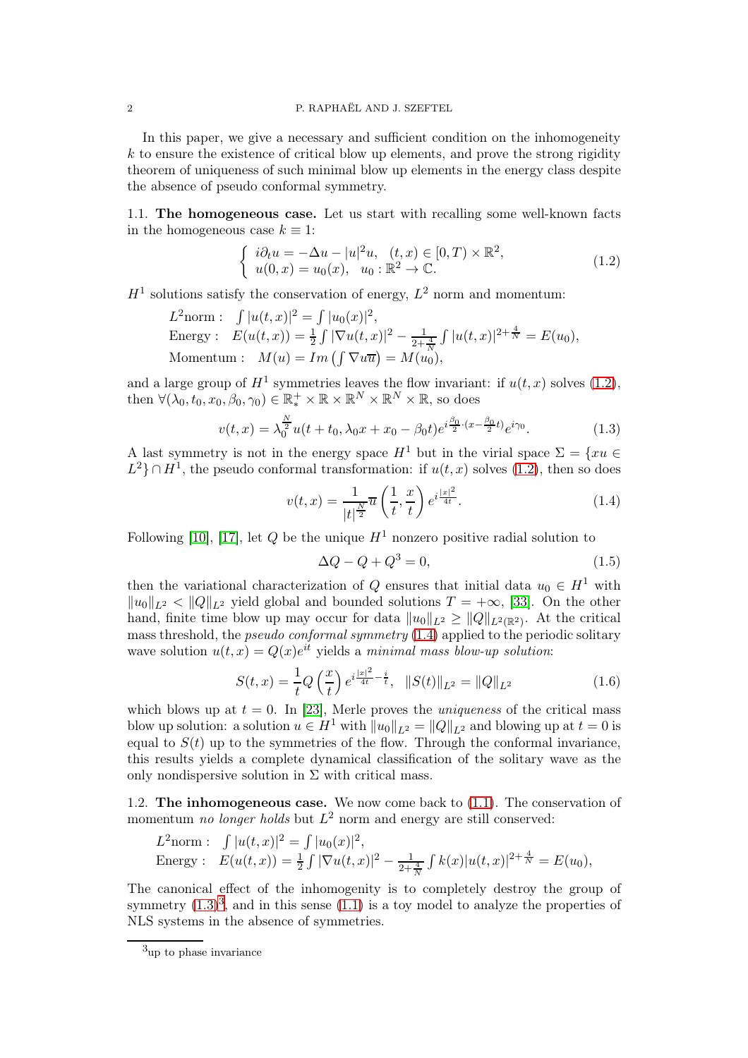In this paper, we give a necessary and sufficient condition on the inhomogeneity $k$ to ensure the existence of critical blow up elements, and prove the strong rigidity theorem of uniqueness of such minimal blow up elements in the energy class despite the absence of pseudo conformal symmetry.

### 1.1. The homogeneous case.

Let us start with recalling some well-known facts in the homogeneous case $k \equiv 1$:

$$\left\{ \begin{array}{l} i\partial_t u = -\Delta u - |u|^2 u, \quad (t,x) \in [0,T) \times \mathbb{R}^2, \\ u(0,x) = u_0(x), \quad u_0 : \mathbb{R}^2 \to \mathbb{C}. \end{array} \right. \tag{1.2}$$

$H^1$ solutions satisfy the conservation of energy, $L^2$ norm and momentum:

$$\begin{array}{l} L^2\text{norm}: \quad \int |u(t,x)|^2 = \int |u_0(x)|^2, \\ \text{Energy}: \quad E(u(t,x)) = \frac{1}{2}\int |\nabla u(t,x)|^2 - \frac{1}{2+\frac{4}{N}}\int |u(t,x)|^{2+\frac{4}{N}} = E(u_0), \\ \text{Momentum}: \quad M(u) = Im\left(\int \nabla u \overline{u}\right) = M(u_0), \end{array}$$

and a large group of $H^1$ symmetries leaves the flow invariant: if $u(t,x)$ solves (1.2), then $\forall (\lambda_0, t_0, x_0, \beta_0, \gamma_0) \in \mathbb{R}_*^+ \times \mathbb{R} \times \mathbb{R}^N \times \mathbb{R}^N \times \mathbb{R}$, so does

$$v(t,x) = \lambda_0^{\frac{N}{2}} u(t + t_0, \lambda_0 x + x_0 - \beta_0 t) e^{i\frac{\beta_0}{2}\cdot(x - \frac{\beta_0}{2}t)} e^{i\gamma_0}. \tag{1.3}$$

A last symmetry is not in the energy space $H^1$ but in the virial space $\Sigma = \{xu \in L^2\} \cap H^1$, the pseudo conformal transformation: if $u(t,x)$ solves (1.2), then so does

$$v(t,x) = \frac{1}{|t|^{\frac{N}{2}}} \overline{u}\left(\frac{1}{t}, \frac{x}{t}\right) e^{i\frac{|x|^2}{4t}}. \tag{1.4}$$

Following [10], [17], let $Q$ be the unique $H^1$ nonzero positive radial solution to

$$\Delta Q - Q + Q^3 = 0, \tag{1.5}$$

then the variational characterization of $Q$ ensures that initial data $u_0 \in H^1$ with $\|u_0\|_{L^2} < \|Q\|_{L^2}$ yield global and bounded solutions $T = +\infty$, [33]. On the other hand, finite time blow up may occur for data $\|u_0\|_{L^2} \geq \|Q\|_{L^2(\mathbb{R}^2)}$. At the critical mass threshold, the *pseudo conformal symmetry* (1.4) applied to the periodic solitary wave solution $u(t,x) = Q(x)e^{it}$ yields a *minimal mass blow-up solution*:

$$S(t,x) = \frac{1}{t} Q\left(\frac{x}{t}\right) e^{i\frac{|x|^2}{4t} - \frac{i}{t}}, \quad \|S(t)\|_{L^2} = \|Q\|_{L^2} \tag{1.6}$$

which blows up at $t = 0$. In [23], Merle proves the *uniqueness* of the critical mass blow up solution: a solution $u \in H^1$ with $\|u_0\|_{L^2} = \|Q\|_{L^2}$ and blowing up at $t = 0$ is equal to $S(t)$ up to the symmetries of the flow. Through the conformal invariance, this results yields a complete dynamical classification of the solitary wave as the only nondispersive solution in $\Sigma$ with critical mass.

### 1.2. The inhomogeneous case.

We now come back to (1.1). The conservation of momentum *no longer holds* but $L^2$ norm and energy are still conserved:

$$\begin{array}{l} L^2\text{norm}: \quad \int |u(t,x)|^2 = \int |u_0(x)|^2, \\ \text{Energy}: \quad E(u(t,x)) = \frac{1}{2}\int |\nabla u(t,x)|^2 - \frac{1}{2+\frac{4}{N}}\int k(x)|u(t,x)|^{2+\frac{4}{N}} = E(u_0), \end{array}$$

The canonical effect of the inhomogenity is to completely destroy the group of symmetry (1.3)[3], and in this sense (1.1) is a toy model to analyze the properties of NLS systems in the absence of symmetries.

[3] up to phase invariance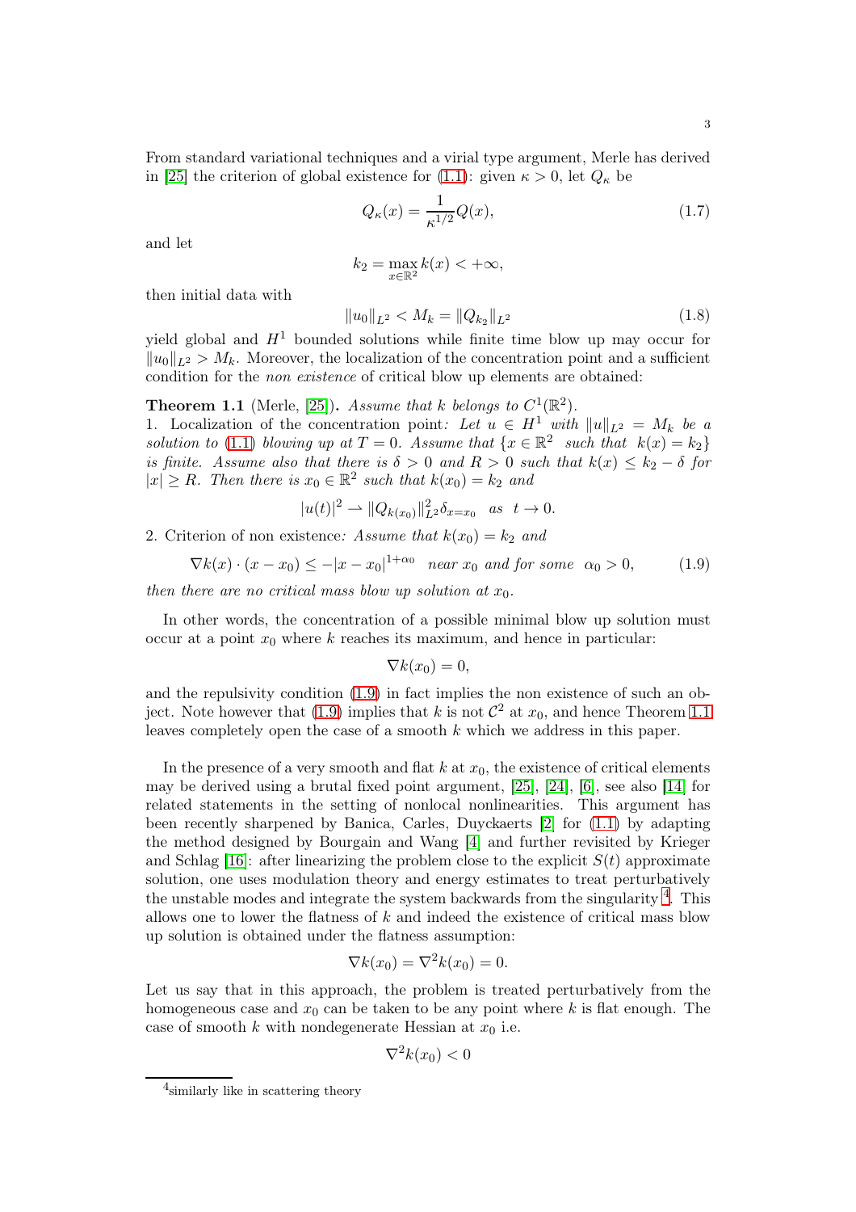From standard variational techniques and a virial type argument, Merle has derived in [25] the criterion of global existence for (1.1): given $\kappa > 0$, let $Q_\kappa$ be

$$Q_\kappa(x) = \frac{1}{\kappa^{1/2}} Q(x), \tag{1.7}$$

and let

$$k_2 = \max_{x\in\mathbb{R}^2} k(x) < +\infty,$$

then initial data with

$$\|u_0\|_{L^2} < M_k = \|Q_{k_2}\|_{L^2} \tag{1.8}$$

yield global and $H^1$ bounded solutions while finite time blow up may occur for $\|u_0\|_{L^2} > M_k$. Moreover, the localization of the concentration point and a sufficient condition for the *non existence* of critical blow up elements are obtained:

**Theorem 1.1** (Merle, [25]). *Assume that $k$ belongs to $C^1(\mathbb{R}^2)$.*
1. Localization of the concentration point*: Let $u \in H^1$ with $\|u\|_{L^2} = M_k$ be a solution to (1.1) blowing up at $T = 0$. Assume that $\{x \in \mathbb{R}^2$ such that $k(x) = k_2\}$ is finite. Assume also that there is $\delta > 0$ and $R > 0$ such that $k(x) \leq k_2 - \delta$ for $|x| \geq R$. Then there is $x_0 \in \mathbb{R}^2$ such that $k(x_0) = k_2$ and*

$$|u(t)|^2 \rightharpoonup \|Q_{k(x_0)}\|^2_{L^2}\delta_{x=x_0} \quad as \quad t \to 0.$$

2. Criterion of non existence*: Assume that $k(x_0) = k_2$ and*

$$\nabla k(x)\cdot(x - x_0) \leq -|x - x_0|^{1+\alpha_0} \quad near\ x_0\ and\ for\ some\quad \alpha_0 > 0, \tag{1.9}$$

*then there are no critical mass blow up solution at $x_0$.*

In other words, the concentration of a possible minimal blow up solution must occur at a point $x_0$ where $k$ reaches its maximum, and hence in particular:

$$\nabla k(x_0) = 0,$$

and the repulsivity condition (1.9) in fact implies the non existence of such an object. Note however that (1.9) implies that $k$ is not $\mathcal{C}^2$ at $x_0$, and hence Theorem 1.1 leaves completely open the case of a smooth $k$ which we address in this paper.

In the presence of a very smooth and flat $k$ at $x_0$, the existence of critical elements may be derived using a brutal fixed point argument, [25], [24], [6], see also [14] for related statements in the setting of nonlocal nonlinearities. This argument has been recently sharpened by Banica, Carles, Duyckaerts [2] for (1.1) by adapting the method designed by Bourgain and Wang [4] and further revisited by Krieger and Schlag [16]: after linearizing the problem close to the explicit $S(t)$ approximate solution, one uses modulation theory and energy estimates to treat perturbatively the unstable modes and integrate the system backwards from the singularity [4]. This allows one to lower the flatness of $k$ and indeed the existence of critical mass blow up solution is obtained under the flatness assumption:

$$\nabla k(x_0) = \nabla^2 k(x_0) = 0.$$

Let us say that in this approach, the problem is treated perturbatively from the homogeneous case and $x_0$ can be taken to be any point where $k$ is flat enough. The case of smooth $k$ with nondegenerate Hessian at $x_0$ i.e.

$$\nabla^2 k(x_0) < 0$$

[4] similarly like in scattering theory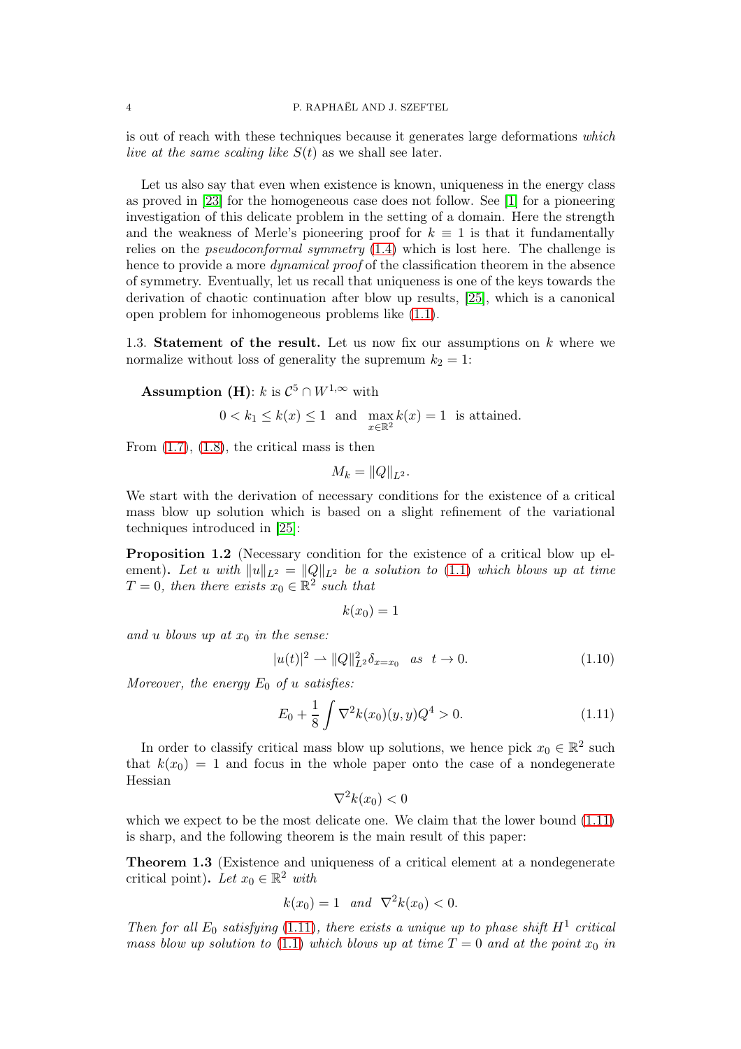is out of reach with these techniques because it generates large deformations *which live at the same scaling like* $S(t)$ as we shall see later.

Let us also say that even when existence is known, uniqueness in the energy class as proved in [23] for the homogeneous case does not follow. See [1] for a pioneering investigation of this delicate problem in the setting of a domain. Here the strength and the weakness of Merle's pioneering proof for $k \equiv 1$ is that it fundamentally relies on the *pseudoconformal symmetry* (1.4) which is lost here. The challenge is hence to provide a more *dynamical proof* of the classification theorem in the absence of symmetry. Eventually, let us recall that uniqueness is one of the keys towards the derivation of chaotic continuation after blow up results, [25], which is a canonical open problem for inhomogeneous problems like (1.1).

1.3. **Statement of the result.** Let us now fix our assumptions on $k$ where we normalize without loss of generality the supremum $k_2 = 1$:

**Assumption (H)**: $k$ is $\mathcal{C}^5 \cap W^{1,\infty}$ with

$$0 < k_1 \le k(x) \le 1 \ \text{ and } \ \max_{x \in \mathbb{R}^2} k(x) = 1 \ \text{ is attained.}$$

From (1.7), (1.8), the critical mass is then

$$M_k = \|Q\|_{L^2}.$$

We start with the derivation of necessary conditions for the existence of a critical mass blow up solution which is based on a slight refinement of the variational techniques introduced in [25]:

**Proposition 1.2** (Necessary condition for the existence of a critical blow up element)**.** *Let $u$ with $\|u\|_{L^2} = \|Q\|_{L^2}$ be a solution to (1.1) which blows up at time $T = 0$, then there exists $x_0 \in \mathbb{R}^2$ such that*

$$k(x_0) = 1$$

*and $u$ blows up at $x_0$ in the sense:*

$$|u(t)|^2 \rightharpoonup \|Q\|_{L^2}^2 \delta_{x=x_0} \ \text{ as } \ t \to 0. \tag{1.10}$$

*Moreover, the energy $E_0$ of $u$ satisfies:*

$$E_0 + \frac{1}{8}\int \nabla^2 k(x_0)(y,y) Q^4 > 0. \tag{1.11}$$

In order to classify critical mass blow up solutions, we hence pick $x_0 \in \mathbb{R}^2$ such that $k(x_0) = 1$ and focus in the whole paper onto the case of a nondegenerate Hessian

$$\nabla^2 k(x_0) < 0$$

which we expect to be the most delicate one. We claim that the lower bound (1.11) is sharp, and the following theorem is the main result of this paper:

**Theorem 1.3** (Existence and uniqueness of a critical element at a nondegenerate critical point)**.** *Let $x_0 \in \mathbb{R}^2$ with*

$$k(x_0) = 1 \ \text{ and } \ \nabla^2 k(x_0) < 0.$$

*Then for all $E_0$ satisfying (1.11), there exists a unique up to phase shift $H^1$ critical mass blow up solution to (1.1) which blows up at time $T = 0$ and at the point $x_0$ in*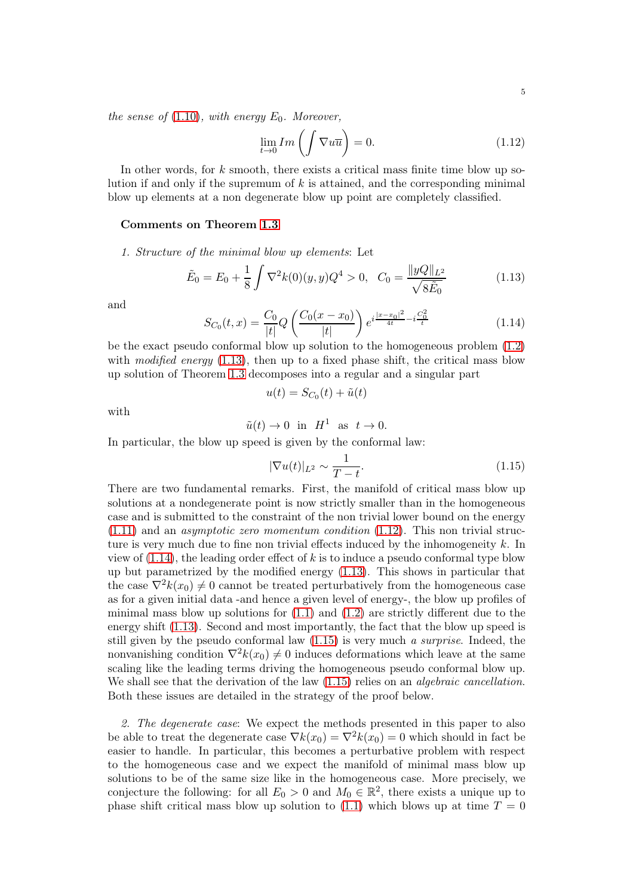*the sense of* (1.10)*, with energy* $E_0$*. Moreover,*

$$\lim_{t\to 0} Im\left(\int \nabla u\overline{u}\right)=0. \tag{1.12}$$

In other words, for $k$ smooth, there exists a critical mass finite time blow up solution if and only if the supremum of $k$ is attained, and the corresponding minimal blow up elements at a non degenerate blow up point are completely classified.

**Comments on Theorem 1.3**

*1. Structure of the minimal blow up elements*: Let

$$\tilde{E}_0 = E_0 + \frac{1}{8}\int \nabla^2 k(0)(y,y)Q^4 > 0, \quad C_0 = \frac{\|yQ\|_{L^2}}{\sqrt{8\tilde{E}_0}} \tag{1.13}$$

and

$$S_{C_0}(t,x) = \frac{C_0}{|t|}Q\left(\frac{C_0(x-x_0)}{|t|}\right)e^{i\frac{|x-x_0|^2}{4t}-i\frac{C_0^2}{t}} \tag{1.14}$$

be the exact pseudo conformal blow up solution to the homogeneous problem (1.2) with *modified energy* (1.13), then up to a fixed phase shift, the critical mass blow up solution of Theorem 1.3 decomposes into a regular and a singular part

$$u(t) = S_{C_0}(t) + \tilde{u}(t)$$

with

$$\tilde{u}(t)\to 0 \ \text{ in } \ H^1 \ \text{ as } \ t\to 0.$$

In particular, the blow up speed is given by the conformal law:

$$|\nabla u(t)|_{L^2} \sim \frac{1}{T-t}. \tag{1.15}$$

There are two fundamental remarks. First, the manifold of critical mass blow up solutions at a nondegenerate point is now strictly smaller than in the homogeneous case and is submitted to the constraint of the non trivial lower bound on the energy (1.11) and an *asymptotic zero momentum condition* (1.12). This non trivial structure is very much due to fine non trivial effects induced by the inhomogeneity $k$. In view of (1.14), the leading order effect of $k$ is to induce a pseudo conformal type blow up but parametrized by the modified energy (1.13). This shows in particular that the case $\nabla^2 k(x_0)\neq 0$ cannot be treated perturbatively from the homogeneous case as for a given initial data -and hence a given level of energy-, the blow up profiles of minimal mass blow up solutions for (1.1) and (1.2) are strictly different due to the energy shift (1.13). Second and most importantly, the fact that the blow up speed is still given by the pseudo conformal law (1.15) is very much *a surprise*. Indeed, the nonvanishing condition $\nabla^2 k(x_0)\neq 0$ induces deformations which leave at the same scaling like the leading terms driving the homogeneous pseudo conformal blow up. We shall see that the derivation of the law (1.15) relies on an *algebraic cancellation*. Both these issues are detailed in the strategy of the proof below.

*2. The degenerate case*: We expect the methods presented in this paper to also be able to treat the degenerate case $\nabla k(x_0) = \nabla^2 k(x_0) = 0$ which should in fact be easier to handle. In particular, this becomes a perturbative problem with respect to the homogeneous case and we expect the manifold of minimal mass blow up solutions to be of the same size like in the homogeneous case. More precisely, we conjecture the following: for all $E_0 > 0$ and $M_0\in\mathbb{R}^2$, there exists a unique up to phase shift critical mass blow up solution to (1.1) which blows up at time $T = 0$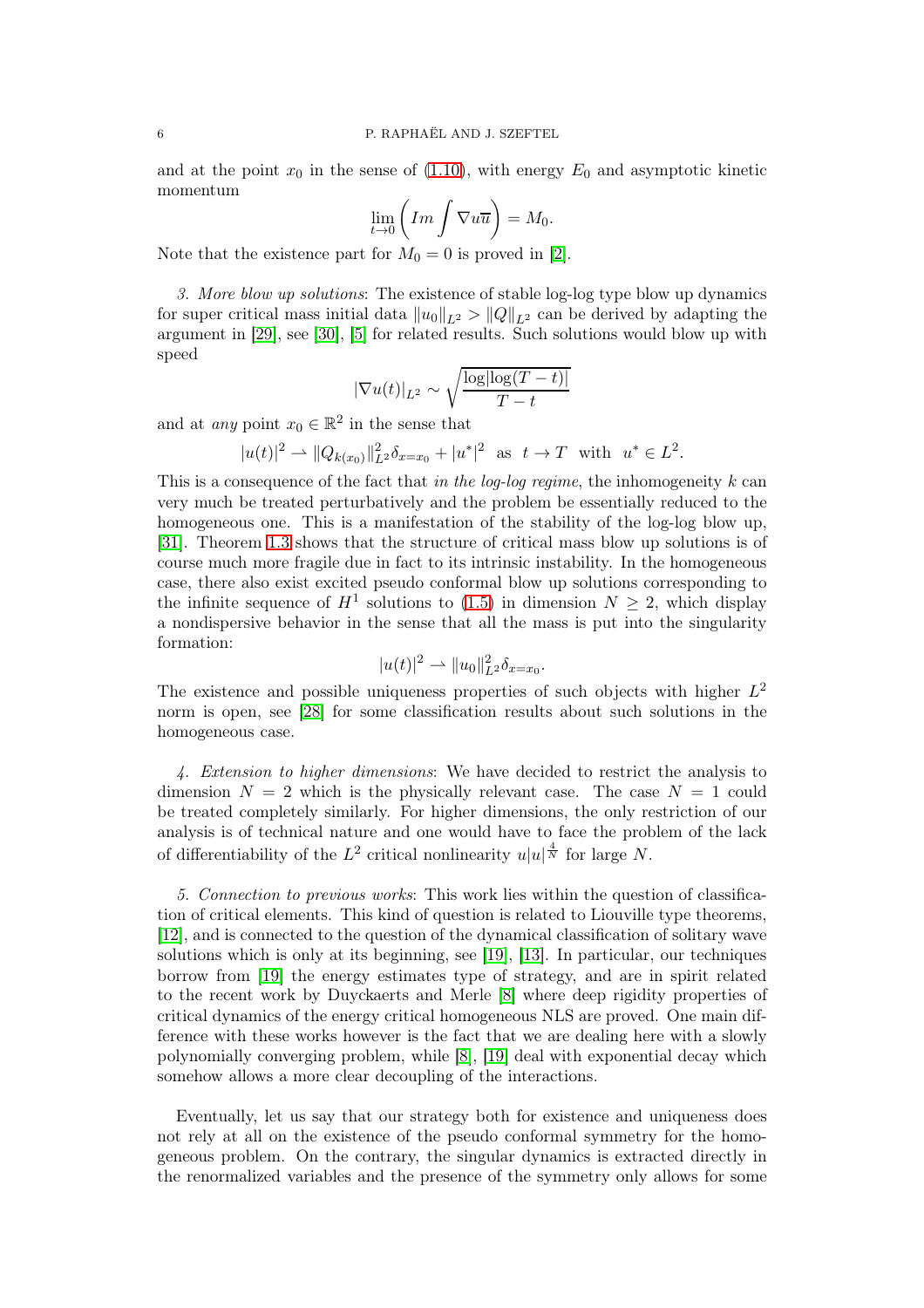and at the point $x_0$ in the sense of (1.10), with energy $E_0$ and asymptotic kinetic momentum

$$\lim_{t\to 0}\left(Im\int \nabla u\overline{u}\right) = M_0.$$

Note that the existence part for $M_0 = 0$ is proved in [2].

*3. More blow up solutions*: The existence of stable log-log type blow up dynamics for super critical mass initial data $\|u_0\|_{L^2} > \|Q\|_{L^2}$ can be derived by adapting the argument in [29], see [30], [5] for related results. Such solutions would blow up with speed

$$|\nabla u(t)|_{L^2} \sim \sqrt{\frac{\log|\log(T-t)|}{T-t}}$$

and at *any* point $x_0 \in \mathbb{R}^2$ in the sense that

$$|u(t)|^2 \rightharpoonup \|Q_{k(x_0)}\|^2_{L^2}\delta_{x=x_0} + |u^*|^2 \ \text{ as } \ t \to T \ \text{ with } \ u^* \in L^2.$$

This is a consequence of the fact that *in the log-log regime*, the inhomogeneity $k$ can very much be treated perturbatively and the problem be essentially reduced to the homogeneous one. This is a manifestation of the stability of the log-log blow up, [31]. Theorem 1.3 shows that the structure of critical mass blow up solutions is of course much more fragile due in fact to its intrinsic instability. In the homogeneous case, there also exist excited pseudo conformal blow up solutions corresponding to the infinite sequence of $H^1$ solutions to (1.5) in dimension $N \geq 2$, which display a nondispersive behavior in the sense that all the mass is put into the singularity formation:

$$|u(t)|^2 \rightharpoonup \|u_0\|^2_{L^2}\delta_{x=x_0}.$$

The existence and possible uniqueness properties of such objects with higher $L^2$ norm is open, see [28] for some classification results about such solutions in the homogeneous case.

*4. Extension to higher dimensions*: We have decided to restrict the analysis to dimension $N = 2$ which is the physically relevant case. The case $N = 1$ could be treated completely similarly. For higher dimensions, the only restriction of our analysis is of technical nature and one would have to face the problem of the lack of differentiability of the $L^2$ critical nonlinearity $u|u|^{\frac{4}{N}}$ for large $N$.

*5. Connection to previous works*: This work lies within the question of classification of critical elements. This kind of question is related to Liouville type theorems, [12], and is connected to the question of the dynamical classification of solitary wave solutions which is only at its beginning, see [19], [13]. In particular, our techniques borrow from [19] the energy estimates type of strategy, and are in spirit related to the recent work by Duyckaerts and Merle [8] where deep rigidity properties of critical dynamics of the energy critical homogeneous NLS are proved. One main difference with these works however is the fact that we are dealing here with a slowly polynomially converging problem, while [8], [19] deal with exponential decay which somehow allows a more clear decoupling of the interactions.

Eventually, let us say that our strategy both for existence and uniqueness does not rely at all on the existence of the pseudo conformal symmetry for the homogeneous problem. On the contrary, the singular dynamics is extracted directly in the renormalized variables and the presence of the symmetry only allows for some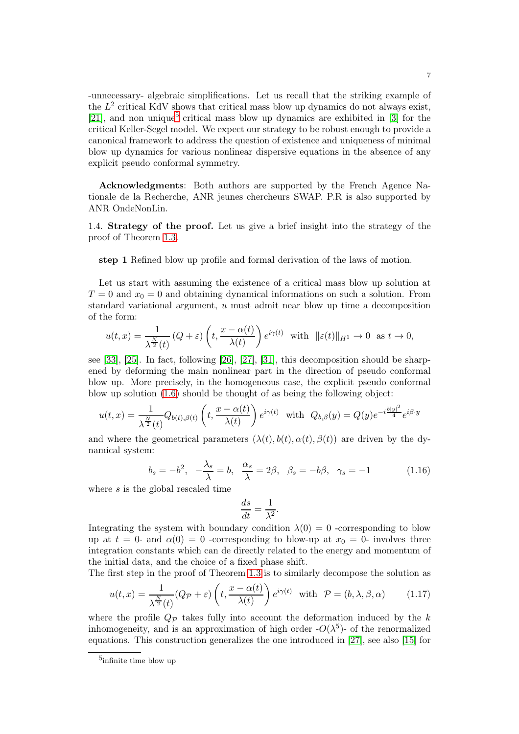-unnecessary- algebraic simplifications. Let us recall that the striking example of the $L^2$ critical KdV shows that critical mass blow up dynamics do not always exist, [21], and non unique[5] critical mass blow up dynamics are exhibited in [3] for the critical Keller-Segel model. We expect our strategy to be robust enough to provide a canonical framework to address the question of existence and uniqueness of minimal blow up dynamics for various nonlinear dispersive equations in the absence of any explicit pseudo conformal symmetry.

**Acknowledgments**: Both authors are supported by the French Agence Nationale de la Recherche, ANR jeunes chercheurs SWAP. P.R is also supported by ANR OndeNonLin.

1.4. **Strategy of the proof.** Let us give a brief insight into the strategy of the proof of Theorem 1.3.

**step 1** Refined blow up profile and formal derivation of the laws of motion.

Let us start with assuming the existence of a critical mass blow up solution at $T = 0$ and $x_0 = 0$ and obtaining dynamical informations on such a solution. From standard variational argument, $u$ must admit near blow up time a decomposition of the form:

$$u(t,x) = \frac{1}{\lambda^{\frac{N}{2}}(t)}\left(Q+\varepsilon\right)\left(t, \frac{x-\alpha(t)}{\lambda(t)}\right)e^{i\gamma(t)} \quad \text{with} \quad \|\varepsilon(t)\|_{H^1} \to 0 \quad \text{as } t \to 0,$$

see [33], [25]. In fact, following [26], [27], [31], this decomposition should be sharpened by deforming the main nonlinear part in the direction of pseudo conformal blow up. More precisely, in the homogeneous case, the explicit pseudo conformal blow up solution (1.6) should be thought of as being the following object:

$$u(t,x) = \frac{1}{\lambda^{\frac{N}{2}}(t)} Q_{b(t),\beta(t)}\left(t, \frac{x-\alpha(t)}{\lambda(t)}\right)e^{i\gamma(t)} \quad \text{with} \quad Q_{b,\beta}(y) = Q(y)e^{-i\frac{b|y|^2}{4}}e^{i\beta\cdot y}$$

and where the geometrical parameters $(\lambda(t), b(t), \alpha(t), \beta(t))$ are driven by the dynamical system:

$$b_s = -b^2, \quad -\frac{\lambda_s}{\lambda} = b, \quad \frac{\alpha_s}{\lambda} = 2\beta, \quad \beta_s = -b\beta, \quad \gamma_s = -1 \tag{1.16}$$

where $s$ is the global rescaled time

$$\frac{ds}{dt} = \frac{1}{\lambda^2}.$$

Integrating the system with boundary condition $\lambda(0) = 0$ -corresponding to blow up at $t = 0$- and $\alpha(0) = 0$ -corresponding to blow-up at $x_0 = 0$- involves three integration constants which can de directly related to the energy and momentum of the initial data, and the choice of a fixed phase shift.

The first step in the proof of Theorem 1.3 is to similarly decompose the solution as

$$u(t,x) = \frac{1}{\lambda^{\frac{N}{2}}(t)}(Q_{\mathcal{P}}+\varepsilon)\left(t, \frac{x-\alpha(t)}{\lambda(t)}\right)e^{i\gamma(t)} \quad \text{with} \quad \mathcal{P} = (b, \lambda, \beta, \alpha) \tag{1.17}$$

where the profile $Q_{\mathcal{P}}$ takes fully into account the deformation induced by the $k$ inhomogeneity, and is an approximation of high order -$O(\lambda^5)$- of the renormalized equations. This construction generalizes the one introduced in [27], see also [15] for

[5] infinite time blow up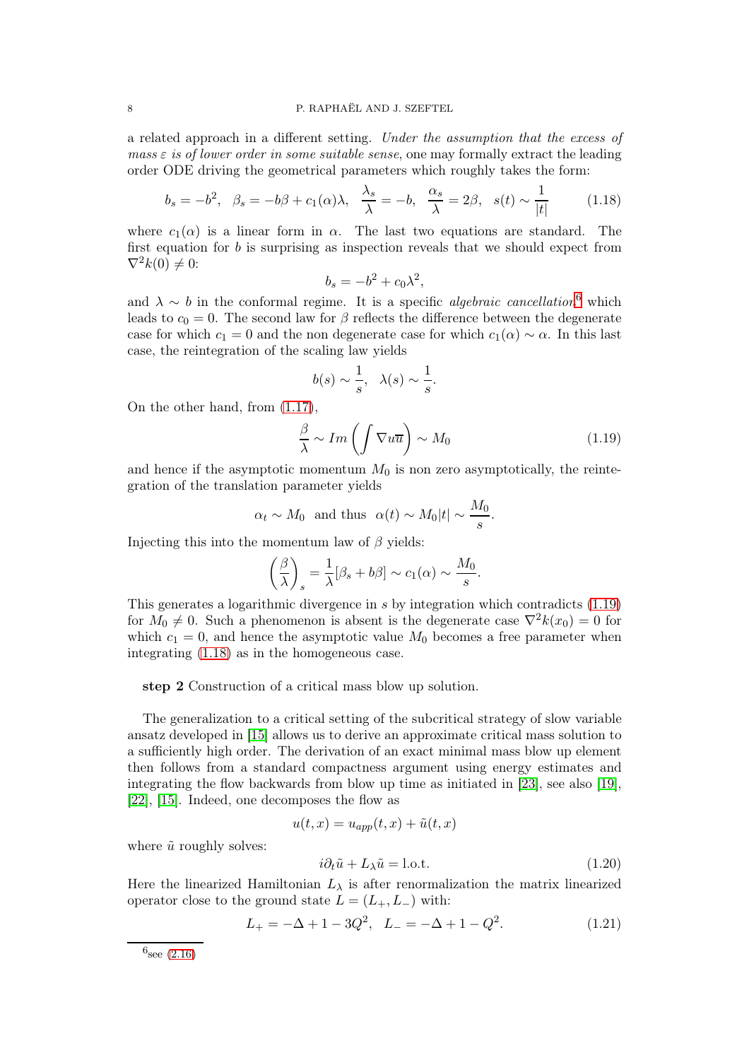a related approach in a different setting. *Under the assumption that the excess of mass $\varepsilon$ is of lower order in some suitable sense*, one may formally extract the leading order ODE driving the geometrical parameters which roughly takes the form:

$$b_s = -b^2, \quad \beta_s = -b\beta + c_1(\alpha)\lambda, \quad \frac{\lambda_s}{\lambda} = -b, \quad \frac{\alpha_s}{\lambda} = 2\beta, \quad s(t) \sim \frac{1}{|t|} \tag{1.18}$$

where $c_1(\alpha)$ is a linear form in $\alpha$. The last two equations are standard. The first equation for $b$ is surprising as inspection reveals that we should expect from $\nabla^2 k(0) \neq 0$:

$$b_s = -b^2 + c_0\lambda^2,$$

and $\lambda \sim b$ in the conformal regime. It is a specific *algebraic cancellation*[6] which leads to $c_0 = 0$. The second law for $\beta$ reflects the difference between the degenerate case for which $c_1 = 0$ and the non degenerate case for which $c_1(\alpha) \sim \alpha$. In this last case, the reintegration of the scaling law yields

$$b(s) \sim \frac{1}{s}, \quad \lambda(s) \sim \frac{1}{s}.$$

On the other hand, from (1.17),

$$\frac{\beta}{\lambda} \sim Im\left(\int \nabla u\overline{u}\right) \sim M_0 \tag{1.19}$$

and hence if the asymptotic momentum $M_0$ is non zero asymptotically, the reintegration of the translation parameter yields

$$\alpha_t \sim M_0 \ \text{ and thus } \ \alpha(t) \sim M_0|t| \sim \frac{M_0}{s}.$$

Injecting this into the momentum law of $\beta$ yields:

$$\left(\frac{\beta}{\lambda}\right)_s = \frac{1}{\lambda}[\beta_s + b\beta] \sim c_1(\alpha) \sim \frac{M_0}{s}.$$

This generates a logarithmic divergence in $s$ by integration which contradicts (1.19) for $M_0 \neq 0$. Such a phenomenon is absent is the degenerate case $\nabla^2 k(x_0) = 0$ for which $c_1 = 0$, and hence the asymptotic value $M_0$ becomes a free parameter when integrating (1.18) as in the homogeneous case.

**step 2** Construction of a critical mass blow up solution.

The generalization to a critical setting of the subcritical strategy of slow variable ansatz developed in [15] allows us to derive an approximate critical mass solution to a sufficiently high order. The derivation of an exact minimal mass blow up element then follows from a standard compactness argument using energy estimates and integrating the flow backwards from blow up time as initiated in [23], see also [19], [22], [15]. Indeed, one decomposes the flow as

$$u(t,x) = u_{app}(t,x) + \tilde{u}(t,x)$$

where $\tilde{u}$ roughly solves:

$$i\partial_t \tilde{u} + L_\lambda \tilde{u} = \text{l.o.t.} \tag{1.20}$$

Here the linearized Hamiltonian $L_\lambda$ is after renormalization the matrix linearized operator close to the ground state $L = (L_+, L_-)$ with:

$$L_+ = -\Delta + 1 - 3Q^2, \quad L_- = -\Delta + 1 - Q^2. \tag{1.21}$$

[6] see (2.16)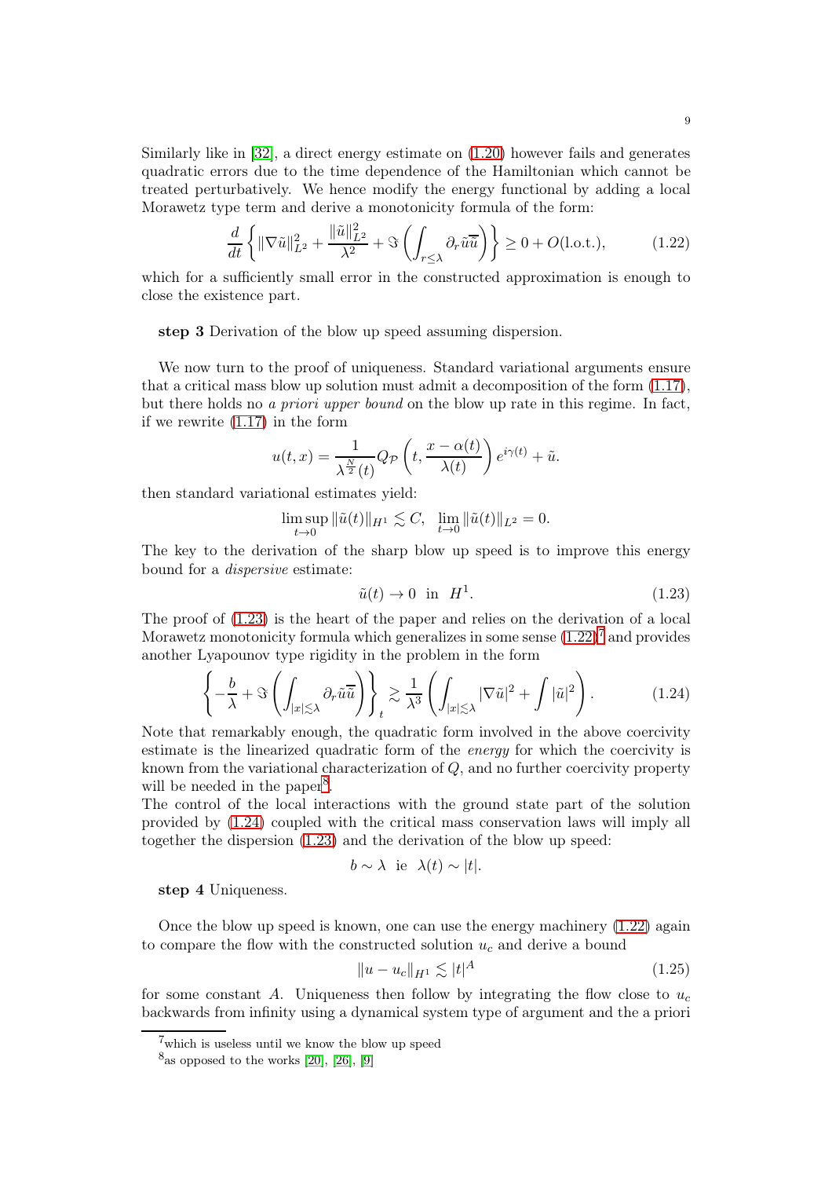Similarly like in [32], a direct energy estimate on (1.20) however fails and generates quadratic errors due to the time dependence of the Hamiltonian which cannot be treated perturbatively. We hence modify the energy functional by adding a local Morawetz type term and derive a monotonicity formula of the form:

$$\frac{d}{dt}\left\{\|\nabla\tilde{u}\|_{L^2}^2+\frac{\|\tilde{u}\|_{L^2}^2}{\lambda^2}+\Im\left(\int_{r\leq\lambda}\partial_r\tilde{u}\overline{\tilde{u}}\right)\right\}\geq 0+O(\text{l.o.t.}), \tag{1.22}$$

which for a sufficiently small error in the constructed approximation is enough to close the existence part.

**step 3** Derivation of the blow up speed assuming dispersion.

We now turn to the proof of uniqueness. Standard variational arguments ensure that a critical mass blow up solution must admit a decomposition of the form (1.17), but there holds no *a priori upper bound* on the blow up rate in this regime. In fact, if we rewrite (1.17) in the form

$$u(t,x)=\frac{1}{\lambda^{\frac{N}{2}}(t)}Q_{\mathcal{P}}\left(t,\frac{x-\alpha(t)}{\lambda(t)}\right)e^{i\gamma(t)}+\tilde{u}.$$

then standard variational estimates yield:

$$\limsup_{t\to 0}\|\tilde{u}(t)\|_{H^1}\lesssim C,\quad \lim_{t\to 0}\|\tilde{u}(t)\|_{L^2}=0.$$

The key to the derivation of the sharp blow up speed is to improve this energy bound for a *dispersive* estimate:

$$\tilde{u}(t)\to 0 \ \text{ in } \ H^1. \tag{1.23}$$

The proof of (1.23) is the heart of the paper and relies on the derivation of a local Morawetz monotonicity formula which generalizes in some sense (1.22)[7] and provides another Lyapounov type rigidity in the problem in the form

$$\left\{-\frac{b}{\lambda}+\Im\left(\int_{|x|\lesssim\lambda}\partial_r\tilde{u}\overline{\tilde{u}}\right)\right\}_t\gtrsim\frac{1}{\lambda^3}\left(\int_{|x|\lesssim\lambda}|\nabla\tilde{u}|^2+\int|\tilde{u}|^2\right). \tag{1.24}$$

Note that remarkably enough, the quadratic form involved in the above coercivity estimate is the linearized quadratic form of the *energy* for which the coercivity is known from the variational characterization of $Q$, and no further coercivity property will be needed in the paper[8].

The control of the local interactions with the ground state part of the solution provided by (1.24) coupled with the critical mass conservation laws will imply all together the dispersion (1.23) and the derivation of the blow up speed:

$$b\sim\lambda \ \text{ ie } \ \lambda(t)\sim|t|.$$

**step 4** Uniqueness.

Once the blow up speed is known, one can use the energy machinery (1.22) again to compare the flow with the constructed solution $u_c$ and derive a bound

$$\|u-u_c\|_{H^1}\lesssim|t|^A \tag{1.25}$$

for some constant $A$. Uniqueness then follow by integrating the flow close to $u_c$ backwards from infinity using a dynamical system type of argument and the a priori

[7] which is useless until we know the blow up speed

[8] as opposed to the works [20], [26], [9]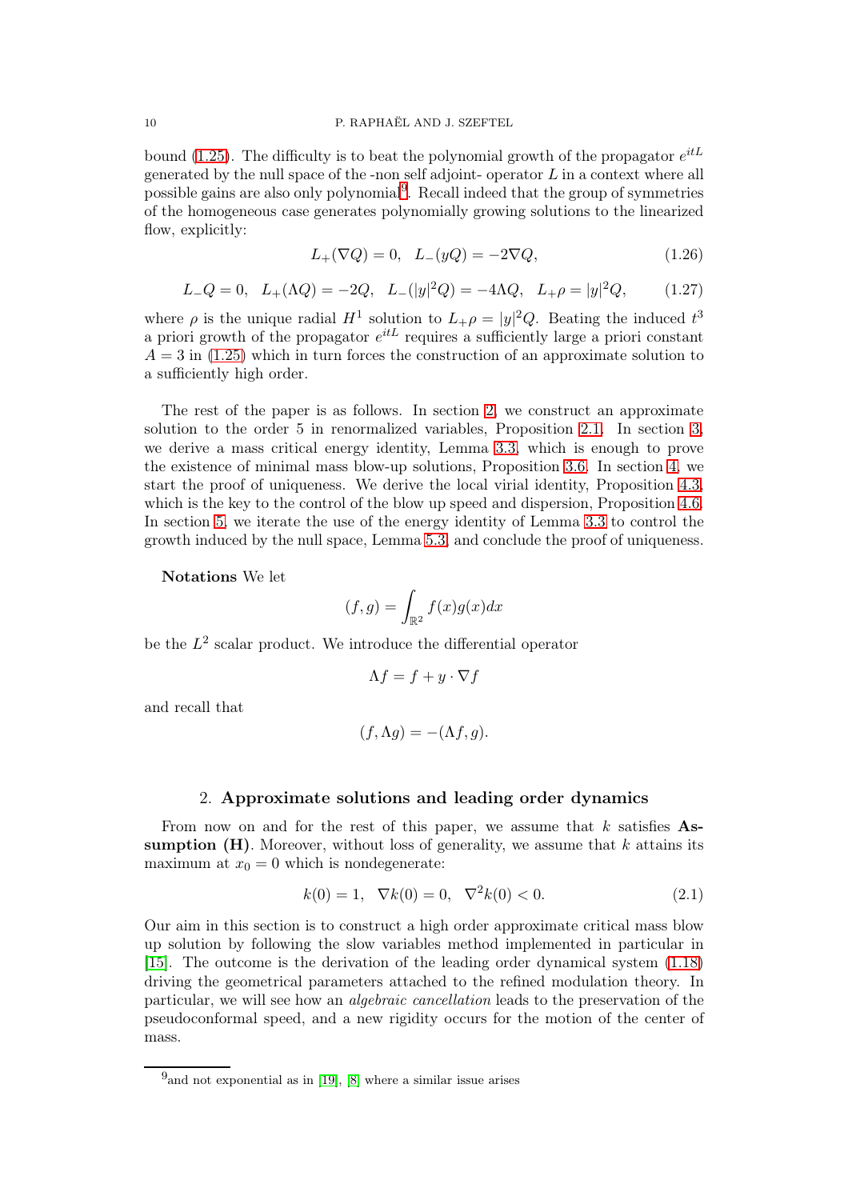bound (1.25). The difficulty is to beat the polynomial growth of the propagator $e^{itL}$ generated by the null space of the -non self adjoint- operator $L$ in a context where all possible gains are also only polynomial[9]. Recall indeed that the group of symmetries of the homogeneous case generates polynomially growing solutions to the linearized flow, explicitly:

$$L_+(\nabla Q) = 0, \quad L_-(yQ) = -2\nabla Q, \tag{1.26}$$

$$L_-Q = 0, \quad L_+(\Lambda Q) = -2Q, \quad L_-(|y|^2 Q) = -4\Lambda Q, \quad L_+\rho = |y|^2 Q, \tag{1.27}$$

where $\rho$ is the unique radial $H^1$ solution to $L_+\rho = |y|^2 Q$. Beating the induced $t^3$ a priori growth of the propagator $e^{itL}$ requires a sufficiently large a priori constant $A = 3$ in (1.25) which in turn forces the construction of an approximate solution to a sufficiently high order.

The rest of the paper is as follows. In section 2, we construct an approximate solution to the order 5 in renormalized variables, Proposition 2.1. In section 3, we derive a mass critical energy identity, Lemma 3.3, which is enough to prove the existence of minimal mass blow-up solutions, Proposition 3.6. In section 4, we start the proof of uniqueness. We derive the local virial identity, Proposition 4.3, which is the key to the control of the blow up speed and dispersion, Proposition 4.6. In section 5, we iterate the use of the energy identity of Lemma 3.3 to control the growth induced by the null space, Lemma 5.3, and conclude the proof of uniqueness.

**Notations** We let

$$(f, g) = \int_{\mathbb{R}^2} f(x)g(x)dx$$

be the $L^2$ scalar product. We introduce the differential operator

$$\Lambda f = f + y \cdot \nabla f$$

and recall that

$$(f, \Lambda g) = -(\Lambda f, g).$$

## 2. Approximate solutions and leading order dynamics

From now on and for the rest of this paper, we assume that $k$ satisfies **Assumption (H)**. Moreover, without loss of generality, we assume that $k$ attains its maximum at $x_0 = 0$ which is nondegenerate:

$$k(0) = 1, \quad \nabla k(0) = 0, \quad \nabla^2 k(0) < 0. \tag{2.1}$$

Our aim in this section is to construct a high order approximate critical mass blow up solution by following the slow variables method implemented in particular in [15]. The outcome is the derivation of the leading order dynamical system (1.18) driving the geometrical parameters attached to the refined modulation theory. In particular, we will see how an *algebraic cancellation* leads to the preservation of the pseudoconformal speed, and a new rigidity occurs for the motion of the center of mass.

[9] and not exponential as in [19], [8] where a similar issue arises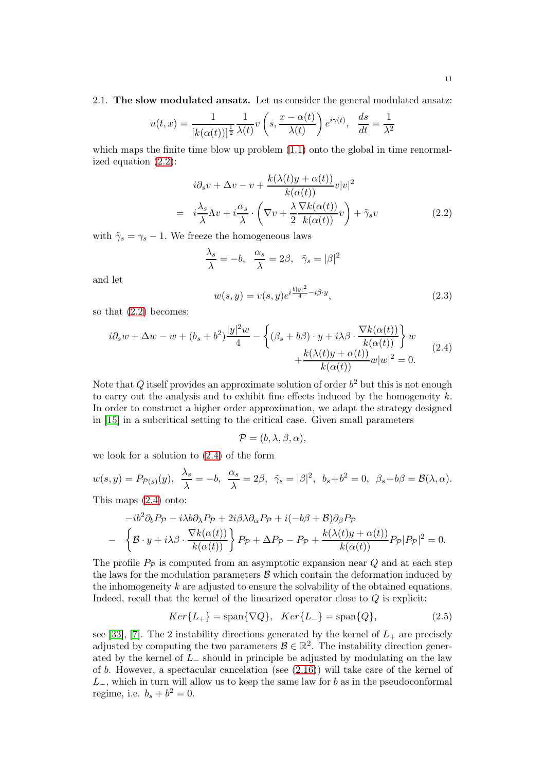2.1. **The slow modulated ansatz.** Let us consider the general modulated ansatz:

$$u(t,x) = \frac{1}{[k(\alpha(t))]^{\frac{1}{2}}} \frac{1}{\lambda(t)} v\left(s, \frac{x-\alpha(t)}{\lambda(t)}\right) e^{i\gamma(t)}, \quad \frac{ds}{dt} = \frac{1}{\lambda^2}$$

which maps the finite time blow up problem (1.1) onto the global in time renormalized equation (2.2):

$$\begin{aligned} & i\partial_s v + \Delta v - v + \frac{k(\lambda(t)y + \alpha(t))}{k(\alpha(t))} v|v|^2 \\ = \; & i\frac{\lambda_s}{\lambda}\Lambda v + i\frac{\alpha_s}{\lambda} \cdot \left(\nabla v + \frac{\lambda}{2}\frac{\nabla k(\alpha(t))}{k(\alpha(t))} v\right) + \tilde{\gamma}_s v \end{aligned} \tag{2.2}$$

with $\tilde{\gamma}_s = \gamma_s - 1$. We freeze the homogeneous laws

$$\frac{\lambda_s}{\lambda} = -b, \quad \frac{\alpha_s}{\lambda} = 2\beta, \quad \tilde{\gamma}_s = |\beta|^2$$

and let

$$w(s,y) = v(s,y) e^{i\frac{b|y|^2}{4} - i\beta\cdot y}, \tag{2.3}$$

so that (2.2) becomes:

$$\begin{aligned} i\partial_s w + \Delta w - w + (b_s + b^2)\frac{|y|^2 w}{4} - \left\{(\beta_s + b\beta)\cdot y + i\lambda\beta\cdot\frac{\nabla k(\alpha(t))}{k(\alpha(t))}\right\} w \\ + \frac{k(\lambda(t)y+\alpha(t))}{k(\alpha(t))} w|w|^2 = 0. \end{aligned} \tag{2.4}$$

Note that $Q$ itself provides an approximate solution of order $b^2$ but this is not enough to carry out the analysis and to exhibit fine effects induced by the homogeneity $k$. In order to construct a higher order approximation, we adapt the strategy designed in [15] in a subcritical setting to the critical case. Given small parameters

$$\mathcal{P} = (b, \lambda, \beta, \alpha),$$

we look for a solution to (2.4) of the form

$$w(s,y) = P_{\mathcal{P}(s)}(y), \quad \frac{\lambda_s}{\lambda} = -b, \quad \frac{\alpha_s}{\lambda} = 2\beta, \quad \tilde{\gamma}_s = |\beta|^2, \quad b_s + b^2 = 0, \quad \beta_s + b\beta = \mathcal{B}(\lambda, \alpha).$$

This maps (2.4) onto:

$$\begin{aligned} & -ib^2\partial_b P_{\mathcal{P}} - i\lambda b\partial_\lambda P_{\mathcal{P}} + 2i\beta\lambda\partial_\alpha P_{\mathcal{P}} + i(-b\beta + \mathcal{B})\partial_\beta P_{\mathcal{P}} \\ - & \left\{\mathcal{B}\cdot y + i\lambda\beta\cdot\frac{\nabla k(\alpha(t))}{k(\alpha(t))}\right\} P_{\mathcal{P}} + \Delta P_{\mathcal{P}} - P_{\mathcal{P}} + \frac{k(\lambda(t)y+\alpha(t))}{k(\alpha(t))} P_{\mathcal{P}}|P_{\mathcal{P}}|^2 = 0. \end{aligned}$$

The profile $P_{\mathcal{P}}$ is computed from an asymptotic expansion near $Q$ and at each step the laws for the modulation parameters $\mathcal{B}$ which contain the deformation induced by the inhomogeneity $k$ are adjusted to ensure the solvability of the obtained equations. Indeed, recall that the kernel of the linearized operator close to $Q$ is explicit:

$$Ker\{L_+\} = \text{span}\{\nabla Q\}, \quad Ker\{L_-\} = \text{span}\{Q\}, \tag{2.5}$$

see [33], [7]. The 2 instability directions generated by the kernel of $L_+$ are precisely adjusted by computing the two parameters $\mathcal{B} \in \mathbb{R}^2$. The instability direction generated by the kernel of $L_-$ should in principle be adjusted by modulating on the law of $b$. However, a spectacular cancelation (see (2.16)) will take care of the kernel of $L_-$, which in turn will allow us to keep the same law for $b$ as in the pseudoconformal regime, i.e. $b_s + b^2 = 0$.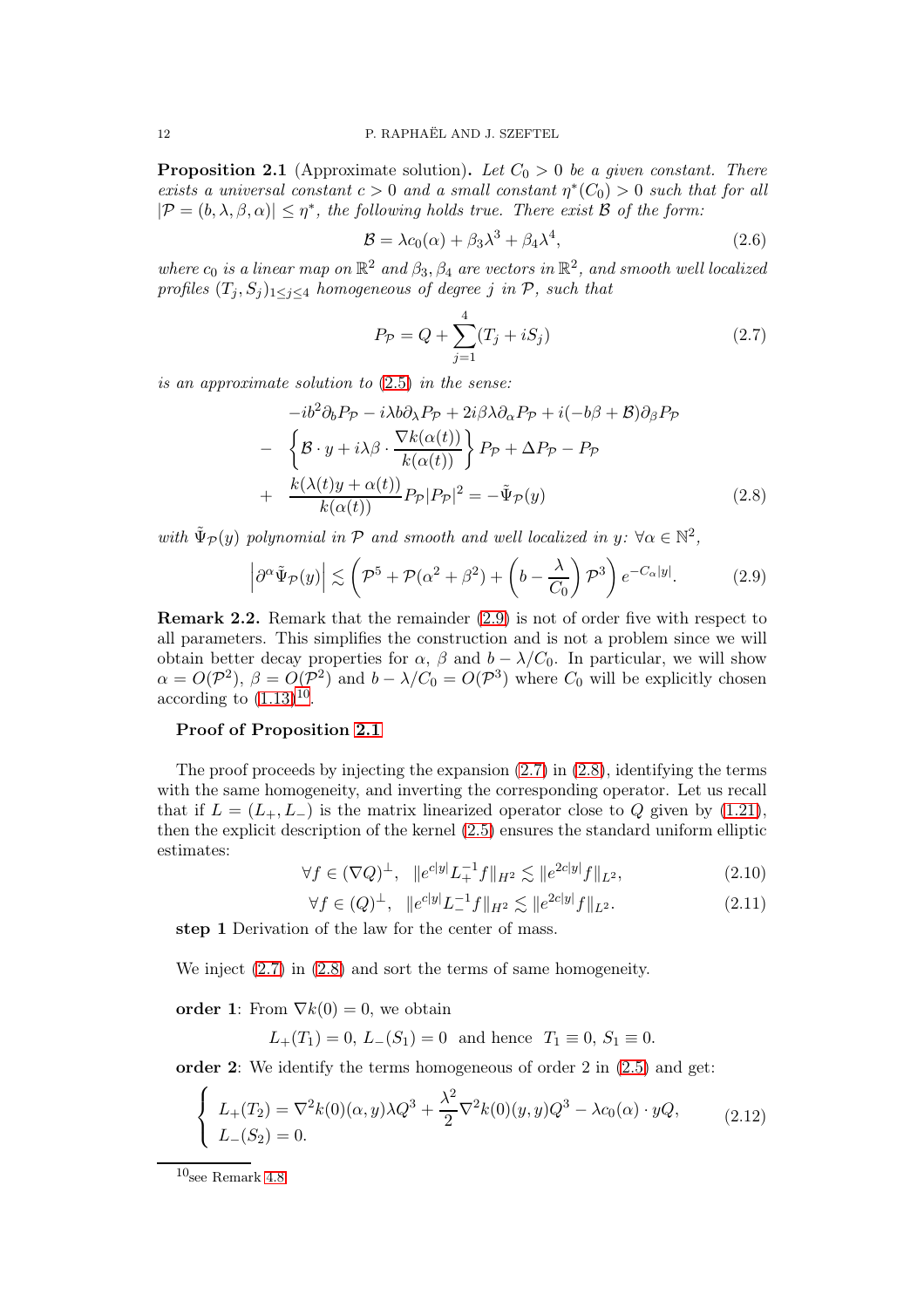**Proposition 2.1** (Approximate solution)**.** *Let $C_0 > 0$ be a given constant. There exists a universal constant $c > 0$ and a small constant $\eta^*(C_0) > 0$ such that for all $|\mathcal{P} = (b, \lambda, \beta, \alpha)| \le \eta^*$, the following holds true. There exist $\mathcal{B}$ of the form:*

$$\mathcal{B} = \lambda c_0(\alpha) + \beta_3 \lambda^3 + \beta_4 \lambda^4, \tag{2.6}$$

*where $c_0$ is a linear map on $\mathbb{R}^2$ and $\beta_3, \beta_4$ are vectors in $\mathbb{R}^2$, and smooth well localized profiles $(T_j, S_j)_{1 \le j \le 4}$ homogeneous of degree $j$ in $\mathcal{P}$, such that*

$$P_{\mathcal{P}} = Q + \sum_{j=1}^{4} (T_j + iS_j) \tag{2.7}$$

*is an approximate solution to (2.5) in the sense:*

$$\begin{aligned}
&-ib^2 \partial_b P_{\mathcal{P}} - i\lambda b \partial_\lambda P_{\mathcal{P}} + 2i\beta\lambda \partial_\alpha P_{\mathcal{P}} + i(-b\beta + \mathcal{B})\partial_\beta P_{\mathcal{P}} \\
&- \left\{ \mathcal{B} \cdot y + i\lambda\beta \cdot \frac{\nabla k(\alpha(t))}{k(\alpha(t))} \right\} P_{\mathcal{P}} + \Delta P_{\mathcal{P}} - P_{\mathcal{P}} \\
&+ \frac{k(\lambda(t)y + \alpha(t))}{k(\alpha(t))} P_{\mathcal{P}} |P_{\mathcal{P}}|^2 = -\tilde{\Psi}_{\mathcal{P}}(y)
\end{aligned} \tag{2.8}$$

*with $\tilde{\Psi}_{\mathcal{P}}(y)$ polynomial in $\mathcal{P}$ and smooth and well localized in $y$: $\forall \alpha \in \mathbb{N}^2$,*

$$\left| \partial^\alpha \tilde{\Psi}_{\mathcal{P}}(y) \right| \lesssim \left( \mathcal{P}^5 + \mathcal{P}(\alpha^2 + \beta^2) + \left( b - \frac{\lambda}{C_0} \right) \mathcal{P}^3 \right) e^{-C_\alpha |y|}. \tag{2.9}$$

**Remark 2.2.** Remark that the remainder (2.9) is not of order five with respect to all parameters. This simplifies the construction and is not a problem since we will obtain better decay properties for $\alpha$, $\beta$ and $b - \lambda/C_0$. In particular, we will show $\alpha = O(\mathcal{P}^2)$, $\beta = O(\mathcal{P}^2)$ and $b - \lambda/C_0 = O(\mathcal{P}^3)$ where $C_0$ will be explicitly chosen according to (1.13)[10].

**Proof of Proposition 2.1**

The proof proceeds by injecting the expansion (2.7) in (2.8), identifying the terms with the same homogeneity, and inverting the corresponding operator. Let us recall that if $L = (L_+, L_-)$ is the matrix linearized operator close to $Q$ given by (1.21), then the explicit description of the kernel (2.5) ensures the standard uniform elliptic estimates:

$$\forall f \in (\nabla Q)^\perp, \quad \|e^{c|y|} L_+^{-1} f\|_{H^2} \lesssim \|e^{2c|y|} f\|_{L^2}, \tag{2.10}$$

$$\forall f \in (Q)^\perp, \quad \|e^{c|y|} L_-^{-1} f\|_{H^2} \lesssim \|e^{2c|y|} f\|_{L^2}. \tag{2.11}$$

**step 1** Derivation of the law for the center of mass.

We inject (2.7) in (2.8) and sort the terms of same homogeneity.

**order 1**: From $\nabla k(0) = 0$, we obtain

$$L_+(T_1) = 0, \; L_-(S_1) = 0 \;\text{ and hence }\; T_1 \equiv 0, \; S_1 \equiv 0.$$

**order 2**: We identify the terms homogeneous of order 2 in (2.5) and get:

$$\begin{cases} L_+(T_2) = \nabla^2 k(0)(\alpha, y)\lambda Q^3 + \dfrac{\lambda^2}{2} \nabla^2 k(0)(y, y) Q^3 - \lambda c_0(\alpha) \cdot yQ, \\ L_-(S_2) = 0. \end{cases} \tag{2.12}$$

[10] see Remark 4.8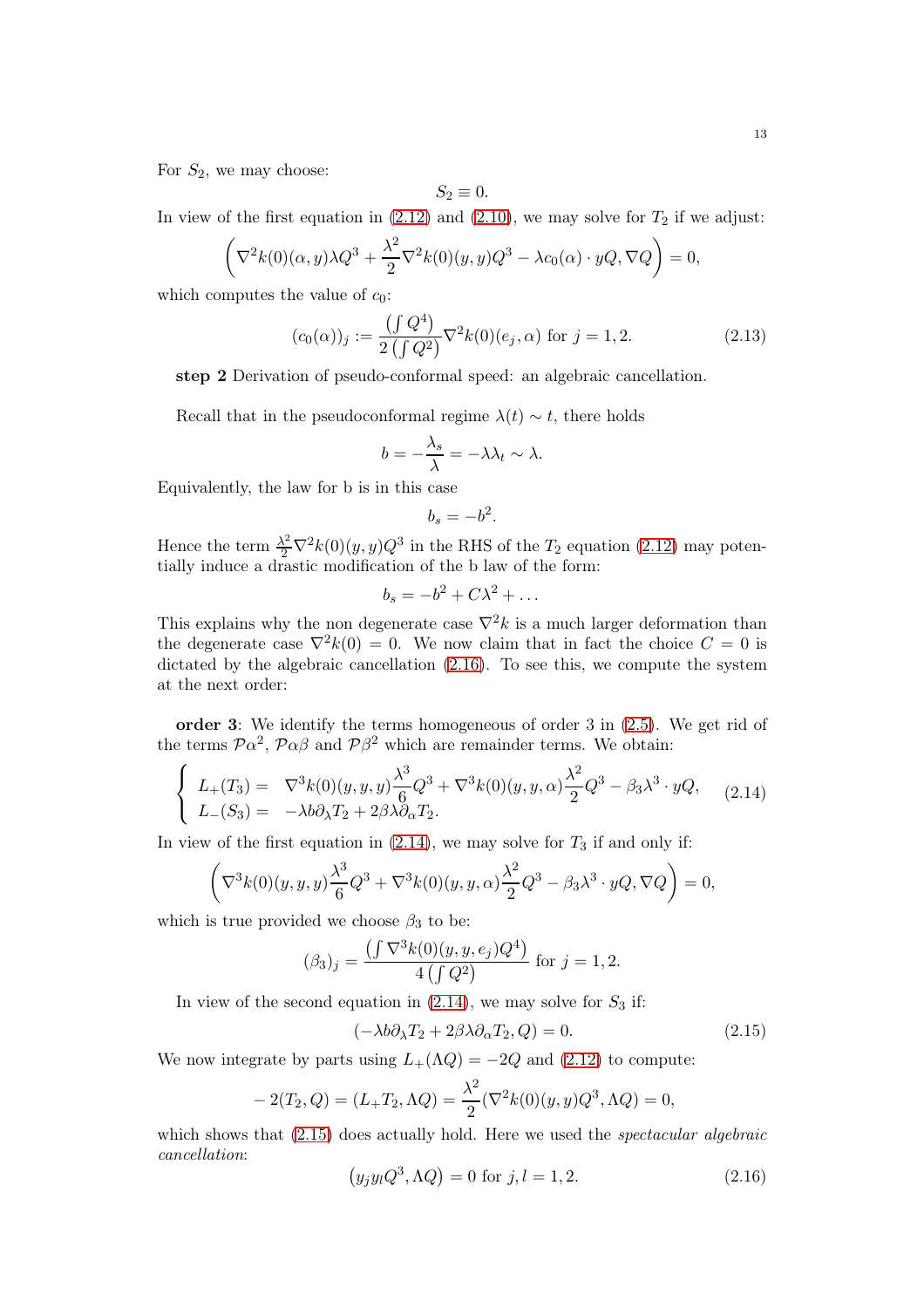For $S_2$, we may choose:

$$S_2 \equiv 0.$$

In view of the first equation in (2.12) and (2.10), we may solve for $T_2$ if we adjust:

$$\left( \nabla^2 k(0)(\alpha, y)\lambda Q^3 + \frac{\lambda^2}{2}\nabla^2 k(0)(y,y)Q^3 - \lambda c_0(\alpha)\cdot yQ, \nabla Q \right) = 0,$$

which computes the value of $c_0$:

$$(c_0(\alpha))_j := \frac{\left(\int Q^4\right)}{2\left(\int Q^2\right)}\nabla^2 k(0)(e_j, \alpha) \text{ for } j = 1,2. \tag{2.13}$$

**step 2** Derivation of pseudo-conformal speed: an algebraic cancellation.

Recall that in the pseudoconformal regime $\lambda(t) \sim t$, there holds

$$b = -\frac{\lambda_s}{\lambda} = -\lambda\lambda_t \sim \lambda.$$

Equivalently, the law for b is in this case

$$b_s = -b^2.$$

Hence the term $\frac{\lambda^2}{2}\nabla^2 k(0)(y,y)Q^3$ in the RHS of the $T_2$ equation (2.12) may potentially induce a drastic modification of the b law of the form:

$$b_s = -b^2 + C\lambda^2 + \dots$$

This explains why the non degenerate case $\nabla^2 k$ is a much larger deformation than the degenerate case $\nabla^2 k(0) = 0$. We now claim that in fact the choice $C = 0$ is dictated by the algebraic cancellation (2.16). To see this, we compute the system at the next order:

**order 3**: We identify the terms homogeneous of order 3 in (2.5). We get rid of the terms $\mathcal{P}\alpha^2$, $\mathcal{P}\alpha\beta$ and $\mathcal{P}\beta^2$ which are remainder terms. We obtain:

$$\begin{cases} L_+(T_3) = & \nabla^3 k(0)(y,y,y)\frac{\lambda^3}{6}Q^3 + \nabla^3 k(0)(y,y,\alpha)\frac{\lambda^2}{2}Q^3 - \beta_3\lambda^3\cdot yQ, \\ L_-(S_3) = & -\lambda b\partial_\lambda T_2 + 2\beta\lambda\partial_\alpha T_2. \end{cases} \tag{2.14}$$

In view of the first equation in (2.14), we may solve for $T_3$ if and only if:

$$\left( \nabla^3 k(0)(y,y,y)\frac{\lambda^3}{6}Q^3 + \nabla^3 k(0)(y,y,\alpha)\frac{\lambda^2}{2}Q^3 - \beta_3\lambda^3\cdot yQ, \nabla Q \right) = 0,$$

which is true provided we choose $\beta_3$ to be:

$$(\beta_3)_j = \frac{\left(\int \nabla^3 k(0)(y,y,e_j)Q^4\right)}{4\left(\int Q^2\right)} \text{ for } j = 1,2.$$

In view of the second equation in (2.14), we may solve for $S_3$ if:

$$(-\lambda b\partial_\lambda T_2 + 2\beta\lambda\partial_\alpha T_2, Q) = 0. \tag{2.15}$$

We now integrate by parts using $L_+(\Lambda Q) = -2Q$ and (2.12) to compute:

$$-2(T_2, Q) = (L_+T_2, \Lambda Q) = \frac{\lambda^2}{2}(\nabla^2 k(0)(y,y)Q^3, \Lambda Q) = 0,$$

which shows that (2.15) does actually hold. Here we used the *spectacular algebraic cancellation*:

$$\left(y_j y_l Q^3, \Lambda Q\right) = 0 \text{ for } j,l = 1,2. \tag{2.16}$$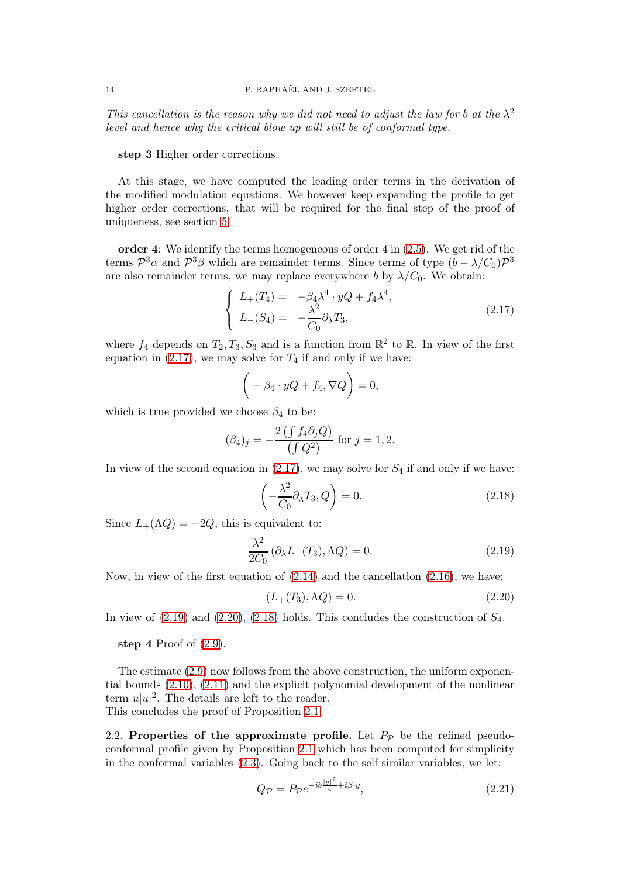*This cancellation is the reason why we did not need to adjust the law for $b$ at the $\lambda^2$ level and hence why the critical blow up will still be of conformal type.*

**step 3** Higher order corrections.

At this stage, we have computed the leading order terms in the derivation of the modified modulation equations. We however keep expanding the profile to get higher order corrections, that will be required for the final step of the proof of uniqueness, see section 5.

**order 4**: We identify the terms homogeneous of order 4 in (2.5). We get rid of the terms $\mathcal{P}^3\alpha$ and $\mathcal{P}^3\beta$ which are remainder terms. Since terms of type $(b-\lambda/C_0)\mathcal{P}^3$ are also remainder terms, we may replace everywhere $b$ by $\lambda/C_0$. We obtain:

$$\left\{\begin{array}{ll} L_+(T_4) = & -\beta_4\lambda^4\cdot yQ + f_4\lambda^4, \\ L_-(S_4) = & -\dfrac{\lambda^2}{C_0}\partial_\lambda T_3, \end{array}\right. \tag{2.17}$$

where $f_4$ depends on $T_2, T_3, S_3$ and is a function from $\mathbb{R}^2$ to $\mathbb{R}$. In view of the first equation in (2.17), we may solve for $T_4$ if and only if we have:

$$\Big(-\beta_4\cdot yQ + f_4, \nabla Q\Big) = 0,$$

which is true provided we choose $\beta_4$ to be:

$$(\beta_4)_j = -\frac{2\left(\int f_4\partial_j Q\right)}{\left(\int Q^2\right)} \text{ for } j=1,2.$$

In view of the second equation in (2.17), we may solve for $S_4$ if and only if we have:

$$\left(-\frac{\lambda^2}{C_0}\partial_\lambda T_3, Q\right) = 0. \tag{2.18}$$

Since $L_+(\Lambda Q) = -2Q$, this is equivalent to:

$$\frac{\lambda^2}{2C_0}\left(\partial_\lambda L_+(T_3), \Lambda Q\right) = 0. \tag{2.19}$$

Now, in view of the first equation of (2.14) and the cancellation (2.16), we have:

$$(L_+(T_3), \Lambda Q) = 0. \tag{2.20}$$

In view of (2.19) and (2.20), (2.18) holds. This concludes the construction of $S_4$.

**step 4** Proof of (2.9).

The estimate (2.9) now follows from the above construction, the uniform exponential bounds (2.10), (2.11) and the explicit polynomial development of the nonlinear term $u|u|^2$. The details are left to the reader.
This concludes the proof of Proposition 2.1.

2.2. **Properties of the approximate profile.** Let $P_{\mathcal{P}}$ be the refined pseudo-conformal profile given by Proposition 2.1 which has been computed for simplicity in the conformal variables (2.3). Going back to the self similar variables, we let:

$$Q_{\mathcal{P}} = P_{\mathcal{P}} e^{-ib\frac{|y|^2}{4} + i\beta\cdot y}, \tag{2.21}$$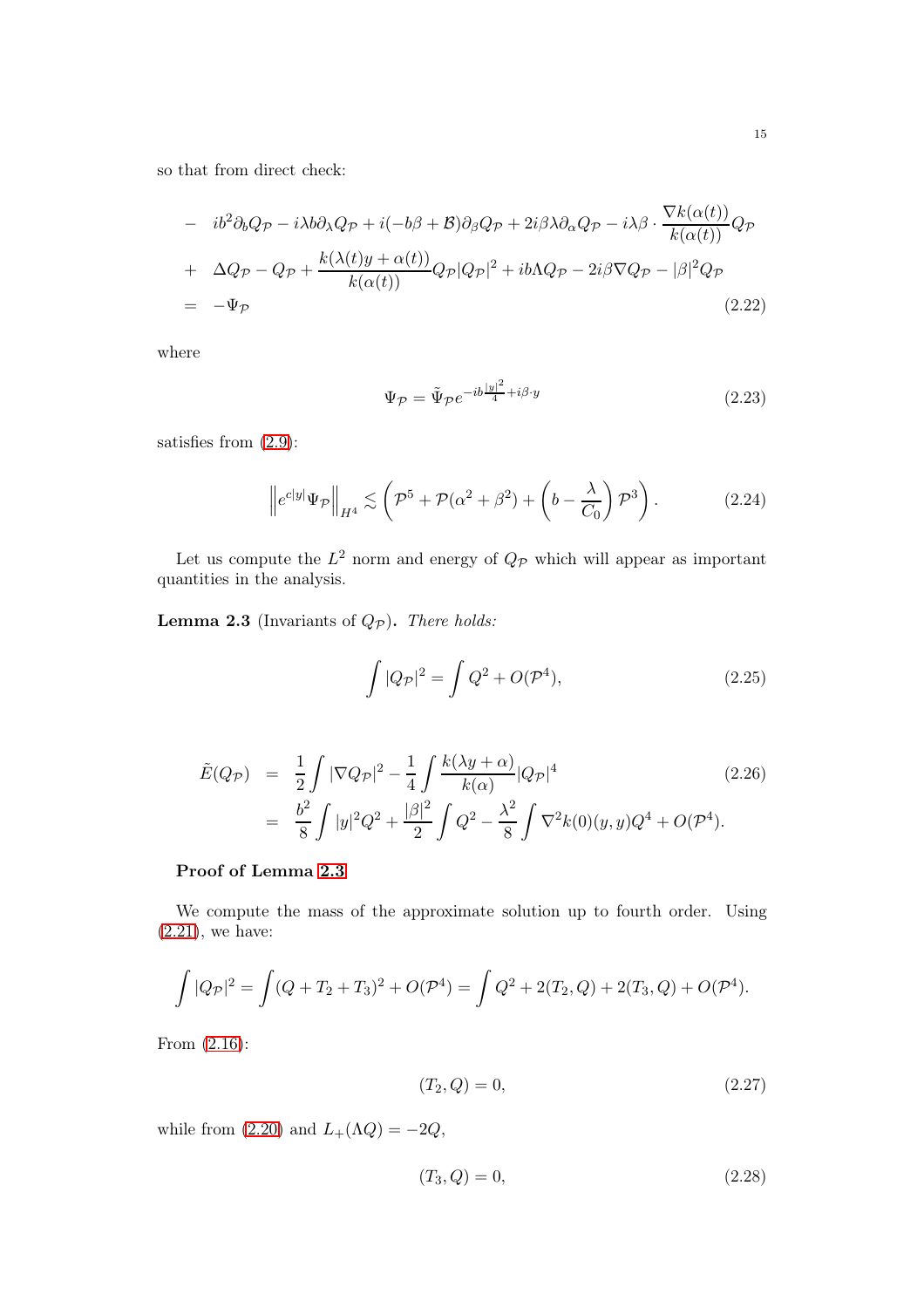so that from direct check:

$$
\begin{aligned}
& - \quad ib^2\partial_b Q_{\mathcal{P}} - i\lambda b\partial_\lambda Q_{\mathcal{P}} + i(-b\beta+\mathcal{B})\partial_\beta Q_{\mathcal{P}} + 2i\beta\lambda\partial_\alpha Q_{\mathcal{P}} - i\lambda\beta\cdot\frac{\nabla k(\alpha(t))}{k(\alpha(t))}Q_{\mathcal{P}} \\
& + \quad \Delta Q_{\mathcal{P}} - Q_{\mathcal{P}} + \frac{k(\lambda(t)y+\alpha(t))}{k(\alpha(t))}Q_{\mathcal{P}}|Q_{\mathcal{P}}|^2 + ib\Lambda Q_{\mathcal{P}} - 2i\beta\nabla Q_{\mathcal{P}} - |\beta|^2 Q_{\mathcal{P}} \\
& = \quad -\Psi_{\mathcal{P}}
\end{aligned}
\tag{2.22}
$$

where

$$
\Psi_{\mathcal{P}} = \tilde{\Psi}_{\mathcal{P}} e^{-ib\frac{|y|^2}{4}+i\beta\cdot y} \tag{2.23}
$$

satisfies from (2.9):

$$
\left\| e^{c|y|}\Psi_{\mathcal{P}} \right\|_{H^4} \lesssim \left( \mathcal{P}^5 + \mathcal{P}(\alpha^2+\beta^2) + \left(b - \frac{\lambda}{C_0}\right)\mathcal{P}^3 \right). \tag{2.24}
$$

Let us compute the $L^2$ norm and energy of $Q_{\mathcal{P}}$ which will appear as important quantities in the analysis.

**Lemma 2.3** (Invariants of $Q_{\mathcal{P}}$). *There holds:*

$$
\int |Q_{\mathcal{P}}|^2 = \int Q^2 + O(\mathcal{P}^4), \tag{2.25}
$$

$$
\begin{aligned}
\tilde{E}(Q_{\mathcal{P}}) &= \frac{1}{2}\int |\nabla Q_{\mathcal{P}}|^2 - \frac{1}{4}\int \frac{k(\lambda y+\alpha)}{k(\alpha)}|Q_{\mathcal{P}}|^4 \\
&= \frac{b^2}{8}\int |y|^2 Q^2 + \frac{|\beta|^2}{2}\int Q^2 - \frac{\lambda^2}{8}\int \nabla^2 k(0)(y,y)Q^4 + O(\mathcal{P}^4).
\end{aligned}
\tag{2.26}
$$

**Proof of Lemma 2.3**

We compute the mass of the approximate solution up to fourth order. Using (2.21), we have:

$$
\int |Q_{\mathcal{P}}|^2 = \int (Q+T_2+T_3)^2 + O(\mathcal{P}^4) = \int Q^2 + 2(T_2,Q) + 2(T_3,Q) + O(\mathcal{P}^4).
$$

From (2.16):

$$
(T_2, Q) = 0, \tag{2.27}
$$

while from (2.20) and $L_+(\Lambda Q) = -2Q$,

$$
(T_3, Q) = 0, \tag{2.28}
$$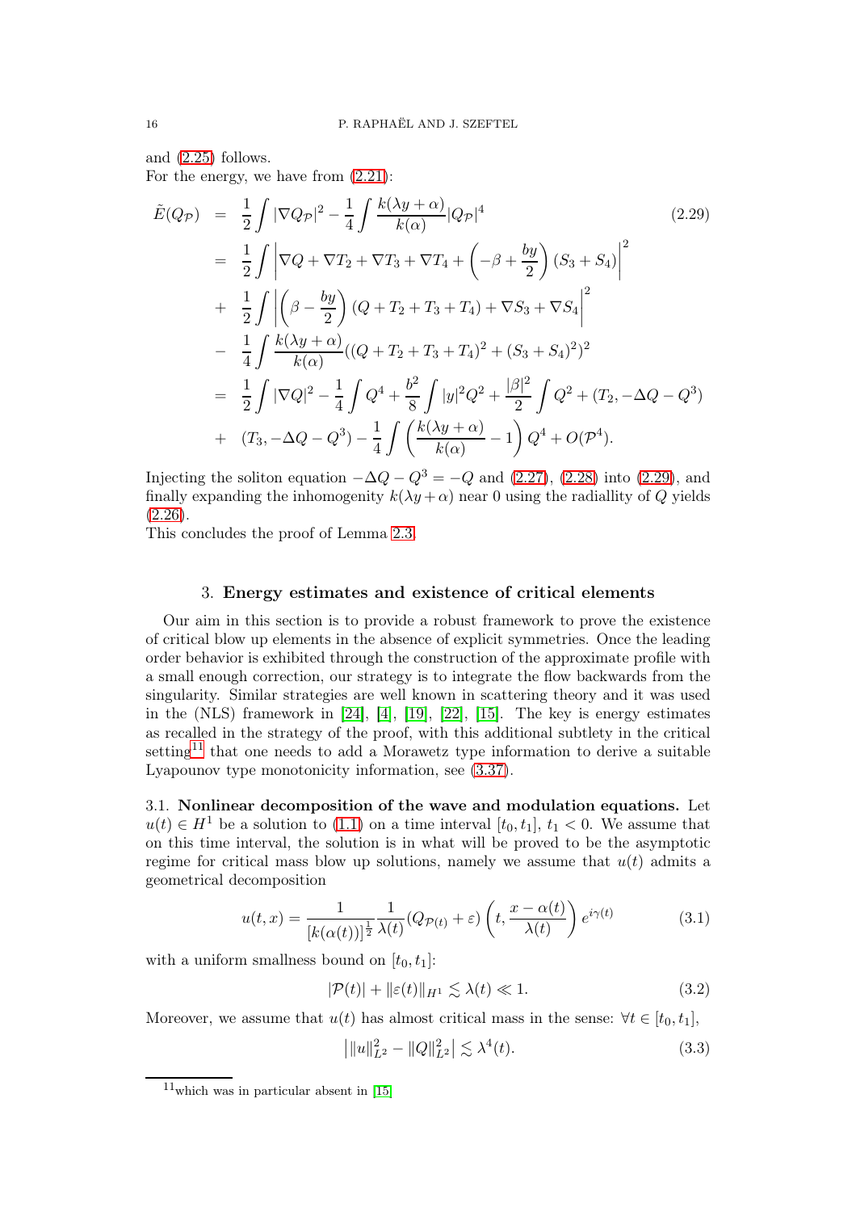and (2.25) follows.
For the energy, we have from (2.21):

$$
\begin{aligned}
\tilde{E}(Q_{\mathcal{P}}) &= \frac{1}{2}\int |\nabla Q_{\mathcal{P}}|^2 - \frac{1}{4}\int \frac{k(\lambda y+\alpha)}{k(\alpha)}|Q_{\mathcal{P}}|^4 \\
&= \frac{1}{2}\int \left|\nabla Q + \nabla T_2 + \nabla T_3 + \nabla T_4 + \left(-\beta + \frac{by}{2}\right)(S_3+S_4)\right|^2 \\
&+ \frac{1}{2}\int \left|\left(\beta - \frac{by}{2}\right)(Q+T_2+T_3+T_4) + \nabla S_3 + \nabla S_4\right|^2 \\
&- \frac{1}{4}\int \frac{k(\lambda y+\alpha)}{k(\alpha)}((Q+T_2+T_3+T_4)^2 + (S_3+S_4)^2)^2 \\
&= \frac{1}{2}\int |\nabla Q|^2 - \frac{1}{4}\int Q^4 + \frac{b^2}{8}\int |y|^2 Q^2 + \frac{|\beta|^2}{2}\int Q^2 + (T_2, -\Delta Q - Q^3) \\
&+ (T_3, -\Delta Q - Q^3) - \frac{1}{4}\int \left(\frac{k(\lambda y+\alpha)}{k(\alpha)} - 1\right) Q^4 + O(\mathcal{P}^4).
\end{aligned} \tag{2.29}
$$

Injecting the soliton equation $-\Delta Q - Q^3 = -Q$ and (2.27), (2.28) into (2.29), and finally expanding the inhomogenity $k(\lambda y + \alpha)$ near 0 using the radiallity of $Q$ yields (2.26).
This concludes the proof of Lemma 2.3.

## 3. Energy estimates and existence of critical elements

Our aim in this section is to provide a robust framework to prove the existence of critical blow up elements in the absence of explicit symmetries. Once the leading order behavior is exhibited through the construction of the approximate profile with a small enough correction, our strategy is to integrate the flow backwards from the singularity. Similar strategies are well known in scattering theory and it was used in the (NLS) framework in [24], [4], [19], [22], [15]. The key is energy estimates as recalled in the strategy of the proof, with this additional subtlety in the critical setting[11] that one needs to add a Morawetz type information to derive a suitable Lyapounov type monotonicity information, see (3.37).

**3.1. Nonlinear decomposition of the wave and modulation equations.** Let $u(t) \in H^1$ be a solution to (1.1) on a time interval $[t_0, t_1]$, $t_1 < 0$. We assume that on this time interval, the solution is in what will be proved to be the asymptotic regime for critical mass blow up solutions, namely we assume that $u(t)$ admits a geometrical decomposition

$$
u(t,x) = \frac{1}{[k(\alpha(t))]^{\frac{1}{2}}}\frac{1}{\lambda(t)}(Q_{\mathcal{P}(t)} + \varepsilon)\left(t, \frac{x-\alpha(t)}{\lambda(t)}\right)e^{i\gamma(t)} \tag{3.1}
$$

with a uniform smallness bound on $[t_0, t_1]$:

$$
|\mathcal{P}(t)| + \|\varepsilon(t)\|_{H^1} \lesssim \lambda(t) \ll 1. \tag{3.2}
$$

Moreover, we assume that $u(t)$ has almost critical mass in the sense: $\forall t \in [t_0, t_1]$,

$$
\left|\|u\|_{L^2}^2 - \|Q\|_{L^2}^2\right| \lesssim \lambda^4(t). \tag{3.3}
$$

[11] which was in particular absent in [15]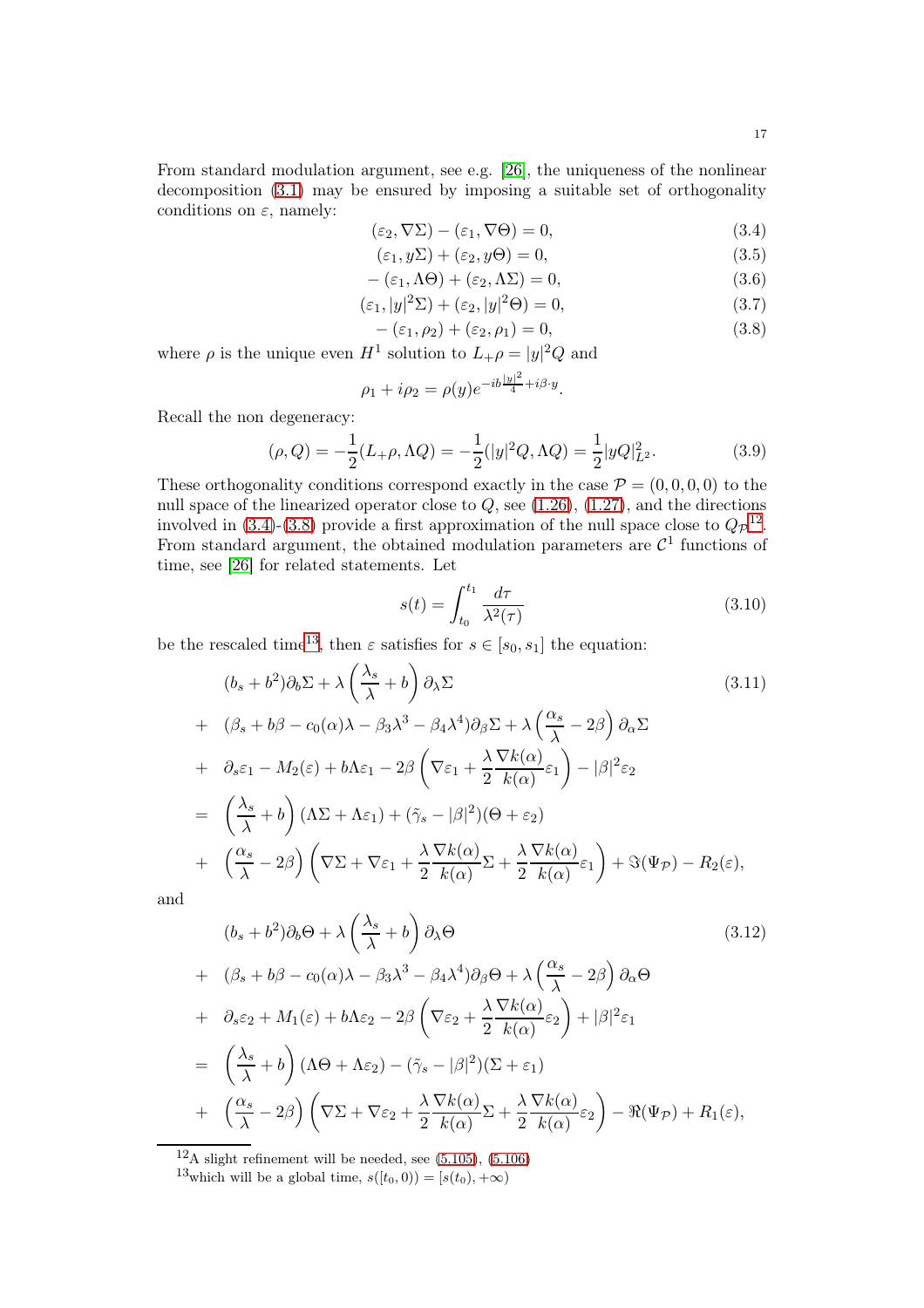From standard modulation argument, see e.g. [26], the uniqueness of the nonlinear decomposition (3.1) may be ensured by imposing a suitable set of orthogonality conditions on $\varepsilon$, namely:

$$(\varepsilon_2, \nabla\Sigma) - (\varepsilon_1, \nabla\Theta) = 0, \tag{3.4}$$

$$(\varepsilon_1, y\Sigma) + (\varepsilon_2, y\Theta) = 0, \tag{3.5}$$

$$-(\varepsilon_1, \Lambda\Theta) + (\varepsilon_2, \Lambda\Sigma) = 0, \tag{3.6}$$

$$(\varepsilon_1, |y|^2\Sigma) + (\varepsilon_2, |y|^2\Theta) = 0, \tag{3.7}$$

$$-(\varepsilon_1, \rho_2) + (\varepsilon_2, \rho_1) = 0, \tag{3.8}$$

where $\rho$ is the unique even $H^1$ solution to $L_+\rho = |y|^2 Q$ and

$$\rho_1 + i\rho_2 = \rho(y)e^{-ib\frac{|y|^2}{4} + i\beta\cdot y}.$$

Recall the non degeneracy:

$$(\rho, Q) = -\frac{1}{2}(L_+\rho, \Lambda Q) = -\frac{1}{2}(|y|^2 Q, \Lambda Q) = \frac{1}{2}|yQ|_{L^2}^2. \tag{3.9}$$

These orthogonality conditions correspond exactly in the case $\mathcal{P} = (0,0,0,0)$ to the null space of the linearized operator close to $Q$, see (1.26), (1.27), and the directions involved in (3.4)-(3.8) provide a first approximation of the null space close to $Q_{\mathcal{P}}$[12]. From standard argument, the obtained modulation parameters are $\mathcal{C}^1$ functions of time, see [26] for related statements. Let

$$s(t) = \int_{t_0}^{t_1} \frac{d\tau}{\lambda^2(\tau)} \tag{3.10}$$

be the rescaled time[13], then $\varepsilon$ satisfies for $s \in [s_0, s_1]$ the equation:

$$\begin{aligned}
& (b_s + b^2)\partial_b\Sigma + \lambda\left(\frac{\lambda_s}{\lambda} + b\right)\partial_\lambda\Sigma \\
+ \; & (\beta_s + b\beta - c_0(\alpha)\lambda - \beta_3\lambda^3 - \beta_4\lambda^4)\partial_\beta\Sigma + \lambda\left(\frac{\alpha_s}{\lambda} - 2\beta\right)\partial_\alpha\Sigma \\
+ \; & \partial_s\varepsilon_1 - M_2(\varepsilon) + b\Lambda\varepsilon_1 - 2\beta\left(\nabla\varepsilon_1 + \frac{\lambda}{2}\frac{\nabla k(\alpha)}{k(\alpha)}\varepsilon_1\right) - |\beta|^2\varepsilon_2 \\
= \; & \left(\frac{\lambda_s}{\lambda} + b\right)(\Lambda\Sigma + \Lambda\varepsilon_1) + (\tilde{\gamma}_s - |\beta|^2)(\Theta + \varepsilon_2) \\
+ \; & \left(\frac{\alpha_s}{\lambda} - 2\beta\right)\left(\nabla\Sigma + \nabla\varepsilon_1 + \frac{\lambda}{2}\frac{\nabla k(\alpha)}{k(\alpha)}\Sigma + \frac{\lambda}{2}\frac{\nabla k(\alpha)}{k(\alpha)}\varepsilon_1\right) + \Im(\Psi_{\mathcal{P}}) - R_2(\varepsilon),
\end{aligned} \tag{3.11}$$

and

$$\begin{aligned}
& (b_s + b^2)\partial_b\Theta + \lambda\left(\frac{\lambda_s}{\lambda} + b\right)\partial_\lambda\Theta \\
+ \; & (\beta_s + b\beta - c_0(\alpha)\lambda - \beta_3\lambda^3 - \beta_4\lambda^4)\partial_\beta\Theta + \lambda\left(\frac{\alpha_s}{\lambda} - 2\beta\right)\partial_\alpha\Theta \\
+ \; & \partial_s\varepsilon_2 + M_1(\varepsilon) + b\Lambda\varepsilon_2 - 2\beta\left(\nabla\varepsilon_2 + \frac{\lambda}{2}\frac{\nabla k(\alpha)}{k(\alpha)}\varepsilon_2\right) + |\beta|^2\varepsilon_1 \\
= \; & \left(\frac{\lambda_s}{\lambda} + b\right)(\Lambda\Theta + \Lambda\varepsilon_2) - (\tilde{\gamma}_s - |\beta|^2)(\Sigma + \varepsilon_1) \\
+ \; & \left(\frac{\alpha_s}{\lambda} - 2\beta\right)\left(\nabla\Sigma + \nabla\varepsilon_2 + \frac{\lambda}{2}\frac{\nabla k(\alpha)}{k(\alpha)}\Sigma + \frac{\lambda}{2}\frac{\nabla k(\alpha)}{k(\alpha)}\varepsilon_2\right) - \Re(\Psi_{\mathcal{P}}) + R_1(\varepsilon),
\end{aligned} \tag{3.12}$$

[12] A slight refinement will be needed, see (5.105), (5.106)

[13] which will be a global time, $s([t_0, 0)) = [s(t_0), +\infty)$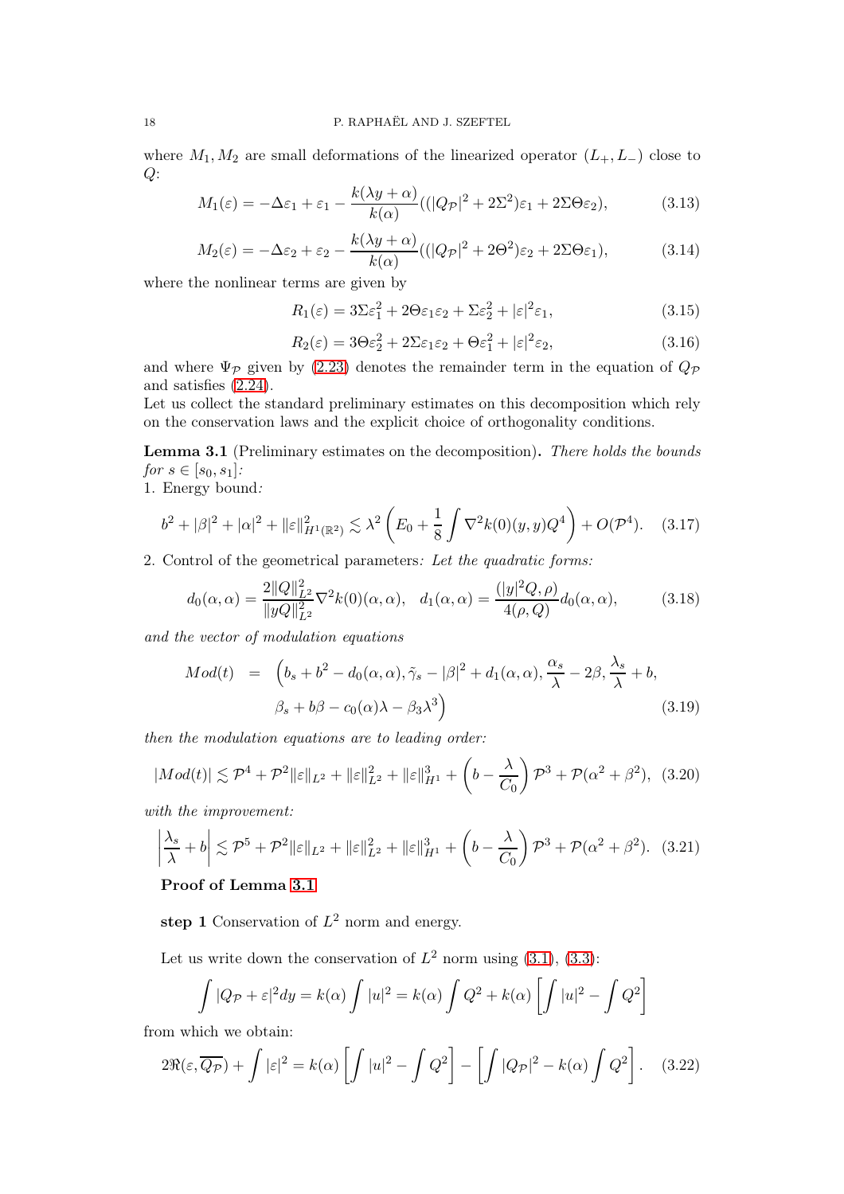where $M_1, M_2$ are small deformations of the linearized operator $(L_+, L_-)$ close to $Q$:

$$M_1(\varepsilon) = -\Delta\varepsilon_1 + \varepsilon_1 - \frac{k(\lambda y + \alpha)}{k(\alpha)}((|Q_{\mathcal{P}}|^2 + 2\Sigma^2)\varepsilon_1 + 2\Sigma\Theta\varepsilon_2), \tag{3.13}$$

$$M_2(\varepsilon) = -\Delta\varepsilon_2 + \varepsilon_2 - \frac{k(\lambda y + \alpha)}{k(\alpha)}((|Q_{\mathcal{P}}|^2 + 2\Theta^2)\varepsilon_2 + 2\Sigma\Theta\varepsilon_1), \tag{3.14}$$

where the nonlinear terms are given by

$$R_1(\varepsilon) = 3\Sigma\varepsilon_1^2 + 2\Theta\varepsilon_1\varepsilon_2 + \Sigma\varepsilon_2^2 + |\varepsilon|^2\varepsilon_1, \tag{3.15}$$

$$R_2(\varepsilon) = 3\Theta\varepsilon_2^2 + 2\Sigma\varepsilon_1\varepsilon_2 + \Theta\varepsilon_1^2 + |\varepsilon|^2\varepsilon_2, \tag{3.16}$$

and where $\Psi_{\mathcal{P}}$ given by (2.23) denotes the remainder term in the equation of $Q_{\mathcal{P}}$ and satisfies (2.24).

Let us collect the standard preliminary estimates on this decomposition which rely on the conservation laws and the explicit choice of orthogonality conditions.

**Lemma 3.1** (Preliminary estimates on the decomposition)**.** *There holds the bounds for $s \in [s_0, s_1]$:*

1. Energy bound*:*

$$b^2 + |\beta|^2 + |\alpha|^2 + \|\varepsilon\|^2_{H^1(\mathbb{R}^2)} \lesssim \lambda^2 \left( E_0 + \frac{1}{8}\int \nabla^2 k(0)(y,y)Q^4 \right) + O(\mathcal{P}^4). \tag{3.17}$$

2. Control of the geometrical parameters*: Let the quadratic forms:*

$$d_0(\alpha,\alpha) = \frac{2\|Q\|^2_{L^2}}{\|yQ\|^2_{L^2}} \nabla^2 k(0)(\alpha,\alpha), \quad d_1(\alpha,\alpha) = \frac{(|y|^2 Q, \rho)}{4(\rho, Q)} d_0(\alpha,\alpha), \tag{3.18}$$

*and the vector of modulation equations*

$$\begin{aligned} Mod(t) \;\; &= \;\; \Big( b_s + b^2 - d_0(\alpha,\alpha), \tilde{\gamma}_s - |\beta|^2 + d_1(\alpha,\alpha), \frac{\alpha_s}{\lambda} - 2\beta, \frac{\lambda_s}{\lambda} + b, \\ &\quad \beta_s + b\beta - c_0(\alpha)\lambda - \beta_3\lambda^3 \Big) \end{aligned} \tag{3.19}$$

*then the modulation equations are to leading order:*

$$|Mod(t)| \lesssim \mathcal{P}^4 + \mathcal{P}^2\|\varepsilon\|_{L^2} + \|\varepsilon\|^2_{L^2} + \|\varepsilon\|^3_{H^1} + \left(b - \frac{\lambda}{C_0}\right)\mathcal{P}^3 + \mathcal{P}(\alpha^2 + \beta^2), \tag{3.20}$$

*with the improvement:*

$$\left|\frac{\lambda_s}{\lambda} + b\right| \lesssim \mathcal{P}^5 + \mathcal{P}^2\|\varepsilon\|_{L^2} + \|\varepsilon\|^2_{L^2} + \|\varepsilon\|^3_{H^1} + \left(b - \frac{\lambda}{C_0}\right)\mathcal{P}^3 + \mathcal{P}(\alpha^2 + \beta^2). \tag{3.21}$$

**Proof of Lemma 3.1**

**step 1** Conservation of $L^2$ norm and energy.

Let us write down the conservation of $L^2$ norm using (3.1), (3.3):

$$\int |Q_{\mathcal{P}} + \varepsilon|^2 dy = k(\alpha)\int |u|^2 = k(\alpha)\int Q^2 + k(\alpha)\left[\int |u|^2 - \int Q^2\right]$$

from which we obtain:

$$2\Re(\varepsilon, \overline{Q_{\mathcal{P}}}) + \int |\varepsilon|^2 = k(\alpha)\left[\int |u|^2 - \int Q^2\right] - \left[\int |Q_{\mathcal{P}}|^2 - k(\alpha)\int Q^2\right]. \tag{3.22}$$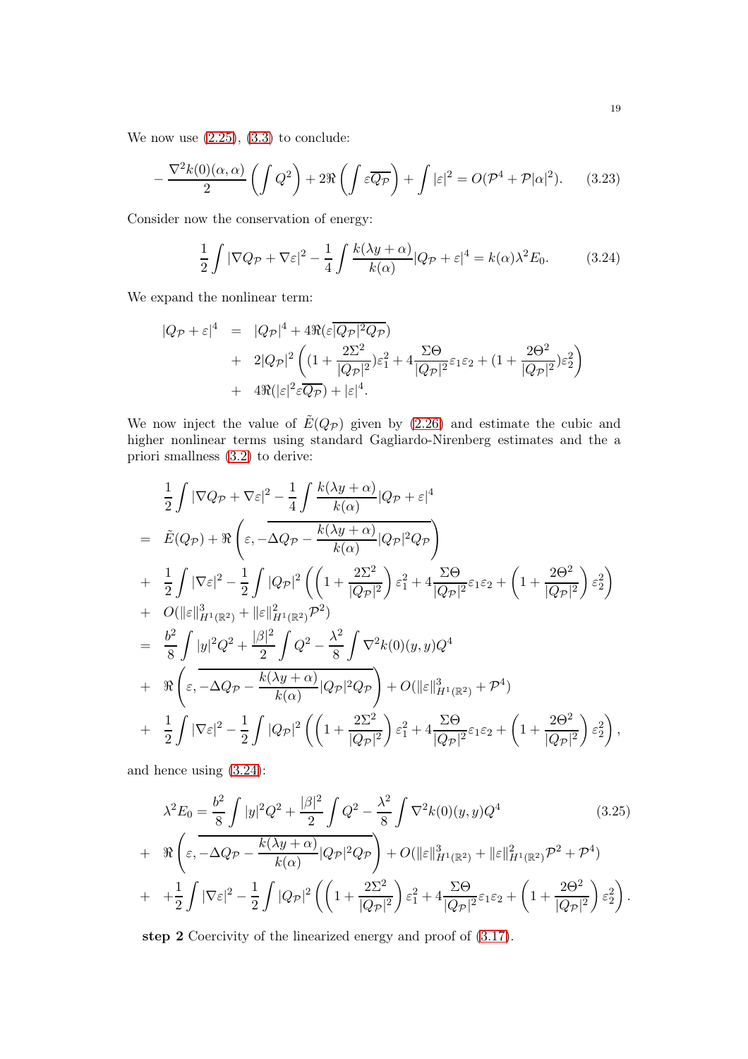We now use (2.25), (3.3) to conclude:

$$
-\frac{\nabla^2 k(0)(\alpha,\alpha)}{2}\left(\int Q^2\right)+2\Re\left(\int \varepsilon\overline{Q_{\mathcal{P}}}\right)+\int |\varepsilon|^2=O(\mathcal{P}^4+\mathcal{P}|\alpha|^2). \tag{3.23}
$$

Consider now the conservation of energy:

$$
\frac{1}{2}\int |\nabla Q_{\mathcal{P}}+\nabla\varepsilon|^2-\frac{1}{4}\int \frac{k(\lambda y+\alpha)}{k(\alpha)}|Q_{\mathcal{P}}+\varepsilon|^4=k(\alpha)\lambda^2 E_0. \tag{3.24}
$$

We expand the nonlinear term:

$$
\begin{aligned}
|Q_{\mathcal{P}}+\varepsilon|^4 &= |Q_{\mathcal{P}}|^4+4\Re(\varepsilon\overline{|Q_{\mathcal{P}}|^2Q_{\mathcal{P}}})\\
&+ 2|Q_{\mathcal{P}}|^2\left((1+\frac{2\Sigma^2}{|Q_{\mathcal{P}}|^2})\varepsilon_1^2+4\frac{\Sigma\Theta}{|Q_{\mathcal{P}}|^2}\varepsilon_1\varepsilon_2+(1+\frac{2\Theta^2}{|Q_{\mathcal{P}}|^2})\varepsilon_2^2\right)\\
&+ 4\Re(|\varepsilon|^2\varepsilon\overline{Q_{\mathcal{P}}})+|\varepsilon|^4.
\end{aligned}
$$

We now inject the value of $\tilde{E}(Q_{\mathcal{P}})$ given by (2.26) and estimate the cubic and higher nonlinear terms using standard Gagliardo-Nirenberg estimates and the a priori smallness (3.2) to derive:

$$
\begin{aligned}
&\frac{1}{2}\int |\nabla Q_{\mathcal{P}}+\nabla\varepsilon|^2-\frac{1}{4}\int \frac{k(\lambda y+\alpha)}{k(\alpha)}|Q_{\mathcal{P}}+\varepsilon|^4\\
=\ & \tilde{E}(Q_{\mathcal{P}})+\Re\left(\varepsilon,\overline{-\Delta Q_{\mathcal{P}}-\frac{k(\lambda y+\alpha)}{k(\alpha)}|Q_{\mathcal{P}}|^2Q_{\mathcal{P}}}\right)\\
+\ & \frac{1}{2}\int|\nabla\varepsilon|^2-\frac{1}{2}\int |Q_{\mathcal{P}}|^2\left(\left(1+\frac{2\Sigma^2}{|Q_{\mathcal{P}}|^2}\right)\varepsilon_1^2+4\frac{\Sigma\Theta}{|Q_{\mathcal{P}}|^2}\varepsilon_1\varepsilon_2+\left(1+\frac{2\Theta^2}{|Q_{\mathcal{P}}|^2}\right)\varepsilon_2^2\right)\\
+\ & O(\|\varepsilon\|^3_{H^1(\mathbb{R}^2)}+\|\varepsilon\|^2_{H^1(\mathbb{R}^2)}\mathcal{P}^2)\\
=\ & \frac{b^2}{8}\int |y|^2Q^2+\frac{|\beta|^2}{2}\int Q^2-\frac{\lambda^2}{8}\int \nabla^2 k(0)(y,y)Q^4\\
+\ & \Re\left(\varepsilon,\overline{-\Delta Q_{\mathcal{P}}-\frac{k(\lambda y+\alpha)}{k(\alpha)}|Q_{\mathcal{P}}|^2Q_{\mathcal{P}}}\right)+O(\|\varepsilon\|^3_{H^1(\mathbb{R}^2)}+\mathcal{P}^4)\\
+\ & \frac{1}{2}\int|\nabla\varepsilon|^2-\frac{1}{2}\int |Q_{\mathcal{P}}|^2\left(\left(1+\frac{2\Sigma^2}{|Q_{\mathcal{P}}|^2}\right)\varepsilon_1^2+4\frac{\Sigma\Theta}{|Q_{\mathcal{P}}|^2}\varepsilon_1\varepsilon_2+\left(1+\frac{2\Theta^2}{|Q_{\mathcal{P}}|^2}\right)\varepsilon_2^2\right),
\end{aligned}
$$

and hence using (3.24):

$$
\begin{aligned}
&\lambda^2 E_0=\frac{b^2}{8}\int |y|^2Q^2+\frac{|\beta|^2}{2}\int Q^2-\frac{\lambda^2}{8}\int \nabla^2 k(0)(y,y)Q^4 \\
+\ & \Re\left(\varepsilon,\overline{-\Delta Q_{\mathcal{P}}-\frac{k(\lambda y+\alpha)}{k(\alpha)}|Q_{\mathcal{P}}|^2Q_{\mathcal{P}}}\right)+O(\|\varepsilon\|^3_{H^1(\mathbb{R}^2)}+\|\varepsilon\|^2_{H^1(\mathbb{R}^2)}\mathcal{P}^2+\mathcal{P}^4)\\
+\ & +\frac{1}{2}\int|\nabla\varepsilon|^2-\frac{1}{2}\int |Q_{\mathcal{P}}|^2\left(\left(1+\frac{2\Sigma^2}{|Q_{\mathcal{P}}|^2}\right)\varepsilon_1^2+4\frac{\Sigma\Theta}{|Q_{\mathcal{P}}|^2}\varepsilon_1\varepsilon_2+\left(1+\frac{2\Theta^2}{|Q_{\mathcal{P}}|^2}\right)\varepsilon_2^2\right).
\end{aligned}
\tag{3.25}
$$

**step 2** Coercivity of the linearized energy and proof of (3.17).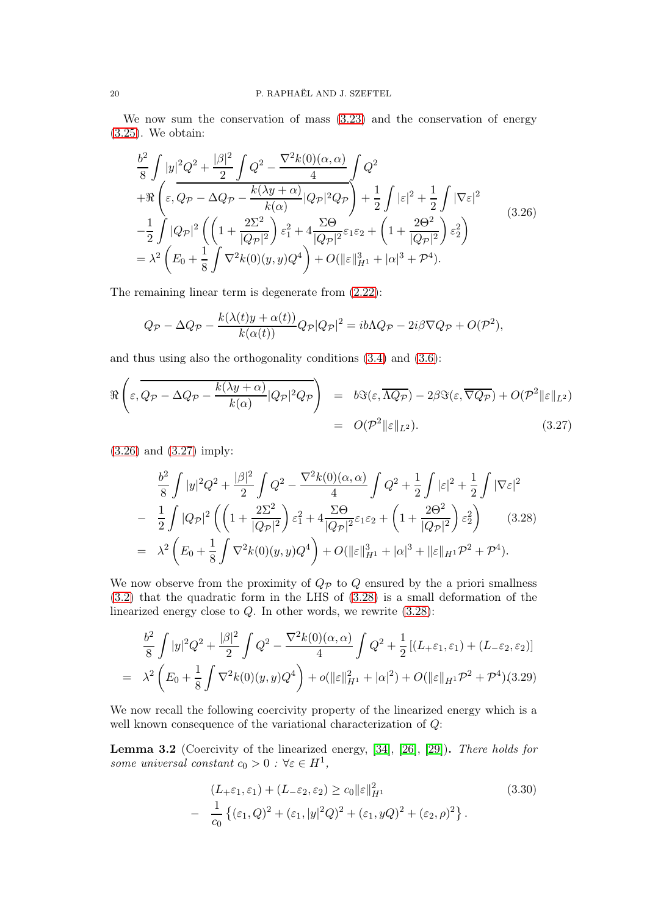We now sum the conservation of mass (3.23) and the conservation of energy (3.25). We obtain:

$$
\begin{aligned}
&\frac{b^2}{8}\int |y|^2Q^2 + \frac{|\beta|^2}{2}\int Q^2 - \frac{\nabla^2 k(0)(\alpha,\alpha)}{4}\int Q^2\\
&+\Re\left(\varepsilon, \overline{Q_{\mathcal{P}} - \Delta Q_{\mathcal{P}} - \frac{k(\lambda y+\alpha)}{k(\alpha)}|Q_{\mathcal{P}}|^2 Q_{\mathcal{P}}}\right) + \frac{1}{2}\int |\varepsilon|^2 + \frac{1}{2}\int |\nabla \varepsilon|^2\\
&-\frac{1}{2}\int |Q_{\mathcal{P}}|^2\left(\left(1+\frac{2\Sigma^2}{|Q_{\mathcal{P}}|^2}\right)\varepsilon_1^2 + 4\frac{\Sigma\Theta}{|Q_{\mathcal{P}}|^2}\varepsilon_1\varepsilon_2 + \left(1+\frac{2\Theta^2}{|Q_{\mathcal{P}}|^2}\right)\varepsilon_2^2\right)\\
&= \lambda^2\left(E_0 + \frac{1}{8}\int \nabla^2 k(0)(y,y)Q^4\right) + O(\|\varepsilon\|_{H^1}^3 + |\alpha|^3 + \mathcal{P}^4).
\end{aligned}
\tag{3.26}
$$

The remaining linear term is degenerate from (2.22):

$$
Q_{\mathcal{P}} - \Delta Q_{\mathcal{P}} - \frac{k(\lambda(t)y+\alpha(t))}{k(\alpha(t))}Q_{\mathcal{P}}|Q_{\mathcal{P}}|^2 = ib\Lambda Q_{\mathcal{P}} - 2i\beta\nabla Q_{\mathcal{P}} + O(\mathcal{P}^2),
$$

and thus using also the orthogonality conditions (3.4) and (3.6):

$$
\begin{aligned}
\Re\left(\varepsilon, \overline{Q_{\mathcal{P}} - \Delta Q_{\mathcal{P}} - \frac{k(\lambda y+\alpha)}{k(\alpha)}|Q_{\mathcal{P}}|^2 Q_{\mathcal{P}}}\right) &= b\Im(\varepsilon, \overline{\Lambda Q_{\mathcal{P}}}) - 2\beta\Im(\varepsilon, \overline{\nabla Q_{\mathcal{P}}}) + O(\mathcal{P}^2\|\varepsilon\|_{L^2})\\
&= O(\mathcal{P}^2\|\varepsilon\|_{L^2}).
\end{aligned}
\tag{3.27}
$$

(3.26) and (3.27) imply:

$$
\begin{aligned}
&\frac{b^2}{8}\int |y|^2Q^2 + \frac{|\beta|^2}{2}\int Q^2 - \frac{\nabla^2 k(0)(\alpha,\alpha)}{4}\int Q^2 + \frac{1}{2}\int |\varepsilon|^2 + \frac{1}{2}\int |\nabla\varepsilon|^2\\
-&\ \frac{1}{2}\int |Q_{\mathcal{P}}|^2\left(\left(1+\frac{2\Sigma^2}{|Q_{\mathcal{P}}|^2}\right)\varepsilon_1^2 + 4\frac{\Sigma\Theta}{|Q_{\mathcal{P}}|^2}\varepsilon_1\varepsilon_2 + \left(1+\frac{2\Theta^2}{|Q_{\mathcal{P}}|^2}\right)\varepsilon_2^2\right)\\
=&\ \lambda^2\left(E_0 + \frac{1}{8}\int \nabla^2 k(0)(y,y)Q^4\right) + O(\|\varepsilon\|_{H^1}^3 + |\alpha|^3 + \|\varepsilon\|_{H^1}\mathcal{P}^2 + \mathcal{P}^4).
\end{aligned}
\tag{3.28}
$$

We now observe from the proximity of $Q_{\mathcal{P}}$ to $Q$ ensured by the a priori smallness (3.2) that the quadratic form in the LHS of (3.28) is a small deformation of the linearized energy close to $Q$. In other words, we rewrite (3.28):

$$
\begin{aligned}
&\frac{b^2}{8}\int |y|^2Q^2 + \frac{|\beta|^2}{2}\int Q^2 - \frac{\nabla^2 k(0)(\alpha,\alpha)}{4}\int Q^2 + \frac{1}{2}\left[(L_+\varepsilon_1,\varepsilon_1) + (L_-\varepsilon_2,\varepsilon_2)\right]\\
=&\ \lambda^2\left(E_0 + \frac{1}{8}\int \nabla^2 k(0)(y,y)Q^4\right) + o(\|\varepsilon\|_{H^1}^2 + |\alpha|^2) + O(\|\varepsilon\|_{H^1}\mathcal{P}^2 + \mathcal{P}^4).
\end{aligned}
\tag{3.29}
$$

We now recall the following coercivity property of the linearized energy which is a well known consequence of the variational characterization of $Q$:

**Lemma 3.2** (Coercivity of the linearized energy, [34], [26], [29])**.** *There holds for some universal constant $c_0 > 0$ : $\forall \varepsilon \in H^1$,*

$$
\begin{aligned}
&(L_+\varepsilon_1,\varepsilon_1) + (L_-\varepsilon_2,\varepsilon_2) \geq c_0\|\varepsilon\|_{H^1}^2\\
-&\ \frac{1}{c_0}\left\{(\varepsilon_1, Q)^2 + (\varepsilon_1, |y|^2Q)^2 + (\varepsilon_1, yQ)^2 + (\varepsilon_2, \rho)^2\right\}.
\end{aligned}
\tag{3.30}
$$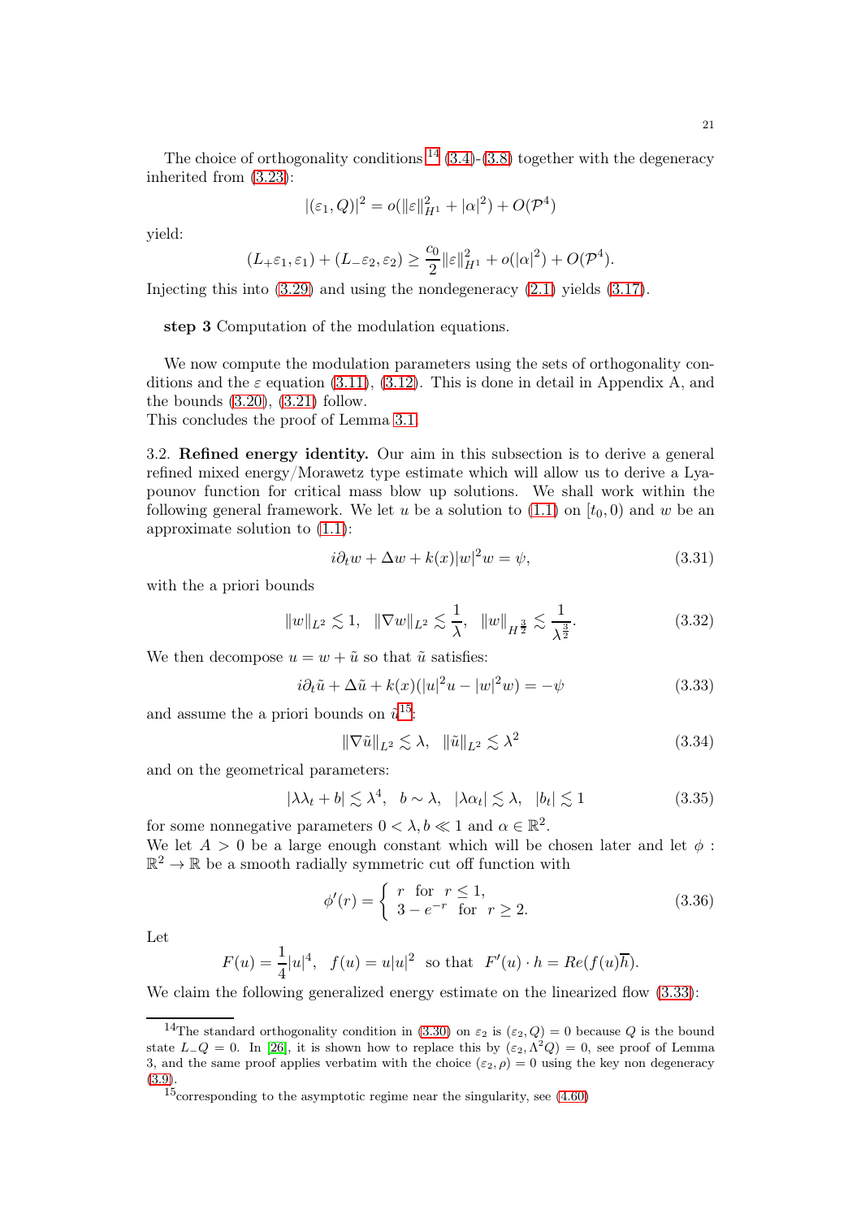The choice of orthogonality conditions [14] (3.4)-(3.8) together with the degeneracy inherited from (3.23):

$$|(\varepsilon_1, Q)|^2 = o(\|\varepsilon\|_{H^1}^2 + |\alpha|^2) + O(\mathcal{P}^4)$$

yield:

$$(L_+\varepsilon_1, \varepsilon_1) + (L_-\varepsilon_2, \varepsilon_2) \geq \frac{c_0}{2}\|\varepsilon\|_{H^1}^2 + o(|\alpha|^2) + O(\mathcal{P}^4).$$

Injecting this into (3.29) and using the nondegeneracy (2.1) yields (3.17).

**step 3** Computation of the modulation equations.

We now compute the modulation parameters using the sets of orthogonality conditions and the $\varepsilon$ equation (3.11), (3.12). This is done in detail in Appendix A, and the bounds (3.20), (3.21) follow.
This concludes the proof of Lemma 3.1.

3.2. **Refined energy identity.** Our aim in this subsection is to derive a general refined mixed energy/Morawetz type estimate which will allow us to derive a Lyapounov function for critical mass blow up solutions. We shall work within the following general framework. We let $u$ be a solution to (1.1) on $[t_0, 0)$ and $w$ be an approximate solution to (1.1):

$$i\partial_t w + \Delta w + k(x)|w|^2 w = \psi, \tag{3.31}$$

with the a priori bounds

$$\|w\|_{L^2} \lesssim 1, \quad \|\nabla w\|_{L^2} \lesssim \frac{1}{\lambda}, \quad \|w\|_{H^{\frac{3}{2}}} \lesssim \frac{1}{\lambda^{\frac{3}{2}}}. \tag{3.32}$$

We then decompose $u = w + \tilde{u}$ so that $\tilde{u}$ satisfies:

$$i\partial_t \tilde{u} + \Delta\tilde{u} + k(x)(|u|^2 u - |w|^2 w) = -\psi \tag{3.33}$$

and assume the a priori bounds on $\tilde{u}$[15]:

$$\|\nabla\tilde{u}\|_{L^2} \lesssim \lambda, \quad \|\tilde{u}\|_{L^2} \lesssim \lambda^2 \tag{3.34}$$

and on the geometrical parameters:

$$|\lambda\lambda_t + b| \lesssim \lambda^4, \quad b \sim \lambda, \quad |\lambda\alpha_t| \lesssim \lambda, \quad |b_t| \lesssim 1 \tag{3.35}$$

for some nonnegative parameters $0 < \lambda, b \ll 1$ and $\alpha \in \mathbb{R}^2$.
We let $A > 0$ be a large enough constant which will be chosen later and let $\phi : \mathbb{R}^2 \to \mathbb{R}$ be a smooth radially symmetric cut off function with

$$\phi'(r) = \begin{cases} r & \text{for } r \leq 1, \\ 3 - e^{-r} & \text{for } r \geq 2. \end{cases} \tag{3.36}$$

Let

$$F(u) = \frac{1}{4}|u|^4, \quad f(u) = u|u|^2 \quad \text{so that} \quad F'(u)\cdot h = Re(f(u)\overline{h}).$$

We claim the following generalized energy estimate on the linearized flow (3.33):

[14] The standard orthogonality condition in (3.30) on $\varepsilon_2$ is $(\varepsilon_2, Q) = 0$ because $Q$ is the bound state $L_-Q = 0$. In [26], it is shown how to replace this by $(\varepsilon_2, \Lambda^2 Q) = 0$, see proof of Lemma 3, and the same proof applies verbatim with the choice $(\varepsilon_2, \rho) = 0$ using the key non degeneracy (3.9).

[15] corresponding to the asymptotic regime near the singularity, see (4.60)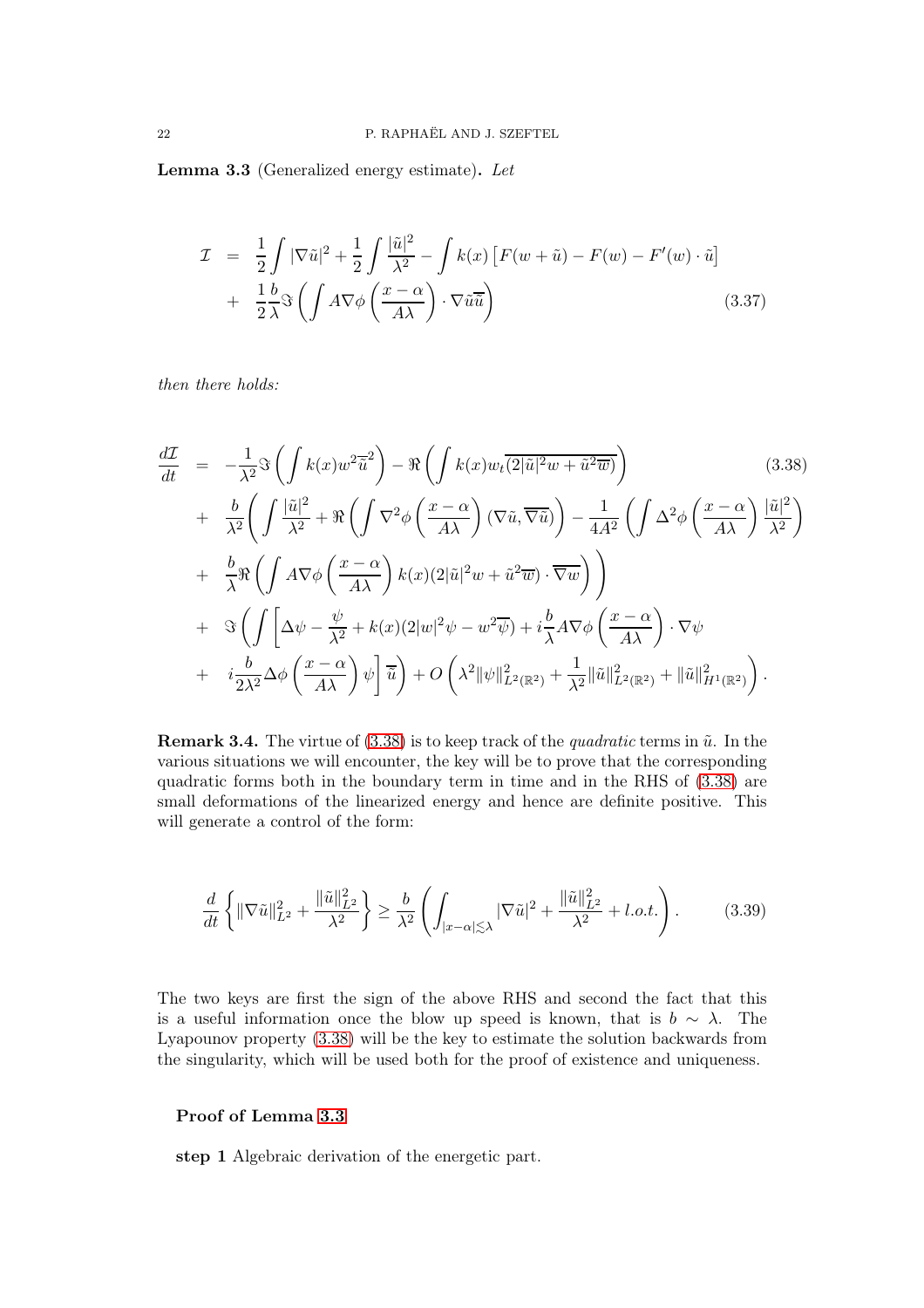**Lemma 3.3** (Generalized energy estimate)**.** *Let*

$$
\begin{aligned}
\mathcal{I} &= \frac{1}{2}\int |\nabla \tilde{u}|^2 + \frac{1}{2}\int \frac{|\tilde{u}|^2}{\lambda^2} - \int k(x)\left[F(w+\tilde{u}) - F(w) - F'(w)\cdot\tilde{u}\right] \\
&+ \frac{1}{2}\frac{b}{\lambda}\Im\left(\int A\nabla\phi\left(\frac{x-\alpha}{A\lambda}\right)\cdot\nabla\tilde{u}\overline{\tilde{u}}\right)
\end{aligned}
\tag{3.37}
$$

*then there holds:*

$$
\begin{aligned}
\frac{d\mathcal{I}}{dt} &= -\frac{1}{\lambda^2}\Im\left(\int k(x)w^2\overline{\tilde{u}}^2\right) - \Re\left(\int k(x)w_t\overline{(2|\tilde{u}|^2 w + \tilde{u}^2\overline{w})}\right) \\
&+ \frac{b}{\lambda^2}\Bigg(\int\frac{|\tilde{u}|^2}{\lambda^2} + \Re\left(\int \nabla^2\phi\left(\frac{x-\alpha}{A\lambda}\right)(\nabla\tilde{u},\overline{\nabla\tilde{u}})\right) - \frac{1}{4A^2}\left(\int \Delta^2\phi\left(\frac{x-\alpha}{A\lambda}\right)\frac{|\tilde{u}|^2}{\lambda^2}\right) \\
&+ \frac{b}{\lambda}\Re\left(\int A\nabla\phi\left(\frac{x-\alpha}{A\lambda}\right)k(x)(2|\tilde{u}|^2 w + \tilde{u}^2\overline{w})\cdot\overline{\nabla w}\right)\Bigg) \\
&+ \Im\Bigg(\int\Big[\Delta\psi - \frac{\psi}{\lambda^2} + k(x)(2|w|^2\psi - w^2\overline{\psi}) + i\frac{b}{\lambda}A\nabla\phi\left(\frac{x-\alpha}{A\lambda}\right)\cdot\nabla\psi \\
&+ i\frac{b}{2\lambda^2}\Delta\phi\left(\frac{x-\alpha}{A\lambda}\right)\psi\Big]\overline{\tilde{u}}\Bigg) + O\left(\lambda^2\|\psi\|^2_{L^2(\mathbb{R}^2)} + \frac{1}{\lambda^2}\|\tilde{u}\|^2_{L^2(\mathbb{R}^2)} + \|\tilde{u}\|^2_{H^1(\mathbb{R}^2)}\right).
\end{aligned}
\tag{3.38}
$$

**Remark 3.4.** The virtue of (3.38) is to keep track of the *quadratic* terms in $\tilde{u}$. In the various situations we will encounter, the key will be to prove that the corresponding quadratic forms both in the boundary term in time and in the RHS of (3.38) are small deformations of the linearized energy and hence are definite positive. This will generate a control of the form:

$$
\frac{d}{dt}\left\{\|\nabla\tilde{u}\|^2_{L^2} + \frac{\|\tilde{u}\|^2_{L^2}}{\lambda^2}\right\} \geq \frac{b}{\lambda^2}\left(\int_{|x-\alpha|\lesssim\lambda}|\nabla\tilde{u}|^2 + \frac{\|\tilde{u}\|^2_{L^2}}{\lambda^2} + l.o.t.\right).
\tag{3.39}
$$

The two keys are first the sign of the above RHS and second the fact that this is a useful information once the blow up speed is known, that is $b \sim \lambda$. The Lyapounov property (3.38) will be the key to estimate the solution backwards from the singularity, which will be used both for the proof of existence and uniqueness.

**Proof of Lemma 3.3**

**step 1** Algebraic derivation of the energetic part.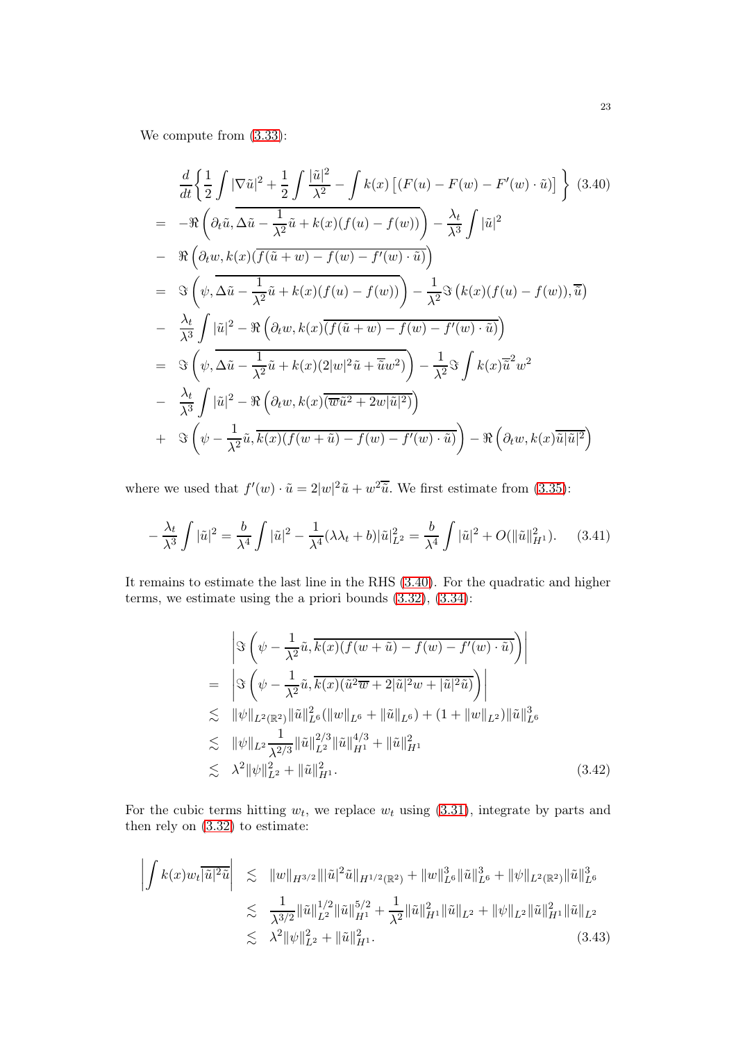We compute from (3.33):

$$
\begin{aligned}
& \frac{d}{dt}\left\{\frac{1}{2}\int|\nabla\tilde u|^2+\frac{1}{2}\int\frac{|\tilde u|^2}{\lambda^2}-\int k(x)\left[(F(u)-F(w)-F'(w)\cdot\tilde u)\right]\right\} \quad (3.40)\\
= & -\Re\left(\partial_t\tilde u,\overline{\Delta\tilde u-\frac{1}{\lambda^2}\tilde u+k(x)(f(u)-f(w))}\right)-\frac{\lambda_t}{\lambda^3}\int|\tilde u|^2\\
- & \Re\left(\partial_t w,k(x)\overline{(f(\tilde u+w)-f(w)-f'(w)\cdot\tilde u)}\right)\\
= & \Im\left(\psi,\overline{\Delta\tilde u-\frac{1}{\lambda^2}\tilde u+k(x)(f(u)-f(w))}\right)-\frac{1}{\lambda^2}\Im\left(k(x)(f(u)-f(w)),\overline{\tilde u}\right)\\
- & \frac{\lambda_t}{\lambda^3}\int|\tilde u|^2-\Re\left(\partial_t w,k(x)\overline{(f(\tilde u+w)-f(w)-f'(w)\cdot\tilde u)}\right)\\
= & \Im\left(\psi,\overline{\Delta\tilde u-\frac{1}{\lambda^2}\tilde u+k(x)(2|w|^2\tilde u+\overline{\tilde u}w^2)}\right)-\frac{1}{\lambda^2}\Im\int k(x)\overline{\tilde u}^2w^2\\
- & \frac{\lambda_t}{\lambda^3}\int|\tilde u|^2-\Re\left(\partial_t w,k(x)\overline{(\overline{w}\tilde u^2+2w|\tilde u|^2)}\right)\\
+ & \Im\left(\psi-\frac{1}{\lambda^2}\tilde u,\overline{k(x)(f(w+\tilde u)-f(w)-f'(w)\cdot\tilde u)}\right)-\Re\left(\partial_t w,k(x)\overline{\tilde u|\tilde u|^2}\right)
\end{aligned}
$$

where we used that $f'(w)\cdot\tilde u=2|w|^2\tilde u+w^2\overline{\tilde u}$. We first estimate from (3.35):

$$
-\frac{\lambda_t}{\lambda^3}\int|\tilde u|^2=\frac{b}{\lambda^4}\int|\tilde u|^2-\frac{1}{\lambda^4}(\lambda\lambda_t+b)|\tilde u|^2_{L^2}=\frac{b}{\lambda^4}\int|\tilde u|^2+O(\|\tilde u\|^2_{H^1}). \quad (3.41)
$$

It remains to estimate the last line in the RHS (3.40). For the quadratic and higher terms, we estimate using the a priori bounds (3.32), (3.34):

$$
\begin{aligned}
& \left|\Im\left(\psi-\frac{1}{\lambda^2}\tilde u,\overline{k(x)(f(w+\tilde u)-f(w)-f'(w)\cdot\tilde u)}\right)\right|\\
= & \left|\Im\left(\psi-\frac{1}{\lambda^2}\tilde u,\overline{k(x)(\tilde u^2\overline{w}+2|\tilde u|^2w+|\tilde u|^2\tilde u)}\right)\right|\\
\lesssim & \|\psi\|_{L^2(\mathbb{R}^2)}\|\tilde u\|^2_{L^6}(\|w\|_{L^6}+\|\tilde u\|_{L^6})+(1+\|w\|_{L^2})\|\tilde u\|^3_{L^6}\\
\lesssim & \|\psi\|_{L^2}\frac{1}{\lambda^{2/3}}\|\tilde u\|^{2/3}_{L^2}\|\tilde u\|^{4/3}_{H^1}+\|\tilde u\|^2_{H^1}\\
\lesssim & \lambda^2\|\psi\|^2_{L^2}+\|\tilde u\|^2_{H^1}. \qquad (3.42)
\end{aligned}
$$

For the cubic terms hitting $w_t$, we replace $w_t$ using (3.31), integrate by parts and then rely on (3.32) to estimate:

$$
\begin{aligned}
\left|\int k(x)w_t\overline{|\tilde u|^2\tilde u}\right| & \lesssim \|w\|_{H^{3/2}}\||\tilde u|^2\tilde u\|_{H^{1/2}(\mathbb{R}^2)}+\|w\|^3_{L^6}\|\tilde u\|^3_{L^6}+\|\psi\|_{L^2(\mathbb{R}^2)}\|\tilde u\|^3_{L^6}\\
& \lesssim \frac{1}{\lambda^{3/2}}\|\tilde u\|^{1/2}_{L^2}\|\tilde u\|^{5/2}_{H^1}+\frac{1}{\lambda^2}\|\tilde u\|^2_{H^1}\|\tilde u\|_{L^2}+\|\psi\|_{L^2}\|\tilde u\|^2_{H^1}\|\tilde u\|_{L^2}\\
& \lesssim \lambda^2\|\psi\|^2_{L^2}+\|\tilde u\|^2_{H^1}. \qquad (3.43)
\end{aligned}
$$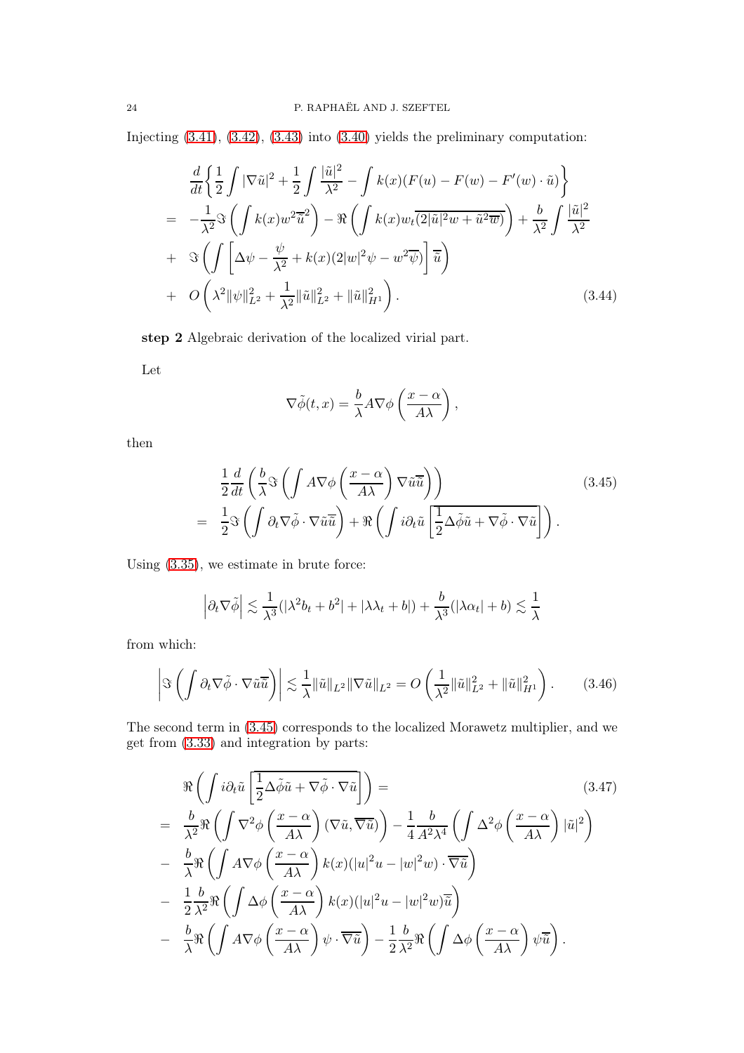Injecting (3.41), (3.42), (3.43) into (3.40) yields the preliminary computation:

$$
\begin{aligned}
& \frac{d}{dt}\left\{\frac{1}{2}\int|\nabla\tilde{u}|^2+\frac{1}{2}\int\frac{|\tilde{u}|^2}{\lambda^2}-\int k(x)(F(u)-F(w)-F'(w)\cdot\tilde{u})\right\} \\
= & -\frac{1}{\lambda^2}\Im\left(\int k(x)w^2\overline{\tilde{u}}^2\right)-\Re\left(\int k(x)w_t\overline{(2|\tilde{u}|^2w+\tilde{u}^2\overline{w})}\right)+\frac{b}{\lambda^2}\int\frac{|\tilde{u}|^2}{\lambda^2} \\
+ & \Im\left(\int\left[\Delta\psi-\frac{\psi}{\lambda^2}+k(x)(2|w|^2\psi-w^2\overline{\psi})\right]\overline{\tilde{u}}\right) \\
+ & O\left(\lambda^2\|\psi\|_{L^2}^2+\frac{1}{\lambda^2}\|\tilde{u}\|_{L^2}^2+\|\tilde{u}\|_{H^1}^2\right). \qquad (3.44)
\end{aligned}
$$

**step 2** Algebraic derivation of the localized virial part.

Let

$$
\nabla\tilde{\phi}(t,x)=\frac{b}{\lambda}A\nabla\phi\left(\frac{x-\alpha}{A\lambda}\right),
$$

then

$$
\begin{aligned}
& \frac{1}{2}\frac{d}{dt}\left(\frac{b}{\lambda}\Im\left(\int A\nabla\phi\left(\frac{x-\alpha}{A\lambda}\right)\nabla\tilde{u}\overline{\tilde{u}}\right)\right) \qquad (3.45)\\
= & \frac{1}{2}\Im\left(\int\partial_t\nabla\tilde{\phi}\cdot\nabla\tilde{u}\overline{\tilde{u}}\right)+\Re\left(\int i\partial_t\tilde{u}\left[\overline{\frac{1}{2}\Delta\tilde{\phi}\tilde{u}+\nabla\tilde{\phi}\cdot\nabla\tilde{u}}\right]\right).
\end{aligned}
$$

Using (3.35), we estimate in brute force:

$$
\left|\partial_t\nabla\tilde{\phi}\right|\lesssim\frac{1}{\lambda^3}(|\lambda^2b_t+b^2|+|\lambda\lambda_t+b|)+\frac{b}{\lambda^3}(|\lambda\alpha_t|+b)\lesssim\frac{1}{\lambda}
$$

from which:

$$
\left|\Im\left(\int\partial_t\nabla\tilde{\phi}\cdot\nabla\tilde{u}\overline{\tilde{u}}\right)\right|\lesssim\frac{1}{\lambda}\|\tilde{u}\|_{L^2}\|\nabla\tilde{u}\|_{L^2}=O\left(\frac{1}{\lambda^2}\|\tilde{u}\|_{L^2}^2+\|\tilde{u}\|_{H^1}^2\right). \qquad (3.46)
$$

The second term in (3.45) corresponds to the localized Morawetz multiplier, and we get from (3.33) and integration by parts:

$$
\begin{aligned}
& \Re\left(\int i\partial_t\tilde{u}\left[\overline{\frac{1}{2}\Delta\tilde{\phi}\tilde{u}+\nabla\tilde{\phi}\cdot\nabla\tilde{u}}\right]\right)= \qquad (3.47)\\
= & \frac{b}{\lambda^2}\Re\left(\int\nabla^2\phi\left(\frac{x-\alpha}{A\lambda}\right)(\nabla\tilde{u},\overline{\nabla\tilde{u}})\right)-\frac{1}{4}\frac{b}{A^2\lambda^4}\left(\int\Delta^2\phi\left(\frac{x-\alpha}{A\lambda}\right)|\tilde{u}|^2\right) \\
- & \frac{b}{\lambda}\Re\left(\int A\nabla\phi\left(\frac{x-\alpha}{A\lambda}\right)k(x)(|u|^2u-|w|^2w)\cdot\overline{\nabla\tilde{u}}\right) \\
- & \frac{1}{2}\frac{b}{\lambda^2}\Re\left(\int\Delta\phi\left(\frac{x-\alpha}{A\lambda}\right)k(x)(|u|^2u-|w|^2w)\overline{\tilde{u}}\right) \\
- & \frac{b}{\lambda}\Re\left(\int A\nabla\phi\left(\frac{x-\alpha}{A\lambda}\right)\psi\cdot\overline{\nabla\tilde{u}}\right)-\frac{1}{2}\frac{b}{\lambda^2}\Re\left(\int\Delta\phi\left(\frac{x-\alpha}{A\lambda}\right)\psi\overline{\tilde{u}}\right).
\end{aligned}
$$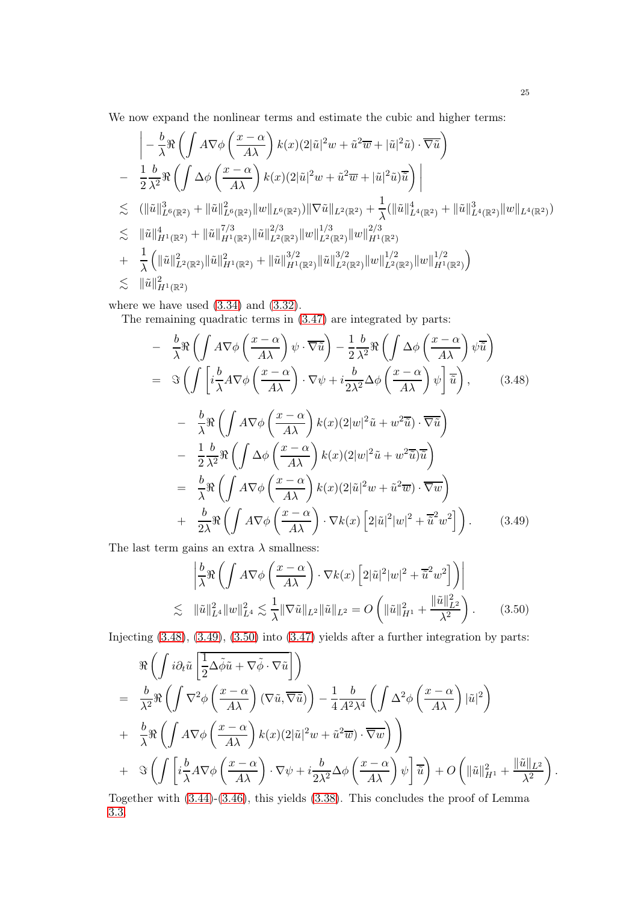We now expand the nonlinear terms and estimate the cubic and higher terms:

$$
\begin{aligned}
& \Bigg| -\frac{b}{\lambda}\Re\left(\int A\nabla\phi\left(\frac{x-\alpha}{A\lambda}\right)k(x)(2|\tilde{u}|^2w+\tilde{u}^2\overline{w}+|\tilde{u}|^2\tilde{u})\cdot\overline{\nabla\tilde{u}}\right) \\
- \; & \frac{1}{2}\frac{b}{\lambda^2}\Re\left(\int \Delta\phi\left(\frac{x-\alpha}{A\lambda}\right)k(x)(2|\tilde{u}|^2w+\tilde{u}^2\overline{w}+|\tilde{u}|^2\tilde{u})\overline{\tilde{u}}\right)\Bigg| \\
\lesssim \; & (\|\tilde{u}\|^3_{L^6(\mathbb{R}^2)}+\|\tilde{u}\|^2_{L^6(\mathbb{R}^2)}\|w\|_{L^6(\mathbb{R}^2)})\|\nabla\tilde{u}\|_{L^2(\mathbb{R}^2)}+\frac{1}{\lambda}(\|\tilde{u}\|^4_{L^4(\mathbb{R}^2)}+\|\tilde{u}\|^3_{L^4(\mathbb{R}^2)}\|w\|_{L^4(\mathbb{R}^2)}) \\
\lesssim \; & \|\tilde{u}\|^4_{H^1(\mathbb{R}^2)}+\|\tilde{u}\|^{7/3}_{H^1(\mathbb{R}^2)}\|\tilde{u}\|^{2/3}_{L^2(\mathbb{R}^2)}\|w\|^{1/3}_{L^2(\mathbb{R}^2)}\|w\|^{2/3}_{H^1(\mathbb{R}^2)} \\
+ \; & \frac{1}{\lambda}\left(\|\tilde{u}\|^2_{L^2(\mathbb{R}^2)}\|\tilde{u}\|^2_{H^1(\mathbb{R}^2)}+\|\tilde{u}\|^{3/2}_{H^1(\mathbb{R}^2)}\|\tilde{u}\|^{3/2}_{L^2(\mathbb{R}^2)}\|w\|^{1/2}_{L^2(\mathbb{R}^2)}\|w\|^{1/2}_{H^1(\mathbb{R}^2)}\right) \\
\lesssim \; & \|\tilde{u}\|^2_{H^1(\mathbb{R}^2)}
\end{aligned}
$$

where we have used (3.34) and (3.32).

The remaining quadratic terms in (3.47) are integrated by parts:

$$
\begin{aligned}
& -\frac{b}{\lambda}\Re\left(\int A\nabla\phi\left(\frac{x-\alpha}{A\lambda}\right)\psi\cdot\overline{\nabla\tilde{u}}\right)-\frac{1}{2}\frac{b}{\lambda^2}\Re\left(\int\Delta\phi\left(\frac{x-\alpha}{A\lambda}\right)\psi\overline{\tilde{u}}\right) \\
= \; & \Im\left(\int\left[i\frac{b}{\lambda}A\nabla\phi\left(\frac{x-\alpha}{A\lambda}\right)\cdot\nabla\psi+i\frac{b}{2\lambda^2}\Delta\phi\left(\frac{x-\alpha}{A\lambda}\right)\psi\right]\overline{\tilde{u}}\right), \qquad (3.48)
\end{aligned}
$$

$$
\begin{aligned}
& -\frac{b}{\lambda}\Re\left(\int A\nabla\phi\left(\frac{x-\alpha}{A\lambda}\right)k(x)(2|w|^2\tilde{u}+w^2\overline{\tilde{u}})\cdot\overline{\nabla\tilde{u}}\right) \\
- \; & \frac{1}{2}\frac{b}{\lambda^2}\Re\left(\int\Delta\phi\left(\frac{x-\alpha}{A\lambda}\right)k(x)(2|w|^2\tilde{u}+w^2\overline{\tilde{u}})\overline{\tilde{u}}\right) \\
= \; & \frac{b}{\lambda}\Re\left(\int A\nabla\phi\left(\frac{x-\alpha}{A\lambda}\right)k(x)(2|\tilde{u}|^2w+\tilde{u}^2\overline{w})\cdot\overline{\nabla w}\right) \\
+ \; & \frac{b}{2\lambda}\Re\left(\int A\nabla\phi\left(\frac{x-\alpha}{A\lambda}\right)\cdot\nabla k(x)\left[2|\tilde{u}|^2|w|^2+\overline{\tilde{u}}^2w^2\right]\right). \qquad (3.49)
\end{aligned}
$$

The last term gains an extra $\lambda$ smallness:

$$
\begin{aligned}
& \left|\frac{b}{\lambda}\Re\left(\int A\nabla\phi\left(\frac{x-\alpha}{A\lambda}\right)\cdot\nabla k(x)\left[2|\tilde{u}|^2|w|^2+\overline{\tilde{u}}^2w^2\right]\right)\right| \\
\lesssim \; & \|\tilde{u}\|^2_{L^4}\|w\|^2_{L^4}\lesssim\frac{1}{\lambda}\|\nabla\tilde{u}\|_{L^2}\|\tilde{u}\|_{L^2}=O\left(\|\tilde{u}\|^2_{H^1}+\frac{\|\tilde{u}\|^2_{L^2}}{\lambda^2}\right). \qquad (3.50)
\end{aligned}
$$

Injecting (3.48), (3.49), (3.50) into (3.47) yields after a further integration by parts:

$$
\begin{aligned}
& \Re\left(\int i\partial_t\tilde{u}\left[\overline{\frac{1}{2}\Delta\tilde{\phi}\tilde{u}+\nabla\tilde{\phi}\cdot\nabla\tilde{u}}\right]\right) \\
= \; & \frac{b}{\lambda^2}\Re\left(\int\nabla^2\phi\left(\frac{x-\alpha}{A\lambda}\right)(\nabla\tilde{u},\overline{\nabla\tilde{u}})\right)-\frac{1}{4}\frac{b}{A^2\lambda^4}\left(\int\Delta^2\phi\left(\frac{x-\alpha}{A\lambda}\right)|\tilde{u}|^2\right) \\
+ \; & \frac{b}{\lambda}\Re\left(\int A\nabla\phi\left(\frac{x-\alpha}{A\lambda}\right)k(x)(2|\tilde{u}|^2w+\tilde{u}^2\overline{w})\cdot\overline{\nabla w}\right)\Bigg) \\
+ \; & \Im\left(\int\left[i\frac{b}{\lambda}A\nabla\phi\left(\frac{x-\alpha}{A\lambda}\right)\cdot\nabla\psi+i\frac{b}{2\lambda^2}\Delta\phi\left(\frac{x-\alpha}{A\lambda}\right)\psi\right]\overline{\tilde{u}}\right)+O\left(\|\tilde{u}\|^2_{H^1}+\frac{\|\tilde{u}\|_{L^2}}{\lambda^2}\right).
\end{aligned}
$$

Together with (3.44)-(3.46), this yields (3.38). This concludes the proof of Lemma 3.3.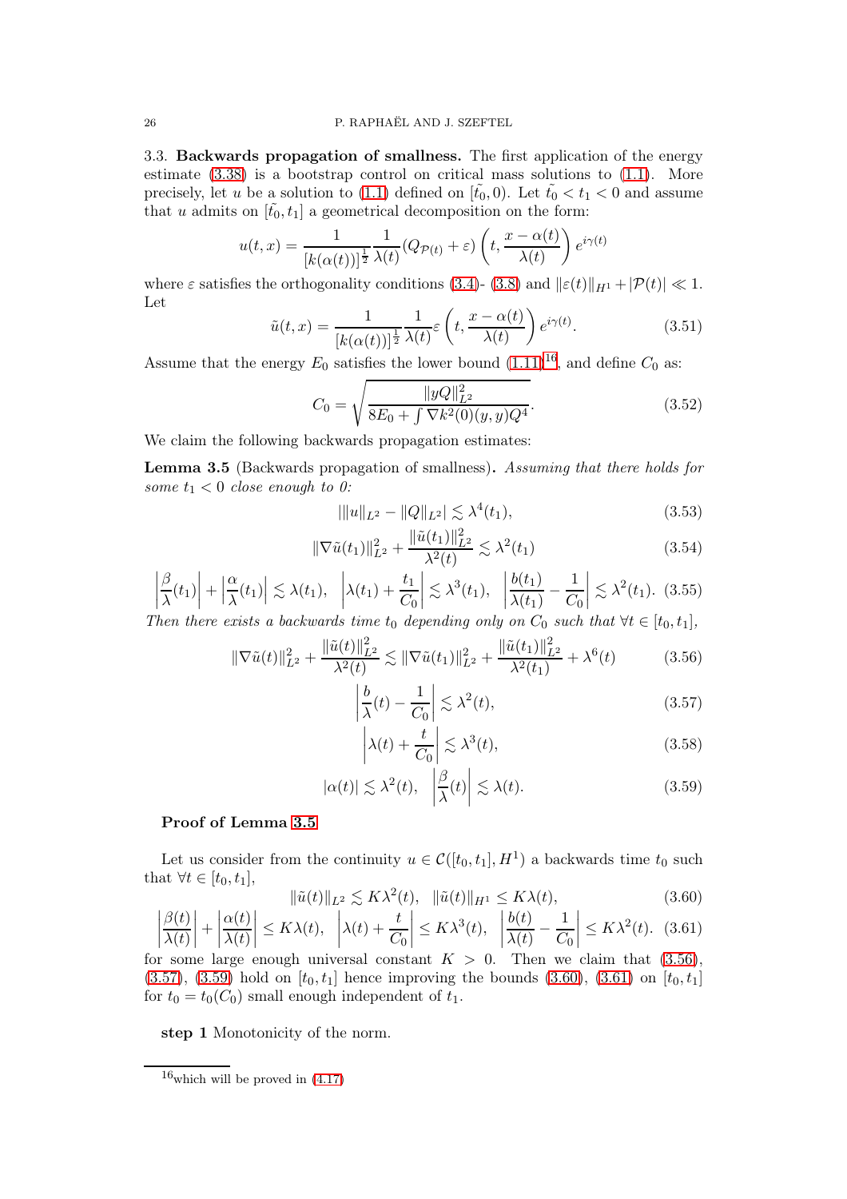### 3.3. Backwards propagation of smallness.

The first application of the energy estimate (3.38) is a bootstrap control on critical mass solutions to (1.1). More precisely, let $u$ be a solution to (1.1) defined on $[\tilde{t_0}, 0)$. Let $\tilde{t_0} < t_1 < 0$ and assume that $u$ admits on $[\tilde{t_0}, t_1]$ a geometrical decomposition on the form:

$$u(t,x) = \frac{1}{[k(\alpha(t))]^{\frac{1}{2}}} \frac{1}{\lambda(t)} (Q_{\mathcal{P}(t)} + \varepsilon)\left(t, \frac{x - \alpha(t)}{\lambda(t)}\right) e^{i\gamma(t)}$$

where $\varepsilon$ satisfies the orthogonality conditions (3.4)- (3.8) and $\|\varepsilon(t)\|_{H^1} + |\mathcal{P}(t)| \ll 1$. Let

$$\tilde{u}(t,x) = \frac{1}{[k(\alpha(t))]^{\frac{1}{2}}} \frac{1}{\lambda(t)} \varepsilon\left(t, \frac{x - \alpha(t)}{\lambda(t)}\right) e^{i\gamma(t)}. \tag{3.51}$$

Assume that the energy $E_0$ satisfies the lower bound (1.11)[16], and define $C_0$ as:

$$C_0 = \sqrt{\frac{\|yQ\|_{L^2}^2}{8E_0 + \int \nabla k^2(0)(y,y)Q^4}}. \tag{3.52}$$

We claim the following backwards propagation estimates:

**Lemma 3.5** (Backwards propagation of smallness). *Assuming that there holds for some $t_1 < 0$ close enough to 0:*

$$|\|u\|_{L^2} - \|Q\|_{L^2}| \lesssim \lambda^4(t_1), \tag{3.53}$$

$$\|\nabla \tilde{u}(t_1)\|_{L^2}^2 + \frac{\|\tilde{u}(t_1)\|_{L^2}^2}{\lambda^2(t)} \lesssim \lambda^2(t_1) \tag{3.54}$$

$$\left|\frac{\beta}{\lambda}(t_1)\right| + \left|\frac{\alpha}{\lambda}(t_1)\right| \lesssim \lambda(t_1), \quad \left|\lambda(t_1) + \frac{t_1}{C_0}\right| \lesssim \lambda^3(t_1), \quad \left|\frac{b(t_1)}{\lambda(t_1)} - \frac{1}{C_0}\right| \lesssim \lambda^2(t_1). \tag{3.55}$$

*Then there exists a backwards time $t_0$ depending only on $C_0$ such that $\forall t \in [t_0, t_1]$,*

$$\|\nabla \tilde{u}(t)\|_{L^2}^2 + \frac{\|\tilde{u}(t)\|_{L^2}^2}{\lambda^2(t)} \lesssim \|\nabla \tilde{u}(t_1)\|_{L^2}^2 + \frac{\|\tilde{u}(t_1)\|_{L^2}^2}{\lambda^2(t_1)} + \lambda^6(t) \tag{3.56}$$

$$\left|\frac{b}{\lambda}(t) - \frac{1}{C_0}\right| \lesssim \lambda^2(t), \tag{3.57}$$

$$\left|\lambda(t) + \frac{t}{C_0}\right| \lesssim \lambda^3(t), \tag{3.58}$$

$$|\alpha(t)| \lesssim \lambda^2(t), \quad \left|\frac{\beta}{\lambda}(t)\right| \lesssim \lambda(t). \tag{3.59}$$

**Proof of Lemma 3.5**

Let us consider from the continuity $u \in \mathcal{C}([t_0, t_1], H^1)$ a backwards time $t_0$ such that $\forall t \in [t_0, t_1]$,

$$\|\tilde{u}(t)\|_{L^2} \lesssim K\lambda^2(t), \quad \|\tilde{u}(t)\|_{H^1} \leq K\lambda(t), \tag{3.60}$$

$$\left|\frac{\beta(t)}{\lambda(t)}\right| + \left|\frac{\alpha(t)}{\lambda(t)}\right| \leq K\lambda(t), \quad \left|\lambda(t) + \frac{t}{C_0}\right| \leq K\lambda^3(t), \quad \left|\frac{b(t)}{\lambda(t)} - \frac{1}{C_0}\right| \leq K\lambda^2(t). \tag{3.61}$$

for some large enough universal constant $K > 0$. Then we claim that (3.56), (3.57), (3.59) hold on $[t_0, t_1]$ hence improving the bounds (3.60), (3.61) on $[t_0, t_1]$ for $t_0 = t_0(C_0)$ small enough independent of $t_1$.

**step 1** Monotonicity of the norm.

[16] which will be proved in (4.17)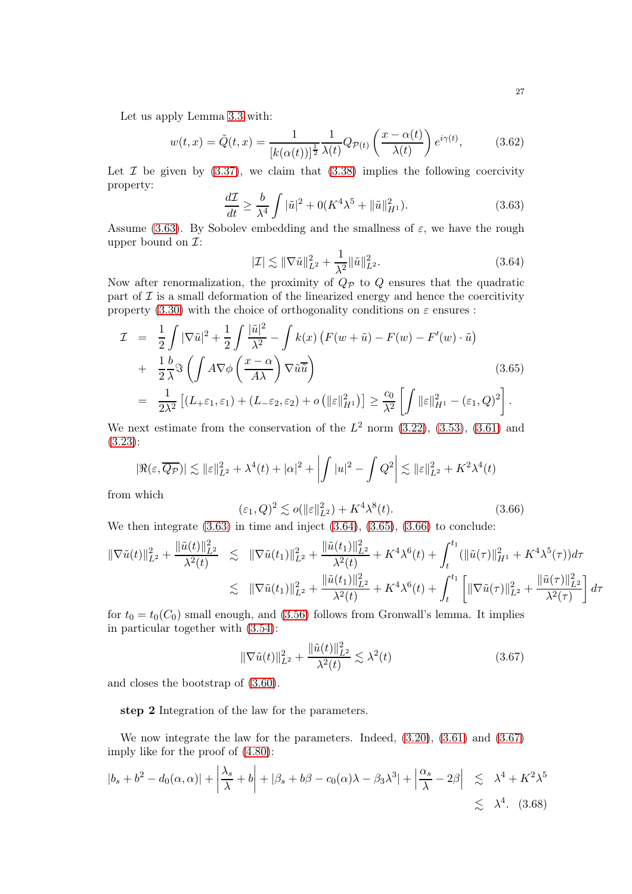Let us apply Lemma 3.3 with:

$$w(t,x) = \tilde{Q}(t,x) = \frac{1}{[k(\alpha(t))]^{\frac{1}{2}}} \frac{1}{\lambda(t)} Q_{\mathcal{P}(t)}\left(\frac{x-\alpha(t)}{\lambda(t)}\right) e^{i\gamma(t)}, \tag{3.62}$$

Let $\mathcal{I}$ be given by (3.37), we claim that (3.38) implies the following coercivity property:

$$\frac{d\mathcal{I}}{dt} \geq \frac{b}{\lambda^4}\int |\tilde{u}|^2 + 0(K^4\lambda^5 + \|\tilde{u}\|_{H^1}^2). \tag{3.63}$$

Assume (3.63). By Sobolev embedding and the smallness of $\varepsilon$, we have the rough upper bound on $\mathcal{I}$:

$$|\mathcal{I}| \lesssim \|\nabla \tilde{u}\|_{L^2}^2 + \frac{1}{\lambda^2}\|\tilde{u}\|_{L^2}^2. \tag{3.64}$$

Now after renormalization, the proximity of $Q_{\mathcal{P}}$ to $Q$ ensures that the quadratic part of $\mathcal{I}$ is a small deformation of the linearized energy and hence the coercitivity property (3.30) with the choice of orthogonality conditions on $\varepsilon$ ensures :

$$\begin{aligned}
\mathcal{I} &= \frac{1}{2}\int |\nabla \tilde{u}|^2 + \frac{1}{2}\int \frac{|\tilde{u}|^2}{\lambda^2} - \int k(x)\left(F(w+\tilde{u}) - F(w) - F'(w)\cdot \tilde{u}\right) \\
&+ \frac{1}{2}\frac{b}{\lambda}\Im\left(\int A\nabla\phi\left(\frac{x-\alpha}{A\lambda}\right)\nabla \tilde{u}\overline{\tilde{u}}\right) \qquad (3.65)\\
&= \frac{1}{2\lambda^2}\left[(L_+\varepsilon_1,\varepsilon_1) + (L_-\varepsilon_2,\varepsilon_2) + o\left(\|\varepsilon\|_{H^1}^2\right)\right] \geq \frac{c_0}{\lambda^2}\left[\int \|\varepsilon\|_{H^1}^2 - (\varepsilon_1, Q)^2\right].
\end{aligned}$$

We next estimate from the conservation of the $L^2$ norm (3.22), (3.53), (3.61) and (3.23):

$$|\Re(\varepsilon, \overline{Q_{\mathcal{P}}})| \lesssim \|\varepsilon\|_{L^2}^2 + \lambda^4(t) + |\alpha|^2 + \left|\int |u|^2 - \int Q^2\right| \lesssim \|\varepsilon\|_{L^2}^2 + K^2\lambda^4(t)$$

from which

$$(\varepsilon_1, Q)^2 \lesssim o(\|\varepsilon\|_{L^2}^2) + K^4\lambda^8(t). \tag{3.66}$$

We then integrate (3.63) in time and inject (3.64), (3.65), (3.66) to conclude:

$$\begin{aligned}
\|\nabla \tilde{u}(t)\|_{L^2}^2 + \frac{\|\tilde{u}(t)\|_{L^2}^2}{\lambda^2(t)} &\lesssim \|\nabla \tilde{u}(t_1)\|_{L^2}^2 + \frac{\|\tilde{u}(t_1)\|_{L^2}^2}{\lambda^2(t)} + K^4\lambda^6(t) + \int_t^{t_1}(\|\tilde{u}(\tau)\|_{H^1}^2 + K^4\lambda^5(\tau))d\tau \\
&\lesssim \|\nabla \tilde{u}(t_1)\|_{L^2}^2 + \frac{\|\tilde{u}(t_1)\|_{L^2}^2}{\lambda^2(t)} + K^4\lambda^6(t) + \int_t^{t_1}\left[\|\nabla \tilde{u}(\tau)\|_{L^2}^2 + \frac{\|\tilde{u}(\tau)\|_{L^2}^2}{\lambda^2(\tau)}\right]d\tau
\end{aligned}$$

for $t_0 = t_0(C_0)$ small enough, and (3.56) follows from Gronwall's lemma. It implies in particular together with (3.54):

$$\|\nabla \tilde{u}(t)\|_{L^2}^2 + \frac{\|\tilde{u}(t)\|_{L^2}^2}{\lambda^2(t)} \lesssim \lambda^2(t) \tag{3.67}$$

and closes the bootstrap of (3.60).

**step 2** Integration of the law for the parameters.

We now integrate the law for the parameters. Indeed, (3.20), (3.61) and (3.67) imply like for the proof of (4.80):

$$\begin{aligned}
|b_s + b^2 - d_0(\alpha,\alpha)| + \left|\frac{\lambda_s}{\lambda} + b\right| + |\beta_s + b\beta - c_0(\alpha)\lambda - \beta_3\lambda^3| + \left|\frac{\alpha_s}{\lambda} - 2\beta\right| &\lesssim \lambda^4 + K^2\lambda^5 \\
&\lesssim \lambda^4. \quad (3.68)
\end{aligned}$$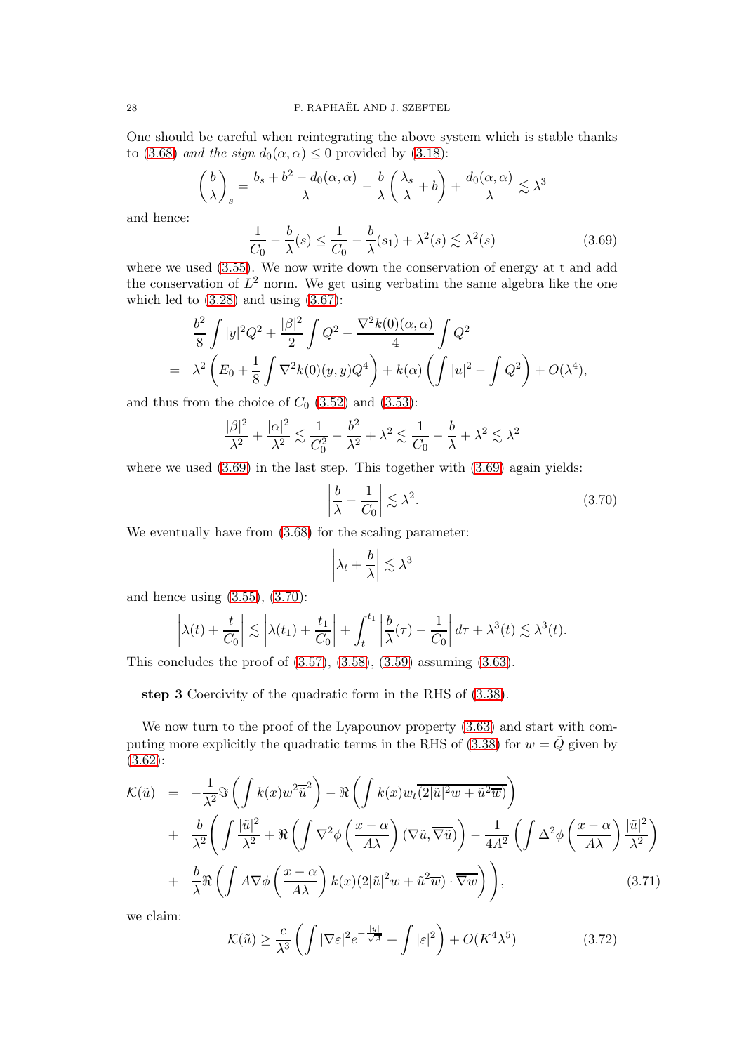One should be careful when reintegrating the above system which is stable thanks to (3.68) *and the sign* $d_0(\alpha,\alpha)\leq 0$ provided by (3.18):

$$\left(\frac{b}{\lambda}\right)_s=\frac{b_s+b^2-d_0(\alpha,\alpha)}{\lambda}-\frac{b}{\lambda}\left(\frac{\lambda_s}{\lambda}+b\right)+\frac{d_0(\alpha,\alpha)}{\lambda}\lesssim \lambda^3$$

and hence:

$$\frac{1}{C_0}-\frac{b}{\lambda}(s)\leq \frac{1}{C_0}-\frac{b}{\lambda}(s_1)+\lambda^2(s)\lesssim \lambda^2(s) \tag{3.69}$$

where we used (3.55). We now write down the conservation of energy at t and add the conservation of $L^2$ norm. We get using verbatim the same algebra like the one which led to (3.28) and using (3.67):

$$\begin{aligned}
&\frac{b^2}{8}\int |y|^2Q^2+\frac{|\beta|^2}{2}\int Q^2-\frac{\nabla^2k(0)(\alpha,\alpha)}{4}\int Q^2\\
=\;& \lambda^2\left(E_0+\frac18\int \nabla^2k(0)(y,y)Q^4\right)+k(\alpha)\left(\int |u|^2-\int Q^2\right)+O(\lambda^4),
\end{aligned}$$

and thus from the choice of $C_0$ (3.52) and (3.53):

$$\frac{|\beta|^2}{\lambda^2}+\frac{|\alpha|^2}{\lambda^2}\lesssim \frac{1}{C_0^2}-\frac{b^2}{\lambda^2}+\lambda^2\lesssim \frac{1}{C_0}-\frac{b}{\lambda}+\lambda^2\lesssim \lambda^2$$

where we used (3.69) in the last step. This together with (3.69) again yields:

$$\left|\frac{b}{\lambda}-\frac{1}{C_0}\right|\lesssim \lambda^2. \tag{3.70}$$

We eventually have from (3.68) for the scaling parameter:

$$\left|\lambda_t+\frac{b}{\lambda}\right|\lesssim \lambda^3$$

and hence using (3.55), (3.70):

$$\left|\lambda(t)+\frac{t}{C_0}\right|\lesssim \left|\lambda(t_1)+\frac{t_1}{C_0}\right|+\int_t^{t_1}\left|\frac{b}{\lambda}(\tau)-\frac{1}{C_0}\right|d\tau+\lambda^3(t)\lesssim \lambda^3(t).$$

This concludes the proof of (3.57), (3.58), (3.59) assuming (3.63).

**step 3** Coercivity of the quadratic form in the RHS of (3.38).

We now turn to the proof of the Lyapounov property (3.63) and start with computing more explicitly the quadratic terms in the RHS of (3.38) for $w=\tilde{Q}$ given by (3.62):

$$\begin{aligned}
\mathcal{K}(\tilde{u}) \;=\;& -\frac{1}{\lambda^2}\Im\left(\int k(x)w^2\overline{\tilde{u}}^2\right)-\Re\left(\int k(x)w_t\overline{(2|\tilde{u}|^2w+\tilde{u}^2\overline{w})}\right)\\
+\;& \frac{b}{\lambda^2}\Bigg(\int\frac{|\tilde{u}|^2}{\lambda^2}+\Re\left(\int \nabla^2\phi\left(\frac{x-\alpha}{A\lambda}\right)(\nabla\tilde{u},\overline{\nabla\tilde{u}})\right)-\frac{1}{4A^2}\left(\int\Delta^2\phi\left(\frac{x-\alpha}{A\lambda}\right)\frac{|\tilde{u}|^2}{\lambda^2}\right)\\
+\;& \frac{b}{\lambda}\Re\left(\int A\nabla\phi\left(\frac{x-\alpha}{A\lambda}\right)k(x)(2|\tilde{u}|^2w+\tilde{u}^2\overline{w})\cdot\overline{\nabla w}\right)\Bigg),
\end{aligned}\tag{3.71}$$

we claim:

$$\mathcal{K}(\tilde{u})\geq \frac{c}{\lambda^3}\left(\int|\nabla\varepsilon|^2e^{-\frac{|y|}{\sqrt{A}}}+\int|\varepsilon|^2\right)+O(K^4\lambda^5) \tag{3.72}$$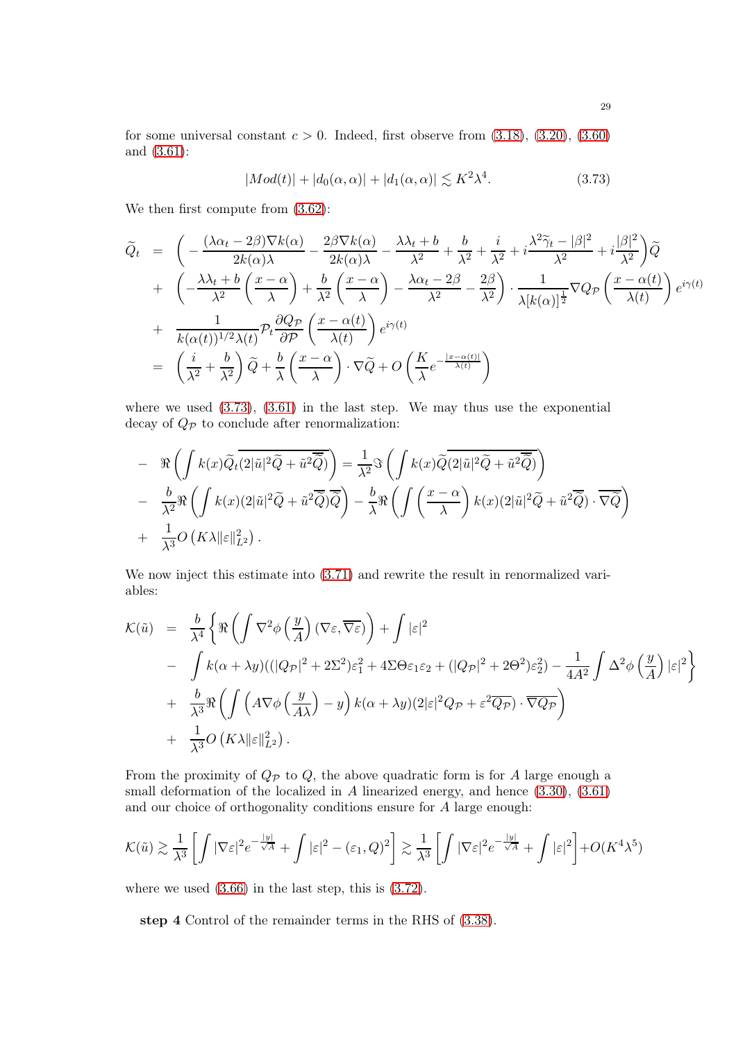for some universal constant $c>0$. Indeed, first observe from (3.18), (3.20), (3.60) and (3.61):

$$|Mod(t)|+|d_0(\alpha,\alpha)|+|d_1(\alpha,\alpha)|\lesssim K^2\lambda^4. \tag{3.73}$$

We then first compute from (3.62):

$$\begin{aligned}
\widetilde{Q}_t &= \left(-\frac{(\lambda\alpha_t-2\beta)\nabla k(\alpha)}{2k(\alpha)\lambda}-\frac{2\beta\nabla k(\alpha)}{2k(\alpha)\lambda}-\frac{\lambda\lambda_t+b}{\lambda^2}+\frac{b}{\lambda^2}+\frac{i}{\lambda^2}+i\frac{\lambda^2\widetilde{\gamma}_t-|\beta|^2}{\lambda^2}+i\frac{|\beta|^2}{\lambda^2}\right)\widetilde{Q}\\
&+ \left(-\frac{\lambda\lambda_t+b}{\lambda^2}\left(\frac{x-\alpha}{\lambda}\right)+\frac{b}{\lambda^2}\left(\frac{x-\alpha}{\lambda}\right)-\frac{\lambda\alpha_t-2\beta}{\lambda^2}-\frac{2\beta}{\lambda^2}\right)\cdot\frac{1}{\lambda[k(\alpha)]^{\frac12}}\nabla Q_{\mathcal{P}}\left(\frac{x-\alpha(t)}{\lambda(t)}\right)e^{i\gamma(t)}\\
&+ \frac{1}{k(\alpha(t))^{1/2}\lambda(t)}\mathcal{P}_t\frac{\partial Q_{\mathcal{P}}}{\partial\mathcal{P}}\left(\frac{x-\alpha(t)}{\lambda(t)}\right)e^{i\gamma(t)}\\
&= \left(\frac{i}{\lambda^2}+\frac{b}{\lambda^2}\right)\widetilde{Q}+\frac{b}{\lambda}\left(\frac{x-\alpha}{\lambda}\right)\cdot\nabla\widetilde{Q}+O\left(\frac{K}{\lambda}e^{-\frac{|x-\alpha(t)|}{\lambda(t)}}\right)
\end{aligned}$$

where we used (3.73), (3.61) in the last step. We may thus use the exponential decay of $Q_{\mathcal{P}}$ to conclude after renormalization:

$$\begin{aligned}
&- \Re\left(\int k(x)\widetilde{Q}_t\overline{(2|\tilde{u}|^2\widetilde{Q}+\tilde{u}^2\overline{\widetilde{Q}})}\right)=\frac{1}{\lambda^2}\Im\left(\int k(x)\widetilde{Q}\overline{(2|\tilde{u}|^2\widetilde{Q}+\tilde{u}^2\overline{\widetilde{Q}})}\right)\\
&- \frac{b}{\lambda^2}\Re\left(\int k(x)(2|\tilde{u}|^2\widetilde{Q}+\tilde{u}^2\overline{\widetilde{Q}})\overline{\widetilde{Q}}\right)-\frac{b}{\lambda}\Re\left(\int\left(\frac{x-\alpha}{\lambda}\right)k(x)(2|\tilde{u}|^2\widetilde{Q}+\tilde{u}^2\overline{\widetilde{Q}})\cdot\overline{\nabla\widetilde{Q}}\right)\\
&+ \frac{1}{\lambda^3}O\left(K\lambda\|\varepsilon\|_{L^2}^2\right).
\end{aligned}$$

We now inject this estimate into (3.71) and rewrite the result in renormalized variables:

$$\begin{aligned}
\mathcal{K}(\tilde{u}) &= \frac{b}{\lambda^4}\left\{\Re\left(\int\nabla^2\phi\left(\frac{y}{A}\right)(\nabla\varepsilon,\overline{\nabla\varepsilon})\right)+\int|\varepsilon|^2\right.\\
&- \left.\int k(\alpha+\lambda y)((|Q_{\mathcal{P}}|^2+2\Sigma^2)\varepsilon_1^2+4\Sigma\Theta\varepsilon_1\varepsilon_2+(|Q_{\mathcal{P}}|^2+2\Theta^2)\varepsilon_2^2)-\frac{1}{4A^2}\int\Delta^2\phi\left(\frac{y}{A}\right)|\varepsilon|^2\right\}\\
&+ \frac{b}{\lambda^3}\Re\left(\int\left(A\nabla\phi\left(\frac{y}{A\lambda}\right)-y\right)k(\alpha+\lambda y)(2|\varepsilon|^2Q_{\mathcal{P}}+\varepsilon^2\overline{Q_{\mathcal{P}}})\cdot\overline{\nabla Q_{\mathcal{P}}}\right)\\
&+ \frac{1}{\lambda^3}O\left(K\lambda\|\varepsilon\|_{L^2}^2\right).
\end{aligned}$$

From the proximity of $Q_{\mathcal{P}}$ to $Q$, the above quadratic form is for $A$ large enough a small deformation of the localized in $A$ linearized energy, and hence (3.30), (3.61) and our choice of orthogonality conditions ensure for $A$ large enough:

$$\mathcal{K}(\tilde{u})\gtrsim\frac{1}{\lambda^3}\left[\int|\nabla\varepsilon|^2e^{-\frac{|y|}{\sqrt{A}}}+\int|\varepsilon|^2-(\varepsilon_1,Q)^2\right]\gtrsim\frac{1}{\lambda^3}\left[\int|\nabla\varepsilon|^2e^{-\frac{|y|}{\sqrt{A}}}+\int|\varepsilon|^2\right]+O(K^4\lambda^5)$$

where we used (3.66) in the last step, this is (3.72).

**step 4** Control of the remainder terms in the RHS of (3.38).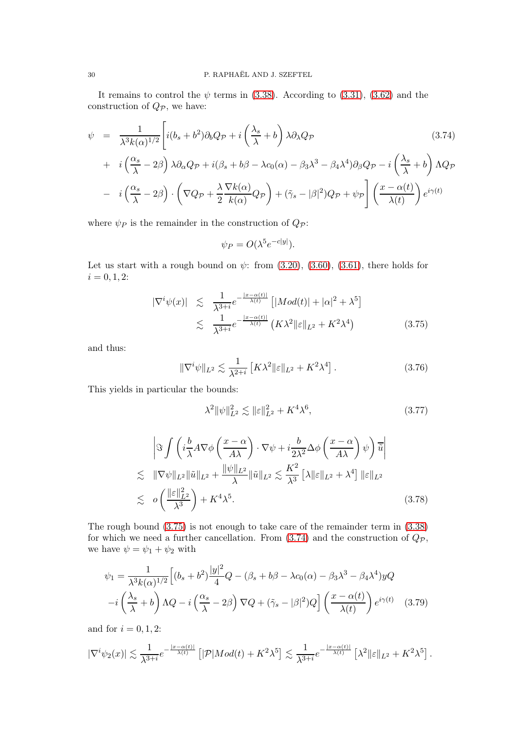It remains to control the $\psi$ terms in (3.38). According to (3.31), (3.62) and the construction of $Q_{\mathcal{P}}$, we have:

$$
\begin{aligned}
\psi \ = \ & \frac{1}{\lambda^3 k(\alpha)^{1/2}}\Bigg[ i(b_s+b^2)\partial_b Q_{\mathcal{P}} + i\left(\frac{\lambda_s}{\lambda}+b\right)\lambda\partial_\lambda Q_{\mathcal{P}} \\
& + \ i\left(\frac{\alpha_s}{\lambda}-2\beta\right)\lambda\partial_\alpha Q_{\mathcal{P}} + i(\beta_s + b\beta - \lambda c_0(\alpha) - \beta_3\lambda^3 - \beta_4\lambda^4)\partial_\beta Q_{\mathcal{P}} - i\left(\frac{\lambda_s}{\lambda}+b\right)\Lambda Q_{\mathcal{P}} \\
& - \ i\left(\frac{\alpha_s}{\lambda}-2\beta\right)\cdot\left(\nabla Q_{\mathcal{P}} + \frac{\lambda}{2}\frac{\nabla k(\alpha)}{k(\alpha)}Q_{\mathcal{P}}\right) + (\tilde{\gamma}_s - |\beta|^2)Q_{\mathcal{P}} + \psi_{\mathcal{P}}\Bigg]\left(\frac{x-\alpha(t)}{\lambda(t)}\right)e^{i\gamma(t)}
\end{aligned}
\tag{3.74}
$$

where $\psi_P$ is the remainder in the construction of $Q_{\mathcal{P}}$:

$$
\psi_P = O(\lambda^5 e^{-c|y|}).
$$

Let us start with a rough bound on $\psi$: from (3.20), (3.60), (3.61), there holds for $i = 0, 1, 2$:

$$
\begin{aligned}
|\nabla^i \psi(x)| \ & \lesssim \ \frac{1}{\lambda^{3+i}} e^{-\frac{|x-\alpha(t)|}{\lambda(t)}}\left[|Mod(t)| + |\alpha|^2 + \lambda^5\right] \\
& \lesssim \ \frac{1}{\lambda^{3+i}} e^{-\frac{|x-\alpha(t)|}{\lambda(t)}}\left(K\lambda^2\|\varepsilon\|_{L^2} + K^2\lambda^4\right)
\end{aligned}
\tag{3.75}
$$

and thus:

$$
\|\nabla^i\psi\|_{L^2} \lesssim \frac{1}{\lambda^{2+i}}\left[K\lambda^2\|\varepsilon\|_{L^2} + K^2\lambda^4\right]. \tag{3.76}
$$

This yields in particular the bounds:

$$
\lambda^2\|\psi\|^2_{L^2} \lesssim \|\varepsilon\|^2_{L^2} + K^4\lambda^6, \tag{3.77}
$$

$$
\begin{aligned}
& \left|\Im\int\left(i\frac{b}{\lambda}A\nabla\phi\left(\frac{x-\alpha}{A\lambda}\right)\cdot\nabla\psi + i\frac{b}{2\lambda^2}\Delta\phi\left(\frac{x-\alpha}{A\lambda}\right)\psi\right)\overline{\tilde{u}}\right| \\
\lesssim \ & \|\nabla\psi\|_{L^2}\|\tilde{u}\|_{L^2} + \frac{\|\psi\|_{L^2}}{\lambda}\|\tilde{u}\|_{L^2} \lesssim \frac{K^2}{\lambda^3}\left[\lambda\|\varepsilon\|_{L^2} + \lambda^4\right]\|\varepsilon\|_{L^2} \\
\lesssim \ & o\left(\frac{\|\varepsilon\|^2_{L^2}}{\lambda^3}\right) + K^4\lambda^5.
\end{aligned}
\tag{3.78}
$$

The rough bound (3.75) is not enough to take care of the remainder term in (3.38) for which we need a further cancellation. From (3.74) and the construction of $Q_{\mathcal{P}}$, we have $\psi = \psi_1 + \psi_2$ with

$$
\begin{aligned}
\psi_1 = & \frac{1}{\lambda^3 k(\alpha)^{1/2}}\Big[(b_s+b^2)\frac{|y|^2}{4}Q - (\beta_s + b\beta - \lambda c_0(\alpha) - \beta_3\lambda^3 - \beta_4\lambda^4)yQ \\
& - i\left(\frac{\lambda_s}{\lambda}+b\right)\Lambda Q - i\left(\frac{\alpha_s}{\lambda}-2\beta\right)\nabla Q + (\tilde{\gamma}_s - |\beta|^2)Q\Big]\left(\frac{x-\alpha(t)}{\lambda(t)}\right)e^{i\gamma(t)}
\end{aligned}
\tag{3.79}
$$

and for $i = 0, 1, 2$:

$$
|\nabla^i\psi_2(x)| \lesssim \frac{1}{\lambda^{3+i}} e^{-\frac{|x-\alpha(t)|}{\lambda(t)}}\left[|\mathcal{P}|Mod(t) + K^2\lambda^5\right] \lesssim \frac{1}{\lambda^{3+i}} e^{-\frac{|x-\alpha(t)|}{\lambda(t)}}\left[\lambda^2\|\varepsilon\|_{L^2} + K^2\lambda^5\right].
$$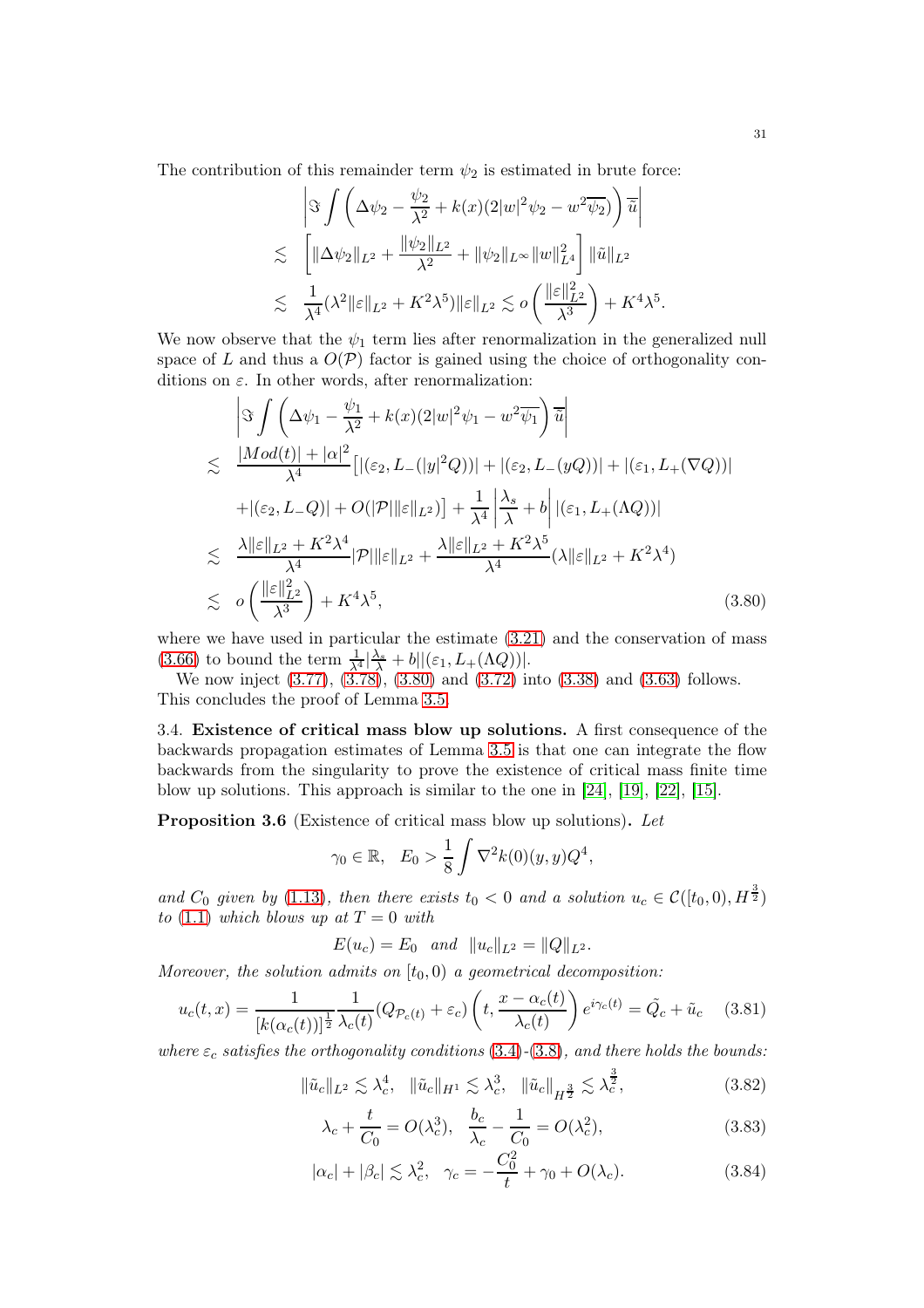The contribution of this remainder term $\psi_2$ is estimated in brute force:

$$
\begin{aligned}
& \left|\Im \int \left(\Delta\psi_2 - \frac{\psi_2}{\lambda^2} + k(x)(2|w|^2\psi_2 - w^2\overline{\psi_2})\right)\overline{\tilde{u}}\right| \\
\lesssim & \left[\|\Delta\psi_2\|_{L^2} + \frac{\|\psi_2\|_{L^2}}{\lambda^2} + \|\psi_2\|_{L^\infty}\|w\|_{L^4}^2\right]\|\tilde{u}\|_{L^2} \\
\lesssim & \frac{1}{\lambda^4}(\lambda^2\|\varepsilon\|_{L^2} + K^2\lambda^5)\|\varepsilon\|_{L^2} \lesssim o\left(\frac{\|\varepsilon\|_{L^2}^2}{\lambda^3}\right) + K^4\lambda^5.
\end{aligned}
$$

We now observe that the $\psi_1$ term lies after renormalization in the generalized null space of $L$ and thus a $O(\mathcal{P})$ factor is gained using the choice of orthogonality conditions on $\varepsilon$. In other words, after renormalization:

$$
\begin{aligned}
& \left|\Im \int \left(\Delta\psi_1 - \frac{\psi_1}{\lambda^2} + k(x)(2|w|^2\psi_1 - w^2\overline{\psi_1}\right)\overline{\tilde{u}}\right| \\
\lesssim & \frac{|Mod(t)| + |\alpha|^2}{\lambda^4}\big[|(\varepsilon_2, L_-(|y|^2Q))| + |(\varepsilon_2, L_-(yQ))| + |(\varepsilon_1, L_+(\nabla Q))| \\
& + |(\varepsilon_2, L_-Q)| + O(|\mathcal{P}|\|\varepsilon\|_{L^2})\big] + \frac{1}{\lambda^4}\left|\frac{\lambda_s}{\lambda} + b\right||(\varepsilon_1, L_+(\Lambda Q))| \\
\lesssim & \frac{\lambda\|\varepsilon\|_{L^2} + K^2\lambda^4}{\lambda^4}|\mathcal{P}|\|\varepsilon\|_{L^2} + \frac{\lambda\|\varepsilon\|_{L^2} + K^2\lambda^5}{\lambda^4}(\lambda\|\varepsilon\|_{L^2} + K^2\lambda^4) \\
\lesssim & o\left(\frac{\|\varepsilon\|_{L^2}^2}{\lambda^3}\right) + K^4\lambda^5, \qquad (3.80)
\end{aligned}
$$

where we have used in particular the estimate (3.21) and the conservation of mass (3.66) to bound the term $\frac{1}{\lambda^4}|\frac{\lambda_s}{\lambda} + b||(\varepsilon_1, L_+(\Lambda Q))|$.

We now inject (3.77), (3.78), (3.80) and (3.72) into (3.38) and (3.63) follows. This concludes the proof of Lemma 3.5.

3.4. **Existence of critical mass blow up solutions.** A first consequence of the backwards propagation estimates of Lemma 3.5 is that one can integrate the flow backwards from the singularity to prove the existence of critical mass finite time blow up solutions. This approach is similar to the one in [24], [19], [22], [15].

**Proposition 3.6** (Existence of critical mass blow up solutions)**.** *Let*

$$
\gamma_0 \in \mathbb{R}, \quad E_0 > \frac{1}{8}\int \nabla^2 k(0)(y,y)Q^4,
$$

*and $C_0$ given by (1.13), then there exists $t_0 < 0$ and a solution $u_c \in \mathcal{C}([t_0, 0), H^{\frac{3}{2}})$ to (1.1) which blows up at $T = 0$ with*

$$
E(u_c) = E_0 \quad \textit{and} \quad \|u_c\|_{L^2} = \|Q\|_{L^2}.
$$

*Moreover, the solution admits on $[t_0, 0)$ a geometrical decomposition:*

$$
u_c(t,x) = \frac{1}{[k(\alpha_c(t))]^{\frac{1}{2}}}\frac{1}{\lambda_c(t)}(Q_{\mathcal{P}_c(t)} + \varepsilon_c)\left(t, \frac{x - \alpha_c(t)}{\lambda_c(t)}\right)e^{i\gamma_c(t)} = \tilde{Q}_c + \tilde{u}_c \qquad (3.81)
$$

*where $\varepsilon_c$ satisfies the orthogonality conditions (3.4)-(3.8), and there holds the bounds:*

$$
\|\tilde{u}_c\|_{L^2} \lesssim \lambda_c^4, \quad \|\tilde{u}_c\|_{H^1} \lesssim \lambda_c^3, \quad \|\tilde{u}_c\|_{H^{\frac{3}{2}}} \lesssim \lambda_c^{\frac{3}{2}}, \qquad (3.82)
$$

$$
\lambda_c + \frac{t}{C_0} = O(\lambda_c^3), \quad \frac{b_c}{\lambda_c} - \frac{1}{C_0} = O(\lambda_c^2), \qquad (3.83)
$$

$$
|\alpha_c| + |\beta_c| \lesssim \lambda_c^2, \quad \gamma_c = -\frac{C_0^2}{t} + \gamma_0 + O(\lambda_c). \qquad (3.84)
$$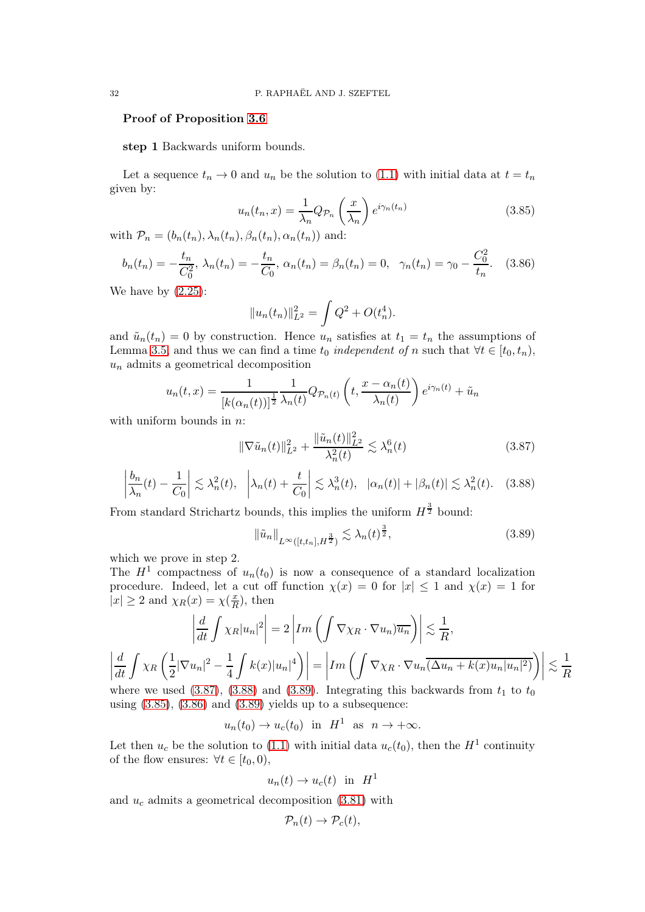**Proof of Proposition 3.6**

**step 1** Backwards uniform bounds.

Let a sequence $t_n \to 0$ and $u_n$ be the solution to (1.1) with initial data at $t = t_n$ given by:

$$u_n(t_n, x) = \frac{1}{\lambda_n} Q_{\mathcal{P}_n}\left(\frac{x}{\lambda_n}\right) e^{i\gamma_n(t_n)} \tag{3.85}$$

with $\mathcal{P}_n = (b_n(t_n), \lambda_n(t_n), \beta_n(t_n), \alpha_n(t_n))$ and:

$$b_n(t_n) = -\frac{t_n}{C_0^2},\ \lambda_n(t_n) = -\frac{t_n}{C_0},\ \alpha_n(t_n) = \beta_n(t_n) = 0,\quad \gamma_n(t_n) = \gamma_0 - \frac{C_0^2}{t_n}. \tag{3.86}$$

We have by (2.25):

$$\|u_n(t_n)\|_{L^2}^2 = \int Q^2 + O(t_n^4).$$

and $\tilde{u}_n(t_n) = 0$ by construction. Hence $u_n$ satisfies at $t_1 = t_n$ the assumptions of Lemma 3.5 and thus we can find a time $t_0$ *independent of* $n$ such that $\forall t \in [t_0, t_n)$, $u_n$ admits a geometrical decomposition

$$u_n(t,x) = \frac{1}{[k(\alpha_n(t))]^{\frac{1}{2}}} \frac{1}{\lambda_n(t)} Q_{\mathcal{P}_n(t)}\left(t, \frac{x - \alpha_n(t)}{\lambda_n(t)}\right) e^{i\gamma_n(t)} + \tilde{u}_n$$

with uniform bounds in $n$:

$$\|\nabla \tilde{u}_n(t)\|_{L^2}^2 + \frac{\|\tilde{u}_n(t)\|_{L^2}^2}{\lambda_n^2(t)} \lesssim \lambda_n^6(t) \tag{3.87}$$

$$\left|\frac{b_n}{\lambda_n}(t) - \frac{1}{C_0}\right| \lesssim \lambda_n^2(t),\quad \left|\lambda_n(t) + \frac{t}{C_0}\right| \lesssim \lambda_n^3(t),\quad |\alpha_n(t)| + |\beta_n(t)| \lesssim \lambda_n^2(t). \tag{3.88}$$

From standard Strichartz bounds, this implies the uniform $H^{\frac{3}{2}}$ bound:

$$\|\tilde{u}_n\|_{L^\infty([t,t_n], H^{\frac{3}{2}})} \lesssim \lambda_n(t)^{\frac{3}{2}}, \tag{3.89}$$

which we prove in step 2.
The $H^1$ compactness of $u_n(t_0)$ is now a consequence of a standard localization procedure. Indeed, let a cut off function $\chi(x) = 0$ for $|x| \leq 1$ and $\chi(x) = 1$ for $|x| \geq 2$ and $\chi_R(x) = \chi(\frac{x}{R})$, then

$$\left|\frac{d}{dt}\int \chi_R |u_n|^2\right| = 2\left|Im\left(\int \nabla\chi_R \cdot \nabla u_n)\overline{u_n}\right)\right| \lesssim \frac{1}{R},$$

$$\left|\frac{d}{dt}\int \chi_R\left(\frac{1}{2}|\nabla u_n|^2 - \frac{1}{4}\int k(x)|u_n|^4\right)\right| = \left|Im\left(\int \nabla\chi_R \cdot \nabla u_n \overline{(\Delta u_n + k(x) u_n |u_n|^2)}\right)\right| \lesssim \frac{1}{R}$$

where we used (3.87), (3.88) and (3.89). Integrating this backwards from $t_1$ to $t_0$ using (3.85), (3.86) and (3.89) yields up to a subsequence:

$$u_n(t_0) \to u_c(t_0) \ \text{ in } \ H^1 \ \text{ as } \ n \to +\infty.$$

Let then $u_c$ be the solution to (1.1) with initial data $u_c(t_0)$, then the $H^1$ continuity of the flow ensures: $\forall t \in [t_0, 0)$,

$$u_n(t) \to u_c(t) \ \text{ in } \ H^1$$

and $u_c$ admits a geometrical decomposition (3.81) with

$$\mathcal{P}_n(t) \to \mathcal{P}_c(t),$$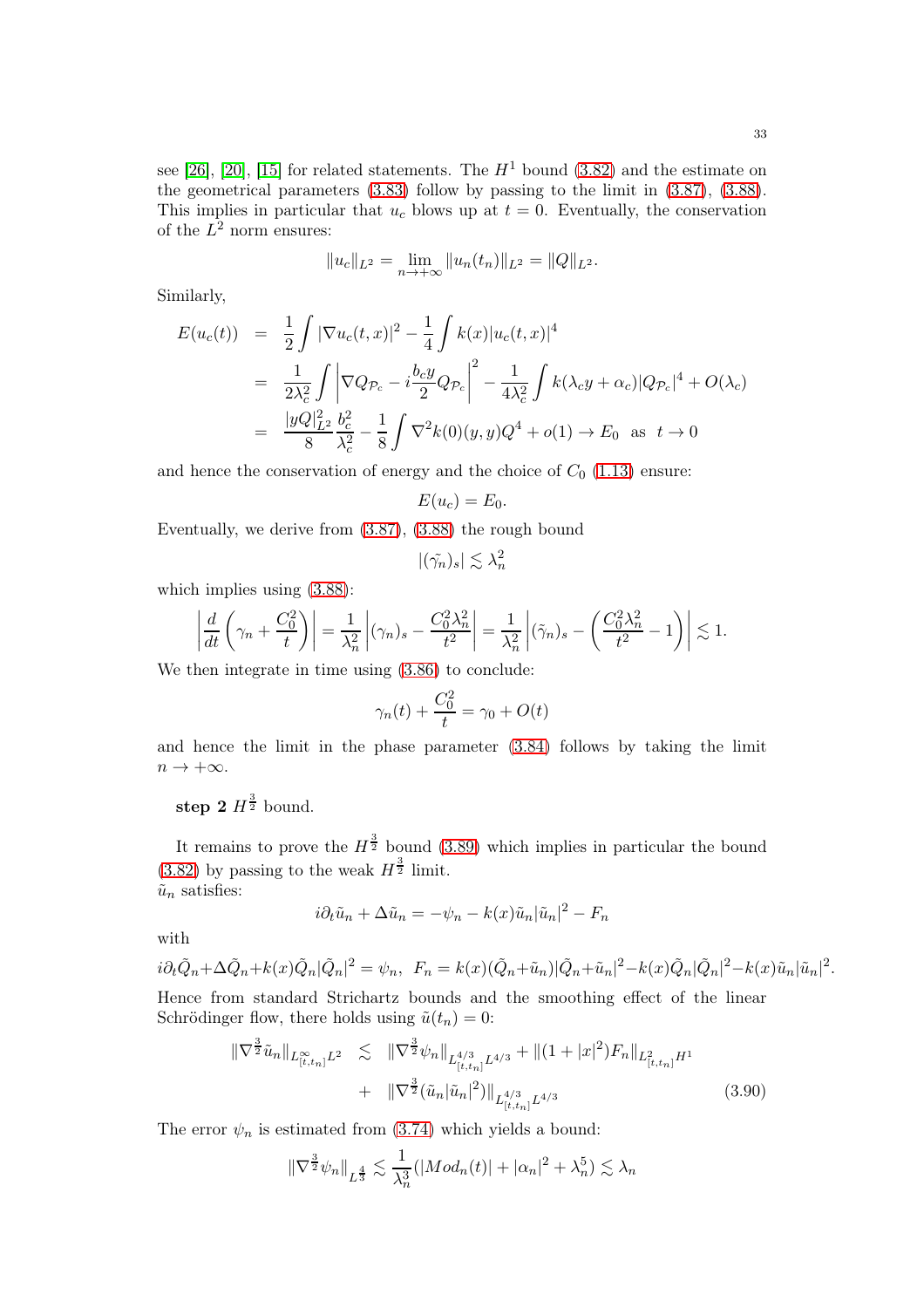see [26], [20], [15] for related statements. The $H^1$ bound (3.82) and the estimate on the geometrical parameters (3.83) follow by passing to the limit in (3.87), (3.88). This implies in particular that $u_c$ blows up at $t=0$. Eventually, the conservation of the $L^2$ norm ensures:

$$\|u_c\|_{L^2} = \lim_{n\to+\infty}\|u_n(t_n)\|_{L^2} = \|Q\|_{L^2}.$$

Similarly,

$$\begin{aligned}
E(u_c(t)) &= \frac{1}{2}\int|\nabla u_c(t,x)|^2 - \frac{1}{4}\int k(x)|u_c(t,x)|^4\\
&= \frac{1}{2\lambda_c^2}\int\left|\nabla Q_{\mathcal{P}_c} - i\frac{b_c y}{2}Q_{\mathcal{P}_c}\right|^2 - \frac{1}{4\lambda_c^2}\int k(\lambda_c y+\alpha_c)|Q_{\mathcal{P}_c}|^4 + O(\lambda_c)\\
&= \frac{|yQ|_{L^2}^2}{8}\frac{b_c^2}{\lambda_c^2} - \frac{1}{8}\int\nabla^2 k(0)(y,y)Q^4 + o(1)\to E_0 \ \text{ as } \ t\to 0
\end{aligned}$$

and hence the conservation of energy and the choice of $C_0$ (1.13) ensure:

$$E(u_c) = E_0.$$

Eventually, we derive from (3.87), (3.88) the rough bound

$$|(\tilde{\gamma_n})_s|\lesssim\lambda_n^2$$

which implies using (3.88):

$$\left|\frac{d}{dt}\left(\gamma_n+\frac{C_0^2}{t}\right)\right| = \frac{1}{\lambda_n^2}\left|(\gamma_n)_s - \frac{C_0^2\lambda_n^2}{t^2}\right| = \frac{1}{\lambda_n^2}\left|(\tilde{\gamma}_n)_s - \left(\frac{C_0^2\lambda_n^2}{t^2}-1\right)\right|\lesssim 1.$$

We then integrate in time using (3.86) to conclude:

$$\gamma_n(t)+\frac{C_0^2}{t} = \gamma_0 + O(t)$$

and hence the limit in the phase parameter (3.84) follows by taking the limit $n\to+\infty$.

**step 2** $H^{\frac{3}{2}}$ bound.

It remains to prove the $H^{\frac{3}{2}}$ bound (3.89) which implies in particular the bound (3.82) by passing to the weak $H^{\frac{3}{2}}$ limit.
$\tilde{u}_n$ satisfies:

$$i\partial_t\tilde{u}_n + \Delta\tilde{u}_n = -\psi_n - k(x)\tilde{u}_n|\tilde{u}_n|^2 - F_n$$

with

$$i\partial_t\tilde{Q}_n+\Delta\tilde{Q}_n+k(x)\tilde{Q}_n|\tilde{Q}_n|^2 = \psi_n, \ \ F_n = k(x)(\tilde{Q}_n+\tilde{u}_n)|\tilde{Q}_n+\tilde{u}_n|^2 - k(x)\tilde{Q}_n|\tilde{Q}_n|^2 - k(x)\tilde{u}_n|\tilde{u}_n|^2.$$

Hence from standard Strichartz bounds and the smoothing effect of the linear Schrödinger flow, there holds using $\tilde{u}(t_n)=0$:

$$\begin{aligned}
\|\nabla^{\frac{3}{2}}\tilde{u}_n\|_{L^\infty_{[t,t_n]}L^2} &\lesssim \|\nabla^{\frac{3}{2}}\psi_n\|_{L^{4/3}_{[t,t_n]}L^{4/3}} + \|(1+|x|^2)F_n\|_{L^2_{[t,t_n]}H^1}\\
&+ \|\nabla^{\frac{3}{2}}(\tilde{u}_n|\tilde{u}_n|^2)\|_{L^{4/3}_{[t,t_n]}L^{4/3}}
\end{aligned}\tag{3.90}$$

The error $\psi_n$ is estimated from (3.74) which yields a bound:

$$\|\nabla^{\frac{3}{2}}\psi_n\|_{L^{\frac{4}{3}}}\lesssim\frac{1}{\lambda_n^3}(|Mod_n(t)|+|\alpha_n|^2+\lambda_n^5)\lesssim\lambda_n$$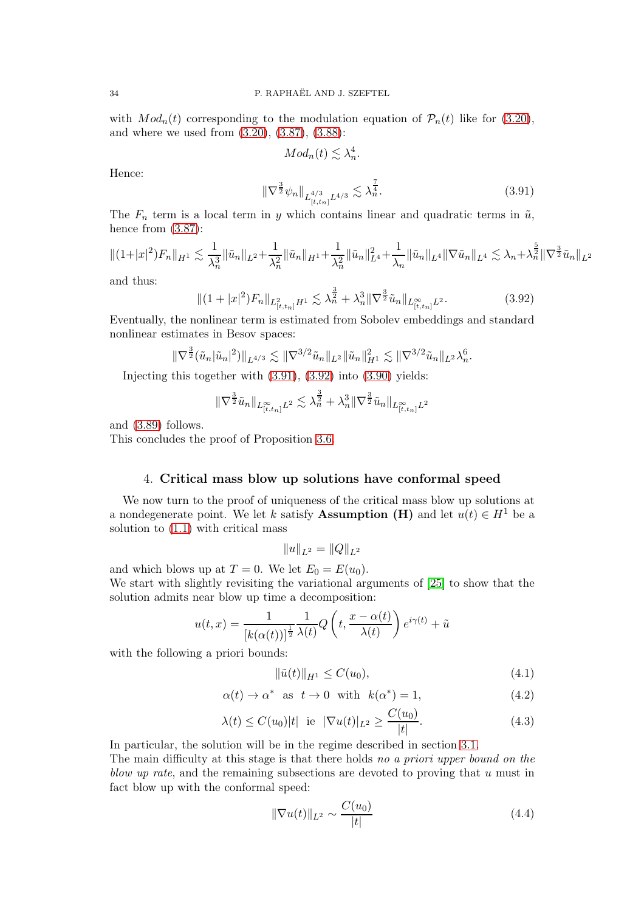with $Mod_n(t)$ corresponding to the modulation equation of $\mathcal{P}_n(t)$ like for (3.20), and where we used from (3.20), (3.87), (3.88):

$$Mod_n(t) \lesssim \lambda_n^4.$$

Hence:

$$\|\nabla^{\frac{3}{2}}\psi_n\|_{L^{4/3}_{[t,t_n]}L^{4/3}} \lesssim \lambda_n^{\frac{7}{4}}. \tag{3.91}$$

The $F_n$ term is a local term in $y$ which contains linear and quadratic terms in $\tilde{u}$, hence from (3.87):

$$\|(1+|x|^2)F_n\|_{H^1} \lesssim \frac{1}{\lambda_n^3}\|\tilde{u}_n\|_{L^2}+\frac{1}{\lambda_n^2}\|\tilde{u}_n\|_{H^1}+\frac{1}{\lambda_n^2}\|\tilde{u}_n\|^2_{L^4}+\frac{1}{\lambda_n}\|\tilde{u}_n\|_{L^4}\|\nabla\tilde{u}_n\|_{L^4} \lesssim \lambda_n+\lambda_n^{\frac{5}{2}}\|\nabla^{\frac{3}{2}}\tilde{u}_n\|_{L^2}$$

and thus:

$$\|(1+|x|^2)F_n\|_{L^2_{[t,t_n]}H^1} \lesssim \lambda_n^{\frac{3}{2}} + \lambda_n^3\|\nabla^{\frac{3}{2}}\tilde{u}_n\|_{L^\infty_{[t,t_n]}L^2}. \tag{3.92}$$

Eventually, the nonlinear term is estimated from Sobolev embeddings and standard nonlinear estimates in Besov spaces:

$$\|\nabla^{\frac{3}{2}}(\tilde{u}_n|\tilde{u}_n|^2)\|_{L^{4/3}} \lesssim \|\nabla^{3/2}\tilde{u}_n\|_{L^2}\|\tilde{u}_n\|^2_{H^1} \lesssim \|\nabla^{3/2}\tilde{u}_n\|_{L^2}\lambda_n^6.$$

Injecting this together with (3.91), (3.92) into (3.90) yields:

$$\|\nabla^{\frac{3}{2}}\tilde{u}_n\|_{L^\infty_{[t,t_n]}L^2} \lesssim \lambda_n^{\frac{3}{2}} + \lambda_n^3\|\nabla^{\frac{3}{2}}\tilde{u}_n\|_{L^\infty_{[t,t_n]}L^2}$$

and (3.89) follows.
This concludes the proof of Proposition 3.6.

## 4. Critical mass blow up solutions have conformal speed

We now turn to the proof of uniqueness of the critical mass blow up solutions at a nondegenerate point. We let $k$ satisfy **Assumption (H)** and let $u(t) \in H^1$ be a solution to (1.1) with critical mass

$$\|u\|_{L^2} = \|Q\|_{L^2}$$

and which blows up at $T = 0$. We let $E_0 = E(u_0)$.
We start with slightly revisiting the variational arguments of [25] to show that the solution admits near blow up time a decomposition:

$$u(t,x) = \frac{1}{[k(\alpha(t))]^{\frac{1}{2}}}\frac{1}{\lambda(t)}Q\left(t, \frac{x-\alpha(t)}{\lambda(t)}\right)e^{i\gamma(t)} + \tilde{u}$$

with the following a priori bounds:

$$\|\tilde{u}(t)\|_{H^1} \leq C(u_0), \tag{4.1}$$

$$\alpha(t) \to \alpha^* \text{ as } t \to 0 \text{ with } k(\alpha^*) = 1, \tag{4.2}$$

$$\lambda(t) \leq C(u_0)|t| \text{ ie } |\nabla u(t)|_{L^2} \geq \frac{C(u_0)}{|t|}. \tag{4.3}$$

In particular, the solution will be in the regime described in section 3.1.
The main difficulty at this stage is that there holds *no a priori upper bound on the blow up rate*, and the remaining subsections are devoted to proving that $u$ must in fact blow up with the conformal speed:

$$\|\nabla u(t)\|_{L^2} \sim \frac{C(u_0)}{|t|} \tag{4.4}$$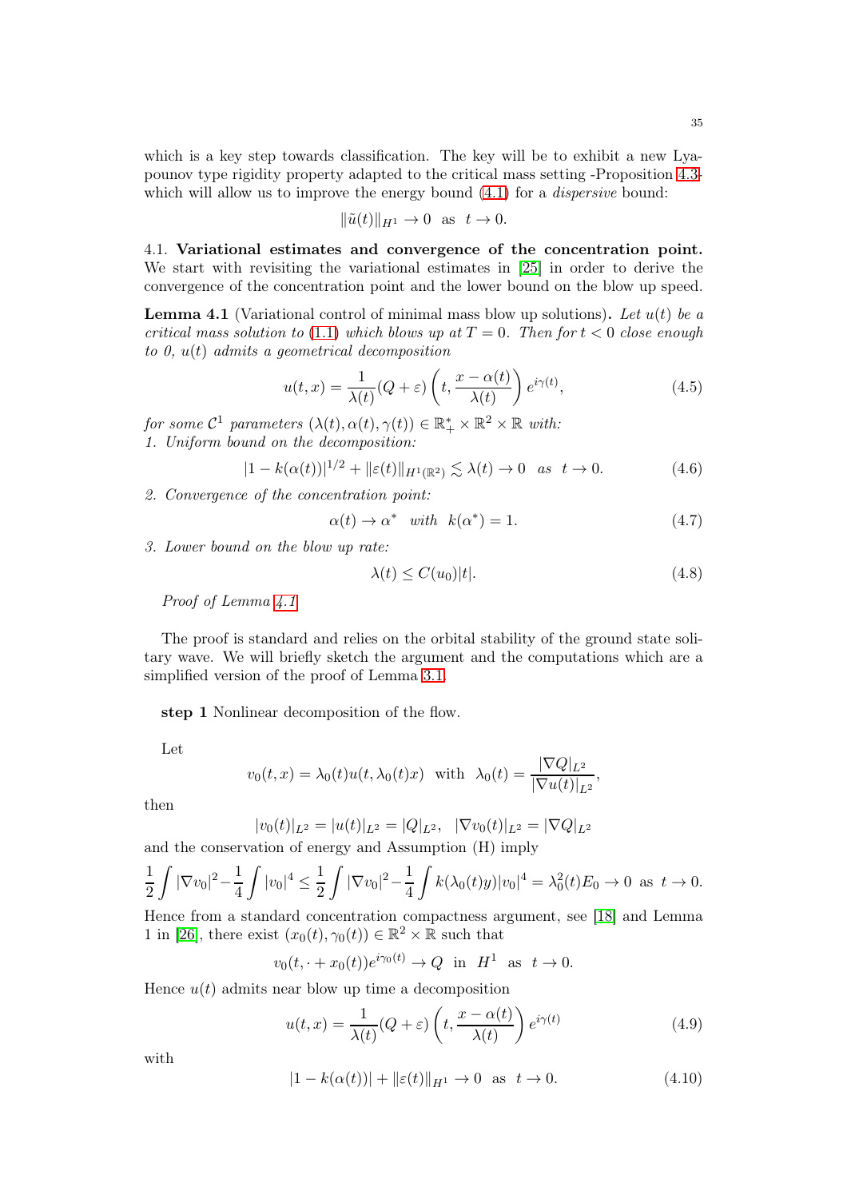which is a key step towards classification. The key will be to exhibit a new Lyapounov type rigidity property adapted to the critical mass setting -Proposition 4.3- which will allow us to improve the energy bound (4.1) for a *dispersive* bound:

$$\|\tilde{u}(t)\|_{H^1} \to 0 \quad \text{as} \quad t \to 0.$$

4.1. **Variational estimates and convergence of the concentration point.** We start with revisiting the variational estimates in [25] in order to derive the convergence of the concentration point and the lower bound on the blow up speed.

**Lemma 4.1** (Variational control of minimal mass blow up solutions)**.** *Let $u(t)$ be a critical mass solution to (1.1) which blows up at $T = 0$. Then for $t < 0$ close enough to 0, $u(t)$ admits a geometrical decomposition*

$$u(t,x) = \frac{1}{\lambda(t)}(Q + \varepsilon)\left(t, \frac{x - \alpha(t)}{\lambda(t)}\right) e^{i\gamma(t)}, \tag{4.5}$$

*for some $\mathcal{C}^1$ parameters $(\lambda(t), \alpha(t), \gamma(t)) \in \mathbb{R}_+^* \times \mathbb{R}^2 \times \mathbb{R}$ with:*
*1. Uniform bound on the decomposition:*

$$|1 - k(\alpha(t))|^{1/2} + \|\varepsilon(t)\|_{H^1(\mathbb{R}^2)} \lesssim \lambda(t) \to 0 \quad \text{as} \quad t \to 0. \tag{4.6}$$

*2. Convergence of the concentration point:*

$$\alpha(t) \to \alpha^* \quad \text{with} \quad k(\alpha^*) = 1. \tag{4.7}$$

*3. Lower bound on the blow up rate:*

$$\lambda(t) \leq C(u_0)|t|. \tag{4.8}$$

*Proof of Lemma 4.1*

The proof is standard and relies on the orbital stability of the ground state solitary wave. We will briefly sketch the argument and the computations which are a simplified version of the proof of Lemma 3.1.

**step 1** Nonlinear decomposition of the flow.

Let

$$v_0(t,x) = \lambda_0(t) u(t, \lambda_0(t)x) \quad \text{with} \quad \lambda_0(t) = \frac{|\nabla Q|_{L^2}}{|\nabla u(t)|_{L^2}},$$

then

$$|v_0(t)|_{L^2} = |u(t)|_{L^2} = |Q|_{L^2}, \quad |\nabla v_0(t)|_{L^2} = |\nabla Q|_{L^2}$$

and the conservation of energy and Assumption (H) imply

$$\frac{1}{2}\int |\nabla v_0|^2 - \frac{1}{4}\int |v_0|^4 \leq \frac{1}{2}\int |\nabla v_0|^2 - \frac{1}{4}\int k(\lambda_0(t)y)|v_0|^4 = \lambda_0^2(t) E_0 \to 0 \quad \text{as} \quad t \to 0.$$

Hence from a standard concentration compactness argument, see [18] and Lemma 1 in [26], there exist $(x_0(t), \gamma_0(t)) \in \mathbb{R}^2 \times \mathbb{R}$ such that

$$v_0(t, \cdot + x_0(t)) e^{i\gamma_0(t)} \to Q \quad \text{in} \quad H^1 \quad \text{as} \quad t \to 0.$$

Hence $u(t)$ admits near blow up time a decomposition

$$u(t,x) = \frac{1}{\lambda(t)}(Q + \varepsilon)\left(t, \frac{x - \alpha(t)}{\lambda(t)}\right) e^{i\gamma(t)} \tag{4.9}$$

with

$$|1 - k(\alpha(t))| + \|\varepsilon(t)\|_{H^1} \to 0 \quad \text{as} \quad t \to 0. \tag{4.10}$$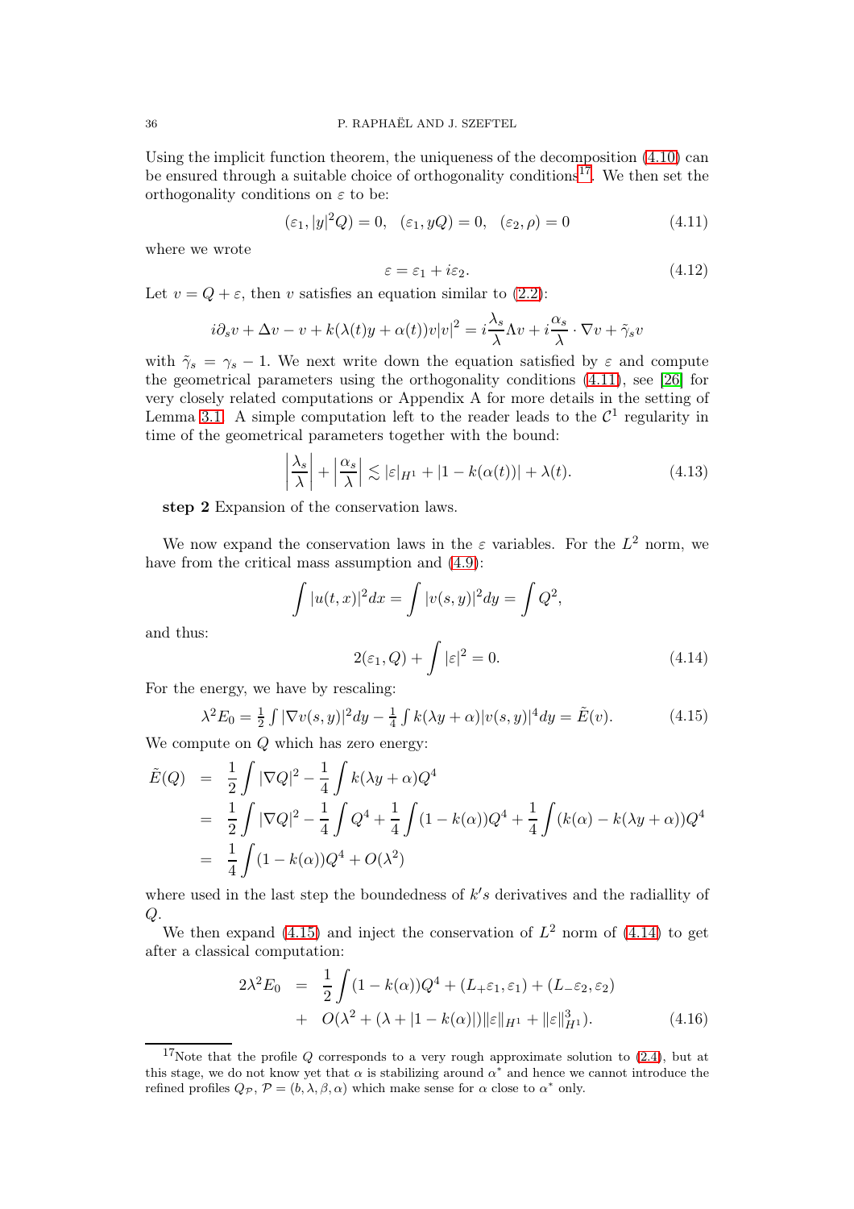Using the implicit function theorem, the uniqueness of the decomposition (4.10) can be ensured through a suitable choice of orthogonality conditions[17]. We then set the orthogonality conditions on $\varepsilon$ to be:

$$(\varepsilon_1, |y|^2 Q) = 0, \quad (\varepsilon_1, yQ) = 0, \quad (\varepsilon_2, \rho) = 0 \tag{4.11}$$

where we wrote

$$\varepsilon = \varepsilon_1 + i\varepsilon_2. \tag{4.12}$$

Let $v = Q + \varepsilon$, then $v$ satisfies an equation similar to (2.2):

$$i\partial_s v + \Delta v - v + k(\lambda(t)y + \alpha(t))v|v|^2 = i\frac{\lambda_s}{\lambda}\Lambda v + i\frac{\alpha_s}{\lambda}\cdot\nabla v + \tilde{\gamma}_s v$$

with $\tilde{\gamma}_s = \gamma_s - 1$. We next write down the equation satisfied by $\varepsilon$ and compute the geometrical parameters using the orthogonality conditions (4.11), see [26] for very closely related computations or Appendix A for more details in the setting of Lemma 3.1. A simple computation left to the reader leads to the $\mathcal{C}^1$ regularity in time of the geometrical parameters together with the bound:

$$\left|\frac{\lambda_s}{\lambda}\right| + \left|\frac{\alpha_s}{\lambda}\right| \lesssim |\varepsilon|_{H^1} + |1 - k(\alpha(t))| + \lambda(t). \tag{4.13}$$

**step 2** Expansion of the conservation laws.

We now expand the conservation laws in the $\varepsilon$ variables. For the $L^2$ norm, we have from the critical mass assumption and (4.9):

$$\int |u(t,x)|^2 dx = \int |v(s,y)|^2 dy = \int Q^2,$$

and thus:

$$2(\varepsilon_1, Q) + \int |\varepsilon|^2 = 0. \tag{4.14}$$

For the energy, we have by rescaling:

$$\lambda^2 E_0 = \tfrac{1}{2}\int |\nabla v(s,y)|^2 dy - \tfrac{1}{4}\int k(\lambda y + \alpha)|v(s,y)|^4 dy = \tilde{E}(v). \tag{4.15}$$

We compute on $Q$ which has zero energy:

$$\begin{aligned}
\tilde{E}(Q) &= \frac{1}{2}\int |\nabla Q|^2 - \frac{1}{4}\int k(\lambda y + \alpha)Q^4 \\
&= \frac{1}{2}\int |\nabla Q|^2 - \frac{1}{4}\int Q^4 + \frac{1}{4}\int (1 - k(\alpha))Q^4 + \frac{1}{4}\int (k(\alpha) - k(\lambda y + \alpha))Q^4 \\
&= \frac{1}{4}\int (1 - k(\alpha))Q^4 + O(\lambda^2)
\end{aligned}$$

where used in the last step the boundedness of $k's$ derivatives and the radiallity of $Q$.

We then expand (4.15) and inject the conservation of $L^2$ norm of (4.14) to get after a classical computation:

$$\begin{aligned}
2\lambda^2 E_0 &= \frac{1}{2}\int (1 - k(\alpha))Q^4 + (L_+\varepsilon_1, \varepsilon_1) + (L_-\varepsilon_2, \varepsilon_2) \\
&+ O(\lambda^2 + (\lambda + |1 - k(\alpha)|)\|\varepsilon\|_{H^1} + \|\varepsilon\|_{H^1}^3).
\end{aligned} \tag{4.16}$$

[17] Note that the profile $Q$ corresponds to a very rough approximate solution to (2.4), but at this stage, we do not know yet that $\alpha$ is stabilizing around $\alpha^*$ and hence we cannot introduce the refined profiles $Q_{\mathcal{P}}$, $\mathcal{P} = (b, \lambda, \beta, \alpha)$ which make sense for $\alpha$ close to $\alpha^*$ only.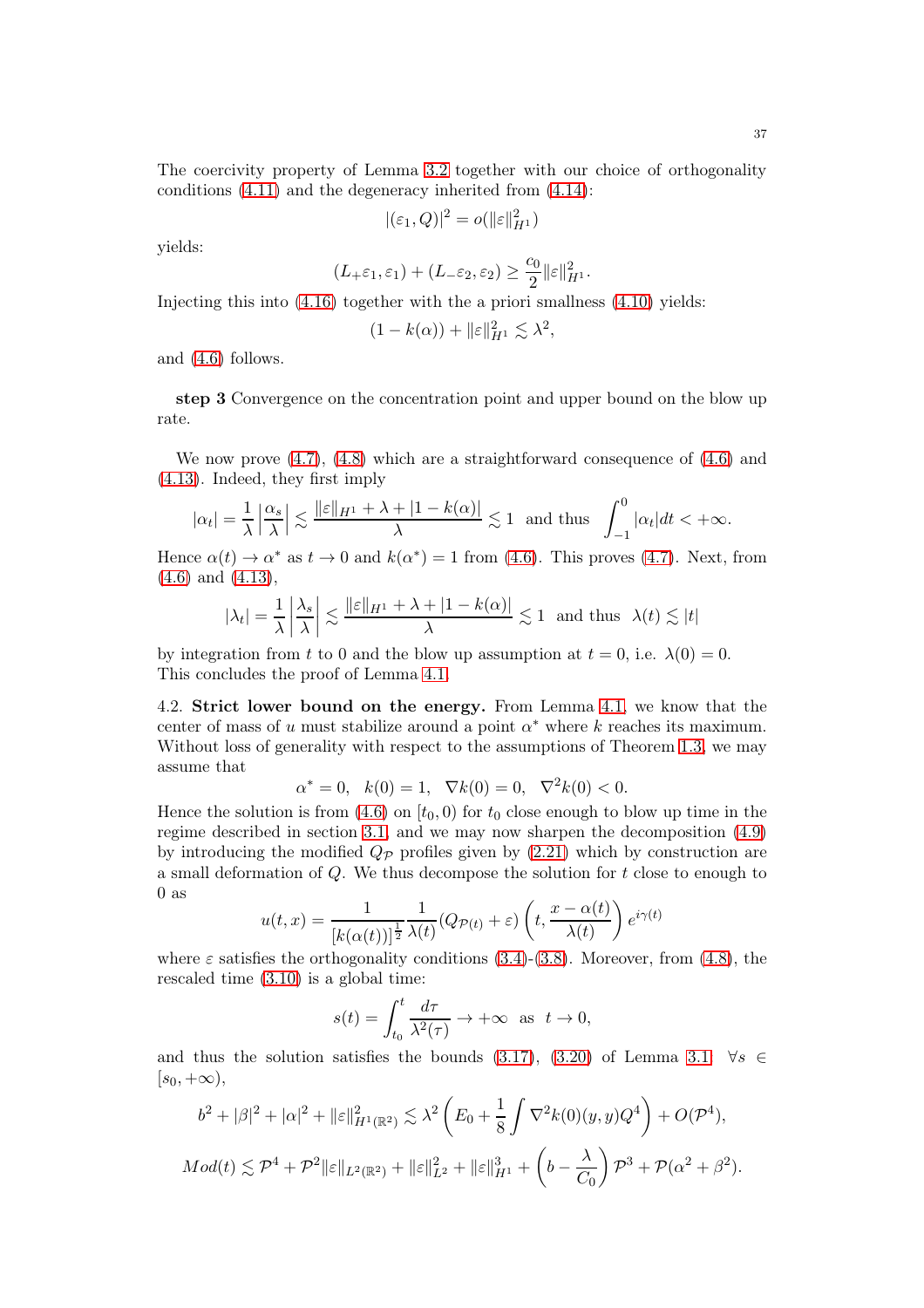The coercivity property of Lemma 3.2 together with our choice of orthogonality conditions (4.11) and the degeneracy inherited from (4.14):

$$|(\varepsilon_1, Q)|^2 = o(\|\varepsilon\|^2_{H^1})$$

yields:

$$(L_+\varepsilon_1, \varepsilon_1) + (L_-\varepsilon_2, \varepsilon_2) \geq \frac{c_0}{2}\|\varepsilon\|^2_{H^1}.$$

Injecting this into (4.16) together with the a priori smallness (4.10) yields:

$$(1 - k(\alpha)) + \|\varepsilon\|^2_{H^1} \lesssim \lambda^2,$$

and (4.6) follows.

**step 3** Convergence on the concentration point and upper bound on the blow up rate.

We now prove (4.7), (4.8) which are a straightforward consequence of (4.6) and (4.13). Indeed, they first imply

$$|\alpha_t| = \frac{1}{\lambda}\left|\frac{\alpha_s}{\lambda}\right| \lesssim \frac{\|\varepsilon\|_{H^1} + \lambda + |1 - k(\alpha)|}{\lambda} \lesssim 1 \ \text{ and thus } \ \int_{-1}^{0} |\alpha_t| dt < +\infty.$$

Hence $\alpha(t) \to \alpha^*$ as $t \to 0$ and $k(\alpha^*) = 1$ from (4.6). This proves (4.7). Next, from (4.6) and (4.13),

$$|\lambda_t| = \frac{1}{\lambda}\left|\frac{\lambda_s}{\lambda}\right| \lesssim \frac{\|\varepsilon\|_{H^1} + \lambda + |1 - k(\alpha)|}{\lambda} \lesssim 1 \ \text{ and thus } \ \lambda(t) \lesssim |t|$$

by integration from $t$ to 0 and the blow up assumption at $t = 0$, i.e. $\lambda(0) = 0$. This concludes the proof of Lemma 4.1.

4.2. **Strict lower bound on the energy.** From Lemma 4.1, we know that the center of mass of $u$ must stabilize around a point $\alpha^*$ where $k$ reaches its maximum. Without loss of generality with respect to the assumptions of Theorem 1.3, we may assume that

$$\alpha^* = 0, \ \ k(0) = 1, \ \ \nabla k(0) = 0, \ \ \nabla^2 k(0) < 0.$$

Hence the solution is from (4.6) on $[t_0, 0)$ for $t_0$ close enough to blow up time in the regime described in section 3.1, and we may now sharpen the decomposition (4.9) by introducing the modified $Q_{\mathcal{P}}$ profiles given by (2.21) which by construction are a small deformation of $Q$. We thus decompose the solution for $t$ close to enough to 0 as

$$u(t,x) = \frac{1}{[k(\alpha(t))]^{\frac{1}{2}}}\frac{1}{\lambda(t)}(Q_{\mathcal{P}(t)} + \varepsilon)\left(t, \frac{x - \alpha(t)}{\lambda(t)}\right)e^{i\gamma(t)}$$

where $\varepsilon$ satisfies the orthogonality conditions (3.4)-(3.8). Moreover, from (4.8), the rescaled time (3.10) is a global time:

$$s(t) = \int_{t_0}^{t} \frac{d\tau}{\lambda^2(\tau)} \to +\infty \ \text{ as } \ t \to 0,$$

and thus the solution satisfies the bounds (3.17), (3.20) of Lemma 3.1 $\forall s \in [s_0, +\infty)$,

$$b^2 + |\beta|^2 + |\alpha|^2 + \|\varepsilon\|^2_{H^1(\mathbb{R}^2)} \lesssim \lambda^2\left(E_0 + \frac{1}{8}\int \nabla^2 k(0)(y,y)Q^4\right) + O(\mathcal{P}^4),$$

$$Mod(t) \lesssim \mathcal{P}^4 + \mathcal{P}^2\|\varepsilon\|_{L^2(\mathbb{R}^2)} + \|\varepsilon\|^2_{L^2} + \|\varepsilon\|^3_{H^1} + \left(b - \frac{\lambda}{C_0}\right)\mathcal{P}^3 + \mathcal{P}(\alpha^2 + \beta^2).$$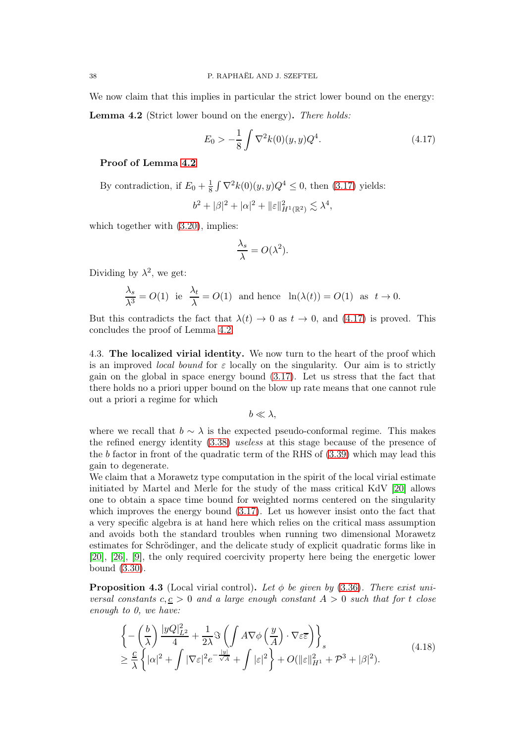We now claim that this implies in particular the strict lower bound on the energy:

**Lemma 4.2** (Strict lower bound on the energy)**.** *There holds:*

$$E_0 > -\frac{1}{8}\int \nabla^2 k(0)(y,y)Q^4. \tag{4.17}$$

**Proof of Lemma 4.2**

By contradiction, if $E_0 + \frac{1}{8}\int \nabla^2 k(0)(y,y)Q^4 \leq 0$, then (3.17) yields:

$$b^2 + |\beta|^2 + |\alpha|^2 + \|\varepsilon\|^2_{H^1(\mathbb{R}^2)} \lesssim \lambda^4,$$

which together with (3.20), implies:

$$\frac{\lambda_s}{\lambda} = O(\lambda^2).$$

Dividing by $\lambda^2$, we get:

$$\frac{\lambda_s}{\lambda^3} = O(1) \text{ ie } \frac{\lambda_t}{\lambda} = O(1) \text{ and hence } \ln(\lambda(t)) = O(1) \text{ as } t \to 0.$$

But this contradicts the fact that $\lambda(t) \to 0$ as $t \to 0$, and (4.17) is proved. This concludes the proof of Lemma 4.2.

4.3. **The localized virial identity.** We now turn to the heart of the proof which is an improved *local bound* for $\varepsilon$ locally on the singularity. Our aim is to strictly gain on the global in space energy bound (3.17). Let us stress that the fact that there holds no a priori upper bound on the blow up rate means that one cannot rule out a priori a regime for which

$$b \ll \lambda,$$

where we recall that $b \sim \lambda$ is the expected pseudo-conformal regime. This makes the refined energy identity (3.38) *useless* at this stage because of the presence of the $b$ factor in front of the quadratic term of the RHS of (3.39) which may lead this gain to degenerate.

We claim that a Morawetz type computation in the spirit of the local virial estimate initiated by Martel and Merle for the study of the mass critical KdV [20] allows one to obtain a space time bound for weighted norms centered on the singularity which improves the energy bound (3.17). Let us however insist onto the fact that a very specific algebra is at hand here which relies on the critical mass assumption and avoids both the standard troubles when running two dimensional Morawetz estimates for Schrödinger, and the delicate study of explicit quadratic forms like in [20], [26], [9], the only required coercivity property here being the energetic lower bound (3.30).

**Proposition 4.3** (Local virial control)**.** *Let $\phi$ be given by (3.36). There exist universal constants $c, \underline{c} > 0$ and a large enough constant $A > 0$ such that for $t$ close enough to 0, we have:*

$$\begin{aligned} &\left\{ -\left(\frac{b}{\lambda}\right)\frac{|yQ|^2_{L^2}}{4} + \frac{1}{2\lambda}\Im\left(\int A\nabla\phi\left(\frac{y}{A}\right)\cdot\nabla\varepsilon\overline{\varepsilon}\right)\right\}_s \\ &\geq \frac{\underline{c}}{\lambda}\left\{|\alpha|^2 + \int|\nabla\varepsilon|^2 e^{-\frac{|y|}{\sqrt{A}}} + \int|\varepsilon|^2\right\} + O(\|\varepsilon\|^2_{H^1} + \mathcal{P}^3 + |\beta|^2). \end{aligned} \tag{4.18}$$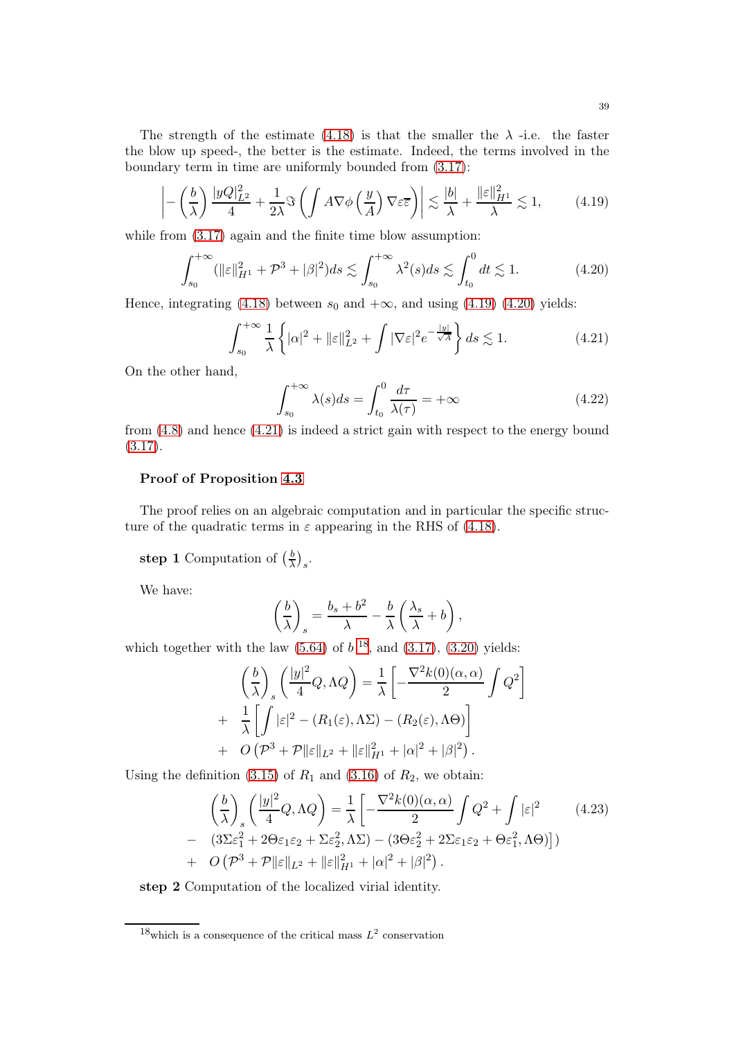The strength of the estimate (4.18) is that the smaller the $\lambda$ -i.e. the faster the blow up speed-, the better is the estimate. Indeed, the terms involved in the boundary term in time are uniformly bounded from (3.17):

$$\left|-\left(\frac{b}{\lambda}\right)\frac{|yQ|_{L^2}^2}{4}+\frac{1}{2\lambda}\Im\left(\int A\nabla\phi\left(\frac{y}{A}\right)\nabla\varepsilon\overline{\varepsilon}\right)\right|\lesssim\frac{|b|}{\lambda}+\frac{\|\varepsilon\|_{H^1}^2}{\lambda}\lesssim 1, \tag{4.19}$$

while from (3.17) again and the finite time blow assumption:

$$\int_{s_0}^{+\infty}(\|\varepsilon\|_{H^1}^2+\mathcal{P}^3+|\beta|^2)ds\lesssim\int_{s_0}^{+\infty}\lambda^2(s)ds\lesssim\int_{t_0}^{0}dt\lesssim 1. \tag{4.20}$$

Hence, integrating (4.18) between $s_0$ and $+\infty$, and using (4.19) (4.20) yields:

$$\int_{s_0}^{+\infty}\frac{1}{\lambda}\left\{|\alpha|^2+\|\varepsilon\|_{L^2}^2+\int|\nabla\varepsilon|^2e^{-\frac{|y|}{\sqrt{A}}}\right\}ds\lesssim 1. \tag{4.21}$$

On the other hand,

$$\int_{s_0}^{+\infty}\lambda(s)ds=\int_{t_0}^{0}\frac{d\tau}{\lambda(\tau)}=+\infty \tag{4.22}$$

from (4.8) and hence (4.21) is indeed a strict gain with respect to the energy bound (3.17).

**Proof of Proposition 4.3**

The proof relies on an algebraic computation and in particular the specific structure of the quadratic terms in $\varepsilon$ appearing in the RHS of (4.18).

**step 1** Computation of $\left(\frac{b}{\lambda}\right)_s$.

We have:

$$\left(\frac{b}{\lambda}\right)_s=\frac{b_s+b^2}{\lambda}-\frac{b}{\lambda}\left(\frac{\lambda_s}{\lambda}+b\right),$$

which together with the law (5.64) of $b$ [18], and (3.17), (3.20) yields:

$$\begin{aligned}\left(\frac{b}{\lambda}\right)_s\left(\frac{|y|^2}{4}Q,\Lambda Q\right)&=\frac{1}{\lambda}\left[-\frac{\nabla^2k(0)(\alpha,\alpha)}{2}\int Q^2\right]\\ &+\ \frac{1}{\lambda}\left[\int|\varepsilon|^2-(R_1(\varepsilon),\Lambda\Sigma)-(R_2(\varepsilon),\Lambda\Theta)\right]\\ &+\ O\left(\mathcal{P}^3+\mathcal{P}\|\varepsilon\|_{L^2}+\|\varepsilon\|_{H^1}^2+|\alpha|^2+|\beta|^2\right).\end{aligned}$$

Using the definition (3.15) of $R_1$ and (3.16) of $R_2$, we obtain:

$$\begin{aligned}\left(\frac{b}{\lambda}\right)_s\left(\frac{|y|^2}{4}Q,\Lambda Q\right)&=\frac{1}{\lambda}\left[-\frac{\nabla^2k(0)(\alpha,\alpha)}{2}\int Q^2+\int|\varepsilon|^2\right.\\ &-\ \left.(3\Sigma\varepsilon_1^2+2\Theta\varepsilon_1\varepsilon_2+\Sigma\varepsilon_2^2,\Lambda\Sigma)-(3\Theta\varepsilon_2^2+2\Sigma\varepsilon_1\varepsilon_2+\Theta\varepsilon_1^2,\Lambda\Theta)\right])\\ &+\ O\left(\mathcal{P}^3+\mathcal{P}\|\varepsilon\|_{L^2}+\|\varepsilon\|_{H^1}^2+|\alpha|^2+|\beta|^2\right).\end{aligned} \tag{4.23}$$

**step 2** Computation of the localized virial identity.

[18] which is a consequence of the critical mass $L^2$ conservation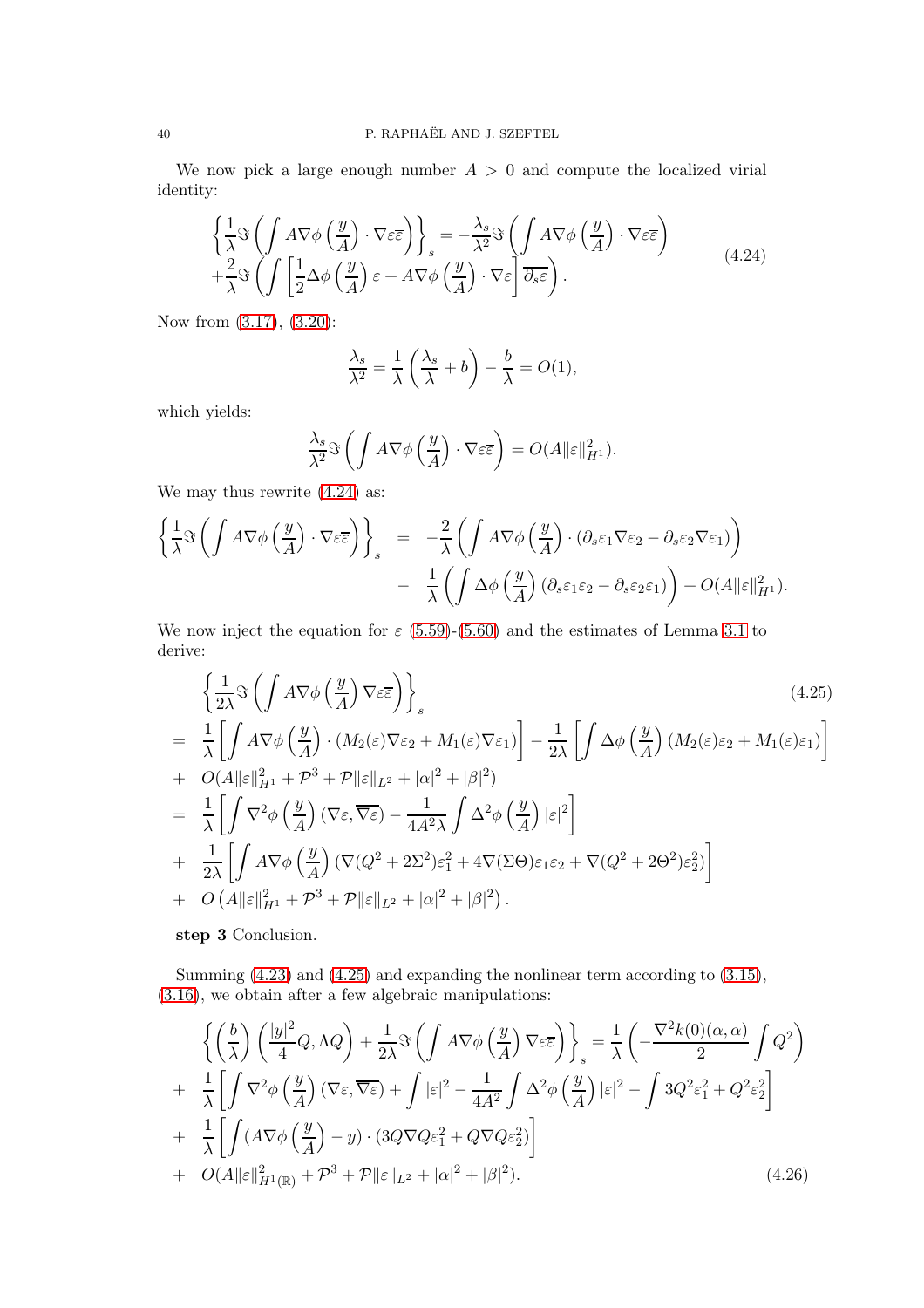We now pick a large enough number $A > 0$ and compute the localized virial identity:

$$
\begin{aligned}
&\left\{\frac{1}{\lambda}\Im\left(\int A\nabla\phi\left(\frac{y}{A}\right)\cdot\nabla\varepsilon\overline{\varepsilon}\right)\right\}_s = -\frac{\lambda_s}{\lambda^2}\Im\left(\int A\nabla\phi\left(\frac{y}{A}\right)\cdot\nabla\varepsilon\overline{\varepsilon}\right)\\
&+\frac{2}{\lambda}\Im\left(\int\left[\frac{1}{2}\Delta\phi\left(\frac{y}{A}\right)\varepsilon+A\nabla\phi\left(\frac{y}{A}\right)\cdot\nabla\varepsilon\right]\overline{\partial_s\varepsilon}\right).
\end{aligned}
\tag{4.24}
$$

Now from (3.17), (3.20):

$$
\frac{\lambda_s}{\lambda^2}=\frac{1}{\lambda}\left(\frac{\lambda_s}{\lambda}+b\right)-\frac{b}{\lambda}=O(1),
$$

which yields:

$$
\frac{\lambda_s}{\lambda^2}\Im\left(\int A\nabla\phi\left(\frac{y}{A}\right)\cdot\nabla\varepsilon\overline{\varepsilon}\right)=O(A\|\varepsilon\|_{H^1}^2).
$$

We may thus rewrite (4.24) as:

$$
\begin{aligned}
\left\{\frac{1}{\lambda}\Im\left(\int A\nabla\phi\left(\frac{y}{A}\right)\cdot\nabla\varepsilon\overline{\varepsilon}\right)\right\}_s &= -\frac{2}{\lambda}\left(\int A\nabla\phi\left(\frac{y}{A}\right)\cdot(\partial_s\varepsilon_1\nabla\varepsilon_2-\partial_s\varepsilon_2\nabla\varepsilon_1)\right)\\
&- \frac{1}{\lambda}\left(\int\Delta\phi\left(\frac{y}{A}\right)(\partial_s\varepsilon_1\varepsilon_2-\partial_s\varepsilon_2\varepsilon_1)\right)+O(A\|\varepsilon\|_{H^1}^2).
\end{aligned}
$$

We now inject the equation for $\varepsilon$ (5.59)-(5.60) and the estimates of Lemma 3.1 to derive:

$$
\begin{aligned}
&\left\{\frac{1}{2\lambda}\Im\left(\int A\nabla\phi\left(\frac{y}{A}\right)\nabla\varepsilon\overline{\varepsilon}\right)\right\}_s \\
=\;& \frac{1}{\lambda}\left[\int A\nabla\phi\left(\frac{y}{A}\right)\cdot(M_2(\varepsilon)\nabla\varepsilon_2+M_1(\varepsilon)\nabla\varepsilon_1)\right]-\frac{1}{2\lambda}\left[\int\Delta\phi\left(\frac{y}{A}\right)(M_2(\varepsilon)\varepsilon_2+M_1(\varepsilon)\varepsilon_1)\right]\\
+\;& O(A\|\varepsilon\|_{H^1}^2+\mathcal{P}^3+\mathcal{P}\|\varepsilon\|_{L^2}+|\alpha|^2+|\beta|^2)\\
=\;& \frac{1}{\lambda}\left[\int\nabla^2\phi\left(\frac{y}{A}\right)(\nabla\varepsilon,\overline{\nabla\varepsilon})-\frac{1}{4A^2\lambda}\int\Delta^2\phi\left(\frac{y}{A}\right)|\varepsilon|^2\right]\\
+\;& \frac{1}{2\lambda}\left[\int A\nabla\phi\left(\frac{y}{A}\right)(\nabla(Q^2+2\Sigma^2)\varepsilon_1^2+4\nabla(\Sigma\Theta)\varepsilon_1\varepsilon_2+\nabla(Q^2+2\Theta^2)\varepsilon_2^2)\right]\\
+\;& O\left(A\|\varepsilon\|_{H^1}^2+\mathcal{P}^3+\mathcal{P}\|\varepsilon\|_{L^2}+|\alpha|^2+|\beta|^2\right).
\end{aligned}
\tag{4.25}
$$

**step 3** Conclusion.

Summing (4.23) and (4.25) and expanding the nonlinear term according to (3.15), (3.16), we obtain after a few algebraic manipulations:

$$
\begin{aligned}
&\left\{\left(\frac{b}{\lambda}\right)\left(\frac{|y|^2}{4}Q,\Lambda Q\right)+\frac{1}{2\lambda}\Im\left(\int A\nabla\phi\left(\frac{y}{A}\right)\nabla\varepsilon\overline{\varepsilon}\right)\right\}_s=\frac{1}{\lambda}\left(-\frac{\nabla^2k(0)(\alpha,\alpha)}{2}\int Q^2\right)\\
+\;& \frac{1}{\lambda}\left[\int\nabla^2\phi\left(\frac{y}{A}\right)(\nabla\varepsilon,\overline{\nabla\varepsilon})+\int|\varepsilon|^2-\frac{1}{4A^2}\int\Delta^2\phi\left(\frac{y}{A}\right)|\varepsilon|^2-\int 3Q^2\varepsilon_1^2+Q^2\varepsilon_2^2\right]\\
+\;& \frac{1}{\lambda}\left[\int(A\nabla\phi\left(\frac{y}{A}\right)-y)\cdot(3Q\nabla Q\varepsilon_1^2+Q\nabla Q\varepsilon_2^2)\right]\\
+\;& O(A\|\varepsilon\|_{H^1(\mathbb{R})}^2+\mathcal{P}^3+\mathcal{P}\|\varepsilon\|_{L^2}+|\alpha|^2+|\beta|^2).
\end{aligned}
\tag{4.26}
$$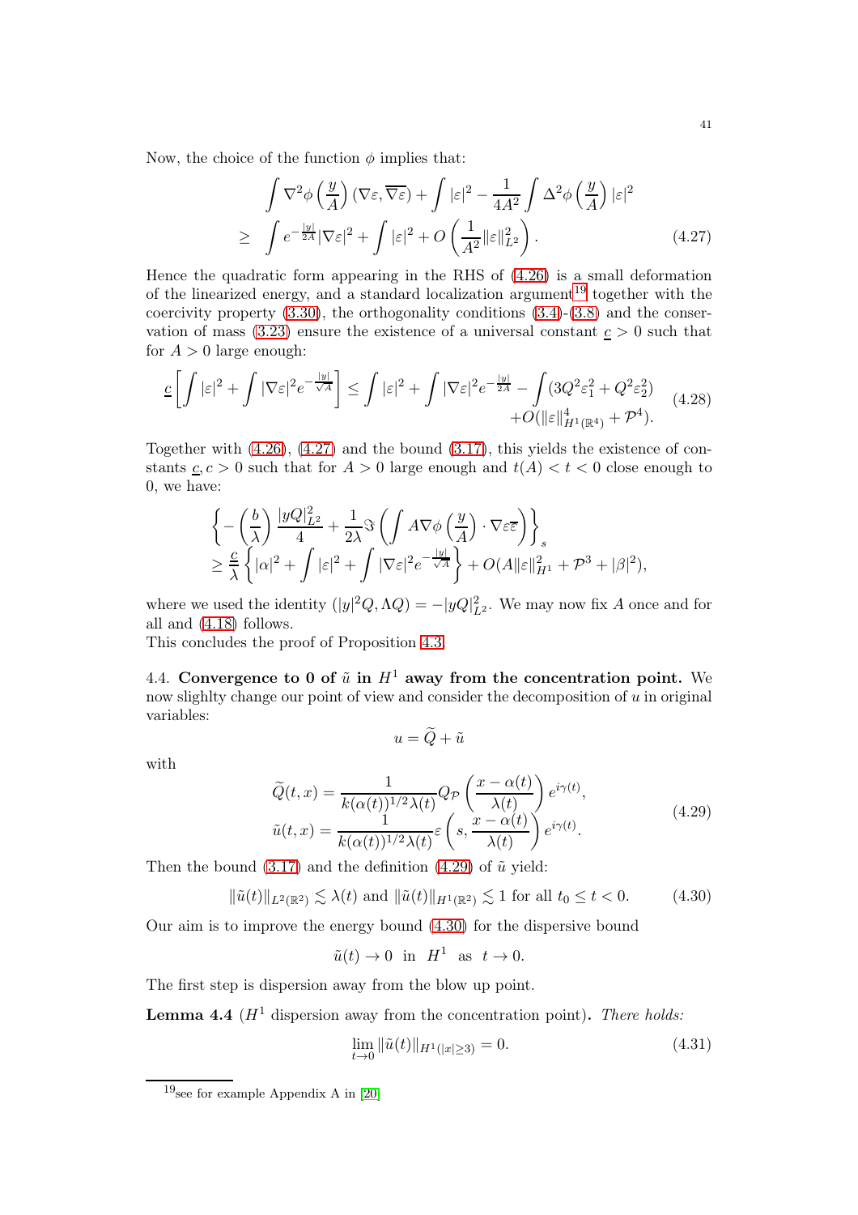Now, the choice of the function $\phi$ implies that:

$$
\begin{aligned}
&\int \nabla^2\phi\left(\frac{y}{A}\right)(\nabla\varepsilon,\overline{\nabla\varepsilon}) + \int |\varepsilon|^2 - \frac{1}{4A^2}\int \Delta^2\phi\left(\frac{y}{A}\right)|\varepsilon|^2 \\
\geq\ & \int e^{-\frac{|y|}{2A}}|\nabla\varepsilon|^2 + \int |\varepsilon|^2 + O\left(\frac{1}{A^2}\|\varepsilon\|_{L^2}^2\right).
\end{aligned} \tag{4.27}
$$

Hence the quadratic form appearing in the RHS of (4.26) is a small deformation of the linearized energy, and a standard localization argument[19] together with the coercivity property (3.30), the orthogonality conditions (3.4)-(3.8) and the conservation of mass (3.23) ensure the existence of a universal constant $\underline{c} > 0$ such that for $A > 0$ large enough:

$$
\begin{aligned}
\underline{c}\left[\int |\varepsilon|^2 + \int |\nabla\varepsilon|^2 e^{-\frac{|y|}{\sqrt{A}}}\right] \leq \int |\varepsilon|^2 + \int |\nabla\varepsilon|^2 e^{-\frac{|y|}{2A}} - \int (3Q^2\varepsilon_1^2 + Q^2\varepsilon_2^2) \\
+ O(\|\varepsilon\|_{H^1(\mathbb{R}^4)}^4 + \mathcal{P}^4).
\end{aligned} \tag{4.28}
$$

Together with (4.26), (4.27) and the bound (3.17), this yields the existence of constants $\underline{c}, c > 0$ such that for $A > 0$ large enough and $t(A) < t < 0$ close enough to 0, we have:

$$
\begin{aligned}
&\left\{-\left(\frac{b}{\lambda}\right)\frac{|yQ|_{L^2}^2}{4} + \frac{1}{2\lambda}\Im\left(\int A\nabla\phi\left(\frac{y}{A}\right)\cdot\nabla\varepsilon\overline{\varepsilon}\right)\right\}_s \\
&\geq \frac{\underline{c}}{\lambda}\left\{|\alpha|^2 + \int |\varepsilon|^2 + \int |\nabla\varepsilon|^2 e^{-\frac{|y|}{\sqrt{A}}}\right\} + O(A\|\varepsilon\|_{H^1}^2 + \mathcal{P}^3 + |\beta|^2),
\end{aligned}
$$

where we used the identity $(|y|^2Q, \Lambda Q) = -|yQ|_{L^2}^2$. We may now fix $A$ once and for all and (4.18) follows.

This concludes the proof of Proposition 4.3.

### 4.4. Convergence to 0 of $\tilde{u}$ in $H^1$ away from the concentration point.

We now slighlty change our point of view and consider the decomposition of $u$ in original variables:

$$
u = \widetilde{Q} + \tilde{u}
$$

with

$$
\begin{aligned}
\widetilde{Q}(t,x) &= \frac{1}{k(\alpha(t))^{1/2}\lambda(t)} Q_{\mathcal{P}}\left(\frac{x-\alpha(t)}{\lambda(t)}\right)e^{i\gamma(t)}, \\
\tilde{u}(t,x) &= \frac{1}{k(\alpha(t))^{1/2}\lambda(t)}\varepsilon\left(s, \frac{x-\alpha(t)}{\lambda(t)}\right)e^{i\gamma(t)}.
\end{aligned} \tag{4.29}
$$

Then the bound (3.17) and the definition (4.29) of $\tilde{u}$ yield:

$$
\|\tilde{u}(t)\|_{L^2(\mathbb{R}^2)} \lesssim \lambda(t) \text{ and } \|\tilde{u}(t)\|_{H^1(\mathbb{R}^2)} \lesssim 1 \text{ for all } t_0 \leq t < 0. \tag{4.30}
$$

Our aim is to improve the energy bound (4.30) for the dispersive bound

$$
\tilde{u}(t) \to 0 \ \text{ in } \ H^1 \ \text{ as } \ t \to 0.
$$

The first step is dispersion away from the blow up point.

**Lemma 4.4** ($H^1$ dispersion away from the concentration point)**.** *There holds:*

$$
\lim_{t\to 0}\|\tilde{u}(t)\|_{H^1(|x|\geq 3)} = 0. \tag{4.31}
$$

---

[19] see for example Appendix A in [20]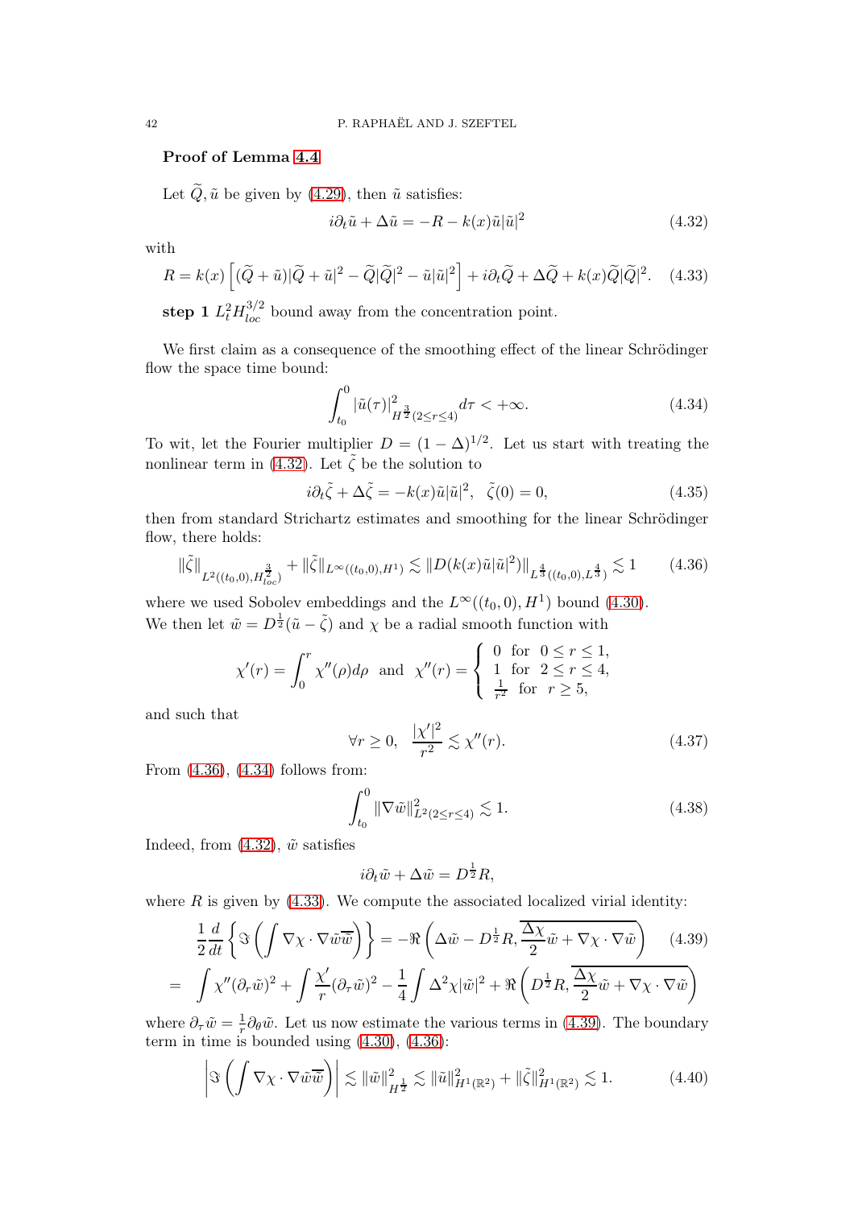**Proof of Lemma 4.4**

Let $\widetilde{Q}, \tilde{u}$ be given by (4.29), then $\tilde{u}$ satisfies:

$$i\partial_t \tilde{u} + \Delta \tilde{u} = -R - k(x)\tilde{u}|\tilde{u}|^2 \tag{4.32}$$

with

$$R = k(x)\left[(\widetilde{Q}+\tilde{u})|\widetilde{Q}+\tilde{u}|^2 - \widetilde{Q}|\widetilde{Q}|^2 - \tilde{u}|\tilde{u}|^2\right] + i\partial_t \widetilde{Q} + \Delta\widetilde{Q} + k(x)\widetilde{Q}|\widetilde{Q}|^2. \tag{4.33}$$

**step 1** $L^2_t H^{3/2}_{loc}$ bound away from the concentration point.

We first claim as a consequence of the smoothing effect of the linear Schrödinger flow the space time bound:

$$\int_{t_0}^0 |\tilde{u}(\tau)|^2_{H^{\frac{3}{2}}(2\le r\le 4)} d\tau < +\infty. \tag{4.34}$$

To wit, let the Fourier multiplier $D = (1-\Delta)^{1/2}$. Let us start with treating the nonlinear term in (4.32). Let $\tilde{\zeta}$ be the solution to

$$i\partial_t \tilde{\zeta} + \Delta\tilde{\zeta} = -k(x)\tilde{u}|\tilde{u}|^2, \quad \tilde{\zeta}(0) = 0, \tag{4.35}$$

then from standard Strichartz estimates and smoothing for the linear Schrödinger flow, there holds:

$$\|\tilde{\zeta}\|_{L^2((t_0,0),H^{\frac{3}{2}}_{loc})} + \|\tilde{\zeta}\|_{L^\infty((t_0,0),H^1)} \lesssim \|D(k(x)\tilde{u}|\tilde{u}|^2)\|_{L^{\frac{4}{3}}((t_0,0),L^{\frac{4}{3}})} \lesssim 1 \tag{4.36}$$

where we used Sobolev embeddings and the $L^\infty((t_0,0),H^1)$ bound (4.30).
We then let $\tilde{w} = D^{\frac{1}{2}}(\tilde{u} - \tilde{\zeta})$ and $\chi$ be a radial smooth function with

$$\chi'(r) = \int_0^r \chi''(\rho)d\rho \quad \text{and} \quad \chi''(r) = \begin{cases} 0 & \text{for } 0 \le r \le 1, \\ 1 & \text{for } 2 \le r \le 4, \\ \frac{1}{r^2} & \text{for } r \ge 5, \end{cases}$$

and such that

$$\forall r \ge 0, \quad \frac{|\chi'|^2}{r^2} \lesssim \chi''(r). \tag{4.37}$$

From (4.36), (4.34) follows from:

$$\int_{t_0}^0 \|\nabla\tilde{w}\|^2_{L^2(2\le r\le 4)} \lesssim 1. \tag{4.38}$$

Indeed, from (4.32), $\tilde{w}$ satisfies

$$i\partial_t \tilde{w} + \Delta\tilde{w} = D^{\frac{1}{2}}R,$$

where $R$ is given by (4.33). We compute the associated localized virial identity:

$$\begin{aligned}
\frac{1}{2}\frac{d}{dt}\left\{\Im\left(\int \nabla\chi\cdot\nabla\tilde{w}\overline{\tilde{w}}\right)\right\} &= -\Re\left(\Delta\tilde{w} - D^{\frac{1}{2}}R, \overline{\frac{\Delta\chi}{2}\tilde{w} + \nabla\chi\cdot\nabla\tilde{w}}\right) \qquad (4.39)\\
= \int \chi''(\partial_r\tilde{w})^2 &+ \int \frac{\chi'}{r}(\partial_\tau\tilde{w})^2 - \frac{1}{4}\int \Delta^2\chi|\tilde{w}|^2 + \Re\left(D^{\frac{1}{2}}R, \overline{\frac{\Delta\chi}{2}\tilde{w} + \nabla\chi\cdot\nabla\tilde{w}}\right)
\end{aligned}$$

where $\partial_\tau \tilde{w} = \frac{1}{r}\partial_\theta\tilde{w}$. Let us now estimate the various terms in (4.39). The boundary term in time is bounded using (4.30), (4.36):

$$\left|\Im\left(\int \nabla\chi\cdot\nabla\tilde{w}\overline{\tilde{w}}\right)\right| \lesssim \|\tilde{w}\|^2_{H^{\frac{1}{2}}} \lesssim \|\tilde{u}\|^2_{H^1(\mathbb{R}^2)} + \|\tilde{\zeta}\|^2_{H^1(\mathbb{R}^2)} \lesssim 1. \tag{4.40}$$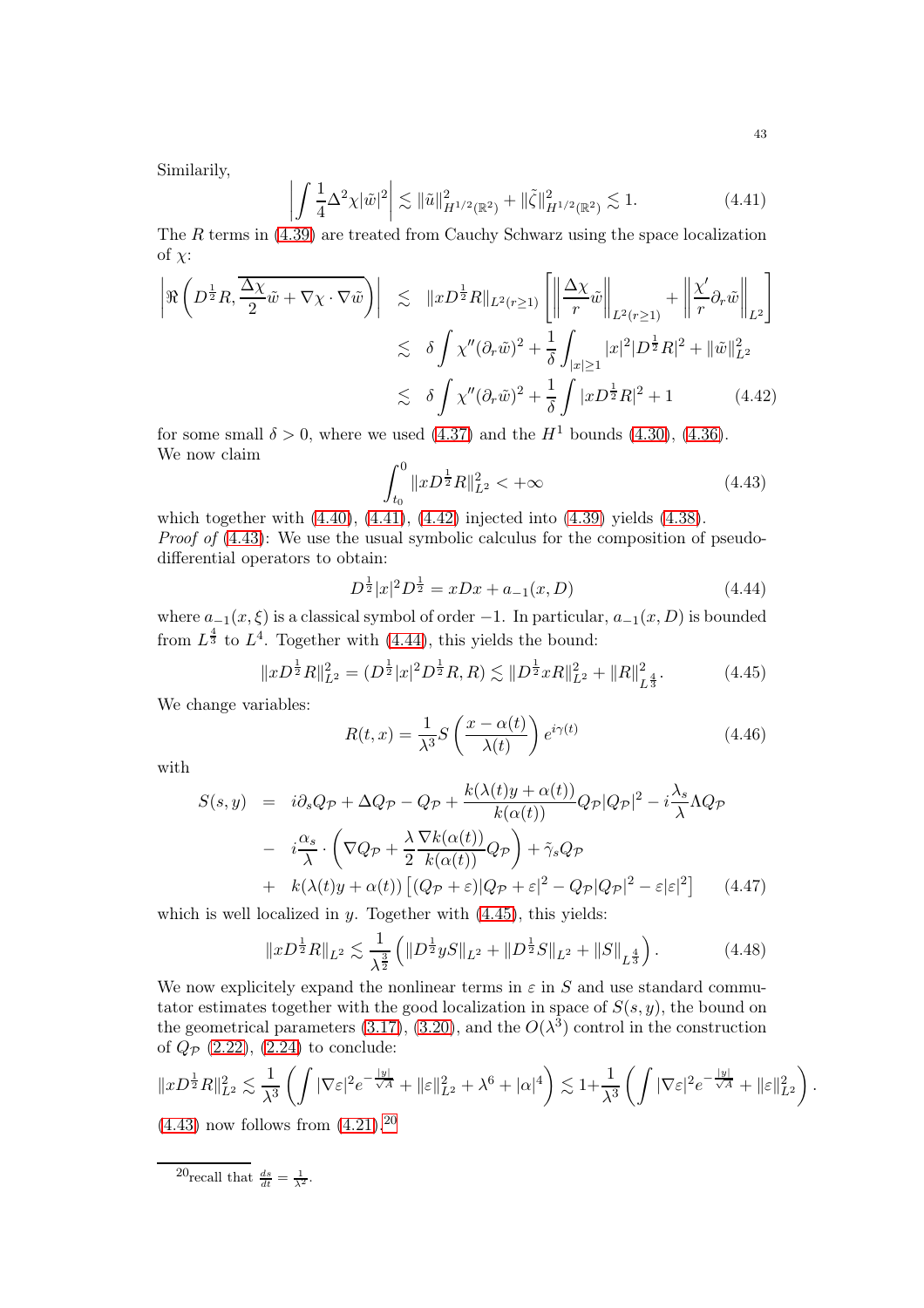Similarily,

$$\left|\int \frac{1}{4}\Delta^2\chi|\tilde{w}|^2\right| \lesssim \|\tilde{u}\|^2_{H^{1/2}(\mathbb{R}^2)} + \|\tilde{\zeta}\|^2_{H^{1/2}(\mathbb{R}^2)} \lesssim 1. \tag{4.41}$$

The $R$ terms in (4.39) are treated from Cauchy Schwarz using the space localization of $\chi$:

$$\begin{aligned}
\left|\Re\left(D^{\frac12}R, \overline{\frac{\Delta\chi}{2}\tilde{w} + \nabla\chi\cdot\nabla\tilde{w}}\right)\right| &\lesssim \|xD^{\frac12}R\|_{L^2(r\geq 1)}\left[\left\|\frac{\Delta\chi}{r}\tilde{w}\right\|_{L^2(r\geq 1)} + \left\|\frac{\chi'}{r}\partial_r\tilde{w}\right\|_{L^2}\right]\\
&\lesssim \delta\int\chi''(\partial_r\tilde{w})^2 + \frac{1}{\delta}\int_{|x|\geq 1}|x|^2|D^{\frac12}R|^2 + \|\tilde{w}\|^2_{L^2}\\
&\lesssim \delta\int\chi''(\partial_r\tilde{w})^2 + \frac{1}{\delta}\int|xD^{\frac12}R|^2 + 1
\end{aligned} \tag{4.42}$$

for some small $\delta > 0$, where we used (4.37) and the $H^1$ bounds (4.30), (4.36).
We now claim

$$\int_{t_0}^0 \|xD^{\frac12}R\|^2_{L^2} < +\infty \tag{4.43}$$

which together with (4.40), (4.41), (4.42) injected into (4.39) yields (4.38).
*Proof of* (4.43): We use the usual symbolic calculus for the composition of pseudo-differential operators to obtain:

$$D^{\frac12}|x|^2D^{\frac12} = xDx + a_{-1}(x,D) \tag{4.44}$$

where $a_{-1}(x,\xi)$ is a classical symbol of order $-1$. In particular, $a_{-1}(x,D)$ is bounded from $L^{\frac43}$ to $L^4$. Together with (4.44), this yields the bound:

$$\|xD^{\frac12}R\|^2_{L^2} = (D^{\frac12}|x|^2D^{\frac12}R, R) \lesssim \|D^{\frac12}xR\|^2_{L^2} + \|R\|^2_{L^{\frac43}}. \tag{4.45}$$

We change variables:

$$R(t,x) = \frac{1}{\lambda^3}S\left(\frac{x-\alpha(t)}{\lambda(t)}\right)e^{i\gamma(t)} \tag{4.46}$$

with

$$\begin{aligned}
S(s,y) &= i\partial_s Q_{\mathcal{P}} + \Delta Q_{\mathcal{P}} - Q_{\mathcal{P}} + \frac{k(\lambda(t)y+\alpha(t))}{k(\alpha(t))}Q_{\mathcal{P}}|Q_{\mathcal{P}}|^2 - i\frac{\lambda_s}{\lambda}\Lambda Q_{\mathcal{P}}\\
&- i\frac{\alpha_s}{\lambda}\cdot\left(\nabla Q_{\mathcal{P}} + \frac{\lambda}{2}\frac{\nabla k(\alpha(t))}{k(\alpha(t))}Q_{\mathcal{P}}\right) + \tilde{\gamma}_s Q_{\mathcal{P}}\\
&+ k(\lambda(t)y+\alpha(t))\left[(Q_{\mathcal{P}}+\varepsilon)|Q_{\mathcal{P}}+\varepsilon|^2 - Q_{\mathcal{P}}|Q_{\mathcal{P}}|^2 - \varepsilon|\varepsilon|^2\right]
\end{aligned} \tag{4.47}$$

which is well localized in $y$. Together with (4.45), this yields:

$$\|xD^{\frac12}R\|_{L^2} \lesssim \frac{1}{\lambda^{\frac32}}\left(\|D^{\frac12}yS\|_{L^2} + \|D^{\frac12}S\|_{L^2} + \|S\|_{L^{\frac43}}\right). \tag{4.48}$$

We now explicitely expand the nonlinear terms in $\varepsilon$ in $S$ and use standard commutator estimates together with the good localization in space of $S(s,y)$, the bound on the geometrical parameters (3.17), (3.20), and the $O(\lambda^3)$ control in the construction of $Q_{\mathcal{P}}$ (2.22), (2.24) to conclude:

$$\|xD^{\frac12}R\|^2_{L^2} \lesssim \frac{1}{\lambda^3}\left(\int|\nabla\varepsilon|^2e^{-\frac{|y|}{\sqrt{A}}} + \|\varepsilon\|^2_{L^2} + \lambda^6 + |\alpha|^4\right) \lesssim 1 + \frac{1}{\lambda^3}\left(\int|\nabla\varepsilon|^2e^{-\frac{|y|}{\sqrt{A}}} + \|\varepsilon\|^2_{L^2}\right).$$

(4.43) now follows from (4.21).[20]

[20] recall that $\frac{ds}{dt} = \frac{1}{\lambda^2}$.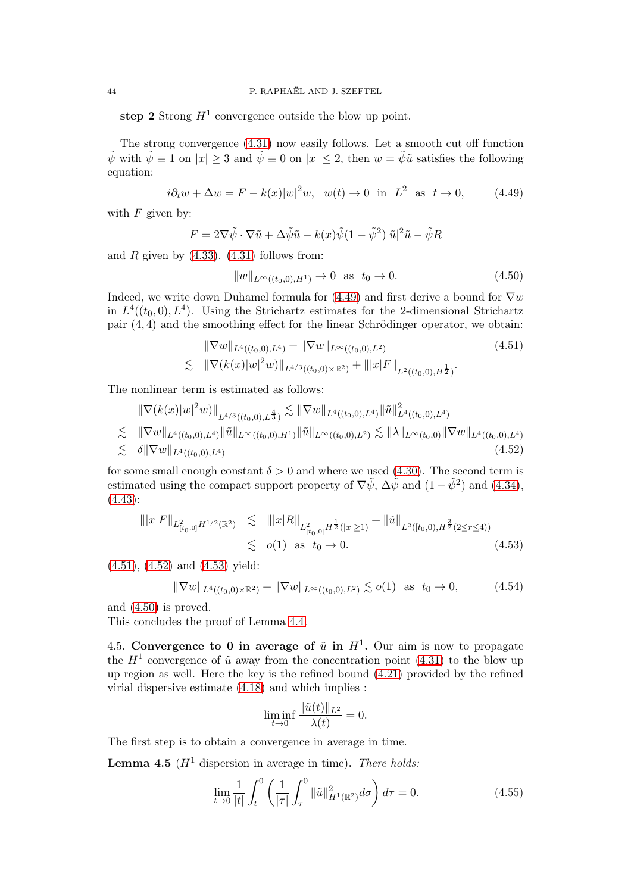**step 2** Strong $H^1$ convergence outside the blow up point.

The strong convergence (4.31) now easily follows. Let a smooth cut off function $\tilde{\psi}$ with $\tilde{\psi} \equiv 1$ on $|x| \geq 3$ and $\tilde{\psi} \equiv 0$ on $|x| \leq 2$, then $w = \tilde{\psi}\tilde{u}$ satisfies the following equation:

$$i\partial_t w + \Delta w = F - k(x)|w|^2 w, \quad w(t) \to 0 \ \text{ in } \ L^2 \ \text{ as } \ t \to 0, \tag{4.49}$$

with $F$ given by:

$$F = 2\nabla\tilde{\psi}\cdot\nabla\tilde{u} + \Delta\tilde{\psi}\tilde{u} - k(x)\tilde{\psi}(1-\tilde{\psi}^2)|\tilde{u}|^2\tilde{u} - \tilde{\psi}R$$

and $R$ given by (4.33). (4.31) follows from:

$$\|w\|_{L^\infty((t_0,0),H^1)} \to 0 \ \text{ as } \ t_0 \to 0. \tag{4.50}$$

Indeed, we write down Duhamel formula for (4.49) and first derive a bound for $\nabla w$ in $L^4((t_0,0),L^4)$. Using the Strichartz estimates for the 2-dimensional Strichartz pair $(4,4)$ and the smoothing effect for the linear Schrödinger operator, we obtain:

$$\begin{aligned}
&\|\nabla w\|_{L^4((t_0,0),L^4)} + \|\nabla w\|_{L^\infty((t_0,0),L^2)} \\
\lesssim\ & \|\nabla(k(x)|w|^2 w)\|_{L^{4/3}((t_0,0)\times\mathbb{R}^2)} + \||x|F\|_{L^2((t_0,0),H^{\frac{1}{2}})}.
\end{aligned} \tag{4.51}$$

The nonlinear term is estimated as follows:

$$\begin{aligned}
& \|\nabla(k(x)|w|^2 w)\|_{L^{4/3}((t_0,0),L^{\frac{4}{3}})} \lesssim \|\nabla w\|_{L^4((t_0,0),L^4)}\|\tilde{u}\|^2_{L^4((t_0,0),L^4)} \\
\lesssim\ & \|\nabla w\|_{L^4((t_0,0),L^4)}\|\tilde{u}\|_{L^\infty((t_0,0),H^1)}\|\tilde{u}\|_{L^\infty((t_0,0),L^2)} \lesssim \|\lambda\|_{L^\infty(t_0,0)}\|\nabla w\|_{L^4((t_0,0),L^4)} \\
\lesssim\ & \delta\|\nabla w\|_{L^4((t_0,0),L^4)}
\end{aligned} \tag{4.52}$$

for some small enough constant $\delta > 0$ and where we used (4.30). The second term is estimated using the compact support property of $\nabla\tilde{\psi}$, $\Delta\tilde{\psi}$ and $(1-\tilde{\psi}^2)$ and (4.34), (4.43):

$$\begin{aligned}
\||x|F\|_{L^2_{[t_0,0]}H^{1/2}(\mathbb{R}^2)} &\lesssim \||x|R\|_{L^2_{[t_0,0]}H^{\frac{1}{2}}(|x|\geq 1)} + \|\tilde{u}\|_{L^2([t_0,0),H^{\frac{3}{2}}(2\leq r\leq 4))} \\
&\lesssim o(1) \ \text{ as } \ t_0 \to 0.
\end{aligned} \tag{4.53}$$

(4.51), (4.52) and (4.53) yield:

$$\|\nabla w\|_{L^4((t_0,0)\times\mathbb{R}^2)} + \|\nabla w\|_{L^\infty((t_0,0),L^2)} \lesssim o(1) \ \text{ as } \ t_0 \to 0, \tag{4.54}$$

and (4.50) is proved.
This concludes the proof of Lemma 4.4.

4.5. **Convergence to 0 in average of $\tilde{u}$ in $H^1$.** Our aim is now to propagate the $H^1$ convergence of $\tilde{u}$ away from the concentration point (4.31) to the blow up up region as well. Here the key is the refined bound (4.21) provided by the refined virial dispersive estimate (4.18) and which implies :

$$\liminf_{t\to 0}\frac{\|\tilde{u}(t)\|_{L^2}}{\lambda(t)} = 0.$$

The first step is to obtain a convergence in average in time.

**Lemma 4.5** ($H^1$ dispersion in average in time)**.** *There holds:*

$$\lim_{t\to 0}\frac{1}{|t|}\int_t^0\left(\frac{1}{|\tau|}\int_\tau^0\|\tilde{u}\|^2_{H^1(\mathbb{R}^2)}d\sigma\right)d\tau = 0. \tag{4.55}$$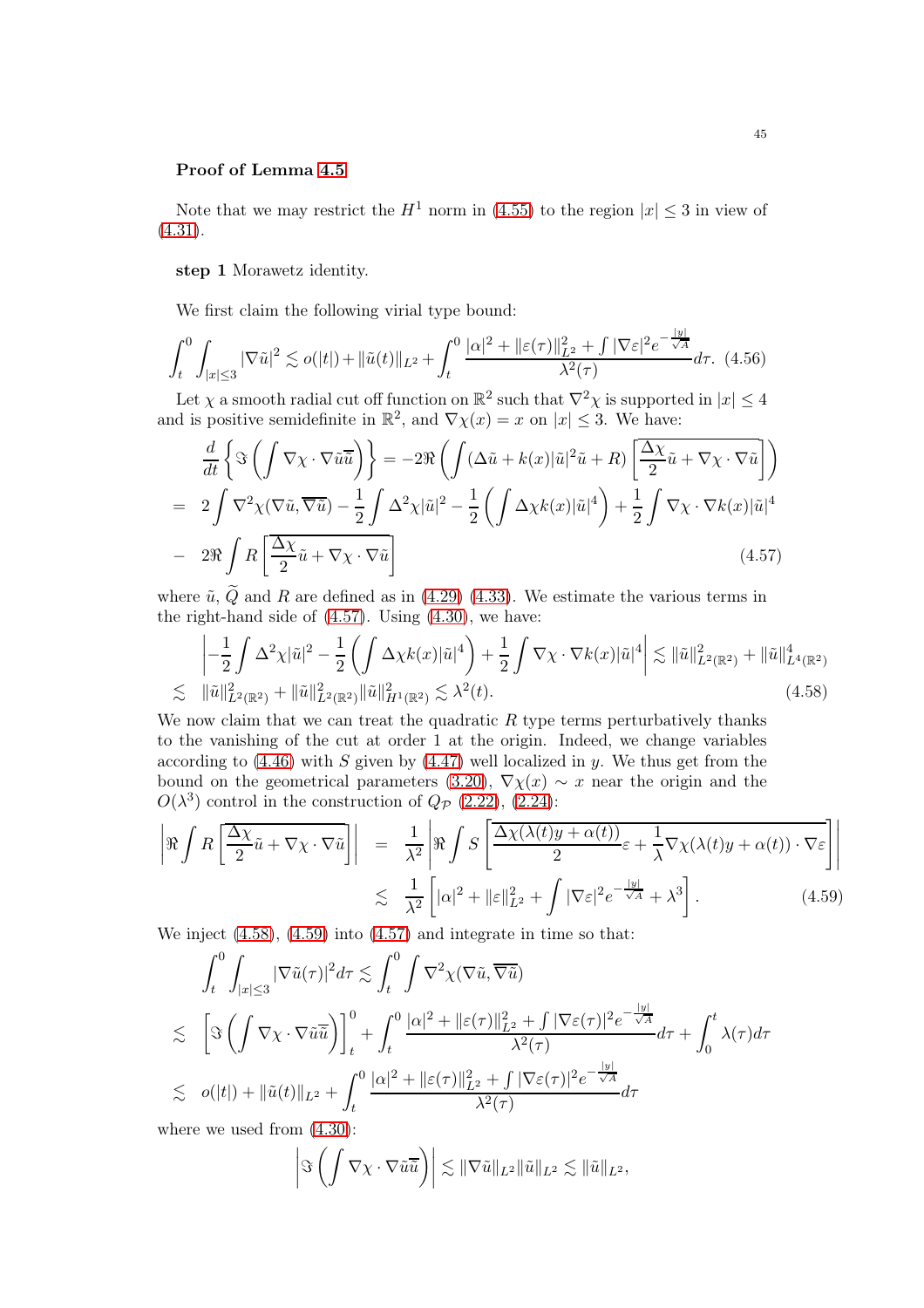**Proof of Lemma 4.5**

Note that we may restrict the $H^1$ norm in (4.55) to the region $|x| \leq 3$ in view of (4.31).

**step 1** Morawetz identity.

We first claim the following virial type bound:

$$\int_t^0 \int_{|x|\leq 3} |\nabla \tilde{u}|^2 \lesssim o(|t|) + \|\tilde{u}(t)\|_{L^2} + \int_t^0 \frac{|\alpha|^2 + \|\varepsilon(\tau)\|_{L^2}^2 + \int |\nabla \varepsilon|^2 e^{-\frac{|y|}{\sqrt{A}}}}{\lambda^2(\tau)} d\tau. \quad (4.56)$$

Let $\chi$ a smooth radial cut off function on $\mathbb{R}^2$ such that $\nabla^2 \chi$ is supported in $|x| \leq 4$ and is positive semidefinite in $\mathbb{R}^2$, and $\nabla \chi(x) = x$ on $|x| \leq 3$. We have:

$$\begin{aligned}
&\frac{d}{dt}\left\{ \Im \left( \int \nabla \chi \cdot \nabla \tilde{u} \overline{\tilde{u}} \right) \right\} = -2\Re \left( \int (\Delta \tilde{u} + k(x)|\tilde{u}|^2 \tilde{u} + R) \left[ \overline{\frac{\Delta \chi}{2} \tilde{u} + \nabla \chi \cdot \nabla \tilde{u}} \right] \right) \\
= \;& 2 \int \nabla^2 \chi (\nabla \tilde{u}, \overline{\nabla \tilde{u}}) - \frac{1}{2} \int \Delta^2 \chi |\tilde{u}|^2 - \frac{1}{2} \left( \int \Delta \chi k(x) |\tilde{u}|^4 \right) + \frac{1}{2} \int \nabla \chi \cdot \nabla k(x) |\tilde{u}|^4 \\
- \;& 2\Re \int R \left[ \overline{\frac{\Delta \chi}{2} \tilde{u} + \nabla \chi \cdot \nabla \tilde{u}} \right] \qquad (4.57)
\end{aligned}$$

where $\tilde{u}$, $\widetilde{Q}$ and $R$ are defined as in (4.29) (4.33). We estimate the various terms in the right-hand side of (4.57). Using (4.30), we have:

$$\begin{aligned}
&\left| -\frac{1}{2} \int \Delta^2 \chi |\tilde{u}|^2 - \frac{1}{2} \left( \int \Delta \chi k(x) |\tilde{u}|^4 \right) + \frac{1}{2} \int \nabla \chi \cdot \nabla k(x) |\tilde{u}|^4 \right| \lesssim \|\tilde{u}\|_{L^2(\mathbb{R}^2)}^2 + \|\tilde{u}\|_{L^4(\mathbb{R}^2)}^4 \\
\lesssim \;& \|\tilde{u}\|_{L^2(\mathbb{R}^2)}^2 + \|\tilde{u}\|_{L^2(\mathbb{R}^2)}^2 \|\tilde{u}\|_{H^1(\mathbb{R}^2)}^2 \lesssim \lambda^2(t). \qquad (4.58)
\end{aligned}$$

We now claim that we can treat the quadratic $R$ type terms perturbatively thanks to the vanishing of the cut at order 1 at the origin. Indeed, we change variables according to (4.46) with $S$ given by (4.47) well localized in $y$. We thus get from the bound on the geometrical parameters (3.20), $\nabla \chi(x) \sim x$ near the origin and the $O(\lambda^3)$ control in the construction of $Q_{\mathcal{P}}$ (2.22), (2.24):

$$\begin{aligned}
\left| \Re \int R \left[ \overline{\frac{\Delta \chi}{2} \tilde{u} + \nabla \chi \cdot \nabla \tilde{u}} \right] \right| \;&=\; \frac{1}{\lambda^2} \left| \Re \int S \left[ \overline{\frac{\Delta \chi(\lambda(t) y + \alpha(t))}{2} \varepsilon + \frac{1}{\lambda} \nabla \chi(\lambda(t) y + \alpha(t)) \cdot \nabla \varepsilon} \right] \right| \\
&\lesssim\; \frac{1}{\lambda^2} \left[ |\alpha|^2 + \|\varepsilon\|_{L^2}^2 + \int |\nabla \varepsilon|^2 e^{-\frac{|y|}{\sqrt{A}}} + \lambda^3 \right]. \qquad (4.59)
\end{aligned}$$

We inject (4.58), (4.59) into (4.57) and integrate in time so that:

$$\begin{aligned}
&\int_t^0 \int_{|x|\leq 3} |\nabla \tilde{u}(\tau)|^2 d\tau \lesssim \int_t^0 \int \nabla^2 \chi (\nabla \tilde{u}, \overline{\nabla \tilde{u}}) \\
\lesssim \;& \left[ \Im \left( \int \nabla \chi \cdot \nabla \tilde{u} \overline{\tilde{u}} \right) \right]_t^0 + \int_t^0 \frac{|\alpha|^2 + \|\varepsilon(\tau)\|_{L^2}^2 + \int |\nabla \varepsilon(\tau)|^2 e^{-\frac{|y|}{\sqrt{A}}}}{\lambda^2(\tau)} d\tau + \int_0^t \lambda(\tau) d\tau \\
\lesssim \;& o(|t|) + \|\tilde{u}(t)\|_{L^2} + \int_t^0 \frac{|\alpha|^2 + \|\varepsilon(\tau)\|_{L^2}^2 + \int |\nabla \varepsilon(\tau)|^2 e^{-\frac{|y|}{\sqrt{A}}}}{\lambda^2(\tau)} d\tau
\end{aligned}$$

where we used from (4.30):

$$\left| \Im \left( \int \nabla \chi \cdot \nabla \tilde{u} \overline{\tilde{u}} \right) \right| \lesssim \|\nabla \tilde{u}\|_{L^2} \|\tilde{u}\|_{L^2} \lesssim \|\tilde{u}\|_{L^2},$$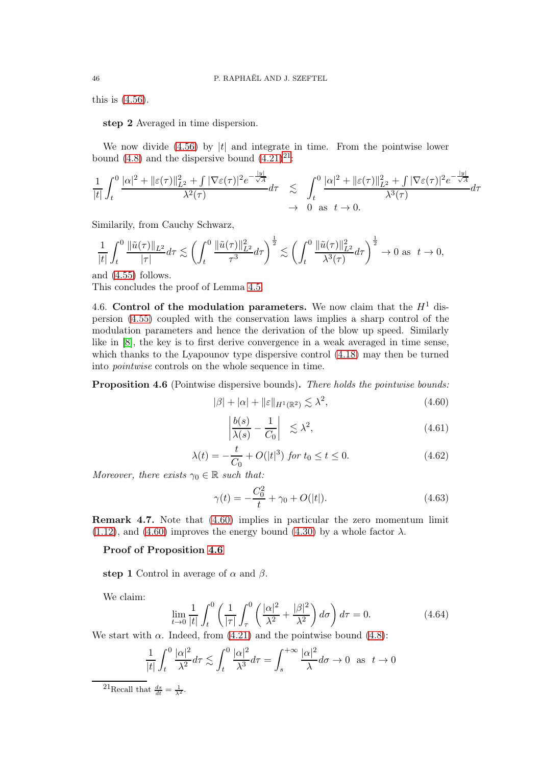this is (4.56).

**step 2** Averaged in time dispersion.

We now divide (4.56) by $|t|$ and integrate in time. From the pointwise lower bound (4.8) and the dispersive bound (4.21)[21]:

$$\frac{1}{|t|}\int_t^0 \frac{|\alpha|^2+\|\varepsilon(\tau)\|_{L^2}^2+\int|\nabla\varepsilon(\tau)|^2 e^{-\frac{|y|}{\sqrt{A}}}}{\lambda^2(\tau)}d\tau \lesssim \int_t^0 \frac{|\alpha|^2+\|\varepsilon(\tau)\|_{L^2}^2+\int|\nabla\varepsilon(\tau)|^2 e^{-\frac{|y|}{\sqrt{A}}}}{\lambda^3(\tau)}d\tau \to 0 \ \text{ as } \ t\to 0.$$

Similarily, from Cauchy Schwarz,

$$\frac{1}{|t|}\int_t^0 \frac{\|\tilde{u}(\tau)\|_{L^2}}{|\tau|}d\tau \lesssim \left(\int_t^0 \frac{\|\tilde{u}(\tau)\|_{L^2}^2}{\tau^3}d\tau\right)^{\frac12} \lesssim \left(\int_t^0 \frac{\|\tilde{u}(\tau)\|_{L^2}^2}{\lambda^3(\tau)}d\tau\right)^{\frac12} \to 0 \text{ as } \ t\to 0,$$

and (4.55) follows.
This concludes the proof of Lemma 4.5.

4.6. **Control of the modulation parameters.** We now claim that the $H^1$ dispersion (4.55) coupled with the conservation laws implies a sharp control of the modulation parameters and hence the derivation of the blow up speed. Similarly like in [8], the key is to first derive convergence in a weak averaged in time sense, which thanks to the Lyapounov type dispersive control (4.18) may then be turned into *pointwise* controls on the whole sequence in time.

**Proposition 4.6** (Pointwise dispersive bounds)**.** *There holds the pointwise bounds:*

$$|\beta|+|\alpha|+\|\varepsilon\|_{H^1(\mathbb{R}^2)} \lesssim \lambda^2, \tag{4.60}$$

$$\left|\frac{b(s)}{\lambda(s)}-\frac{1}{C_0}\right| \lesssim \lambda^2, \tag{4.61}$$

$$\lambda(t) = -\frac{t}{C_0}+O(|t|^3) \text{ for } t_0\leq t\leq 0. \tag{4.62}$$

*Moreover, there exists $\gamma_0\in\mathbb{R}$ such that:*

$$\gamma(t) = -\frac{C_0^2}{t}+\gamma_0+O(|t|). \tag{4.63}$$

**Remark 4.7.** Note that (4.60) implies in particular the zero momentum limit (1.12), and (4.60) improves the energy bound (4.30) by a whole factor $\lambda$.

**Proof of Proposition 4.6**

**step 1** Control in average of $\alpha$ and $\beta$.

We claim:

$$\lim_{t\to 0}\frac{1}{|t|}\int_t^0\left(\frac{1}{|\tau|}\int_\tau^0\left(\frac{|\alpha|^2}{\lambda^2}+\frac{|\beta|^2}{\lambda^2}\right)d\sigma\right)d\tau = 0. \tag{4.64}$$

We start with $\alpha$. Indeed, from (4.21) and the pointwise bound (4.8):

$$\frac{1}{|t|}\int_t^0\frac{|\alpha|^2}{\lambda^2}d\tau \lesssim \int_t^0\frac{|\alpha|^2}{\lambda^3}d\tau = \int_s^{+\infty}\frac{|\alpha|^2}{\lambda}d\sigma \to 0 \ \text{ as } \ t\to 0$$

[21] Recall that $\frac{ds}{dt}=\frac{1}{\lambda^2}$.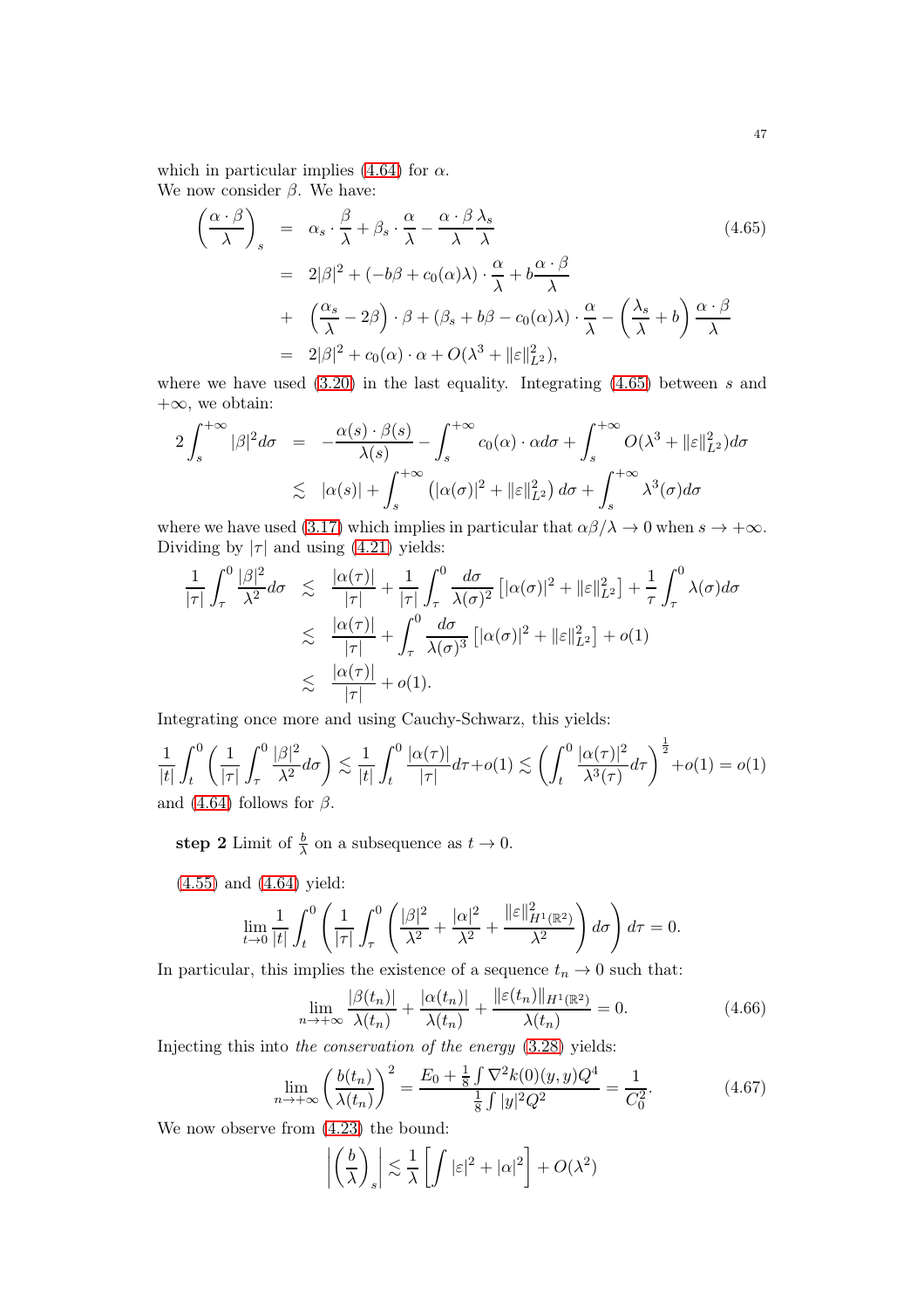which in particular implies (4.64) for $\alpha$.
We now consider $\beta$. We have:

$$
\begin{aligned}
\left(\frac{\alpha\cdot\beta}{\lambda}\right)_s &= \alpha_s\cdot\frac{\beta}{\lambda}+\beta_s\cdot\frac{\alpha}{\lambda}-\frac{\alpha\cdot\beta}{\lambda}\frac{\lambda_s}{\lambda} \\
&= 2|\beta|^2+(-b\beta+c_0(\alpha)\lambda)\cdot\frac{\alpha}{\lambda}+b\frac{\alpha\cdot\beta}{\lambda} \\
&+ \left(\frac{\alpha_s}{\lambda}-2\beta\right)\cdot\beta+(\beta_s+b\beta-c_0(\alpha)\lambda)\cdot\frac{\alpha}{\lambda}-\left(\frac{\lambda_s}{\lambda}+b\right)\frac{\alpha\cdot\beta}{\lambda} \\
&= 2|\beta|^2+c_0(\alpha)\cdot\alpha+O(\lambda^3+\|\varepsilon\|_{L^2}^2),
\end{aligned}
\tag{4.65}
$$

where we have used (3.20) in the last equality. Integrating (4.65) between $s$ and $+\infty$, we obtain:

$$
\begin{aligned}
2\int_s^{+\infty}|\beta|^2d\sigma &= -\frac{\alpha(s)\cdot\beta(s)}{\lambda(s)}-\int_s^{+\infty}c_0(\alpha)\cdot\alpha d\sigma+\int_s^{+\infty}O(\lambda^3+\|\varepsilon\|_{L^2}^2)d\sigma \\
&\lesssim |\alpha(s)|+\int_s^{+\infty}\left(|\alpha(\sigma)|^2+\|\varepsilon\|_{L^2}^2\right)d\sigma+\int_s^{+\infty}\lambda^3(\sigma)d\sigma
\end{aligned}
$$

where we have used (3.17) which implies in particular that $\alpha\beta/\lambda\to 0$ when $s\to+\infty$. Dividing by $|\tau|$ and using (4.21) yields:

$$
\begin{aligned}
\frac{1}{|\tau|}\int_\tau^0\frac{|\beta|^2}{\lambda^2}d\sigma &\lesssim \frac{|\alpha(\tau)|}{|\tau|}+\frac{1}{|\tau|}\int_\tau^0\frac{d\sigma}{\lambda(\sigma)^2}\left[|\alpha(\sigma)|^2+\|\varepsilon\|_{L^2}^2\right]+\frac{1}{\tau}\int_\tau^0\lambda(\sigma)d\sigma \\
&\lesssim \frac{|\alpha(\tau)|}{|\tau|}+\int_\tau^0\frac{d\sigma}{\lambda(\sigma)^3}\left[|\alpha(\sigma)|^2+\|\varepsilon\|_{L^2}^2\right]+o(1) \\
&\lesssim \frac{|\alpha(\tau)|}{|\tau|}+o(1).
\end{aligned}
$$

Integrating once more and using Cauchy-Schwarz, this yields:

$$
\frac{1}{|t|}\int_t^0\left(\frac{1}{|\tau|}\int_\tau^0\frac{|\beta|^2}{\lambda^2}d\sigma\right)\lesssim\frac{1}{|t|}\int_t^0\frac{|\alpha(\tau)|}{|\tau|}d\tau+o(1)\lesssim\left(\int_t^0\frac{|\alpha(\tau)|^2}{\lambda^3(\tau)}d\tau\right)^{\frac12}+o(1)=o(1)
$$

and (4.64) follows for $\beta$.

**step 2** Limit of $\frac{b}{\lambda}$ on a subsequence as $t\to 0$.

(4.55) and (4.64) yield:

$$
\lim_{t\to 0}\frac{1}{|t|}\int_t^0\left(\frac{1}{|\tau|}\int_\tau^0\left(\frac{|\beta|^2}{\lambda^2}+\frac{|\alpha|^2}{\lambda^2}+\frac{\|\varepsilon\|_{H^1(\mathbb{R}^2)}^2}{\lambda^2}\right)d\sigma\right)d\tau=0.
$$

In particular, this implies the existence of a sequence $t_n\to 0$ such that:

$$
\lim_{n\to+\infty}\frac{|\beta(t_n)|}{\lambda(t_n)}+\frac{|\alpha(t_n)|}{\lambda(t_n)}+\frac{\|\varepsilon(t_n)\|_{H^1(\mathbb{R}^2)}}{\lambda(t_n)}=0. \tag{4.66}
$$

Injecting this into *the conservation of the energy* (3.28) yields:

$$
\lim_{n\to+\infty}\left(\frac{b(t_n)}{\lambda(t_n)}\right)^2=\frac{E_0+\frac18\int\nabla^2k(0)(y,y)Q^4}{\frac18\int|y|^2Q^2}=\frac{1}{C_0^2}. \tag{4.67}
$$

We now observe from (4.23) the bound:

$$
\left|\left(\frac{b}{\lambda}\right)_s\right|\lesssim\frac{1}{\lambda}\left[\int|\varepsilon|^2+|\alpha|^2\right]+O(\lambda^2)
$$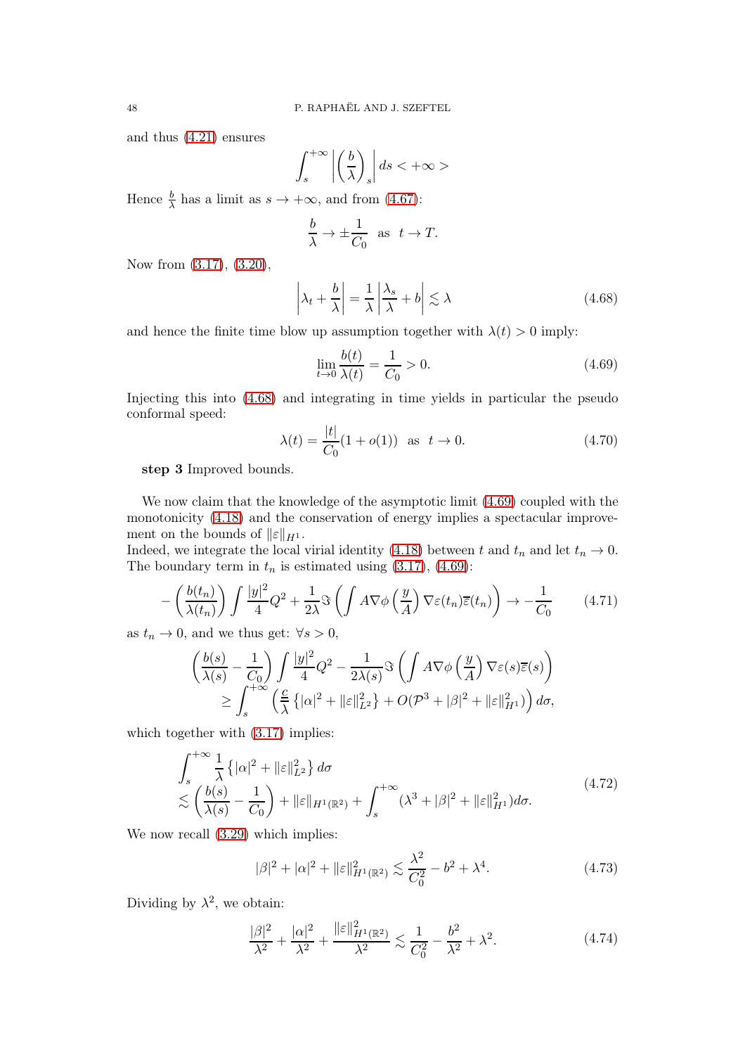and thus (4.21) ensures

$$\int_s^{+\infty} \left|\left(\frac{b}{\lambda}\right)_s\right| ds < +\infty >$$

Hence $\frac{b}{\lambda}$ has a limit as $s \to +\infty$, and from (4.67):

$$\frac{b}{\lambda} \to \pm\frac{1}{C_0} \quad \text{as} \quad t \to T.$$

Now from (3.17), (3.20),

$$\left|\lambda_t + \frac{b}{\lambda}\right| = \frac{1}{\lambda}\left|\frac{\lambda_s}{\lambda} + b\right| \lesssim \lambda \tag{4.68}$$

and hence the finite time blow up assumption together with $\lambda(t) > 0$ imply:

$$\lim_{t\to 0} \frac{b(t)}{\lambda(t)} = \frac{1}{C_0} > 0. \tag{4.69}$$

Injecting this into (4.68) and integrating in time yields in particular the pseudo conformal speed:

$$\lambda(t) = \frac{|t|}{C_0}(1 + o(1)) \quad \text{as} \quad t \to 0. \tag{4.70}$$

**step 3** Improved bounds.

We now claim that the knowledge of the asymptotic limit (4.69) coupled with the monotonicity (4.18) and the conservation of energy implies a spectacular improvement on the bounds of $\|\varepsilon\|_{H^1}$.
Indeed, we integrate the local virial identity (4.18) between $t$ and $t_n$ and let $t_n \to 0$. The boundary term in $t_n$ is estimated using (3.17), (4.69):

$$-\left(\frac{b(t_n)}{\lambda(t_n)}\right)\int \frac{|y|^2}{4}Q^2 + \frac{1}{2\lambda}\Im\left(\int A\nabla\phi\left(\frac{y}{A}\right)\nabla\varepsilon(t_n)\overline{\varepsilon}(t_n)\right) \to -\frac{1}{C_0} \tag{4.71}$$

as $t_n \to 0$, and we thus get: $\forall s > 0$,

$$\begin{aligned}\left(\frac{b(s)}{\lambda(s)} - \frac{1}{C_0}\right)\int \frac{|y|^2}{4}Q^2 - \frac{1}{2\lambda(s)}\Im\left(\int A\nabla\phi\left(\frac{y}{A}\right)\nabla\varepsilon(s)\overline{\varepsilon}(s)\right) \\ \geq \int_s^{+\infty}\left(\frac{c}{\lambda}\left\{|\alpha|^2 + \|\varepsilon\|_{L^2}^2\right\} + O(\mathcal{P}^3 + |\beta|^2 + \|\varepsilon\|_{H^1}^2)\right)d\sigma,\end{aligned}$$

which together with (3.17) implies:

$$\begin{aligned}&\int_s^{+\infty}\frac{1}{\lambda}\left\{|\alpha|^2 + \|\varepsilon\|_{L^2}^2\right\}d\sigma \\ &\lesssim \left(\frac{b(s)}{\lambda(s)} - \frac{1}{C_0}\right) + \|\varepsilon\|_{H^1(\mathbb{R}^2)} + \int_s^{+\infty}(\lambda^3 + |\beta|^2 + \|\varepsilon\|_{H^1}^2)d\sigma.\end{aligned} \tag{4.72}$$

We now recall (3.29) which implies:

$$|\beta|^2 + |\alpha|^2 + \|\varepsilon\|_{H^1(\mathbb{R}^2)}^2 \lesssim \frac{\lambda^2}{C_0^2} - b^2 + \lambda^4. \tag{4.73}$$

Dividing by $\lambda^2$, we obtain:

$$\frac{|\beta|^2}{\lambda^2} + \frac{|\alpha|^2}{\lambda^2} + \frac{\|\varepsilon\|_{H^1(\mathbb{R}^2)}^2}{\lambda^2} \lesssim \frac{1}{C_0^2} - \frac{b^2}{\lambda^2} + \lambda^2. \tag{4.74}$$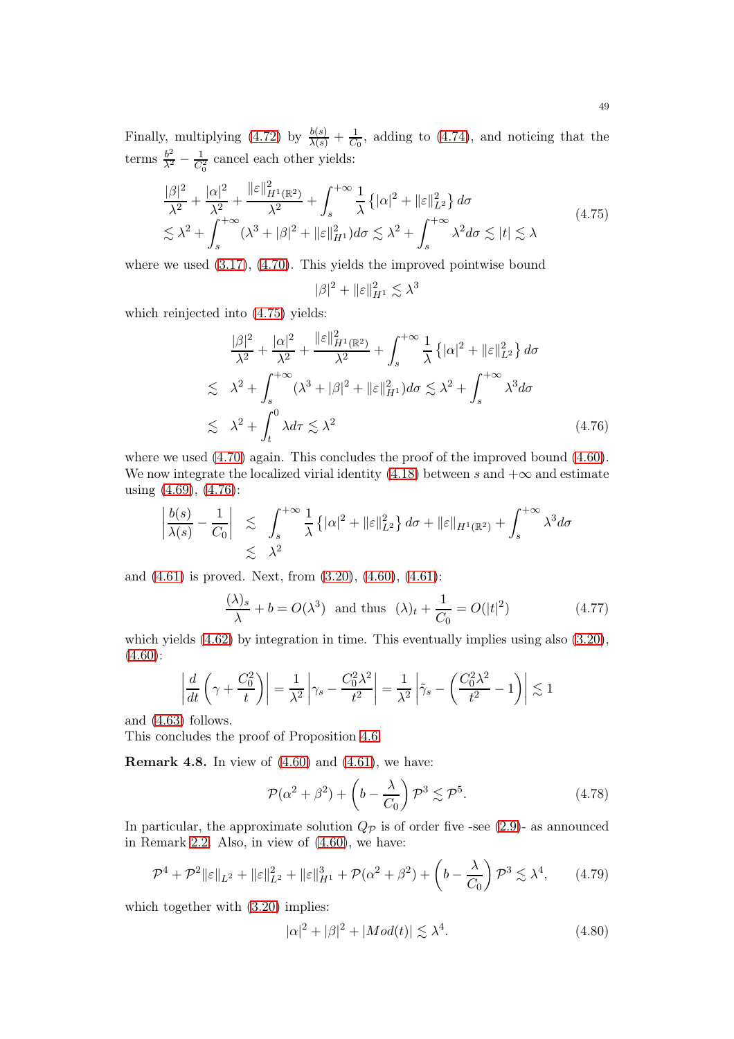Finally, multiplying (4.72) by $\frac{b(s)}{\lambda(s)} + \frac{1}{C_0}$, adding to (4.74), and noticing that the terms $\frac{b^2}{\lambda^2} - \frac{1}{C_0^2}$ cancel each other yields:

$$
\begin{aligned}
&\frac{|\beta|^2}{\lambda^2} + \frac{|\alpha|^2}{\lambda^2} + \frac{\|\varepsilon\|^2_{H^1(\mathbb{R}^2)}}{\lambda^2} + \int_s^{+\infty} \frac{1}{\lambda}\left\{|\alpha|^2 + \|\varepsilon\|^2_{L^2}\right\} d\sigma \\
&\lesssim \lambda^2 + \int_s^{+\infty} (\lambda^3 + |\beta|^2 + \|\varepsilon\|^2_{H^1}) d\sigma \lesssim \lambda^2 + \int_s^{+\infty} \lambda^2 d\sigma \lesssim |t| \lesssim \lambda
\end{aligned}
\tag{4.75}
$$

where we used (3.17), (4.70). This yields the improved pointwise bound

$$
|\beta|^2 + \|\varepsilon\|^2_{H^1} \lesssim \lambda^3
$$

which reinjected into (4.75) yields:

$$
\begin{aligned}
&\frac{|\beta|^2}{\lambda^2} + \frac{|\alpha|^2}{\lambda^2} + \frac{\|\varepsilon\|^2_{H^1(\mathbb{R}^2)}}{\lambda^2} + \int_s^{+\infty} \frac{1}{\lambda}\left\{|\alpha|^2 + \|\varepsilon\|^2_{L^2}\right\} d\sigma \\
\lesssim\ & \lambda^2 + \int_s^{+\infty} (\lambda^3 + |\beta|^2 + \|\varepsilon\|^2_{H^1}) d\sigma \lesssim \lambda^2 + \int_s^{+\infty} \lambda^3 d\sigma \\
\lesssim\ & \lambda^2 + \int_t^0 \lambda d\tau \lesssim \lambda^2
\end{aligned}
\tag{4.76}
$$

where we used (4.70) again. This concludes the proof of the improved bound (4.60). We now integrate the localized virial identity (4.18) between $s$ and $+\infty$ and estimate using (4.69), (4.76):

$$
\begin{aligned}
\left|\frac{b(s)}{\lambda(s)} - \frac{1}{C_0}\right| &\lesssim \int_s^{+\infty} \frac{1}{\lambda}\left\{|\alpha|^2 + \|\varepsilon\|^2_{L^2}\right\} d\sigma + \|\varepsilon\|_{H^1(\mathbb{R}^2)} + \int_s^{+\infty} \lambda^3 d\sigma \\
&\lesssim \lambda^2
\end{aligned}
$$

and (4.61) is proved. Next, from (3.20), (4.60), (4.61):

$$
\frac{(\lambda)_s}{\lambda} + b = O(\lambda^3) \ \text{ and thus } \ (\lambda)_t + \frac{1}{C_0} = O(|t|^2) \tag{4.77}
$$

which yields (4.62) by integration in time. This eventually implies using also (3.20), (4.60):

$$
\left|\frac{d}{dt}\left(\gamma + \frac{C_0^2}{t}\right)\right| = \frac{1}{\lambda^2}\left|\gamma_s - \frac{C_0^2\lambda^2}{t^2}\right| = \frac{1}{\lambda^2}\left|\tilde{\gamma}_s - \left(\frac{C_0^2\lambda^2}{t^2} - 1\right)\right| \lesssim 1
$$

and (4.63) follows.
This concludes the proof of Proposition 4.6.

**Remark 4.8.** In view of (4.60) and (4.61), we have:

$$
\mathcal{P}(\alpha^2 + \beta^2) + \left(b - \frac{\lambda}{C_0}\right)\mathcal{P}^3 \lesssim \mathcal{P}^5. \tag{4.78}
$$

In particular, the approximate solution $Q_{\mathcal{P}}$ is of order five -see (2.9)- as announced in Remark 2.2. Also, in view of (4.60), we have:

$$
\mathcal{P}^4 + \mathcal{P}^2\|\varepsilon\|_{L^2} + \|\varepsilon\|^2_{L^2} + \|\varepsilon\|^3_{H^1} + \mathcal{P}(\alpha^2 + \beta^2) + \left(b - \frac{\lambda}{C_0}\right)\mathcal{P}^3 \lesssim \lambda^4, \tag{4.79}
$$

which together with (3.20) implies:

$$
|\alpha|^2 + |\beta|^2 + |Mod(t)| \lesssim \lambda^4. \tag{4.80}
$$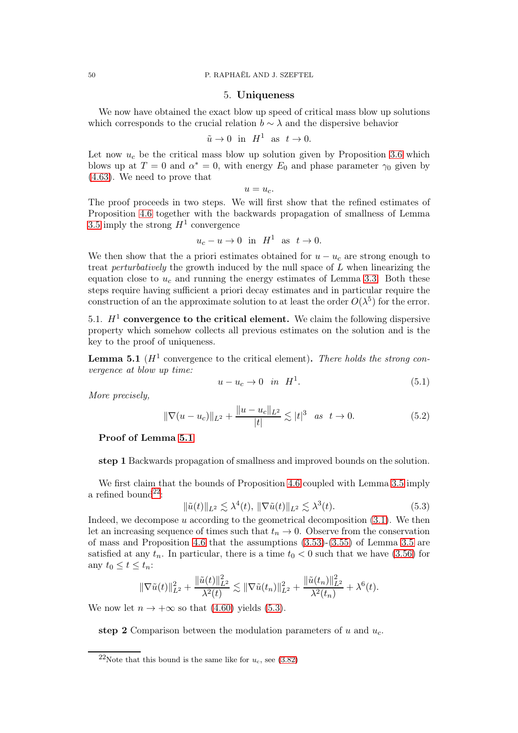## 5. Uniqueness

We now have obtained the exact blow up speed of critical mass blow up solutions which corresponds to the crucial relation $b \sim \lambda$ and the dispersive behavior

$$\tilde{u} \to 0 \ \text{ in } \ H^1 \ \text{ as } \ t \to 0.$$

Let now $u_c$ be the critical mass blow up solution given by Proposition 3.6 which blows up at $T = 0$ and $\alpha^* = 0$, with energy $E_0$ and phase parameter $\gamma_0$ given by (4.63). We need to prove that

$$u = u_c.$$

The proof proceeds in two steps. We will first show that the refined estimates of Proposition 4.6 together with the backwards propagation of smallness of Lemma 3.5 imply the strong $H^1$ convergence

$$u_c - u \to 0 \ \text{ in } \ H^1 \ \text{ as } \ t \to 0.$$

We then show that the a priori estimates obtained for $u - u_c$ are strong enough to treat *perturbatively* the growth induced by the null space of $L$ when linearizing the equation close to $u_c$ and running the energy estimates of Lemma 3.3. Both these steps require having sufficient a priori decay estimates and in particular require the construction of an the approximate solution to at least the order $O(\lambda^5)$ for the error.

### 5.1. $H^1$ convergence to the critical element.

We claim the following dispersive property which somehow collects all previous estimates on the solution and is the key to the proof of uniqueness.

**Lemma 5.1** ($H^1$ convergence to the critical element)**.** *There holds the strong convergence at blow up time:*

$$u - u_c \to 0 \ \ in \ \ H^1. \tag{5.1}$$

*More precisely,*

$$\|\nabla(u - u_c)\|_{L^2} + \frac{\|u - u_c\|_{L^2}}{|t|} \lesssim |t|^3 \ \ as \ \ t \to 0. \tag{5.2}$$

**Proof of Lemma 5.1**

**step 1** Backwards propagation of smallness and improved bounds on the solution.

We first claim that the bounds of Proposition 4.6 coupled with Lemma 3.5 imply a refined bound[22]:

$$\|\tilde{u}(t)\|_{L^2} \lesssim \lambda^4(t), \ \|\nabla \tilde{u}(t)\|_{L^2} \lesssim \lambda^3(t). \tag{5.3}$$

Indeed, we decompose $u$ according to the geometrical decomposition (3.1). We then let an increasing sequence of times such that $t_n \to 0$. Observe from the conservation of mass and Proposition 4.6 that the assumptions (3.53)-(3.55) of Lemma 3.5 are satisfied at any $t_n$. In particular, there is a time $t_0 < 0$ such that we have (3.56) for any $t_0 \le t \le t_n$:

$$\|\nabla \tilde{u}(t)\|^2_{L^2} + \frac{\|\tilde{u}(t)\|^2_{L^2}}{\lambda^2(t)} \lesssim \|\nabla \tilde{u}(t_n)\|^2_{L^2} + \frac{\|\tilde{u}(t_n)\|^2_{L^2}}{\lambda^2(t_n)} + \lambda^6(t).$$

We now let $n \to +\infty$ so that (4.60) yields (5.3).

**step 2** Comparison between the modulation parameters of $u$ and $u_c$.

[22] Note that this bound is the same like for $u_c$, see (3.82)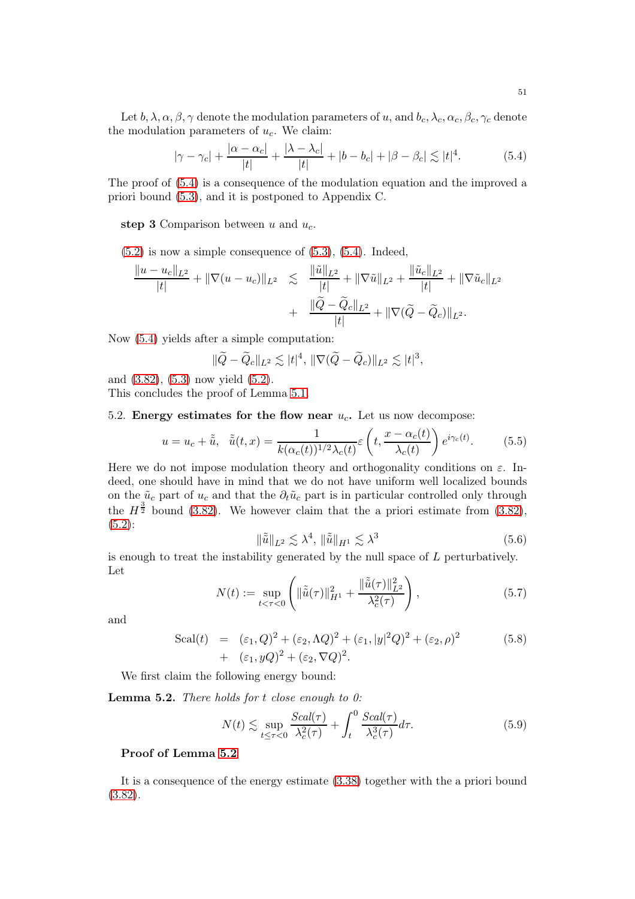Let $b, \lambda, \alpha, \beta, \gamma$ denote the modulation parameters of $u$, and $b_c, \lambda_c, \alpha_c, \beta_c, \gamma_c$ denote the modulation parameters of $u_c$. We claim:

$$|\gamma - \gamma_c| + \frac{|\alpha - \alpha_c|}{|t|} + \frac{|\lambda - \lambda_c|}{|t|} + |b - b_c| + |\beta - \beta_c| \lesssim |t|^4. \tag{5.4}$$

The proof of (5.4) is a consequence of the modulation equation and the improved a priori bound (5.3), and it is postponed to Appendix C.

**step 3** Comparison between $u$ and $u_c$.

(5.2) is now a simple consequence of (5.3), (5.4). Indeed,

$$\begin{aligned}\frac{\|u - u_c\|_{L^2}}{|t|} + \|\nabla(u - u_c)\|_{L^2} &\lesssim \frac{\|\tilde{u}\|_{L^2}}{|t|} + \|\nabla \tilde{u}\|_{L^2} + \frac{\|\tilde{u}_c\|_{L^2}}{|t|} + \|\nabla \tilde{u}_c\|_{L^2} \\ &+ \frac{\|\widetilde{Q} - \widetilde{Q}_c\|_{L^2}}{|t|} + \|\nabla(\widetilde{Q} - \widetilde{Q}_c)\|_{L^2}.\end{aligned}$$

Now (5.4) yields after a simple computation:

$$\|\widetilde{Q} - \widetilde{Q}_c\|_{L^2} \lesssim |t|^4, \ \|\nabla(\widetilde{Q} - \widetilde{Q}_c)\|_{L^2} \lesssim |t|^3,$$

and (3.82), (5.3) now yield (5.2).
This concludes the proof of Lemma 5.1.

5.2. **Energy estimates for the flow near $u_c$.** Let us now decompose:

$$u = u_c + \tilde{\tilde{u}}, \quad \tilde{\tilde{u}}(t, x) = \frac{1}{k(\alpha_c(t))^{1/2} \lambda_c(t)} \varepsilon\left(t, \frac{x - \alpha_c(t)}{\lambda_c(t)}\right) e^{i\gamma_c(t)}. \tag{5.5}$$

Here we do not impose modulation theory and orthogonality conditions on $\varepsilon$. Indeed, one should have in mind that we do not have uniform well localized bounds on the $\tilde{u}_c$ part of $u_c$ and that the $\partial_t \tilde{u}_c$ part is in particular controlled only through the $H^{\frac{3}{2}}$ bound (3.82). We however claim that the a priori estimate from (3.82), (5.2):

$$\|\tilde{\tilde{u}}\|_{L^2} \lesssim \lambda^4, \ \|\tilde{\tilde{u}}\|_{H^1} \lesssim \lambda^3 \tag{5.6}$$

is enough to treat the instability generated by the null space of $L$ perturbatively. Let

$$N(t) := \sup_{t < \tau < 0} \left( \|\tilde{\tilde{u}}(\tau)\|_{H^1}^2 + \frac{\|\tilde{\tilde{u}}(\tau)\|_{L^2}^2}{\lambda_c^2(\tau)} \right), \tag{5.7}$$

and

$$\begin{aligned}\mathrm{Scal}(t) &= (\varepsilon_1, Q)^2 + (\varepsilon_2, \Lambda Q)^2 + (\varepsilon_1, |y|^2 Q)^2 + (\varepsilon_2, \rho)^2 \\ &+ (\varepsilon_1, yQ)^2 + (\varepsilon_2, \nabla Q)^2.\end{aligned} \tag{5.8}$$

We first claim the following energy bound:

**Lemma 5.2.** *There holds for $t$ close enough to 0:*

$$N(t) \lesssim \sup_{t \leq \tau < 0} \frac{Scal(\tau)}{\lambda_c^2(\tau)} + \int_t^0 \frac{Scal(\tau)}{\lambda_c^3(\tau)} d\tau. \tag{5.9}$$

**Proof of Lemma 5.2**

It is a consequence of the energy estimate (3.38) together with the a priori bound (3.82).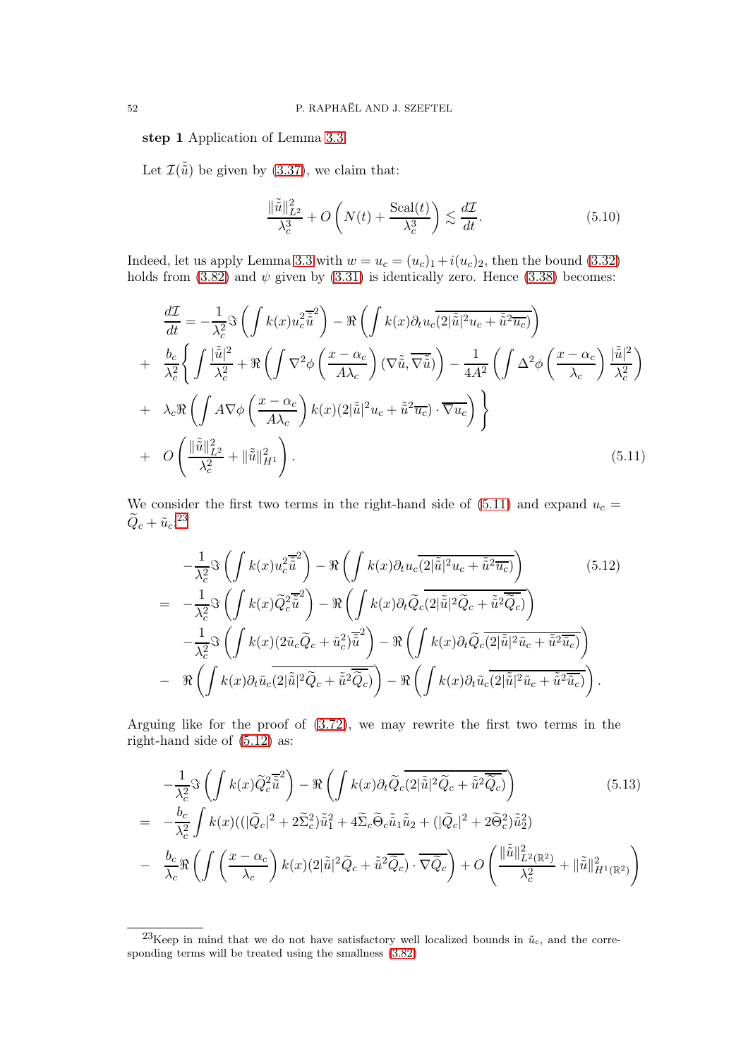**step 1** Application of Lemma 3.3.

Let $\mathcal{I}(\tilde{\tilde{u}})$ be given by (3.37), we claim that:

$$\frac{\|\tilde{\tilde{u}}\|^2_{L^2}}{\lambda_c^3} + O\left(N(t) + \frac{\mathrm{Scal}(t)}{\lambda_c^3}\right) \lesssim \frac{d\mathcal{I}}{dt}. \tag{5.10}$$

Indeed, let us apply Lemma 3.3 with $w = u_c = (u_c)_1 + i(u_c)_2$, then the bound (3.32) holds from (3.82) and $\psi$ given by (3.31) is identically zero. Hence (3.38) becomes:

$$\begin{aligned}
\frac{d\mathcal{I}}{dt} &= -\frac{1}{\lambda_c^2}\Im\left(\int k(x) u_c^2 \overline{\tilde{\tilde{u}}}^2\right) - \Re\left(\int k(x)\partial_t u_c \overline{(2|\tilde{\tilde{u}}|^2 u_c + \tilde{\tilde{u}}^2\overline{u_c})}\right)\\
&+ \frac{b_c}{\lambda_c^2}\Bigg\{\int \frac{|\tilde{\tilde{u}}|^2}{\lambda_c^2} + \Re\left(\int \nabla^2\phi\left(\frac{x-\alpha_c}{A\lambda_c}\right)(\nabla\tilde{\tilde{u}}, \overline{\nabla\tilde{\tilde{u}}})\right) - \frac{1}{4A^2}\left(\int \Delta^2\phi\left(\frac{x-\alpha_c}{\lambda_c}\right)\frac{|\tilde{\tilde{u}}|^2}{\lambda_c^2}\right)\\
&+ \lambda_c\Re\left(\int A\nabla\phi\left(\frac{x-\alpha_c}{A\lambda_c}\right)k(x)(2|\tilde{\tilde{u}}|^2 u_c + \tilde{\tilde{u}}^2\overline{u_c})\cdot\overline{\nabla u_c}\right)\Bigg\}\\
&+ O\left(\frac{\|\tilde{\tilde{u}}\|^2_{L^2}}{\lambda_c^2} + \|\tilde{\tilde{u}}\|^2_{H^1}\right).
\end{aligned} \tag{5.11}$$

We consider the first two terms in the right-hand side of (5.11) and expand $u_c = \widetilde{Q}_c + \tilde{u}_c$.[23]

$$\begin{aligned}
&-\frac{1}{\lambda_c^2}\Im\left(\int k(x) u_c^2\overline{\tilde{\tilde{u}}}^2\right) - \Re\left(\int k(x)\partial_t u_c\overline{(2|\tilde{\tilde{u}}|^2 u_c + \tilde{\tilde{u}}^2\overline{u_c})}\right)\\
=\ & -\frac{1}{\lambda_c^2}\Im\left(\int k(x)\widetilde{Q}_c^2\overline{\tilde{\tilde{u}}}^2\right) - \Re\left(\int k(x)\partial_t\widetilde{Q}_c\overline{(2|\tilde{\tilde{u}}|^2\widetilde{Q}_c + \tilde{\tilde{u}}^2\overline{\widetilde{Q}_c})}\right)\\
& -\frac{1}{\lambda_c^2}\Im\left(\int k(x)(2\tilde{u}_c\widetilde{Q}_c + \tilde{u}_c^2)\overline{\tilde{\tilde{u}}}^2\right) - \Re\left(\int k(x)\partial_t\widetilde{Q}_c\overline{(2|\tilde{\tilde{u}}|^2\tilde{u}_c + \tilde{\tilde{u}}^2\overline{\tilde{u}_c})}\right)\\
-\ & \Re\left(\int k(x)\partial_t\tilde{u}_c\overline{(2|\tilde{\tilde{u}}|^2\widetilde{Q}_c + \tilde{\tilde{u}}^2\overline{\widetilde{Q}_c})}\right) - \Re\left(\int k(x)\partial_t\tilde{u}_c\overline{(2|\tilde{\tilde{u}}|^2\tilde{u}_c + \tilde{\tilde{u}}^2\overline{\tilde{u}_c})}\right).
\end{aligned} \tag{5.12}$$

Arguing like for the proof of (3.72), we may rewrite the first two terms in the right-hand side of (5.12) as:

$$\begin{aligned}
&-\frac{1}{\lambda_c^2}\Im\left(\int k(x)\widetilde{Q}_c^2\overline{\tilde{\tilde{u}}}^2\right) - \Re\left(\int k(x)\partial_t\widetilde{Q}_c\overline{(2|\tilde{\tilde{u}}|^2\widetilde{Q}_c + \tilde{\tilde{u}}^2\overline{\widetilde{Q}_c})}\right)\\
=\ & -\frac{b_c}{\lambda_c^2}\int k(x)((|\widetilde{Q}_c|^2 + 2\widetilde{\Sigma}_c^2)\tilde{\tilde{u}}_1^2 + 4\widetilde{\Sigma}_c\widetilde{\Theta}_c\tilde{\tilde{u}}_1\tilde{\tilde{u}}_2 + (|\widetilde{Q}_c|^2 + 2\widetilde{\Theta}_c^2)\tilde{\tilde{u}}_2^2)\\
-\ & \frac{b_c}{\lambda_c}\Re\left(\int\left(\frac{x-\alpha_c}{\lambda_c}\right)k(x)(2|\tilde{\tilde{u}}|^2\widetilde{Q}_c + \tilde{\tilde{u}}^2\overline{\widetilde{Q}_c})\cdot\overline{\nabla\widetilde{Q}_c}\right) + O\left(\frac{\|\tilde{\tilde{u}}\|^2_{L^2(\mathbb{R}^2)}}{\lambda_c^2} + \|\tilde{\tilde{u}}\|^2_{H^1(\mathbb{R}^2)}\right)
\end{aligned} \tag{5.13}$$

[23] Keep in mind that we do not have satisfactory well localized bounds in $\tilde{u}_c$, and the corresponding terms will be treated using the smallness (3.82)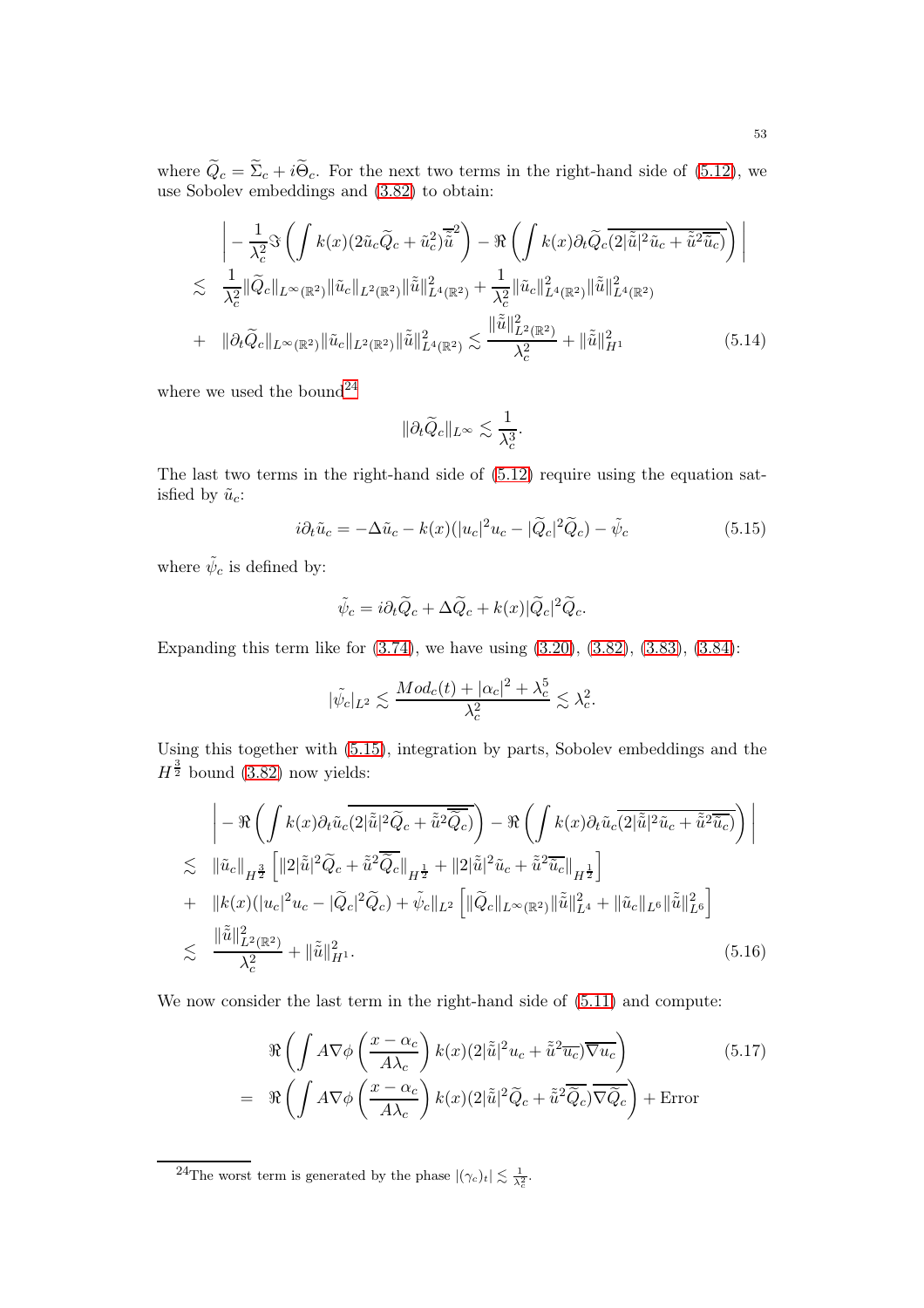where $\widetilde{Q}_c = \widetilde{\Sigma}_c + i\widetilde{\Theta}_c$. For the next two terms in the right-hand side of (5.12), we use Sobolev embeddings and (3.82) to obtain:

$$
\begin{aligned}
& \left| -\frac{1}{\lambda_c^2}\Im\left(\int k(x)(2\tilde{u}_c\widetilde{Q}_c + \tilde{u}_c^2)\overline{\tilde{\tilde{u}}}^2\right) - \Re\left(\int k(x)\partial_t\widetilde{Q}_c\overline{(2|\tilde{\tilde{u}}|^2\tilde{u}_c + \tilde{\tilde{u}}^2\overline{\tilde{u}_c})}\right)\right| \\
\lesssim\ & \frac{1}{\lambda_c^2}\|\widetilde{Q}_c\|_{L^\infty(\mathbb{R}^2)}\|\tilde{u}_c\|_{L^2(\mathbb{R}^2)}\|\tilde{\tilde{u}}\|^2_{L^4(\mathbb{R}^2)} + \frac{1}{\lambda_c^2}\|\tilde{u}_c\|^2_{L^4(\mathbb{R}^2)}\|\tilde{\tilde{u}}\|^2_{L^4(\mathbb{R}^2)} \\
+\ & \|\partial_t\widetilde{Q}_c\|_{L^\infty(\mathbb{R}^2)}\|\tilde{u}_c\|_{L^2(\mathbb{R}^2)}\|\tilde{\tilde{u}}\|^2_{L^4(\mathbb{R}^2)} \lesssim \frac{\|\tilde{\tilde{u}}\|^2_{L^2(\mathbb{R}^2)}}{\lambda_c^2} + \|\tilde{\tilde{u}}\|^2_{H^1}
\end{aligned}
\tag{5.14}
$$

where we used the bound[24]

$$\|\partial_t\widetilde{Q}_c\|_{L^\infty} \lesssim \frac{1}{\lambda_c^3}.$$

The last two terms in the right-hand side of (5.12) require using the equation satisfied by $\tilde{u}_c$:

$$i\partial_t\tilde{u}_c = -\Delta\tilde{u}_c - k(x)(|u_c|^2u_c - |\widetilde{Q}_c|^2\widetilde{Q}_c) - \tilde{\psi}_c \tag{5.15}$$

where $\tilde{\psi}_c$ is defined by:

$$\tilde{\psi}_c = i\partial_t\widetilde{Q}_c + \Delta\widetilde{Q}_c + k(x)|\widetilde{Q}_c|^2\widetilde{Q}_c.$$

Expanding this term like for (3.74), we have using (3.20), (3.82), (3.83), (3.84):

$$|\tilde{\psi}_c|_{L^2} \lesssim \frac{Mod_c(t) + |\alpha_c|^2 + \lambda_c^5}{\lambda_c^2} \lesssim \lambda_c^2.$$

Using this together with (5.15), integration by parts, Sobolev embeddings and the $H^{\frac{3}{2}}$ bound (3.82) now yields:

$$
\begin{aligned}
& \left| -\Re\left(\int k(x)\partial_t\tilde{u}_c\overline{(2|\tilde{\tilde{u}}|^2\widetilde{Q}_c + \tilde{\tilde{u}}^2\overline{\widetilde{Q}_c})}\right) - \Re\left(\int k(x)\partial_t\tilde{u}_c\overline{(2|\tilde{\tilde{u}}|^2\tilde{u}_c + \tilde{\tilde{u}}^2\overline{\tilde{u}_c})}\right)\right| \\
\lesssim\ & \|\tilde{u}_c\|_{H^{\frac{3}{2}}}\left[\|2|\tilde{\tilde{u}}|^2\widetilde{Q}_c + \tilde{\tilde{u}}^2\overline{\widetilde{Q}_c}\|_{H^{\frac{1}{2}}} + \|2|\tilde{\tilde{u}}|^2\tilde{u}_c + \tilde{\tilde{u}}^2\overline{\tilde{u}_c}\|_{H^{\frac{1}{2}}}\right] \\
+\ & \|k(x)(|u_c|^2u_c - |\widetilde{Q}_c|^2\widetilde{Q}_c) + \tilde{\psi}_c\|_{L^2}\left[\|\widetilde{Q}_c\|_{L^\infty(\mathbb{R}^2)}\|\tilde{\tilde{u}}\|^2_{L^4} + \|\tilde{u}_c\|_{L^6}\|\tilde{\tilde{u}}\|^2_{L^6}\right] \\
\lesssim\ & \frac{\|\tilde{\tilde{u}}\|^2_{L^2(\mathbb{R}^2)}}{\lambda_c^2} + \|\tilde{\tilde{u}}\|^2_{H^1}.
\end{aligned}
\tag{5.16}
$$

We now consider the last term in the right-hand side of (5.11) and compute:

$$
\begin{aligned}
& \Re\left(\int A\nabla\phi\left(\frac{x-\alpha_c}{A\lambda_c}\right)k(x)(2|\tilde{\tilde{u}}|^2u_c + \tilde{\tilde{u}}^2\overline{u_c})\overline{\nabla u_c}\right) \\
=\ & \Re\left(\int A\nabla\phi\left(\frac{x-\alpha_c}{A\lambda_c}\right)k(x)(2|\tilde{\tilde{u}}|^2\widetilde{Q}_c + \tilde{\tilde{u}}^2\overline{\widetilde{Q}_c})\overline{\nabla\widetilde{Q}_c}\right) + \text{Error}
\end{aligned}
\tag{5.17}
$$

[24] The worst term is generated by the phase $|(\gamma_c)_t| \lesssim \frac{1}{\lambda_c^2}$.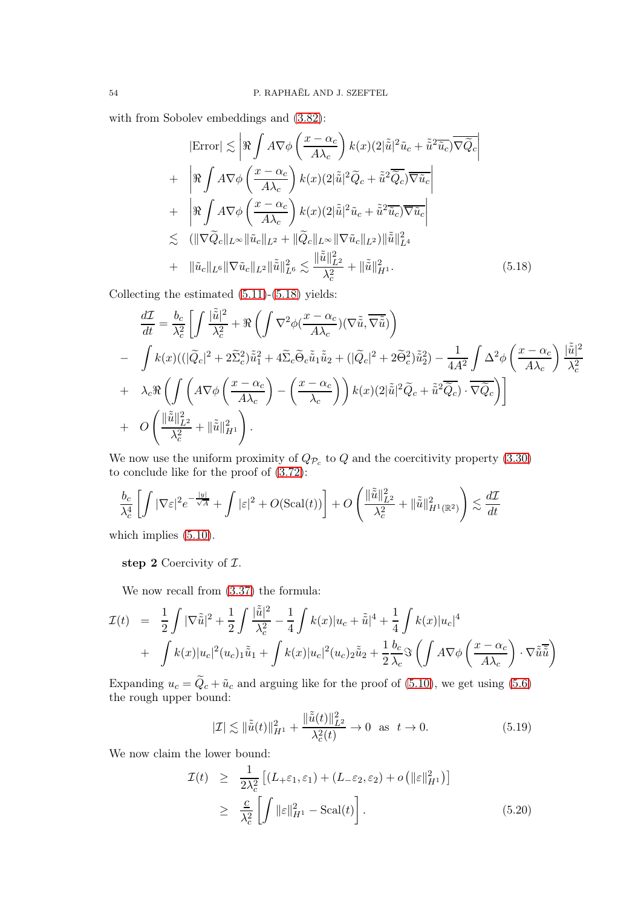with from Sobolev embeddings and (3.82):

$$
\begin{aligned}
|\text{Error}| &\lesssim \left|\Re\int A\nabla\phi\left(\frac{x-\alpha_c}{A\lambda_c}\right)k(x)(2|\tilde{\tilde{u}}|^2\tilde{u}_c+\tilde{\tilde{u}}^2\overline{\tilde{u}_c})\overline{\nabla\widetilde{Q}_c}\right|\\
&+ \left|\Re\int A\nabla\phi\left(\frac{x-\alpha_c}{A\lambda_c}\right)k(x)(2|\tilde{\tilde{u}}|^2\widetilde{Q}_c+\tilde{\tilde{u}}^2\overline{\widetilde{Q}_c})\overline{\nabla\tilde{u}_c}\right|\\
&+ \left|\Re\int A\nabla\phi\left(\frac{x-\alpha_c}{A\lambda_c}\right)k(x)(2|\tilde{\tilde{u}}|^2\tilde{u}_c+\tilde{\tilde{u}}^2\overline{\tilde{u}_c})\overline{\nabla\tilde{u}_c}\right|\\
&\lesssim (\|\nabla\widetilde{Q}_c\|_{L^\infty}\|\tilde{u}_c\|_{L^2}+\|\widetilde{Q}_c\|_{L^\infty}\|\nabla\tilde{u}_c\|_{L^2})\|\tilde{\tilde{u}}\|^2_{L^4}\\
&+ \|\tilde{u}_c\|_{L^6}\|\nabla\tilde{u}_c\|_{L^2}\|\tilde{\tilde{u}}\|^2_{L^6}\lesssim\frac{\|\tilde{\tilde{u}}\|^2_{L^2}}{\lambda_c^2}+\|\tilde{\tilde{u}}\|^2_{H^1}. \qquad (5.18)
\end{aligned}
$$

Collecting the estimated (5.11)-(5.18) yields:

$$
\begin{aligned}
\frac{d\mathcal{I}}{dt} &= \frac{b_c}{\lambda_c^2}\left[\int\frac{|\tilde{\tilde{u}}|^2}{\lambda_c^2}+\Re\left(\int\nabla^2\phi(\frac{x-\alpha_c}{A\lambda_c})(\nabla\tilde{\tilde{u}},\overline{\nabla\tilde{\tilde{u}}})\right)\right.\\
&- \int k(x)((|\widetilde{Q}_c|^2+2\widetilde{\Sigma}_c^2)\tilde{\tilde{u}}_1^2+4\widetilde{\Sigma}_c\widetilde{\Theta}_c\tilde{\tilde{u}}_1\tilde{\tilde{u}}_2+(|\widetilde{Q}_c|^2+2\widetilde{\Theta}_c^2)\tilde{\tilde{u}}_2^2)-\frac{1}{4A^2}\int\Delta^2\phi\left(\frac{x-\alpha_c}{A\lambda_c}\right)\frac{|\tilde{\tilde{u}}|^2}{\lambda_c^2}\\
&+ \left.\lambda_c\Re\left(\int\left(A\nabla\phi\left(\frac{x-\alpha_c}{A\lambda_c}\right)-\left(\frac{x-\alpha_c}{\lambda_c}\right)\right)k(x)(2|\tilde{\tilde{u}}|^2\widetilde{Q}_c+\tilde{\tilde{u}}^2\overline{\widetilde{Q}_c})\cdot\overline{\nabla\widetilde{Q}_c}\right)\right]\\
&+ O\left(\frac{\|\tilde{\tilde{u}}\|^2_{L^2}}{\lambda_c^2}+\|\tilde{\tilde{u}}\|^2_{H^1}\right).
\end{aligned}
$$

We now use the uniform proximity of $Q_{\mathcal{P}_c}$ to $Q$ and the coercitivity property (3.30) to conclude like for the proof of (3.72):

$$
\frac{b_c}{\lambda_c^4}\left[\int|\nabla\varepsilon|^2e^{-\frac{|y|}{\sqrt{A}}}+\int|\varepsilon|^2+O(\text{Scal}(t))\right]+O\left(\frac{\|\tilde{\tilde{u}}\|^2_{L^2}}{\lambda_c^2}+\|\tilde{\tilde{u}}\|^2_{H^1(\mathbb{R}^2)}\right)\lesssim\frac{d\mathcal{I}}{dt}
$$

which implies (5.10).

**step 2** Coercivity of $\mathcal{I}$.

We now recall from (3.37) the formula:

$$
\begin{aligned}
\mathcal{I}(t) &= \frac{1}{2}\int|\nabla\tilde{\tilde{u}}|^2+\frac{1}{2}\int\frac{|\tilde{\tilde{u}}|^2}{\lambda_c^2}-\frac{1}{4}\int k(x)|u_c+\tilde{\tilde{u}}|^4+\frac{1}{4}\int k(x)|u_c|^4\\
&+ \int k(x)|u_c|^2(u_c)_1\tilde{\tilde{u}}_1+\int k(x)|u_c|^2(u_c)_2\tilde{\tilde{u}}_2+\frac{1}{2}\frac{b_c}{\lambda_c}\Im\left(\int A\nabla\phi\left(\frac{x-\alpha_c}{A\lambda_c}\right)\cdot\nabla\tilde{\tilde{u}}\overline{\tilde{\tilde{u}}}\right)
\end{aligned}
$$

Expanding $u_c=\widetilde{Q}_c+\tilde{u}_c$ and arguing like for the proof of (5.10), we get using (5.6) the rough upper bound:

$$
|\mathcal{I}|\lesssim\|\tilde{\tilde{u}}(t)\|^2_{H^1}+\frac{\|\tilde{\tilde{u}}(t)\|^2_{L^2}}{\lambda_c^2(t)}\to 0\ \text{ as }\ t\to 0. \qquad (5.19)
$$

We now claim the lower bound:

$$
\begin{aligned}
\mathcal{I}(t) &\geq \frac{1}{2\lambda_c^2}\left[(L_+\varepsilon_1,\varepsilon_1)+(L_-\varepsilon_2,\varepsilon_2)+o\left(\|\varepsilon\|^2_{H^1}\right)\right]\\
&\geq \frac{c}{\lambda_c^2}\left[\int\|\varepsilon\|^2_{H^1}-\text{Scal}(t)\right]. \qquad (5.20)
\end{aligned}
$$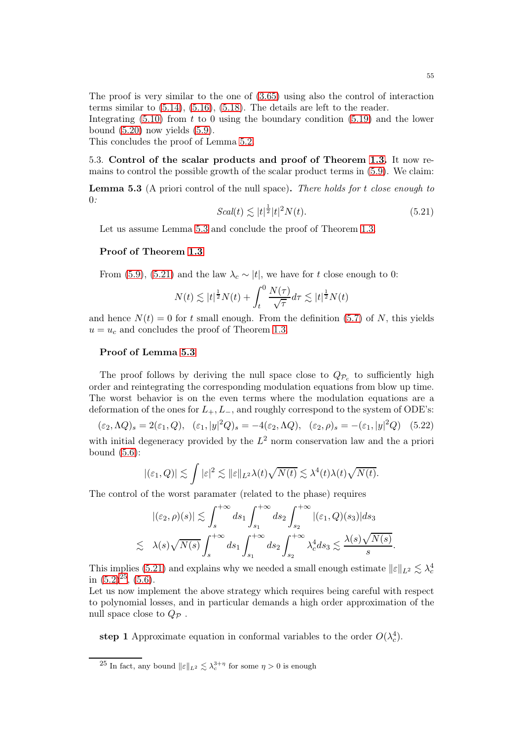The proof is very similar to the one of (3.65) using also the control of interaction terms similar to (5.14), (5.16), (5.18). The details are left to the reader.
Integrating (5.10) from $t$ to 0 using the boundary condition (5.19) and the lower bound (5.20) now yields (5.9).
This concludes the proof of Lemma 5.2.

5.3. **Control of the scalar products and proof of Theorem 1.3.** It now remains to control the possible growth of the scalar product terms in (5.9). We claim:

**Lemma 5.3** (A priori control of the null space)**.** *There holds for $t$ close enough to 0:*

$$Scal(t) \lesssim |t|^{\frac{1}{2}}|t|^2 N(t). \tag{5.21}$$

Let us assume Lemma 5.3 and conclude the proof of Theorem 1.3.

**Proof of Theorem 1.3**

From (5.9), (5.21) and the law $\lambda_c \sim |t|$, we have for $t$ close enough to 0:

$$N(t) \lesssim |t|^{\frac{1}{2}} N(t) + \int_t^0 \frac{N(\tau)}{\sqrt{\tau}} d\tau \lesssim |t|^{\frac{1}{2}} N(t)$$

and hence $N(t) = 0$ for $t$ small enough. From the definition (5.7) of $N$, this yields $u = u_c$ and concludes the proof of Theorem 1.3.

**Proof of Lemma 5.3**

The proof follows by deriving the null space close to $Q_{\mathcal{P}_c}$ to sufficiently high order and reintegrating the corresponding modulation equations from blow up time. The worst behavior is on the even terms where the modulation equations are a deformation of the ones for $L_+, L_-$, and roughly correspond to the system of ODE's:

$$(\varepsilon_2, \Lambda Q)_s = 2(\varepsilon_1, Q), \quad (\varepsilon_1, |y|^2 Q)_s = -4(\varepsilon_2, \Lambda Q), \quad (\varepsilon_2, \rho)_s = -(\varepsilon_1, |y|^2 Q) \tag{5.22}$$

with initial degeneracy provided by the $L^2$ norm conservation law and the a priori bound (5.6):

$$|(\varepsilon_1, Q)| \lesssim \int |\varepsilon|^2 \lesssim \|\varepsilon\|_{L^2} \lambda(t)\sqrt{N(t)} \lesssim \lambda^4(t)\lambda(t)\sqrt{N(t)}.$$

The control of the worst paramater (related to the phase) requires

$$|(\varepsilon_2, \rho)(s)| \lesssim \int_s^{+\infty} ds_1 \int_{s_1}^{+\infty} ds_2 \int_{s_2}^{+\infty} |(\varepsilon_1, Q)(s_3)| ds_3$$

$$\lesssim \quad \lambda(s)\sqrt{N(s)} \int_s^{+\infty} ds_1 \int_{s_1}^{+\infty} ds_2 \int_{s_2}^{+\infty} \lambda_c^4 ds_3 \lesssim \frac{\lambda(s)\sqrt{N(s)}}{s}.$$

This implies (5.21) and explains why we needed a small enough estimate $\|\varepsilon\|_{L^2} \lesssim \lambda_c^4$ in (5.2)[25], (5.6).
Let us now implement the above strategy which requires being careful with respect to polynomial losses, and in particular demands a high order approximation of the null space close to $Q_{\mathcal{P}}$ .

**step 1** Approximate equation in conformal variables to the order $O(\lambda_c^4)$.

[25] In fact, any bound $\|\varepsilon\|_{L^2} \lesssim \lambda_c^{3+\eta}$ for some $\eta > 0$ is enough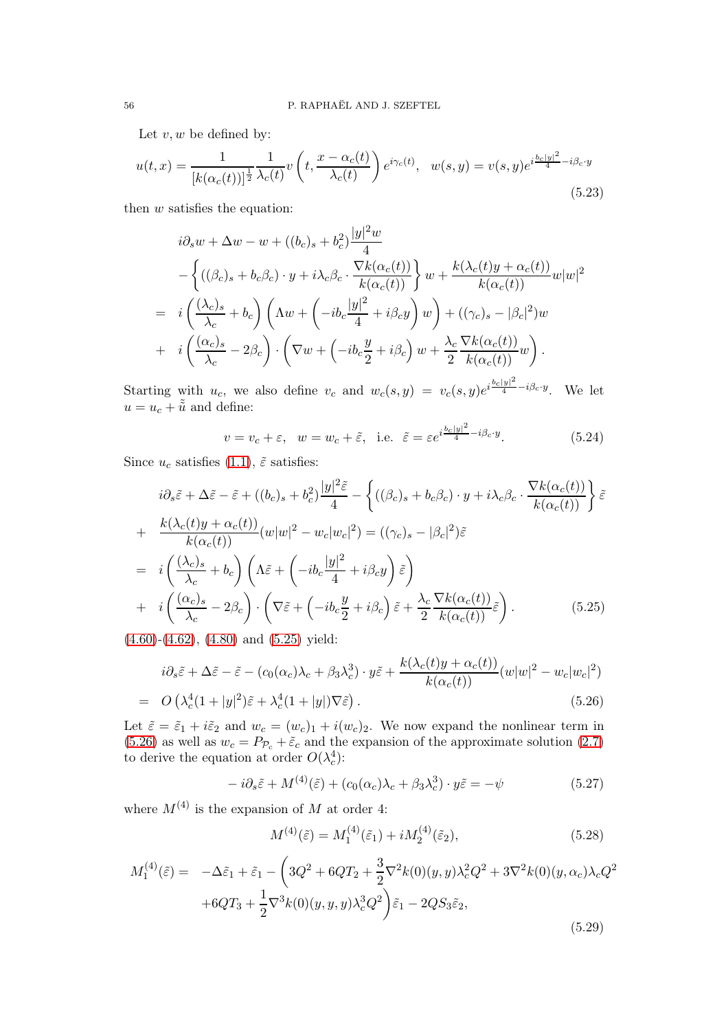Let $v, w$ be defined by:

$$u(t,x) = \frac{1}{[k(\alpha_c(t))]^{\frac{1}{2}}} \frac{1}{\lambda_c(t)} v\left(t, \frac{x-\alpha_c(t)}{\lambda_c(t)}\right) e^{i\gamma_c(t)}, \quad w(s,y) = v(s,y) e^{i\frac{b_c|y|^2}{4} - i\beta_c\cdot y} \tag{5.23}$$

then $w$ satisfies the equation:

$$\begin{aligned}
& i\partial_s w + \Delta w - w + ((b_c)_s + b_c^2)\frac{|y|^2 w}{4} \\
& - \left\{ ((\beta_c)_s + b_c\beta_c)\cdot y + i\lambda_c\beta_c \cdot \frac{\nabla k(\alpha_c(t))}{k(\alpha_c(t))} \right\} w + \frac{k(\lambda_c(t)y + \alpha_c(t))}{k(\alpha_c(t))} w|w|^2 \\
= \; & i\left(\frac{(\lambda_c)_s}{\lambda_c} + b_c\right)\left(\Lambda w + \left(-ib_c\frac{|y|^2}{4} + i\beta_c y\right) w\right) + ((\gamma_c)_s - |\beta_c|^2) w \\
+ \; & i\left(\frac{(\alpha_c)_s}{\lambda_c} - 2\beta_c\right)\cdot\left(\nabla w + \left(-ib_c\frac{y}{2} + i\beta_c\right) w + \frac{\lambda_c}{2}\frac{\nabla k(\alpha_c(t))}{k(\alpha_c(t))} w\right).
\end{aligned}$$

Starting with $u_c$, we also define $v_c$ and $w_c(s,y) = v_c(s,y)e^{i\frac{b_c|y|^2}{4} - i\beta_c\cdot y}$. We let $u = u_c + \tilde{\tilde{u}}$ and define:

$$v = v_c + \varepsilon, \quad w = w_c + \tilde{\varepsilon}, \quad \text{i.e. } \tilde{\varepsilon} = \varepsilon e^{i\frac{b_c|y|^2}{4} - i\beta_c\cdot y}. \tag{5.24}$$

Since $u_c$ satisfies (1.1), $\tilde{\varepsilon}$ satisfies:

$$\begin{aligned}
& i\partial_s\tilde{\varepsilon} + \Delta\tilde{\varepsilon} - \tilde{\varepsilon} + ((b_c)_s + b_c^2)\frac{|y|^2\tilde{\varepsilon}}{4} - \left\{ ((\beta_c)_s + b_c\beta_c)\cdot y + i\lambda_c\beta_c\cdot\frac{\nabla k(\alpha_c(t))}{k(\alpha_c(t))}\right\}\tilde{\varepsilon} \\
+ \; & \frac{k(\lambda_c(t)y + \alpha_c(t))}{k(\alpha_c(t))}(w|w|^2 - w_c|w_c|^2) = ((\gamma_c)_s - |\beta_c|^2)\tilde{\varepsilon} \\
= \; & i\left(\frac{(\lambda_c)_s}{\lambda_c} + b_c\right)\left(\Lambda\tilde{\varepsilon} + \left(-ib_c\frac{|y|^2}{4} + i\beta_c y\right)\tilde{\varepsilon}\right) \\
+ \; & i\left(\frac{(\alpha_c)_s}{\lambda_c} - 2\beta_c\right)\cdot\left(\nabla\tilde{\varepsilon} + \left(-ib_c\frac{y}{2} + i\beta_c\right)\tilde{\varepsilon} + \frac{\lambda_c}{2}\frac{\nabla k(\alpha_c(t))}{k(\alpha_c(t))}\tilde{\varepsilon}\right).
\end{aligned} \tag{5.25}$$

(4.60)-(4.62), (4.80) and (5.25) yield:

$$\begin{aligned}
& i\partial_s\tilde{\varepsilon} + \Delta\tilde{\varepsilon} - \tilde{\varepsilon} - (c_0(\alpha_c)\lambda_c + \beta_3\lambda_c^3)\cdot y\tilde{\varepsilon} + \frac{k(\lambda_c(t)y + \alpha_c(t))}{k(\alpha_c(t))}(w|w|^2 - w_c|w_c|^2) \\
= \; & O\left(\lambda_c^4(1+|y|^2)\tilde{\varepsilon} + \lambda_c^4(1+|y|)\nabla\tilde{\varepsilon}\right).
\end{aligned} \tag{5.26}$$

Let $\tilde{\varepsilon} = \tilde{\varepsilon}_1 + i\tilde{\varepsilon}_2$ and $w_c = (w_c)_1 + i(w_c)_2$. We now expand the nonlinear term in (5.26) as well as $w_c = P_{\mathcal{P}_c} + \tilde{\varepsilon}_c$ and the expansion of the approximate solution (2.7) to derive the equation at order $O(\lambda_c^4)$:

$$-i\partial_s\tilde{\varepsilon} + M^{(4)}(\tilde{\varepsilon}) + (c_0(\alpha_c)\lambda_c + \beta_3\lambda_c^3)\cdot y\tilde{\varepsilon} = -\psi \tag{5.27}$$

where $M^{(4)}$ is the expansion of $M$ at order 4:

$$M^{(4)}(\tilde{\varepsilon}) = M_1^{(4)}(\tilde{\varepsilon}_1) + iM_2^{(4)}(\tilde{\varepsilon}_2), \tag{5.28}$$

$$\begin{aligned}
M_1^{(4)}(\tilde{\varepsilon}) = \; & -\Delta\tilde{\varepsilon}_1 + \tilde{\varepsilon}_1 - \left(3Q^2 + 6QT_2 + \frac{3}{2}\nabla^2 k(0)(y,y)\lambda_c^2 Q^2 + 3\nabla^2 k(0)(y,\alpha_c)\lambda_c Q^2\right. \\
& \left. + 6QT_3 + \frac{1}{2}\nabla^3 k(0)(y,y,y)\lambda_c^3 Q^2\right)\tilde{\varepsilon}_1 - 2QS_3\tilde{\varepsilon}_2,
\end{aligned} \tag{5.29}$$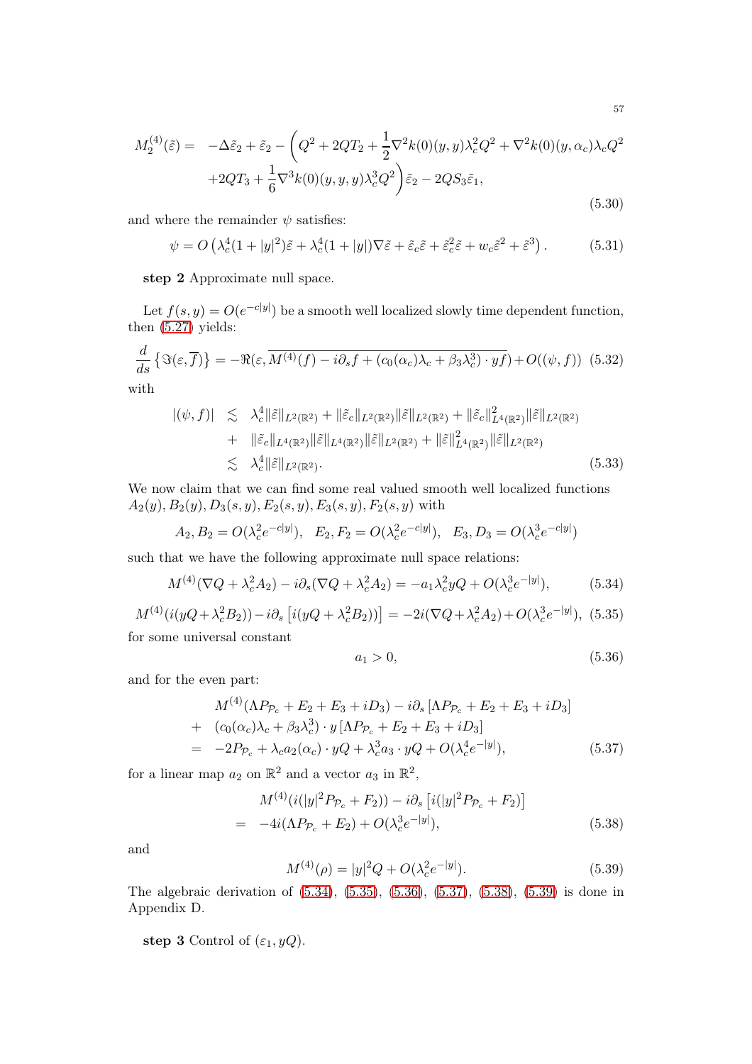$$
\begin{aligned}
M_2^{(4)}(\tilde{\varepsilon}) = \quad & -\Delta\tilde{\varepsilon}_2 + \tilde{\varepsilon}_2 - \bigg(Q^2 + 2QT_2 + \frac{1}{2}\nabla^2 k(0)(y,y)\lambda_c^2 Q^2 + \nabla^2 k(0)(y,\alpha_c)\lambda_c Q^2 \\
& + 2QT_3 + \frac{1}{6}\nabla^3 k(0)(y,y,y)\lambda_c^3 Q^2\bigg)\tilde{\varepsilon}_2 - 2QS_3\tilde{\varepsilon}_1,
\end{aligned}
\tag{5.30}
$$

and where the remainder $\psi$ satisfies:

$$
\psi = O\left(\lambda_c^4(1+|y|^2)\tilde{\varepsilon} + \lambda_c^4(1+|y|)\nabla\tilde{\varepsilon} + \tilde{\varepsilon}_c\tilde{\varepsilon} + \tilde{\varepsilon}_c^2\tilde{\varepsilon} + w_c\tilde{\varepsilon}^2 + \tilde{\varepsilon}^3\right). \tag{5.31}
$$

**step 2** Approximate null space.

Let $f(s,y) = O(e^{-c|y|})$ be a smooth well localized slowly time dependent function, then (5.27) yields:

$$
\frac{d}{ds}\left\{\Im(\varepsilon,\overline{f})\right\} = -\Re(\varepsilon,\overline{M^{(4)}(f) - i\partial_s f + (c_0(\alpha_c)\lambda_c + \beta_3\lambda_c^3)\cdot yf}) + O((\psi,f)) \tag{5.32}
$$

with

$$
\begin{aligned}
|(\psi,f)| \quad &\lesssim \quad \lambda_c^4\|\tilde{\varepsilon}\|_{L^2(\mathbb{R}^2)} + \|\tilde{\varepsilon}_c\|_{L^2(\mathbb{R}^2)}\|\tilde{\varepsilon}\|_{L^2(\mathbb{R}^2)} + \|\tilde{\varepsilon}_c\|^2_{L^4(\mathbb{R}^2)}\|\tilde{\varepsilon}\|_{L^2(\mathbb{R}^2)} \\
&+ \quad \|\tilde{\varepsilon}_c\|_{L^4(\mathbb{R}^2)}\|\tilde{\varepsilon}\|_{L^4(\mathbb{R}^2)}\|\tilde{\varepsilon}\|_{L^2(\mathbb{R}^2)} + \|\tilde{\varepsilon}\|^2_{L^4(\mathbb{R}^2)}\|\tilde{\varepsilon}\|_{L^2(\mathbb{R}^2)} \\
&\lesssim \quad \lambda_c^4\|\tilde{\varepsilon}\|_{L^2(\mathbb{R}^2)}.
\end{aligned}
\tag{5.33}
$$

We now claim that we can find some real valued smooth well localized functions $A_2(y), B_2(y), D_3(s,y), E_2(s,y), E_3(s,y), F_2(s,y)$ with

$$
A_2, B_2 = O(\lambda_c^2 e^{-c|y|}), \quad E_2, F_2 = O(\lambda_c^2 e^{-c|y|}), \quad E_3, D_3 = O(\lambda_c^3 e^{-c|y|})
$$

such that we have the following approximate null space relations:

$$
M^{(4)}(\nabla Q + \lambda_c^2 A_2) - i\partial_s(\nabla Q + \lambda_c^2 A_2) = -a_1\lambda_c^2 yQ + O(\lambda_c^3 e^{-|y|}), \tag{5.34}
$$

$$
M^{(4)}(i(yQ + \lambda_c^2 B_2)) - i\partial_s\left[i(yQ + \lambda_c^2 B_2)\right] = -2i(\nabla Q + \lambda_c^2 A_2) + O(\lambda_c^3 e^{-|y|}), \tag{5.35}
$$

for some universal constant

$$
a_1 > 0, \tag{5.36}
$$

and for the even part:

$$
\begin{aligned}
& M^{(4)}(\Lambda P_{\mathcal{P}_c} + E_2 + E_3 + iD_3) - i\partial_s\left[\Lambda P_{\mathcal{P}_c} + E_2 + E_3 + iD_3\right] \\
+ \quad & (c_0(\alpha_c)\lambda_c + \beta_3\lambda_c^3)\cdot y\left[\Lambda P_{\mathcal{P}_c} + E_2 + E_3 + iD_3\right] \\
= \quad & -2P_{\mathcal{P}_c} + \lambda_c a_2(\alpha_c)\cdot yQ + \lambda_c^3 a_3\cdot yQ + O(\lambda_c^4 e^{-|y|}),
\end{aligned}
\tag{5.37}
$$

for a linear map $a_2$ on $\mathbb{R}^2$ and a vector $a_3$ in $\mathbb{R}^2$,

$$
\begin{aligned}
& M^{(4)}(i(|y|^2 P_{\mathcal{P}_c} + F_2)) - i\partial_s\left[i(|y|^2 P_{\mathcal{P}_c} + F_2)\right] \\
= \quad & -4i(\Lambda P_{\mathcal{P}_c} + E_2) + O(\lambda_c^3 e^{-|y|}),
\end{aligned}
\tag{5.38}
$$

and

$$
M^{(4)}(\rho) = |y|^2 Q + O(\lambda_c^2 e^{-|y|}). \tag{5.39}
$$

The algebraic derivation of (5.34), (5.35), (5.36), (5.37), (5.38), (5.39) is done in Appendix D.

**step 3** Control of $(\varepsilon_1, yQ)$.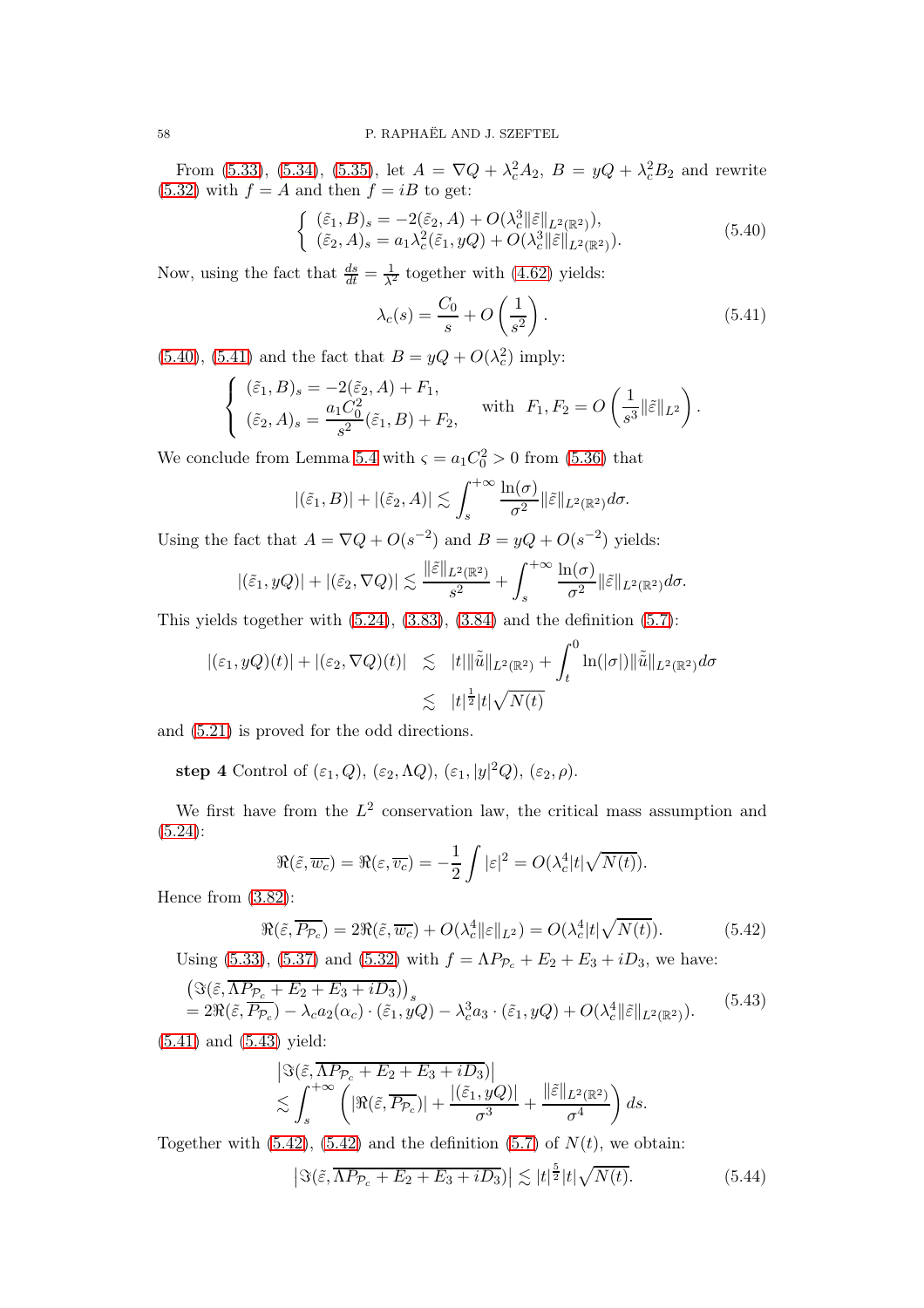From (5.33), (5.34), (5.35), let $A = \nabla Q + \lambda_c^2 A_2$, $B = yQ + \lambda_c^2 B_2$ and rewrite (5.32) with $f = A$ and then $f = iB$ to get:

$$
\left\{ \begin{array}{l} (\tilde{\varepsilon}_1, B)_s = -2(\tilde{\varepsilon}_2, A) + O(\lambda_c^3 \|\tilde{\varepsilon}\|_{L^2(\mathbb{R}^2)}), \\ (\tilde{\varepsilon}_2, A)_s = a_1 \lambda_c^2 (\tilde{\varepsilon}_1, yQ) + O(\lambda_c^3 \|\tilde{\varepsilon}\|_{L^2(\mathbb{R}^2)}). \end{array} \right. \tag{5.40}
$$

Now, using the fact that $\frac{ds}{dt} = \frac{1}{\lambda^2}$ together with (4.62) yields:

$$
\lambda_c(s) = \frac{C_0}{s} + O\left(\frac{1}{s^2}\right). \tag{5.41}
$$

(5.40), (5.41) and the fact that $B = yQ + O(\lambda_c^2)$ imply:

$$
\left\{ \begin{array}{l} (\tilde{\varepsilon}_1, B)_s = -2(\tilde{\varepsilon}_2, A) + F_1, \\ (\tilde{\varepsilon}_2, A)_s = \dfrac{a_1 C_0^2}{s^2} (\tilde{\varepsilon}_1, B) + F_2, \end{array} \right. \quad \text{with} \;\; F_1, F_2 = O\left(\frac{1}{s^3}\|\tilde{\varepsilon}\|_{L^2}\right).
$$

We conclude from Lemma 5.4 with $\varsigma = a_1 C_0^2 > 0$ from (5.36) that

$$
|(\tilde{\varepsilon}_1, B)| + |(\tilde{\varepsilon}_2, A)| \lesssim \int_s^{+\infty} \frac{\ln(\sigma)}{\sigma^2} \|\tilde{\varepsilon}\|_{L^2(\mathbb{R}^2)} d\sigma.
$$

Using the fact that $A = \nabla Q + O(s^{-2})$ and $B = yQ + O(s^{-2})$ yields:

$$
|(\tilde{\varepsilon}_1, yQ)| + |(\tilde{\varepsilon}_2, \nabla Q)| \lesssim \frac{\|\tilde{\varepsilon}\|_{L^2(\mathbb{R}^2)}}{s^2} + \int_s^{+\infty} \frac{\ln(\sigma)}{\sigma^2} \|\tilde{\varepsilon}\|_{L^2(\mathbb{R}^2)} d\sigma.
$$

This yields together with (5.24), (3.83), (3.84) and the definition (5.7):

$$
\begin{array}{rcl} |(\varepsilon_1, yQ)(t)| + |(\varepsilon_2, \nabla Q)(t)| & \lesssim & |t| \|\tilde{\tilde{u}}\|_{L^2(\mathbb{R}^2)} + \displaystyle\int_t^0 \ln(|\sigma|) \|\tilde{\tilde{u}}\|_{L^2(\mathbb{R}^2)} d\sigma \\ & \lesssim & |t|^{\frac{1}{2}} |t| \sqrt{N(t)} \end{array}
$$

and (5.21) is proved for the odd directions.

**step 4** Control of $(\varepsilon_1, Q)$, $(\varepsilon_2, \Lambda Q)$, $(\varepsilon_1, |y|^2 Q)$, $(\varepsilon_2, \rho)$.

We first have from the $L^2$ conservation law, the critical mass assumption and (5.24):

$$
\Re(\tilde{\varepsilon}, \overline{w_c}) = \Re(\varepsilon, \overline{v_c}) = -\frac{1}{2}\int |\varepsilon|^2 = O(\lambda_c^4 |t| \sqrt{N(t)}).
$$

Hence from (3.82):

$$
\Re(\tilde{\varepsilon}, \overline{P_{\mathcal{P}_c}}) = 2\Re(\tilde{\varepsilon}, \overline{w_c}) + O(\lambda_c^4 \|\varepsilon\|_{L^2}) = O(\lambda_c^4 |t| \sqrt{N(t)}). \tag{5.42}
$$

Using (5.33), (5.37) and (5.32) with $f = \Lambda P_{\mathcal{P}_c} + E_2 + E_3 + iD_3$, we have:

$$
\begin{array}{l} \left(\Im(\tilde{\varepsilon}, \overline{\Lambda P_{\mathcal{P}_c} + E_2 + E_3 + iD_3})\right)_s \\ = 2\Re(\tilde{\varepsilon}, \overline{P_{\mathcal{P}_c}}) - \lambda_c a_2(\alpha_c) \cdot (\tilde{\varepsilon}_1, yQ) - \lambda_c^3 a_3 \cdot (\tilde{\varepsilon}_1, yQ) + O(\lambda_c^4 \|\tilde{\varepsilon}\|_{L^2(\mathbb{R}^2)}). \end{array} \tag{5.43}
$$

(5.41) and (5.43) yield:

$$
\begin{array}{l} \left|\Im(\tilde{\varepsilon}, \overline{\Lambda P_{\mathcal{P}_c} + E_2 + E_3 + iD_3})\right| \\ \lesssim \displaystyle\int_s^{+\infty} \left( |\Re(\tilde{\varepsilon}, \overline{P_{\mathcal{P}_c}})| + \frac{|(\tilde{\varepsilon}_1, yQ)|}{\sigma^3} + \frac{\|\tilde{\varepsilon}\|_{L^2(\mathbb{R}^2)}}{\sigma^4} \right) ds. \end{array}
$$

Together with (5.42), (5.42) and the definition (5.7) of $N(t)$, we obtain:

$$
\left|\Im(\tilde{\varepsilon}, \overline{\Lambda P_{\mathcal{P}_c} + E_2 + E_3 + iD_3})\right| \lesssim |t|^{\frac{5}{2}} |t| \sqrt{N(t)}. \tag{5.44}
$$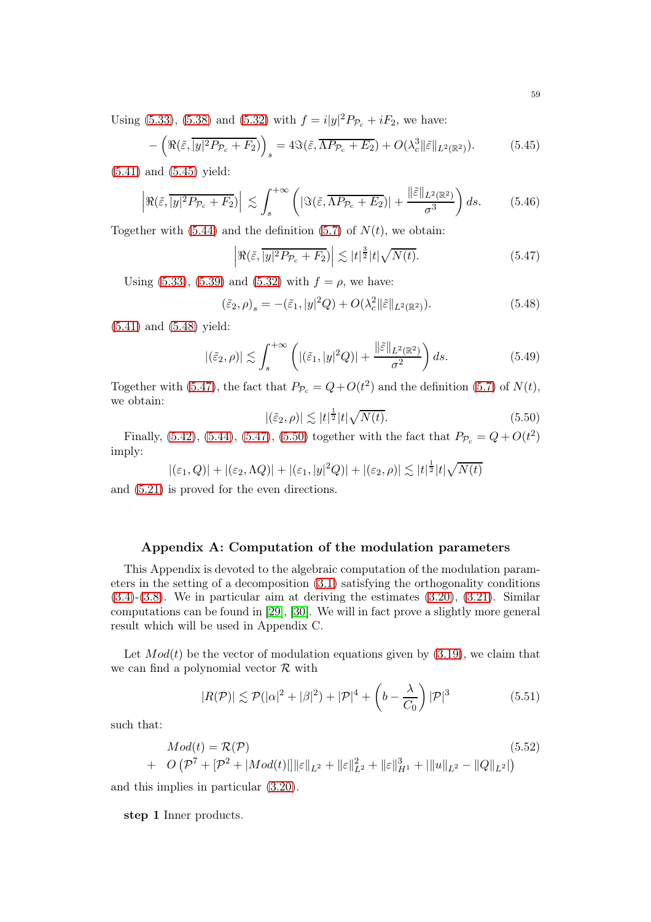Using (5.33), (5.38) and (5.32) with $f = i|y|^2 P_{\mathcal{P}_c} + iF_2$, we have:

$$-\left(\Re(\tilde{\varepsilon}, \overline{|y|^2 P_{\mathcal{P}_c} + F_2})\right)_s = 4\Im(\tilde{\varepsilon}, \overline{\Lambda P_{\mathcal{P}_c} + E_2}) + O(\lambda_c^3 \|\tilde{\varepsilon}\|_{L^2(\mathbb{R}^2)}). \tag{5.45}$$

(5.41) and (5.45) yield:

$$\left|\Re(\tilde{\varepsilon}, \overline{|y|^2 P_{\mathcal{P}_c} + F_2})\right| \lesssim \int_s^{+\infty} \left( |\Im(\tilde{\varepsilon}, \overline{\Lambda P_{\mathcal{P}_c} + E_2})| + \frac{\|\tilde{\varepsilon}\|_{L^2(\mathbb{R}^2)}}{\sigma^3} \right) ds. \tag{5.46}$$

Together with (5.44) and the definition (5.7) of $N(t)$, we obtain:

$$\left|\Re(\tilde{\varepsilon}, \overline{|y|^2 P_{\mathcal{P}_c} + F_2})\right| \lesssim |t|^{\frac{3}{2}} |t| \sqrt{N(t)}. \tag{5.47}$$

Using (5.33), (5.39) and (5.32) with $f = \rho$, we have:

$$(\tilde{\varepsilon}_2, \rho)_s = -(\tilde{\varepsilon}_1, |y|^2 Q) + O(\lambda_c^2 \|\varepsilon\|_{L^2(\mathbb{R}^2)}). \tag{5.48}$$

(5.41) and (5.48) yield:

$$|(\tilde{\varepsilon}_2, \rho)| \lesssim \int_s^{+\infty} \left( |(\tilde{\varepsilon}_1, |y|^2 Q)| + \frac{\|\tilde{\varepsilon}\|_{L^2(\mathbb{R}^2)}}{\sigma^2} \right) ds. \tag{5.49}$$

Together with (5.47), the fact that $P_{\mathcal{P}_c} = Q + O(t^2)$ and the definition (5.7) of $N(t)$, we obtain:

$$|(\tilde{\varepsilon}_2, \rho)| \lesssim |t|^{\frac{1}{2}} |t| \sqrt{N(t)}. \tag{5.50}$$

Finally, (5.42), (5.44), (5.47), (5.50) together with the fact that $P_{\mathcal{P}_c} = Q + O(t^2)$ imply:

$$|(\varepsilon_1, Q)| + |(\varepsilon_2, \Lambda Q)| + |(\varepsilon_1, |y|^2 Q)| + |(\varepsilon_2, \rho)| \lesssim |t|^{\frac{1}{2}} |t| \sqrt{N(t)}$$

and (5.21) is proved for the even directions.

## Appendix A: Computation of the modulation parameters

This Appendix is devoted to the algebraic computation of the modulation parameters in the setting of a decomposition (3.1) satisfying the orthogonality conditions (3.4)-(3.8). We in particular aim at deriving the estimates (3.20), (3.21). Similar computations can be found in [29], [30]. We will in fact prove a slightly more general result which will be used in Appendix C.

Let $Mod(t)$ be the vector of modulation equations given by (3.19), we claim that we can find a polynomial vector $\mathcal{R}$ with

$$|R(\mathcal{P})| \lesssim \mathcal{P}(|\alpha|^2 + |\beta|^2) + |\mathcal{P}|^4 + \left(b - \frac{\lambda}{C_0}\right)|\mathcal{P}|^3 \tag{5.51}$$

such that:

$$\begin{aligned} &Mod(t) = \mathcal{R}(\mathcal{P}) \\ + \quad &O\left(\mathcal{P}^7 + [\mathcal{P}^2 + |Mod(t)|]\|\varepsilon\|_{L^2} + \|\varepsilon\|_{L^2}^2 + \|\varepsilon\|_{H^1}^3 + |\|u\|_{L^2} - \|Q\|_{L^2}|\right) \end{aligned} \tag{5.52}$$

and this implies in particular (3.20).

**step 1** Inner products.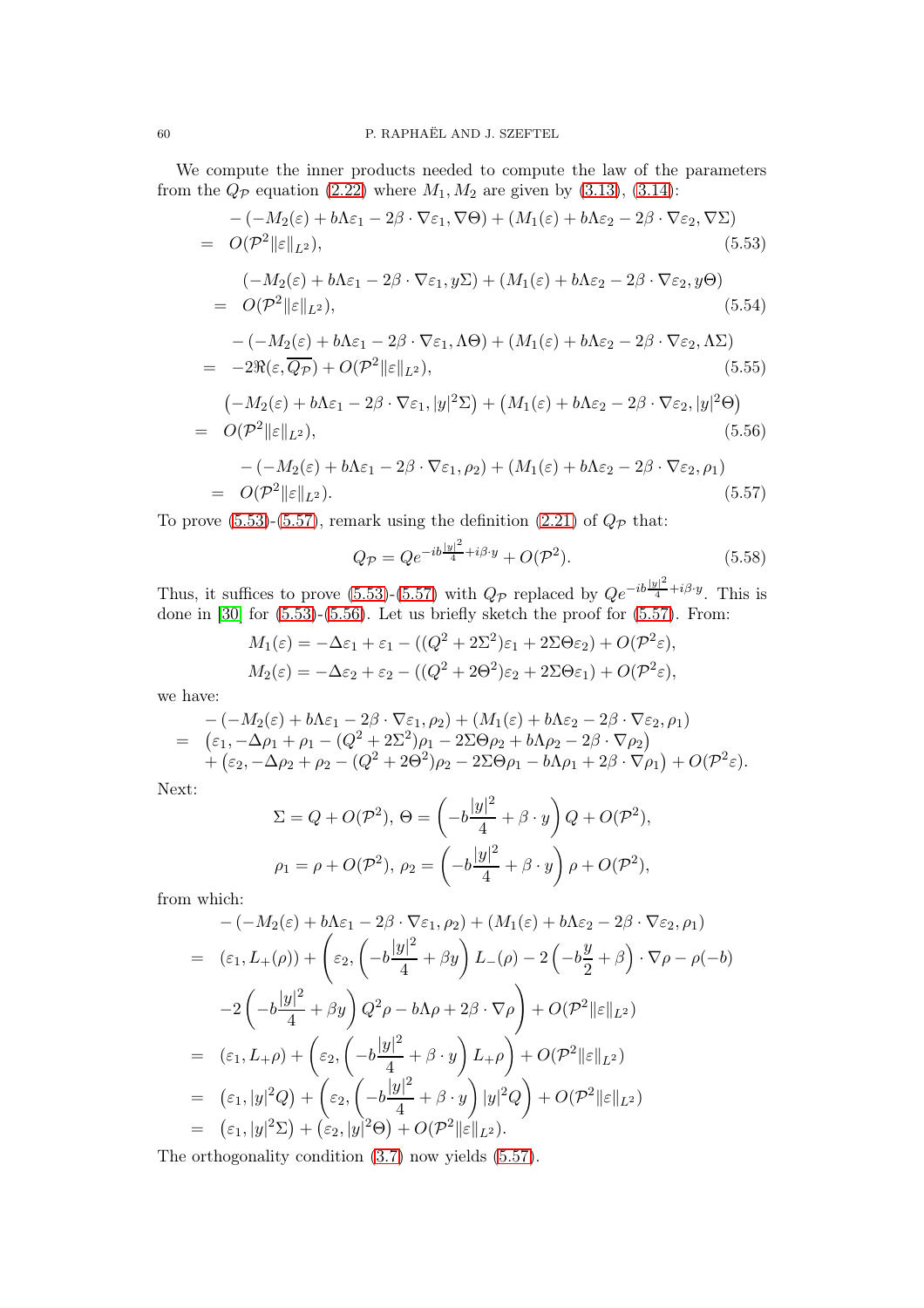We compute the inner products needed to compute the law of the parameters from the $Q_{\mathcal{P}}$ equation (2.22) where $M_1, M_2$ are given by (3.13), (3.14):

$$
\begin{aligned}
& -(-M_2(\varepsilon)+b\Lambda\varepsilon_1-2\beta\cdot\nabla\varepsilon_1,\nabla\Theta)+(M_1(\varepsilon)+b\Lambda\varepsilon_2-2\beta\cdot\nabla\varepsilon_2,\nabla\Sigma)\\
= \;& O(\mathcal{P}^2\|\varepsilon\|_{L^2}),
\end{aligned}
\tag{5.53}
$$

$$
\begin{aligned}
& (-M_2(\varepsilon)+b\Lambda\varepsilon_1-2\beta\cdot\nabla\varepsilon_1,y\Sigma)+(M_1(\varepsilon)+b\Lambda\varepsilon_2-2\beta\cdot\nabla\varepsilon_2,y\Theta)\\
= \;& O(\mathcal{P}^2\|\varepsilon\|_{L^2}),
\end{aligned}
\tag{5.54}
$$

$$
\begin{aligned}
& -(-M_2(\varepsilon)+b\Lambda\varepsilon_1-2\beta\cdot\nabla\varepsilon_1,\Lambda\Theta)+(M_1(\varepsilon)+b\Lambda\varepsilon_2-2\beta\cdot\nabla\varepsilon_2,\Lambda\Sigma)\\
= \;& -2\Re(\varepsilon,\overline{Q_{\mathcal{P}}})+O(\mathcal{P}^2\|\varepsilon\|_{L^2}),
\end{aligned}
\tag{5.55}
$$

$$
\begin{aligned}
& \left(-M_2(\varepsilon)+b\Lambda\varepsilon_1-2\beta\cdot\nabla\varepsilon_1,|y|^2\Sigma\right)+\left(M_1(\varepsilon)+b\Lambda\varepsilon_2-2\beta\cdot\nabla\varepsilon_2,|y|^2\Theta\right)\\
= \;& O(\mathcal{P}^2\|\varepsilon\|_{L^2}),
\end{aligned}
\tag{5.56}
$$

$$
\begin{aligned}
& -(-M_2(\varepsilon)+b\Lambda\varepsilon_1-2\beta\cdot\nabla\varepsilon_1,\rho_2)+(M_1(\varepsilon)+b\Lambda\varepsilon_2-2\beta\cdot\nabla\varepsilon_2,\rho_1)\\
= \;& O(\mathcal{P}^2\|\varepsilon\|_{L^2}).
\end{aligned}
\tag{5.57}
$$

To prove (5.53)-(5.57), remark using the definition (2.21) of $Q_{\mathcal{P}}$ that:

$$
Q_{\mathcal{P}} = Qe^{-ib\frac{|y|^2}{4}+i\beta\cdot y}+O(\mathcal{P}^2).
\tag{5.58}
$$

Thus, it suffices to prove (5.53)-(5.57) with $Q_{\mathcal{P}}$ replaced by $Qe^{-ib\frac{|y|^2}{4}+i\beta\cdot y}$. This is done in [30] for (5.53)-(5.56). Let us briefly sketch the proof for (5.57). From:

$$
\begin{aligned}
M_1(\varepsilon) &= -\Delta\varepsilon_1+\varepsilon_1-((Q^2+2\Sigma^2)\varepsilon_1+2\Sigma\Theta\varepsilon_2)+O(\mathcal{P}^2\varepsilon),\\
M_2(\varepsilon) &= -\Delta\varepsilon_2+\varepsilon_2-((Q^2+2\Theta^2)\varepsilon_2+2\Sigma\Theta\varepsilon_1)+O(\mathcal{P}^2\varepsilon),
\end{aligned}
$$

we have:

$$
\begin{aligned}
& -(-M_2(\varepsilon)+b\Lambda\varepsilon_1-2\beta\cdot\nabla\varepsilon_1,\rho_2)+(M_1(\varepsilon)+b\Lambda\varepsilon_2-2\beta\cdot\nabla\varepsilon_2,\rho_1)\\
= \;& \left(\varepsilon_1,-\Delta\rho_1+\rho_1-(Q^2+2\Sigma^2)\rho_1-2\Sigma\Theta\rho_2+b\Lambda\rho_2-2\beta\cdot\nabla\rho_2\right)\\
& +\left(\varepsilon_2,-\Delta\rho_2+\rho_2-(Q^2+2\Theta^2)\rho_2-2\Sigma\Theta\rho_1-b\Lambda\rho_1+2\beta\cdot\nabla\rho_1\right)+O(\mathcal{P}^2\varepsilon).
\end{aligned}
$$

Next:

$$
\begin{aligned}
\Sigma &= Q+O(\mathcal{P}^2),\; \Theta=\left(-b\frac{|y|^2}{4}+\beta\cdot y\right)Q+O(\mathcal{P}^2),\\
\rho_1 &= \rho+O(\mathcal{P}^2),\; \rho_2=\left(-b\frac{|y|^2}{4}+\beta\cdot y\right)\rho+O(\mathcal{P}^2),
\end{aligned}
$$

from which:

$$
\begin{aligned}
& -(-M_2(\varepsilon)+b\Lambda\varepsilon_1-2\beta\cdot\nabla\varepsilon_1,\rho_2)+(M_1(\varepsilon)+b\Lambda\varepsilon_2-2\beta\cdot\nabla\varepsilon_2,\rho_1)\\
= \;& (\varepsilon_1,L_+(\rho))+\Bigg(\varepsilon_2,\left(-b\frac{|y|^2}{4}+\beta y\right)L_-(\rho)-2\left(-b\frac{y}{2}+\beta\right)\cdot\nabla\rho-\rho(-b)\\
& -2\left(-b\frac{|y|^2}{4}+\beta y\right)Q^2\rho-b\Lambda\rho+2\beta\cdot\nabla\rho\Bigg)+O(\mathcal{P}^2\|\varepsilon\|_{L^2})\\
= \;& (\varepsilon_1,L_+\rho)+\left(\varepsilon_2,\left(-b\frac{|y|^2}{4}+\beta\cdot y\right)L_+\rho\right)+O(\mathcal{P}^2\|\varepsilon\|_{L^2})\\
= \;& \left(\varepsilon_1,|y|^2Q\right)+\left(\varepsilon_2,\left(-b\frac{|y|^2}{4}+\beta\cdot y\right)|y|^2Q\right)+O(\mathcal{P}^2\|\varepsilon\|_{L^2})\\
= \;& \left(\varepsilon_1,|y|^2\Sigma\right)+\left(\varepsilon_2,|y|^2\Theta\right)+O(\mathcal{P}^2\|\varepsilon\|_{L^2}).
\end{aligned}
$$

The orthogonality condition (3.7) now yields (5.57).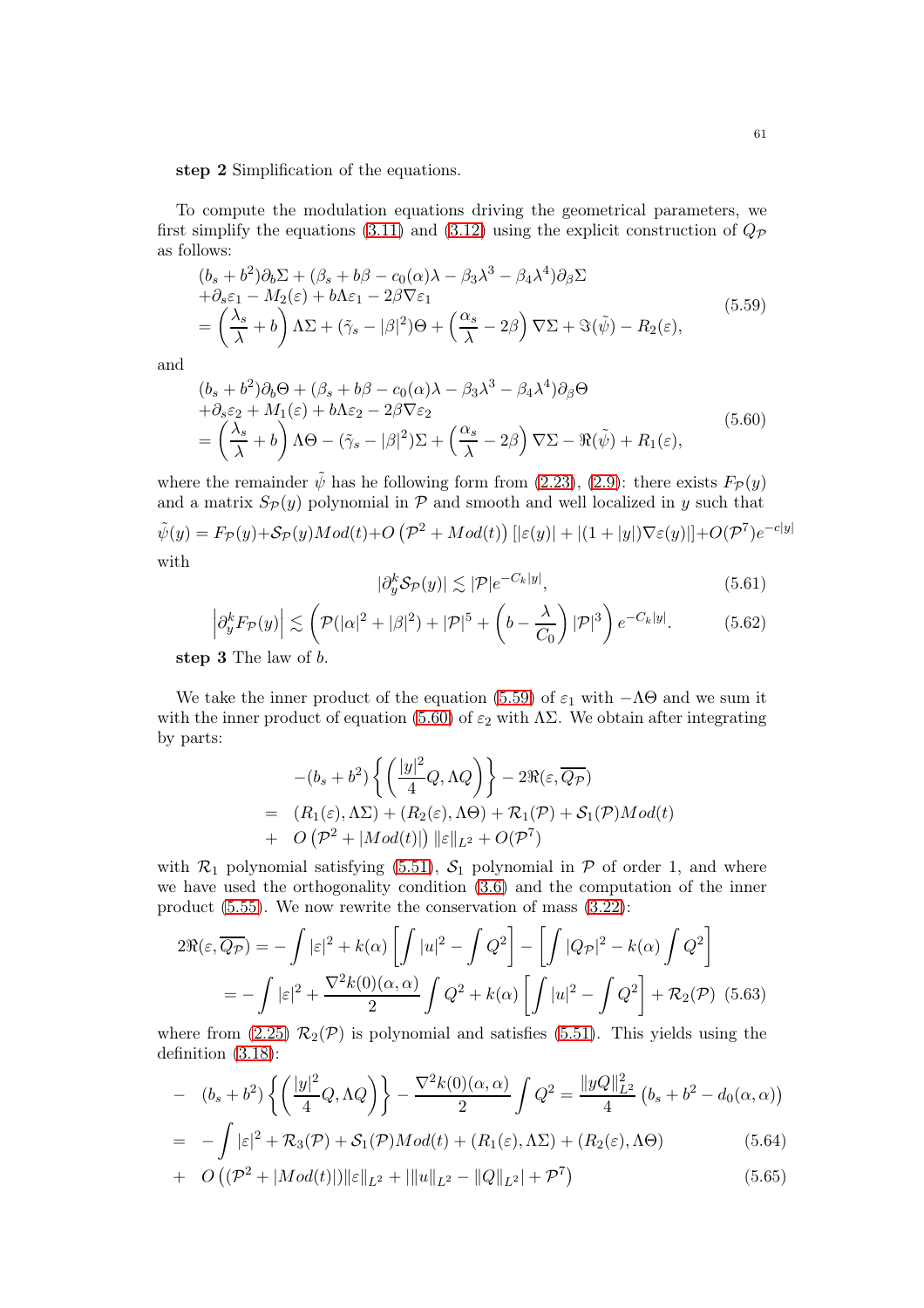**step 2** Simplification of the equations.

To compute the modulation equations driving the geometrical parameters, we first simplify the equations (3.11) and (3.12) using the explicit construction of $Q_{\mathcal{P}}$ as follows:

$$
\begin{aligned}
&(b_s+b^2)\partial_b\Sigma + (\beta_s + b\beta - c_0(\alpha)\lambda - \beta_3\lambda^3 - \beta_4\lambda^4)\partial_\beta\Sigma \\
&+\partial_s\varepsilon_1 - M_2(\varepsilon) + b\Lambda\varepsilon_1 - 2\beta\nabla\varepsilon_1 \\
&= \left(\frac{\lambda_s}{\lambda}+b\right)\Lambda\Sigma + (\tilde{\gamma}_s - |\beta|^2)\Theta + \left(\frac{\alpha_s}{\lambda} - 2\beta\right)\nabla\Sigma + \Im(\tilde{\psi}) - R_2(\varepsilon),
\end{aligned} \tag{5.59}
$$

and

$$
\begin{aligned}
&(b_s+b^2)\partial_b\Theta + (\beta_s + b\beta - c_0(\alpha)\lambda - \beta_3\lambda^3 - \beta_4\lambda^4)\partial_\beta\Theta \\
&+\partial_s\varepsilon_2 + M_1(\varepsilon) + b\Lambda\varepsilon_2 - 2\beta\nabla\varepsilon_2 \\
&= \left(\frac{\lambda_s}{\lambda}+b\right)\Lambda\Theta - (\tilde{\gamma}_s - |\beta|^2)\Sigma + \left(\frac{\alpha_s}{\lambda} - 2\beta\right)\nabla\Sigma - \Re(\tilde{\psi}) + R_1(\varepsilon),
\end{aligned} \tag{5.60}
$$

where the remainder $\tilde{\psi}$ has he following form from (2.23), (2.9): there exists $F_{\mathcal{P}}(y)$ and a matrix $S_{\mathcal{P}}(y)$ polynomial in $\mathcal{P}$ and smooth and well localized in $y$ such that

$$\tilde{\psi}(y) = F_{\mathcal{P}}(y) + \mathcal{S}_{\mathcal{P}}(y)Mod(t) + O\left(\mathcal{P}^2 + Mod(t)\right)\left[|\varepsilon(y)| + |(1+|y|)\nabla\varepsilon(y)|\right] + O(\mathcal{P}^7)e^{-c|y|}$$

with

$$|\partial_y^k \mathcal{S}_{\mathcal{P}}(y)| \lesssim |\mathcal{P}|e^{-C_k|y|}, \tag{5.61}$$

$$\left|\partial_y^k F_{\mathcal{P}}(y)\right| \lesssim \left(\mathcal{P}(|\alpha|^2+|\beta|^2) + |\mathcal{P}|^5 + \left(b - \frac{\lambda}{C_0}\right)|\mathcal{P}|^3\right)e^{-C_k|y|}. \tag{5.62}$$

**step 3** The law of $b$.

We take the inner product of the equation (5.59) of $\varepsilon_1$ with $-\Lambda\Theta$ and we sum it with the inner product of equation (5.60) of $\varepsilon_2$ with $\Lambda\Sigma$. We obtain after integrating by parts:

$$
\begin{aligned}
&-(b_s+b^2)\left\{\left(\frac{|y|^2}{4}Q, \Lambda Q\right)\right\} - 2\Re(\varepsilon, \overline{Q_{\mathcal{P}}}) \\
=\ & (R_1(\varepsilon), \Lambda\Sigma) + (R_2(\varepsilon), \Lambda\Theta) + \mathcal{R}_1(\mathcal{P}) + \mathcal{S}_1(\mathcal{P})Mod(t) \\
+\ & O\left(\mathcal{P}^2 + |Mod(t)|\right)\|\varepsilon\|_{L^2} + O(\mathcal{P}^7)
\end{aligned}
$$

with $\mathcal{R}_1$ polynomial satisfying (5.51), $\mathcal{S}_1$ polynomial in $\mathcal{P}$ of order 1, and where we have used the orthogonality condition (3.6) and the computation of the inner product (5.55). We now rewrite the conservation of mass (3.22):

$$
\begin{aligned}
2\Re(\varepsilon, \overline{Q_{\mathcal{P}}}) &= -\int|\varepsilon|^2 + k(\alpha)\left[\int|u|^2 - \int Q^2\right] - \left[\int|Q_{\mathcal{P}}|^2 - k(\alpha)\int Q^2\right] \\
&= -\int|\varepsilon|^2 + \frac{\nabla^2 k(0)(\alpha,\alpha)}{2}\int Q^2 + k(\alpha)\left[\int|u|^2 - \int Q^2\right] + \mathcal{R}_2(\mathcal{P})
\end{aligned} \tag{5.63}
$$

where from (2.25) $\mathcal{R}_2(\mathcal{P})$ is polynomial and satisfies (5.51). This yields using the definition (3.18):

$$
\begin{aligned}
&-\ (b_s+b^2)\left\{\left(\frac{|y|^2}{4}Q, \Lambda Q\right)\right\} - \frac{\nabla^2 k(0)(\alpha,\alpha)}{2}\int Q^2 = \frac{\|yQ\|_{L^2}^2}{4}\left(b_s + b^2 - d_0(\alpha,\alpha)\right) \\
&=\ -\int|\varepsilon|^2 + \mathcal{R}_3(\mathcal{P}) + \mathcal{S}_1(\mathcal{P})Mod(t) + (R_1(\varepsilon), \Lambda\Sigma) + (R_2(\varepsilon), \Lambda\Theta) \qquad (5.64) \\
&+\ O\left((\mathcal{P}^2 + |Mod(t)|)\|\varepsilon\|_{L^2} + |\|u\|_{L^2} - \|Q\|_{L^2}| + \mathcal{P}^7\right) \qquad (5.65)
\end{aligned}
$$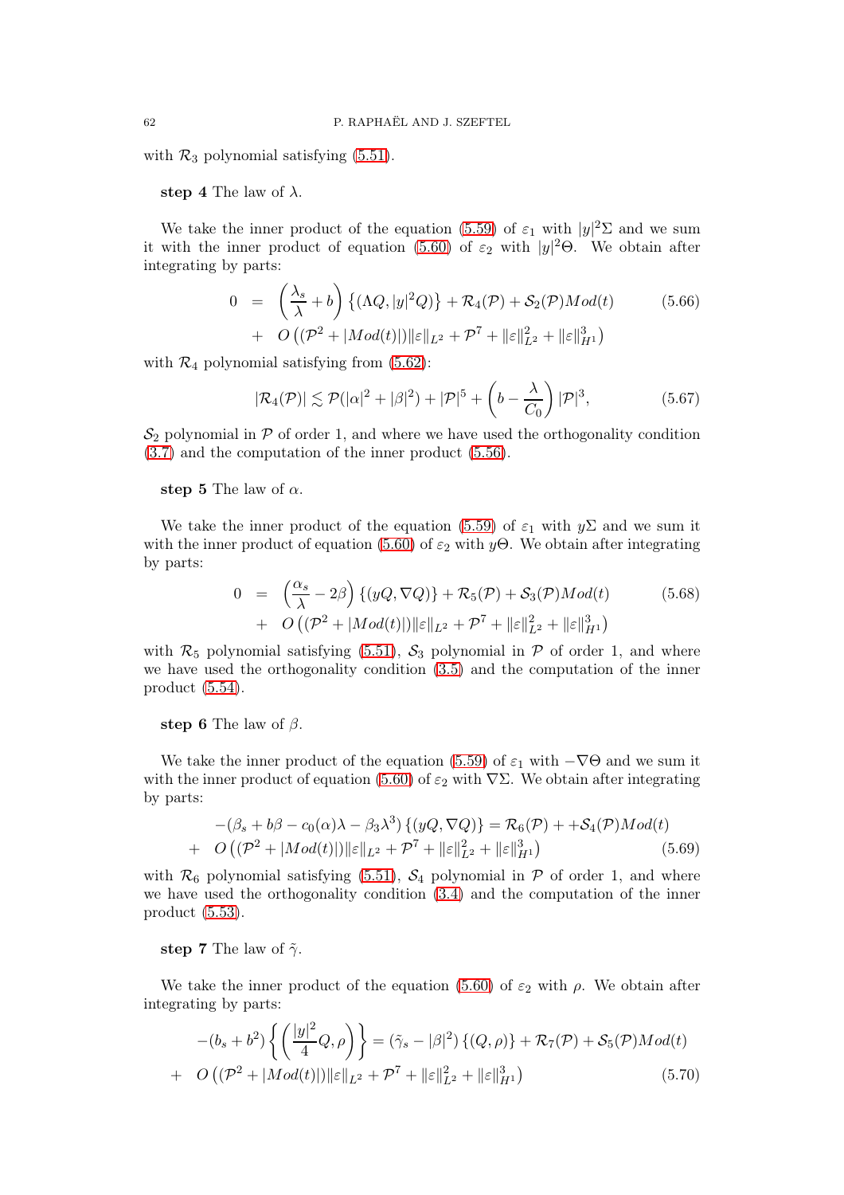with $\mathcal{R}_3$ polynomial satisfying (5.51).

**step 4** The law of $\lambda$.

We take the inner product of the equation (5.59) of $\varepsilon_1$ with $|y|^2\Sigma$ and we sum it with the inner product of equation (5.60) of $\varepsilon_2$ with $|y|^2\Theta$. We obtain after integrating by parts:

$$
\begin{aligned}
0 &= \left(\frac{\lambda_s}{\lambda}+b\right)\left\{(\Lambda Q, |y|^2 Q)\right\} + \mathcal{R}_4(\mathcal{P}) + \mathcal{S}_2(\mathcal{P})Mod(t) \\
&+ O\left((\mathcal{P}^2+|Mod(t)|)\|\varepsilon\|_{L^2} + \mathcal{P}^7 + \|\varepsilon\|_{L^2}^2 + \|\varepsilon\|_{H^1}^3\right)
\end{aligned} \tag{5.66}
$$

with $\mathcal{R}_4$ polynomial satisfying from (5.62):

$$
|\mathcal{R}_4(\mathcal{P})| \lesssim \mathcal{P}(|\alpha|^2+|\beta|^2) + |\mathcal{P}|^5 + \left(b - \frac{\lambda}{C_0}\right)|\mathcal{P}|^3, \tag{5.67}
$$

$\mathcal{S}_2$ polynomial in $\mathcal{P}$ of order 1, and where we have used the orthogonality condition (3.7) and the computation of the inner product (5.56).

**step 5** The law of $\alpha$.

We take the inner product of the equation (5.59) of $\varepsilon_1$ with $y\Sigma$ and we sum it with the inner product of equation (5.60) of $\varepsilon_2$ with $y\Theta$. We obtain after integrating by parts:

$$
\begin{aligned}
0 &= \left(\frac{\alpha_s}{\lambda}-2\beta\right)\left\{(yQ, \nabla Q)\right\} + \mathcal{R}_5(\mathcal{P}) + \mathcal{S}_3(\mathcal{P})Mod(t) \\
&+ O\left((\mathcal{P}^2+|Mod(t)|)\|\varepsilon\|_{L^2} + \mathcal{P}^7 + \|\varepsilon\|_{L^2}^2 + \|\varepsilon\|_{H^1}^3\right)
\end{aligned} \tag{5.68}
$$

with $\mathcal{R}_5$ polynomial satisfying (5.51), $\mathcal{S}_3$ polynomial in $\mathcal{P}$ of order 1, and where we have used the orthogonality condition (3.5) and the computation of the inner product (5.54).

**step 6** The law of $\beta$.

We take the inner product of the equation (5.59) of $\varepsilon_1$ with $-\nabla\Theta$ and we sum it with the inner product of equation (5.60) of $\varepsilon_2$ with $\nabla\Sigma$. We obtain after integrating by parts:

$$
\begin{aligned}
&-(\beta_s + b\beta - c_0(\alpha)\lambda - \beta_3\lambda^3)\left\{(yQ, \nabla Q)\right\} = \mathcal{R}_6(\mathcal{P}) + +\mathcal{S}_4(\mathcal{P})Mod(t) \\
&+ O\left((\mathcal{P}^2+|Mod(t)|)\|\varepsilon\|_{L^2} + \mathcal{P}^7 + \|\varepsilon\|_{L^2}^2 + \|\varepsilon\|_{H^1}^3\right)
\end{aligned} \tag{5.69}
$$

with $\mathcal{R}_6$ polynomial satisfying (5.51), $\mathcal{S}_4$ polynomial in $\mathcal{P}$ of order 1, and where we have used the orthogonality condition (3.4) and the computation of the inner product (5.53).

**step 7** The law of $\tilde{\gamma}$.

We take the inner product of the equation (5.60) of $\varepsilon_2$ with $\rho$. We obtain after integrating by parts:

$$
\begin{aligned}
&-(b_s + b^2)\left\{\left(\frac{|y|^2}{4}Q, \rho\right)\right\} = (\tilde{\gamma}_s - |\beta|^2)\left\{(Q, \rho)\right\} + \mathcal{R}_7(\mathcal{P}) + \mathcal{S}_5(\mathcal{P})Mod(t) \\
&+ O\left((\mathcal{P}^2+|Mod(t)|)\|\varepsilon\|_{L^2} + \mathcal{P}^7 + \|\varepsilon\|_{L^2}^2 + \|\varepsilon\|_{H^1}^3\right)
\end{aligned} \tag{5.70}
$$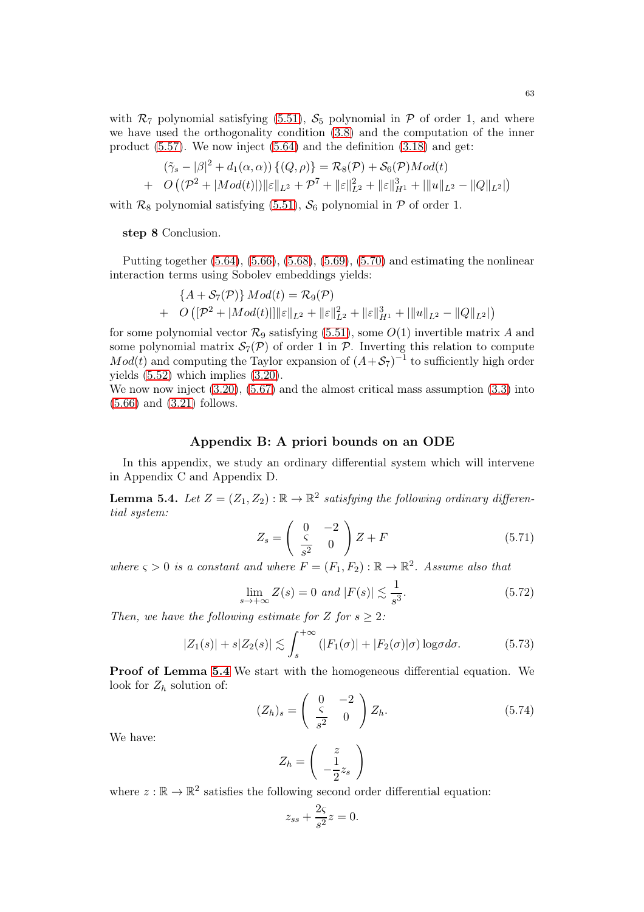with $\mathcal{R}_7$ polynomial satisfying (5.51), $\mathcal{S}_5$ polynomial in $\mathcal{P}$ of order 1, and where we have used the orthogonality condition (3.8) and the computation of the inner product (5.57). We now inject (5.64) and the definition (3.18) and get:

$$
\begin{aligned}
&(\tilde{\gamma}_s - |\beta|^2 + d_1(\alpha,\alpha))\{(Q,\rho)\} = \mathcal{R}_8(\mathcal{P}) + \mathcal{S}_6(\mathcal{P})Mod(t)\\
+ \quad & O\left((\mathcal{P}^2 + |Mod(t)|)\|\varepsilon\|_{L^2} + \mathcal{P}^7 + \|\varepsilon\|_{L^2}^2 + \|\varepsilon\|_{H^1}^3 + |\|u\|_{L^2} - \|Q\|_{L^2}|\right)
\end{aligned}
$$

with $\mathcal{R}_8$ polynomial satisfying (5.51), $\mathcal{S}_6$ polynomial in $\mathcal{P}$ of order 1.

**step 8** Conclusion.

Putting together (5.64), (5.66), (5.68), (5.69), (5.70) and estimating the nonlinear interaction terms using Sobolev embeddings yields:

$$
\begin{aligned}
&\{A + \mathcal{S}_7(\mathcal{P})\}\, Mod(t) = \mathcal{R}_9(\mathcal{P})\\
+ \quad & O\left([\mathcal{P}^2 + |Mod(t)|]\|\varepsilon\|_{L^2} + \|\varepsilon\|_{L^2}^2 + \|\varepsilon\|_{H^1}^3 + |\|u\|_{L^2} - \|Q\|_{L^2}|\right)
\end{aligned}
$$

for some polynomial vector $\mathcal{R}_9$ satisfying (5.51), some $O(1)$ invertible matrix $A$ and some polynomial matrix $\mathcal{S}_7(\mathcal{P})$ of order 1 in $\mathcal{P}$. Inverting this relation to compute $Mod(t)$ and computing the Taylor expansion of $(A+\mathcal{S}_7)^{-1}$ to sufficiently high order yields (5.52) which implies (3.20).
We now now inject (3.20), (5.67) and the almost critical mass assumption (3.3) into (5.66) and (3.21) follows.

## Appendix B: A priori bounds on an ODE

In this appendix, we study an ordinary differential system which will intervene in Appendix C and Appendix D.

**Lemma 5.4.** *Let $Z = (Z_1, Z_2) : \mathbb{R} \to \mathbb{R}^2$ satisfying the following ordinary differential system:*

$$
Z_s = \begin{pmatrix} 0 & -2 \\ \frac{\varsigma}{s^2} & 0 \end{pmatrix} Z + F \tag{5.71}
$$

*where $\varsigma > 0$ is a constant and where $F = (F_1, F_2) : \mathbb{R} \to \mathbb{R}^2$. Assume also that*

$$
\lim_{s\to+\infty} Z(s) = 0 \text{ and } |F(s)| \lesssim \frac{1}{s^3}. \tag{5.72}
$$

*Then, we have the following estimate for $Z$ for $s \geq 2$:*

$$
|Z_1(s)| + s|Z_2(s)| \lesssim \int_s^{+\infty} (|F_1(\sigma)| + |F_2(\sigma)|\sigma) \log\sigma d\sigma. \tag{5.73}
$$

**Proof of Lemma 5.4** We start with the homogeneous differential equation. We look for $Z_h$ solution of:

$$
(Z_h)_s = \begin{pmatrix} 0 & -2 \\ \frac{\varsigma}{s^2} & 0 \end{pmatrix} Z_h. \tag{5.74}
$$

We have:

$$
Z_h = \begin{pmatrix} z \\ -\frac{1}{2} z_s \end{pmatrix}
$$

where $z : \mathbb{R} \to \mathbb{R}^2$ satisfies the following second order differential equation:

$$
z_{ss} + \frac{2\varsigma}{s^2} z = 0.
$$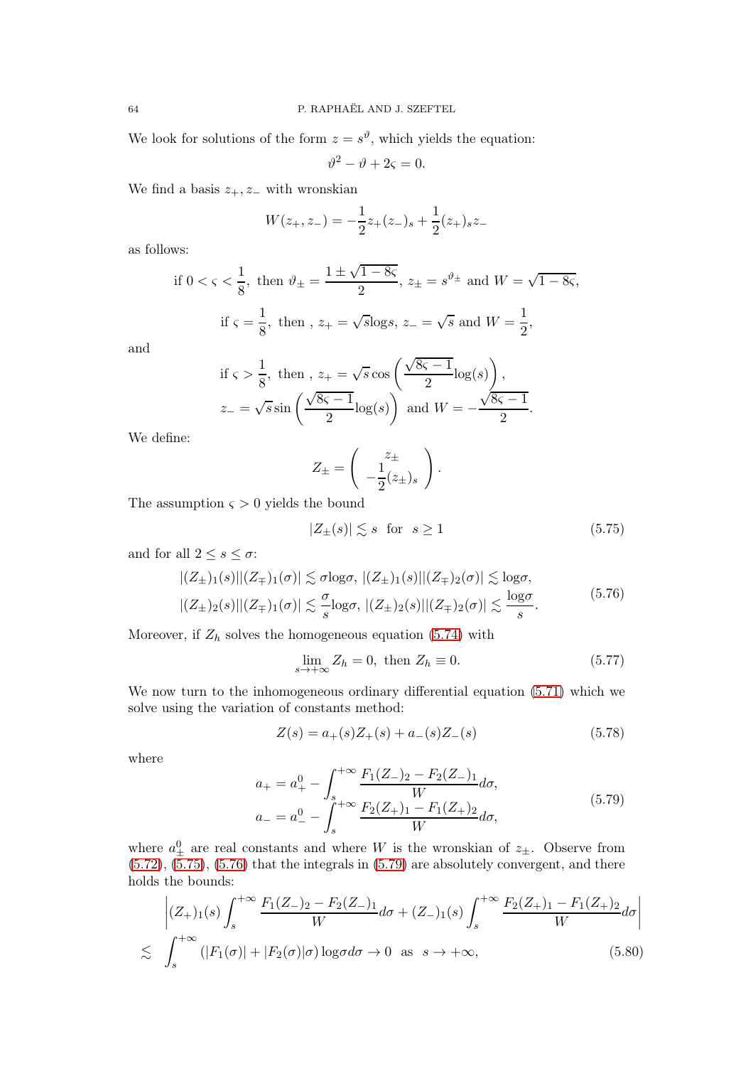We look for solutions of the form $z = s^{\vartheta}$, which yields the equation:

$$\vartheta^2 - \vartheta + 2\varsigma = 0.$$

We find a basis $z_+, z_-$ with wronskian

$$W(z_+, z_-) = -\frac{1}{2}z_+(z_-)_s + \frac{1}{2}(z_+)_s z_-$$

as follows:

$$\text{if } 0 < \varsigma < \frac{1}{8}, \text{ then } \vartheta_\pm = \frac{1 \pm \sqrt{1-8\varsigma}}{2}, \; z_\pm = s^{\vartheta_\pm} \text{ and } W = \sqrt{1-8\varsigma},$$

$$\text{if } \varsigma = \frac{1}{8}, \text{ then }, \; z_+ = \sqrt{s}\log s, \; z_- = \sqrt{s} \text{ and } W = \frac{1}{2},$$

and

$$\text{if } \varsigma > \frac{1}{8}, \text{ then }, \; z_+ = \sqrt{s}\cos\left(\frac{\sqrt{8\varsigma - 1}}{2}\log(s)\right),$$
$$z_- = \sqrt{s}\sin\left(\frac{\sqrt{8\varsigma-1}}{2}\log(s)\right) \text{ and } W = -\frac{\sqrt{8\varsigma - 1}}{2}.$$

We define:

$$Z_\pm = \begin{pmatrix} z_\pm \\ -\frac{1}{2}(z_\pm)_s \end{pmatrix}.$$

The assumption $\varsigma > 0$ yields the bound

$$|Z_\pm(s)| \lesssim s \quad \text{for} \quad s \geq 1 \tag{5.75}$$

and for all $2 \leq s \leq \sigma$:

$$\begin{aligned} &|(Z_\pm)_1(s)||(Z_\mp)_1(\sigma)| \lesssim \sigma\log\sigma, \; |(Z_\pm)_1(s)||(Z_\mp)_2(\sigma)| \lesssim \log\sigma, \\ &|(Z_\pm)_2(s)||(Z_\mp)_1(\sigma)| \lesssim \frac{\sigma}{s}\log\sigma, \; |(Z_\pm)_2(s)||(Z_\mp)_2(\sigma)| \lesssim \frac{\log\sigma}{s}. \end{aligned} \tag{5.76}$$

Moreover, if $Z_h$ solves the homogeneous equation (5.74) with

$$\lim_{s\to+\infty} Z_h = 0, \text{ then } Z_h \equiv 0. \tag{5.77}$$

We now turn to the inhomogeneous ordinary differential equation (5.71) which we solve using the variation of constants method:

$$Z(s) = a_+(s)Z_+(s) + a_-(s)Z_-(s) \tag{5.78}$$

where

$$\begin{aligned} a_+ &= a_+^0 - \int_s^{+\infty} \frac{F_1(Z_-)_2 - F_2(Z_-)_1}{W}d\sigma, \\ a_- &= a_-^0 - \int_s^{+\infty} \frac{F_2(Z_+)_1 - F_1(Z_+)_2}{W}d\sigma, \end{aligned} \tag{5.79}$$

where $a_\pm^0$ are real constants and where $W$ is the wronskian of $z_\pm$. Observe from (5.72), (5.75), (5.76) that the integrals in (5.79) are absolutely convergent, and there holds the bounds:

$$\begin{aligned} &\left|(Z_+)_1(s)\int_s^{+\infty} \frac{F_1(Z_-)_2 - F_2(Z_-)_1}{W}d\sigma + (Z_-)_1(s)\int_s^{+\infty} \frac{F_2(Z_+)_1 - F_1(Z_+)_2}{W}d\sigma\right| \\ \lesssim \; &\int_s^{+\infty} (|F_1(\sigma)| + |F_2(\sigma)|\sigma)\log\sigma d\sigma \to 0 \text{ as } s \to +\infty, \end{aligned} \tag{5.80}$$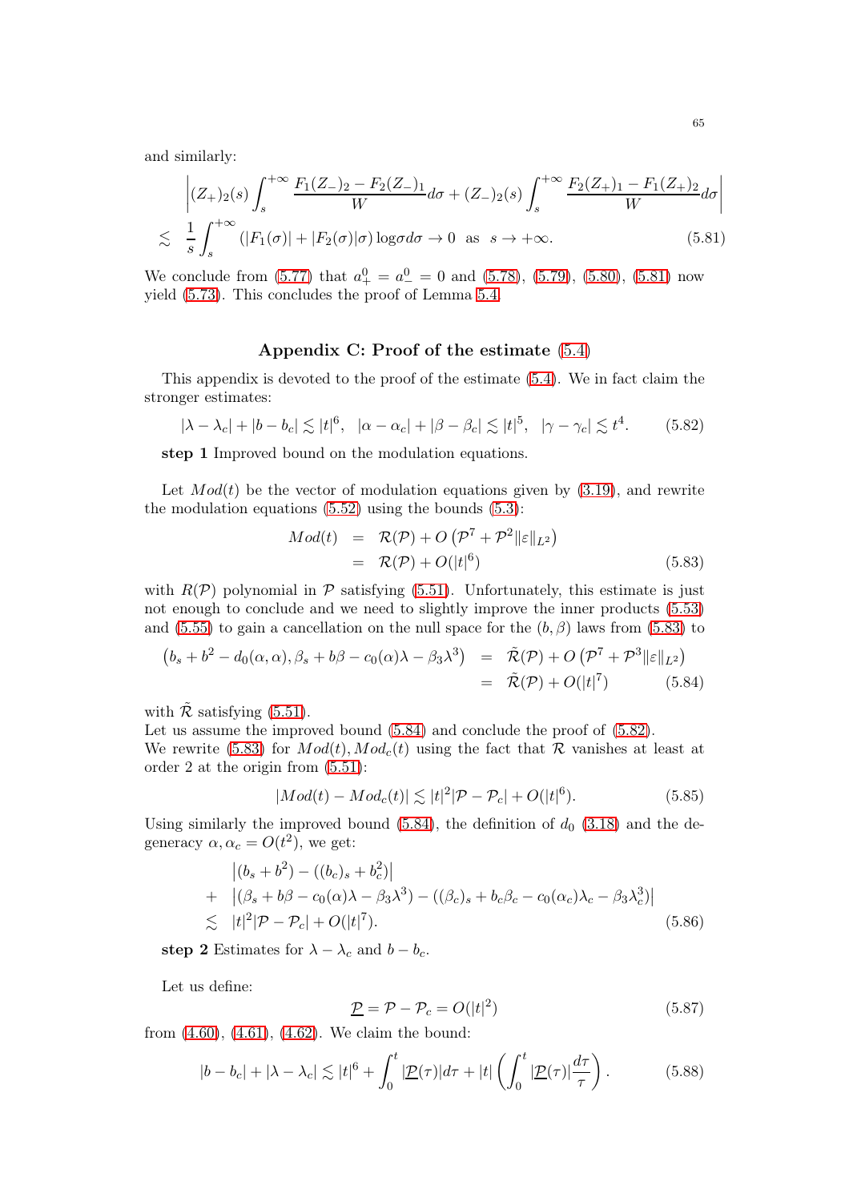and similarly:

$$
\begin{aligned}
&\left|(Z_+)_2(s)\int_s^{+\infty}\frac{F_1(Z_-)_2-F_2(Z_-)_1}{W}d\sigma+(Z_-)_2(s)\int_s^{+\infty}\frac{F_2(Z_+)_1-F_1(Z_+)_2}{W}d\sigma\right|\\
\lesssim\;& \frac{1}{s}\int_s^{+\infty}(|F_1(\sigma)|+|F_2(\sigma)|\sigma)\log\sigma d\sigma\to 0 \;\text{ as }\; s\to+\infty. \qquad (5.81)
\end{aligned}
$$

We conclude from (5.77) that $a_+^0=a_-^0=0$ and (5.78), (5.79), (5.80), (5.81) now yield (5.73). This concludes the proof of Lemma 5.4.

## Appendix C: Proof of the estimate (5.4)

This appendix is devoted to the proof of the estimate (5.4). We in fact claim the stronger estimates:

$$
|\lambda-\lambda_c|+|b-b_c|\lesssim|t|^6,\quad |\alpha-\alpha_c|+|\beta-\beta_c|\lesssim|t|^5,\quad |\gamma-\gamma_c|\lesssim t^4. \qquad (5.82)
$$

**step 1** Improved bound on the modulation equations.

Let $Mod(t)$ be the vector of modulation equations given by (3.19), and rewrite the modulation equations (5.52) using the bounds (5.3):

$$
\begin{aligned}
Mod(t) &= \mathcal{R}(\mathcal{P})+O\left(\mathcal{P}^7+\mathcal{P}^2\|\varepsilon\|_{L^2}\right)\\
&= \mathcal{R}(\mathcal{P})+O(|t|^6) \qquad (5.83)
\end{aligned}
$$

with $R(\mathcal{P})$ polynomial in $\mathcal{P}$ satisfying (5.51). Unfortunately, this estimate is just not enough to conclude and we need to slightly improve the inner products (5.53) and (5.55) to gain a cancellation on the null space for the $(b,\beta)$ laws from (5.83) to

$$
\begin{aligned}
\left(b_s+b^2-d_0(\alpha,\alpha),\beta_s+b\beta-c_0(\alpha)\lambda-\beta_3\lambda^3\right) &= \tilde{\mathcal{R}}(\mathcal{P})+O\left(\mathcal{P}^7+\mathcal{P}^3\|\varepsilon\|_{L^2}\right)\\
&= \tilde{\mathcal{R}}(\mathcal{P})+O(|t|^7) \qquad (5.84)
\end{aligned}
$$

with $\tilde{\mathcal{R}}$ satisfying (5.51).
Let us assume the improved bound (5.84) and conclude the proof of (5.82).
We rewrite (5.83) for $Mod(t), Mod_c(t)$ using the fact that $\mathcal{R}$ vanishes at least at order 2 at the origin from (5.51):

$$
|Mod(t)-Mod_c(t)|\lesssim|t|^2|\mathcal{P}-\mathcal{P}_c|+O(|t|^6). \qquad (5.85)
$$

Using similarly the improved bound (5.84), the definition of $d_0$ (3.18) and the degeneracy $\alpha,\alpha_c=O(t^2)$, we get:

$$
\begin{aligned}
&\left|(b_s+b^2)-((b_c)_s+b_c^2)\right|\\
+\;&\left|(\beta_s+b\beta-c_0(\alpha)\lambda-\beta_3\lambda^3)-((\beta_c)_s+b_c\beta_c-c_0(\alpha_c)\lambda_c-\beta_3\lambda_c^3)\right|\\
\lesssim\;& |t|^2|\mathcal{P}-\mathcal{P}_c|+O(|t|^7). \qquad (5.86)
\end{aligned}
$$

**step 2** Estimates for $\lambda-\lambda_c$ and $b-b_c$.

Let us define:

$$
\underline{\mathcal{P}}=\mathcal{P}-\mathcal{P}_c=O(|t|^2) \qquad (5.87)
$$

from (4.60), (4.61), (4.62). We claim the bound:

$$
|b-b_c|+|\lambda-\lambda_c|\lesssim|t|^6+\int_0^t|\underline{\mathcal{P}}(\tau)|d\tau+|t|\left(\int_0^t|\underline{\mathcal{P}}(\tau)|\frac{d\tau}{\tau}\right). \qquad (5.88)
$$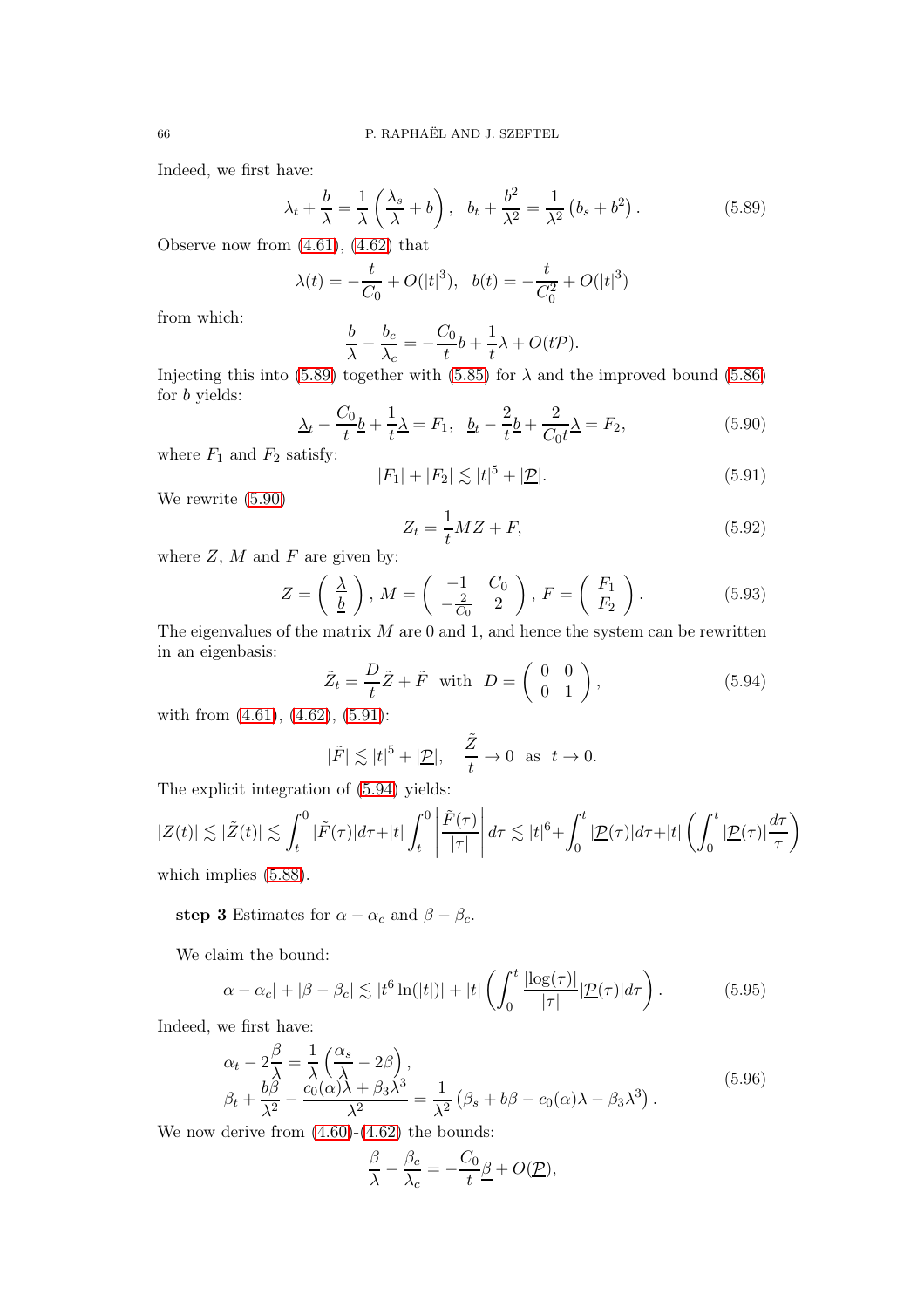Indeed, we first have:

$$\lambda_t + \frac{b}{\lambda} = \frac{1}{\lambda}\left(\frac{\lambda_s}{\lambda} + b\right), \quad b_t + \frac{b^2}{\lambda^2} = \frac{1}{\lambda^2}\left(b_s + b^2\right). \tag{5.89}$$

Observe now from (4.61), (4.62) that

$$\lambda(t) = -\frac{t}{C_0} + O(|t|^3), \quad b(t) = -\frac{t}{C_0^2} + O(|t|^3)$$

from which:

$$\frac{b}{\lambda} - \frac{b_c}{\lambda_c} = -\frac{C_0}{t}\underline{b} + \frac{1}{t}\underline{\lambda} + O(t\underline{\mathcal{P}}).$$

Injecting this into (5.89) together with (5.85) for $\lambda$ and the improved bound (5.86) for $b$ yields:

$$\underline{\lambda}_t - \frac{C_0}{t}\underline{b} + \frac{1}{t}\underline{\lambda} = F_1, \quad \underline{b}_t - \frac{2}{t}\underline{b} + \frac{2}{C_0 t}\underline{\lambda} = F_2, \tag{5.90}$$

where $F_1$ and $F_2$ satisfy:

$$|F_1| + |F_2| \lesssim |t|^5 + |\underline{\mathcal{P}}|. \tag{5.91}$$

We rewrite (5.90)

$$Z_t = \frac{1}{t}MZ + F, \tag{5.92}$$

where $Z$, $M$ and $F$ are given by:

$$Z = \begin{pmatrix} \underline{\lambda} \\ \underline{b} \end{pmatrix}, \; M = \begin{pmatrix} -1 & C_0 \\ -\frac{2}{C_0} & 2 \end{pmatrix}, \; F = \begin{pmatrix} F_1 \\ F_2 \end{pmatrix}. \tag{5.93}$$

The eigenvalues of the matrix $M$ are 0 and 1, and hence the system can be rewritten in an eigenbasis:

$$\tilde{Z}_t = \frac{D}{t}\tilde{Z} + \tilde{F} \;\text{ with }\; D = \begin{pmatrix} 0 & 0 \\ 0 & 1 \end{pmatrix}, \tag{5.94}$$

with from (4.61), (4.62), (5.91):

$$|\tilde{F}| \lesssim |t|^5 + |\underline{\mathcal{P}}|, \quad \frac{\tilde{Z}}{t} \to 0 \;\text{ as }\; t \to 0.$$

The explicit integration of (5.94) yields:

$$|Z(t)| \lesssim |\tilde{Z}(t)| \lesssim \int_t^0 |\tilde{F}(\tau)|d\tau + |t|\int_t^0 \left|\frac{\tilde{F}(\tau)}{|\tau|}\right| d\tau \lesssim |t|^6 + \int_0^t |\underline{\mathcal{P}}(\tau)|d\tau + |t|\left(\int_0^t |\underline{\mathcal{P}}(\tau)|\frac{d\tau}{\tau}\right)$$

which implies (5.88).

**step 3** Estimates for $\alpha - \alpha_c$ and $\beta - \beta_c$.

We claim the bound:

$$|\alpha - \alpha_c| + |\beta - \beta_c| \lesssim |t^6 \ln(|t|)| + |t|\left(\int_0^t \frac{|\log(\tau)|}{|\tau|}|\underline{\mathcal{P}}(\tau)d\tau\right). \tag{5.95}$$

Indeed, we first have:

$$\begin{aligned} &\alpha_t - 2\frac{\beta}{\lambda} = \frac{1}{\lambda}\left(\frac{\alpha_s}{\lambda} - 2\beta\right), \\ &\beta_t + \frac{b\beta}{\lambda^2} - \frac{c_0(\alpha)\lambda + \beta_3\lambda^3}{\lambda^2} = \frac{1}{\lambda^2}\left(\beta_s + b\beta - c_0(\alpha)\lambda - \beta_3\lambda^3\right). \end{aligned} \tag{5.96}$$

We now derive from (4.60)-(4.62) the bounds:

$$\frac{\beta}{\lambda} - \frac{\beta_c}{\lambda_c} = -\frac{C_0}{t}\underline{\beta} + O(\underline{\mathcal{P}}),$$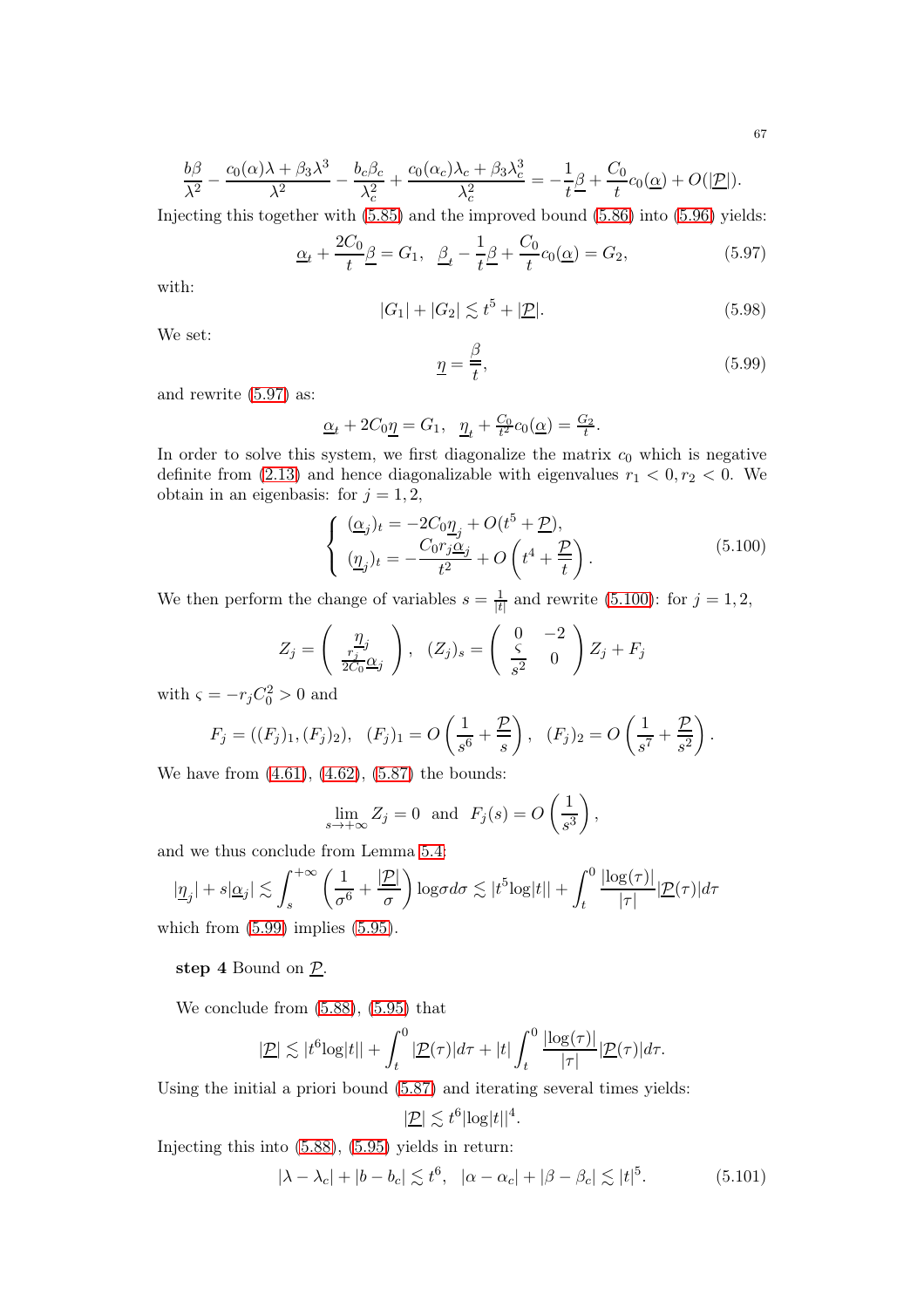$$\frac{b\beta}{\lambda^2} - \frac{c_0(\alpha)\lambda + \beta_3\lambda^3}{\lambda^2} - \frac{b_c\beta_c}{\lambda_c^2} + \frac{c_0(\alpha_c)\lambda_c + \beta_3\lambda_c^3}{\lambda_c^2} = -\frac{1}{t}\underline{\beta} + \frac{C_0}{t}c_0(\underline{\alpha}) + O(|\underline{\mathcal{P}}|).$$

Injecting this together with (5.85) and the improved bound (5.86) into (5.96) yields:

$$\underline{\alpha}_t + \frac{2C_0}{t}\underline{\beta} = G_1, \quad \underline{\beta}_t - \frac{1}{t}\underline{\beta} + \frac{C_0}{t}c_0(\underline{\alpha}) = G_2, \tag{5.97}$$

with:

$$|G_1| + |G_2| \lesssim t^5 + |\underline{\mathcal{P}}|. \tag{5.98}$$

We set:

$$\underline{\eta} = \frac{\underline{\beta}}{t}, \tag{5.99}$$

and rewrite (5.97) as:

$$\underline{\alpha}_t + 2C_0\underline{\eta} = G_1, \quad \underline{\eta}_t + \tfrac{C_0}{t^2}c_0(\underline{\alpha}) = \tfrac{G_2}{t}.$$

In order to solve this system, we first diagonalize the matrix $c_0$ which is negative definite from (2.13) and hence diagonalizable with eigenvalues $r_1 < 0, r_2 < 0$. We obtain in an eigenbasis: for $j = 1, 2$,

$$\left\{ \begin{array}{l} (\underline{\alpha}_j)_t = -2C_0\underline{\eta}_j + O(t^5 + \underline{\mathcal{P}}), \\ (\underline{\eta}_j)_t = -\dfrac{C_0 r_j \underline{\alpha}_j}{t^2} + O\left(t^4 + \dfrac{\underline{\mathcal{P}}}{t}\right). \end{array} \right. \tag{5.100}$$

We then perform the change of variables $s = \frac{1}{|t|}$ and rewrite (5.100): for $j = 1, 2$,

$$Z_j = \left( \begin{array}{c} \underline{\eta}_j \\ \frac{r_j}{2C_0}\underline{\alpha}_j \end{array} \right), \quad (Z_j)_s = \left( \begin{array}{cc} 0 & -2 \\ \frac{\varsigma}{s^2} & 0 \end{array} \right) Z_j + F_j$$

with $\varsigma = -r_j C_0^2 > 0$ and

$$F_j = ((F_j)_1, (F_j)_2), \quad (F_j)_1 = O\left(\frac{1}{s^6} + \frac{\underline{\mathcal{P}}}{s}\right), \quad (F_j)_2 = O\left(\frac{1}{s^7} + \frac{\underline{\mathcal{P}}}{s^2}\right).$$

We have from (4.61), (4.62), (5.87) the bounds:

$$\lim_{s\to+\infty} Z_j = 0 \quad \text{and} \quad F_j(s) = O\left(\frac{1}{s^3}\right),$$

and we thus conclude from Lemma 5.4:

$$|\underline{\eta}_j| + s|\underline{\alpha}_j| \lesssim \int_s^{+\infty}\left(\frac{1}{\sigma^6} + \frac{|\underline{\mathcal{P}}|}{\sigma}\right)\log\sigma d\sigma \lesssim |t^5 \log|t|| + \int_t^0 \frac{|\log(\tau)|}{|\tau|}|\underline{\mathcal{P}}(\tau)|d\tau$$

which from (5.99) implies (5.95).

**step 4** Bound on $\underline{\mathcal{P}}$.

We conclude from (5.88), (5.95) that

$$|\underline{\mathcal{P}}| \lesssim |t^6 \log|t|| + \int_t^0 |\underline{\mathcal{P}}(\tau)|d\tau + |t|\int_t^0 \frac{|\log(\tau)|}{|\tau|}|\underline{\mathcal{P}}(\tau)|d\tau.$$

Using the initial a priori bound (5.87) and iterating several times yields:

$$|\underline{\mathcal{P}}| \lesssim t^6 |\log|t||^4.$$

Injecting this into (5.88), (5.95) yields in return:

$$|\lambda - \lambda_c| + |b - b_c| \lesssim t^6, \quad |\alpha - \alpha_c| + |\beta - \beta_c| \lesssim |t|^5. \tag{5.101}$$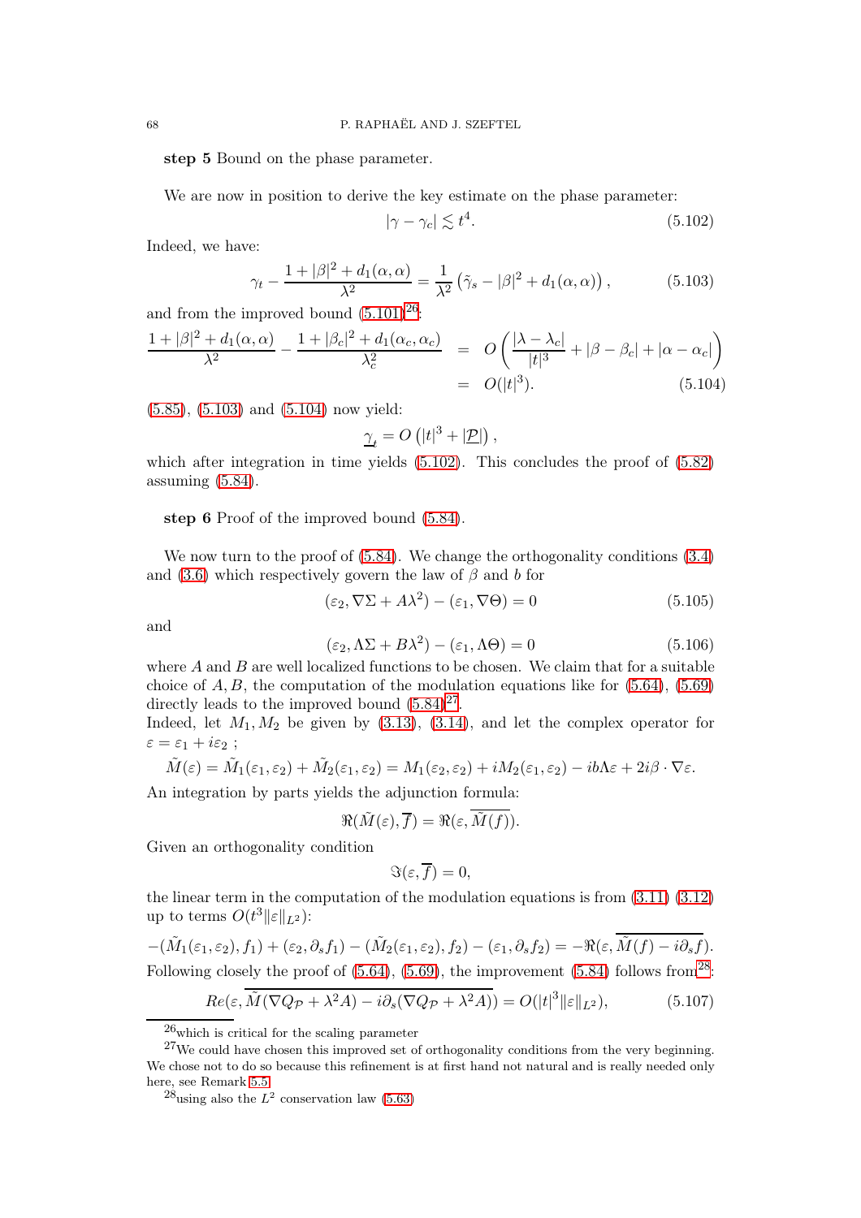**step 5** Bound on the phase parameter.

We are now in position to derive the key estimate on the phase parameter:

$$|\gamma - \gamma_c| \lesssim t^4. \tag{5.102}$$

Indeed, we have:

$$\gamma_t - \frac{1 + |\beta|^2 + d_1(\alpha,\alpha)}{\lambda^2} = \frac{1}{\lambda^2}\left(\tilde{\gamma}_s - |\beta|^2 + d_1(\alpha,\alpha)\right), \tag{5.103}$$

and from the improved bound (5.101)[26]:

$$\begin{aligned}
\frac{1 + |\beta|^2 + d_1(\alpha,\alpha)}{\lambda^2} - \frac{1 + |\beta_c|^2 + d_1(\alpha_c,\alpha_c)}{\lambda_c^2} &= O\left(\frac{|\lambda - \lambda_c|}{|t|^3} + |\beta - \beta_c| + |\alpha - \alpha_c|\right) \\
&= O(|t|^3).
\end{aligned} \tag{5.104}$$

(5.85), (5.103) and (5.104) now yield:

$$\underline{\gamma}_t = O\left(|t|^3 + |\underline{\mathcal{P}}|\right),$$

which after integration in time yields (5.102). This concludes the proof of (5.82) assuming (5.84).

**step 6** Proof of the improved bound (5.84).

We now turn to the proof of (5.84). We change the orthogonality conditions (3.4) and (3.6) which respectively govern the law of $\beta$ and $b$ for

$$(\varepsilon_2, \nabla\Sigma + A\lambda^2) - (\varepsilon_1, \nabla\Theta) = 0 \tag{5.105}$$

and

$$(\varepsilon_2, \Lambda\Sigma + B\lambda^2) - (\varepsilon_1, \Lambda\Theta) = 0 \tag{5.106}$$

where $A$ and $B$ are well localized functions to be chosen. We claim that for a suitable choice of $A, B$, the computation of the modulation equations like for (5.64), (5.69) directly leads to the improved bound (5.84)[27].

Indeed, let $M_1, M_2$ be given by (3.13), (3.14), and let the complex operator for $\varepsilon = \varepsilon_1 + i\varepsilon_2$ ;

$$\tilde{M}(\varepsilon) = \tilde{M}_1(\varepsilon_1,\varepsilon_2) + \tilde{M}_2(\varepsilon_1,\varepsilon_2) = M_1(\varepsilon_2,\varepsilon_2) + iM_2(\varepsilon_1,\varepsilon_2) - ib\Lambda\varepsilon + 2i\beta\cdot\nabla\varepsilon.$$

An integration by parts yields the adjunction formula:

$$\Re(\tilde{M}(\varepsilon), \overline{f}) = \Re(\varepsilon, \overline{\tilde{M}(f)}).$$

Given an orthogonality condition

$$\Im(\varepsilon, \overline{f}) = 0,$$

the linear term in the computation of the modulation equations is from (3.11) (3.12) up to terms $O(t^3\|\varepsilon\|_{L^2})$:

$$-(\tilde{M}_1(\varepsilon_1,\varepsilon_2), f_1) + (\varepsilon_2, \partial_s f_1) - (\tilde{M}_2(\varepsilon_1,\varepsilon_2), f_2) - (\varepsilon_1, \partial_s f_2) = -\Re(\varepsilon, \overline{\tilde{M}(f) - i\partial_s f}).$$

Following closely the proof of (5.64), (5.69), the improvement (5.84) follows from[28]:

$$Re(\varepsilon, \overline{\tilde{M}(\nabla Q_{\mathcal{P}} + \lambda^2 A) - i\partial_s(\nabla Q_{\mathcal{P}} + \lambda^2 A)}) = O(|t|^3\|\varepsilon\|_{L^2}), \tag{5.107}$$

---

[26] which is critical for the scaling parameter

[27] We could have chosen this improved set of orthogonality conditions from the very beginning. We chose not to do so because this refinement is at first hand not natural and is really needed only here, see Remark 5.5

[28] using also the $L^2$ conservation law (5.63)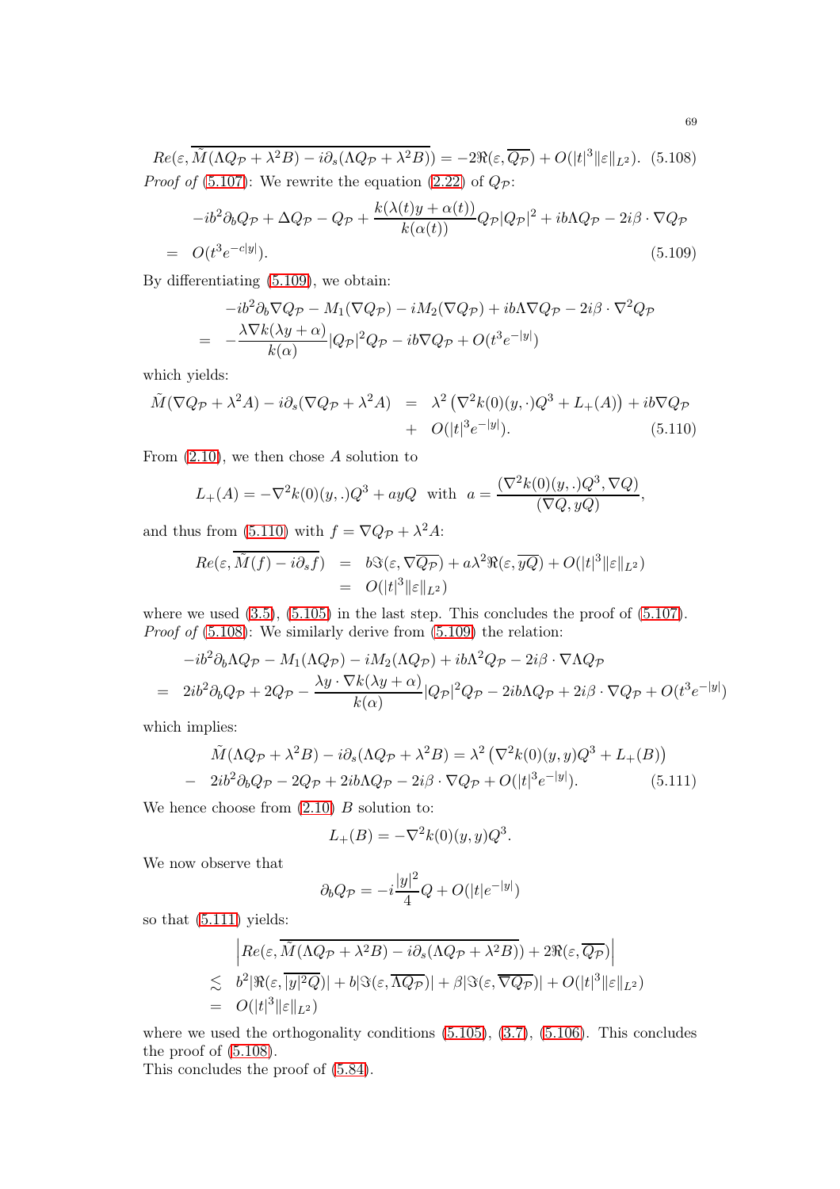$$Re(\varepsilon, \overline{\tilde{M}(\Lambda Q_{\mathcal{P}} + \lambda^2 B) - i\partial_s(\Lambda Q_{\mathcal{P}} + \lambda^2 B)}) = -2\Re(\varepsilon, \overline{Q_{\mathcal{P}}}) + O(|t|^3 \|\varepsilon\|_{L^2}). \quad (5.108)$$

*Proof of* (5.107): We rewrite the equation (2.22) of $Q_{\mathcal{P}}$:

$$\begin{aligned} & -ib^2\partial_b Q_{\mathcal{P}} + \Delta Q_{\mathcal{P}} - Q_{\mathcal{P}} + \frac{k(\lambda(t)y + \alpha(t))}{k(\alpha(t))} Q_{\mathcal{P}} |Q_{\mathcal{P}}|^2 + ib\Lambda Q_{\mathcal{P}} - 2i\beta \cdot \nabla Q_{\mathcal{P}} \\ = & \ O(t^3 e^{-c|y|}). \end{aligned} \quad (5.109)$$

By differentiating (5.109), we obtain:

$$\begin{aligned} & -ib^2\partial_b \nabla Q_{\mathcal{P}} - M_1(\nabla Q_{\mathcal{P}}) - iM_2(\nabla Q_{\mathcal{P}}) + ib\Lambda \nabla Q_{\mathcal{P}} - 2i\beta \cdot \nabla^2 Q_{\mathcal{P}} \\ = & -\frac{\lambda \nabla k(\lambda y + \alpha)}{k(\alpha)} |Q_{\mathcal{P}}|^2 Q_{\mathcal{P}} - ib\nabla Q_{\mathcal{P}} + O(t^3 e^{-|y|}) \end{aligned}$$

which yields:

$$\begin{aligned} \tilde{M}(\nabla Q_{\mathcal{P}} + \lambda^2 A) - i\partial_s(\nabla Q_{\mathcal{P}} + \lambda^2 A) &= \lambda^2 \left( \nabla^2 k(0)(y, \cdot) Q^3 + L_+(A) \right) + ib\nabla Q_{\mathcal{P}} \\ &+ O(|t|^3 e^{-|y|}). \end{aligned} \quad (5.110)$$

From (2.10), we then chose $A$ solution to

$$L_+(A) = -\nabla^2 k(0)(y, .)Q^3 + ayQ \ \text{ with } \ a = \frac{(\nabla^2 k(0)(y, .)Q^3, \nabla Q)}{(\nabla Q, yQ)},$$

and thus from (5.110) with $f = \nabla Q_{\mathcal{P}} + \lambda^2 A$:

$$\begin{aligned} Re(\varepsilon, \overline{\tilde{M}(f) - i\partial_s f}) &= b\Im(\varepsilon, \overline{\nabla Q_{\mathcal{P}}}) + a\lambda^2 \Re(\varepsilon, \overline{yQ}) + O(|t|^3 \|\varepsilon\|_{L^2}) \\ &= O(|t|^3 \|\varepsilon\|_{L^2}) \end{aligned}$$

where we used (3.5), (5.105) in the last step. This concludes the proof of (5.107).
*Proof of* (5.108): We similarly derive from (5.109) the relation:

$$\begin{aligned} & -ib^2\partial_b \Lambda Q_{\mathcal{P}} - M_1(\Lambda Q_{\mathcal{P}}) - iM_2(\Lambda Q_{\mathcal{P}}) + ib\Lambda^2 Q_{\mathcal{P}} - 2i\beta \cdot \nabla \Lambda Q_{\mathcal{P}} \\ = & \ 2ib^2\partial_b Q_{\mathcal{P}} + 2Q_{\mathcal{P}} - \frac{\lambda y \cdot \nabla k(\lambda y + \alpha)}{k(\alpha)} |Q_{\mathcal{P}}|^2 Q_{\mathcal{P}} - 2ib\Lambda Q_{\mathcal{P}} + 2i\beta \cdot \nabla Q_{\mathcal{P}} + O(t^3 e^{-|y|}) \end{aligned}$$

which implies:

$$\begin{aligned} & \tilde{M}(\Lambda Q_{\mathcal{P}} + \lambda^2 B) - i\partial_s(\Lambda Q_{\mathcal{P}} + \lambda^2 B) = \lambda^2 \left( \nabla^2 k(0)(y, y) Q^3 + L_+(B) \right) \\ - & \ 2ib^2\partial_b Q_{\mathcal{P}} - 2Q_{\mathcal{P}} + 2ib\Lambda Q_{\mathcal{P}} - 2i\beta \cdot \nabla Q_{\mathcal{P}} + O(|t|^3 e^{-|y|}). \end{aligned} \quad (5.111)$$

We hence choose from (2.10) $B$ solution to:

$$L_+(B) = -\nabla^2 k(0)(y, y) Q^3.$$

We now observe that

$$\partial_b Q_{\mathcal{P}} = -i\frac{|y|^2}{4} Q + O(|t| e^{-|y|})$$

so that (5.111) yields:

$$\begin{aligned} & \left| Re(\varepsilon, \overline{\tilde{M}(\Lambda Q_{\mathcal{P}} + \lambda^2 B) - i\partial_s(\Lambda Q_{\mathcal{P}} + \lambda^2 B)}) + 2\Re(\varepsilon, \overline{Q_{\mathcal{P}}}) \right| \\ \lesssim & \ b^2 |\Re(\varepsilon, \overline{|y|^2 Q})| + b|\Im(\varepsilon, \overline{\Lambda Q_{\mathcal{P}}})| + \beta |\Im(\varepsilon, \overline{\nabla Q_{\mathcal{P}}})| + O(|t|^3 \|\varepsilon\|_{L^2}) \\ = & \ O(|t|^3 \|\varepsilon\|_{L^2}) \end{aligned}$$

where we used the orthogonality conditions (5.105), (3.7), (5.106). This concludes the proof of (5.108).
This concludes the proof of (5.84).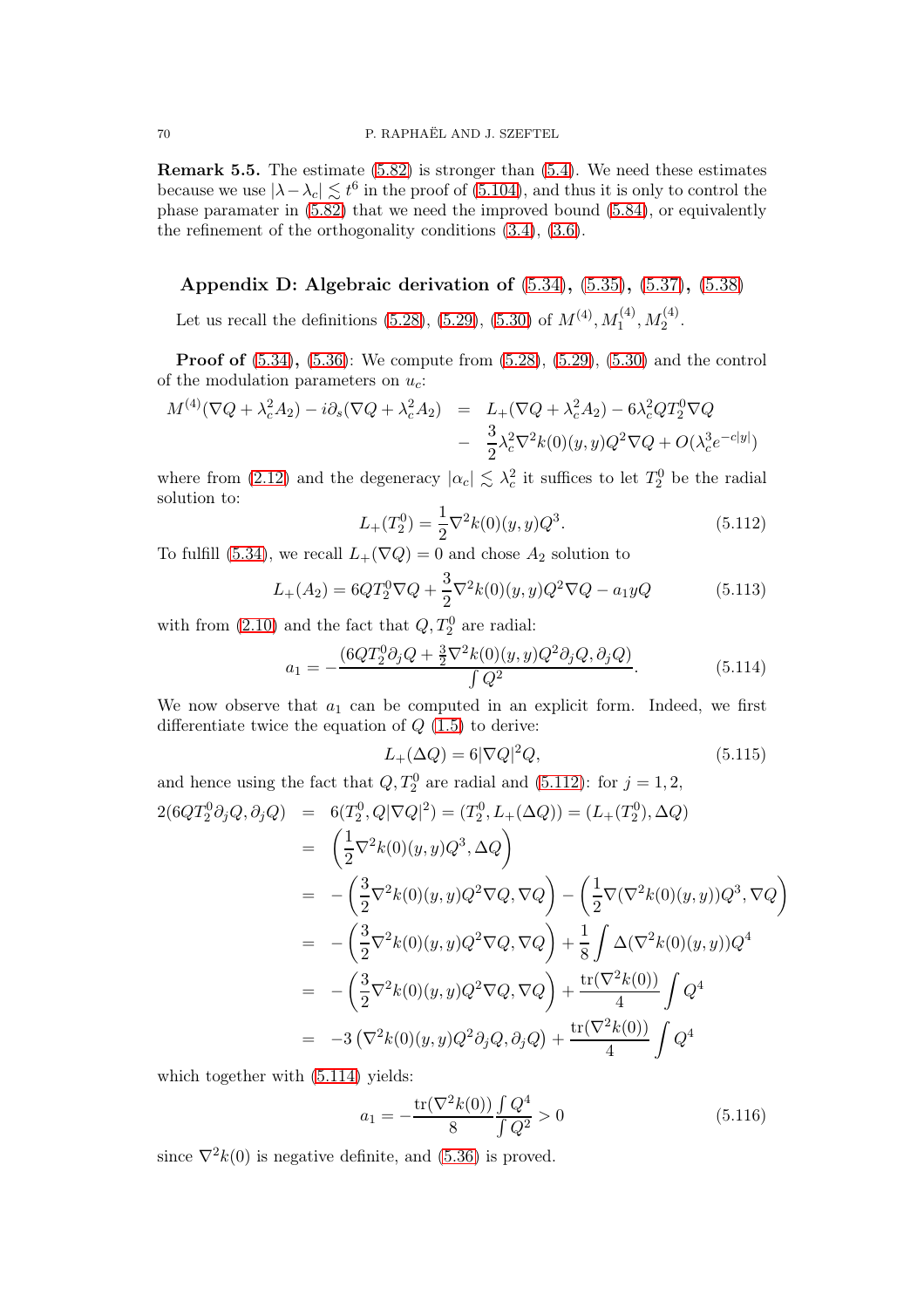**Remark 5.5.** The estimate (5.82) is stronger than (5.4). We need these estimates because we use $|\lambda - \lambda_c| \lesssim t^6$ in the proof of (5.104), and thus it is only to control the phase paramater in (5.82) that we need the improved bound (5.84), or equivalently the refinement of the orthogonality conditions (3.4), (3.6).

## Appendix D: Algebraic derivation of (5.34), (5.35), (5.37), (5.38)

Let us recall the definitions (5.28), (5.29), (5.30) of $M^{(4)}, M_1^{(4)}, M_2^{(4)}$.

**Proof of** (5.34)**,** (5.36): We compute from (5.28), (5.29), (5.30) and the control of the modulation parameters on $u_c$:

$$\begin{aligned} M^{(4)}(\nabla Q + \lambda_c^2 A_2) - i\partial_s(\nabla Q + \lambda_c^2 A_2) &= L_+(\nabla Q + \lambda_c^2 A_2) - 6\lambda_c^2 Q T_2^0 \nabla Q \\ &- \frac{3}{2}\lambda_c^2 \nabla^2 k(0)(y,y) Q^2 \nabla Q + O(\lambda_c^3 e^{-c|y|}) \end{aligned}$$

where from (2.12) and the degeneracy $|\alpha_c| \lesssim \lambda_c^2$ it suffices to let $T_2^0$ be the radial solution to:

$$L_+(T_2^0) = \frac{1}{2}\nabla^2 k(0)(y,y) Q^3. \tag{5.112}$$

To fulfill (5.34), we recall $L_+(\nabla Q) = 0$ and chose $A_2$ solution to

$$L_+(A_2) = 6 Q T_2^0 \nabla Q + \frac{3}{2}\nabla^2 k(0)(y,y) Q^2 \nabla Q - a_1 y Q \tag{5.113}$$

with from (2.10) and the fact that $Q, T_2^0$ are radial:

$$a_1 = -\frac{(6QT_2^0 \partial_j Q + \frac{3}{2}\nabla^2 k(0)(y,y) Q^2 \partial_j Q, \partial_j Q)}{\int Q^2}. \tag{5.114}$$

We now observe that $a_1$ can be computed in an explicit form. Indeed, we first differentiate twice the equation of $Q$ (1.5) to derive:

$$L_+(\Delta Q) = 6|\nabla Q|^2 Q, \tag{5.115}$$

and hence using the fact that $Q, T_2^0$ are radial and (5.112): for $j = 1, 2$,

$$\begin{aligned} 2(6QT_2^0 \partial_j Q, \partial_j Q) &= 6(T_2^0, Q|\nabla Q|^2) = (T_2^0, L_+(\Delta Q)) = (L_+(T_2^0), \Delta Q) \\ &= \left(\frac{1}{2}\nabla^2 k(0)(y,y) Q^3, \Delta Q\right) \\ &= -\left(\frac{3}{2}\nabla^2 k(0)(y,y) Q^2 \nabla Q, \nabla Q\right) - \left(\frac{1}{2}\nabla(\nabla^2 k(0)(y,y)) Q^3, \nabla Q\right) \\ &= -\left(\frac{3}{2}\nabla^2 k(0)(y,y) Q^2 \nabla Q, \nabla Q\right) + \frac{1}{8}\int \Delta(\nabla^2 k(0)(y,y)) Q^4 \\ &= -\left(\frac{3}{2}\nabla^2 k(0)(y,y) Q^2 \nabla Q, \nabla Q\right) + \frac{\mathrm{tr}(\nabla^2 k(0))}{4}\int Q^4 \\ &= -3\left(\nabla^2 k(0)(y,y) Q^2 \partial_j Q, \partial_j Q\right) + \frac{\mathrm{tr}(\nabla^2 k(0))}{4}\int Q^4 \end{aligned}$$

which together with (5.114) yields:

$$a_1 = -\frac{\mathrm{tr}(\nabla^2 k(0))}{8}\frac{\int Q^4}{\int Q^2} > 0 \tag{5.116}$$

since $\nabla^2 k(0)$ is negative definite, and (5.36) is proved.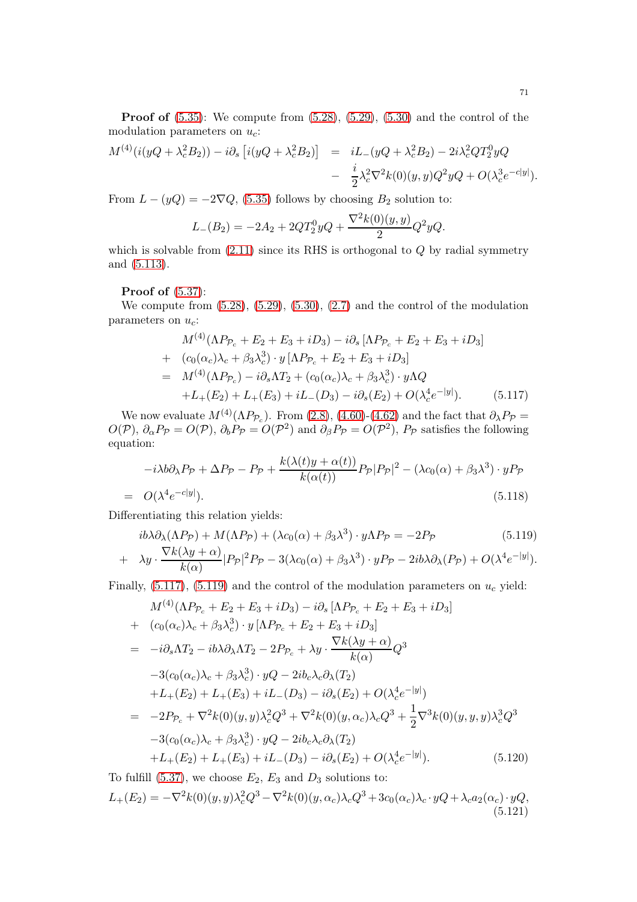**Proof of** (5.35): We compute from (5.28), (5.29), (5.30) and the control of the modulation parameters on $u_c$:

$$
\begin{aligned}
M^{(4)}(i(yQ+\lambda_c^2 B_2)) - i\partial_s\left[i(yQ+\lambda_c^2 B_2)\right] &= iL_-(yQ+\lambda_c^2 B_2) - 2i\lambda_c^2 QT_2^0 yQ \\
&- \frac{i}{2}\lambda_c^2 \nabla^2 k(0)(y,y)Q^2 yQ + O(\lambda_c^3 e^{-c|y|}).
\end{aligned}
$$

From $L-(yQ) = -2\nabla Q$, (5.35) follows by choosing $B_2$ solution to:

$$
L_-(B_2) = -2A_2 + 2QT_2^0 yQ + \frac{\nabla^2 k(0)(y,y)}{2}Q^2 yQ.
$$

which is solvable from (2.11) since its RHS is orthogonal to $Q$ by radial symmetry and (5.113).

**Proof of** (5.37):

We compute from (5.28), (5.29), (5.30), (2.7) and the control of the modulation parameters on $u_c$:

$$
\begin{aligned}
& M^{(4)}(\Lambda P_{\mathcal{P}_c} + E_2 + E_3 + iD_3) - i\partial_s\left[\Lambda P_{\mathcal{P}_c} + E_2 + E_3 + iD_3\right] \\
+ \ & (c_0(\alpha_c)\lambda_c + \beta_3\lambda_c^3)\cdot y\left[\Lambda P_{\mathcal{P}_c} + E_2 + E_3 + iD_3\right] \\
= \ & M^{(4)}(\Lambda P_{\mathcal{P}_c}) - i\partial_s \Lambda T_2 + (c_0(\alpha_c)\lambda_c + \beta_3\lambda_c^3)\cdot y\Lambda Q \\
& + L_+(E_2) + L_+(E_3) + iL_-(D_3) - i\partial_s(E_2) + O(\lambda_c^4 e^{-|y|}). \qquad (5.117)
\end{aligned}
$$

We now evaluate $M^{(4)}(\Lambda P_{\mathcal{P}_c})$. From (2.8), (4.60)-(4.62) and the fact that $\partial_\lambda P_{\mathcal{P}} = O(\mathcal{P})$, $\partial_\alpha P_{\mathcal{P}} = O(\mathcal{P})$, $\partial_b P_{\mathcal{P}} = O(\mathcal{P}^2)$ and $\partial_\beta P_{\mathcal{P}} = O(\mathcal{P}^2)$, $P_{\mathcal{P}}$ satisfies the following equation:

$$
\begin{aligned}
& -i\lambda b\partial_\lambda P_{\mathcal{P}} + \Delta P_{\mathcal{P}} - P_{\mathcal{P}} + \frac{k(\lambda(t)y+\alpha(t))}{k(\alpha(t))}P_{\mathcal{P}}|P_{\mathcal{P}}|^2 - (\lambda c_0(\alpha) + \beta_3\lambda^3)\cdot yP_{\mathcal{P}} \\
= \ & O(\lambda^4 e^{-c|y|}). \qquad (5.118)
\end{aligned}
$$

Differentiating this relation yields:

$$
\begin{aligned}
& ib\lambda\partial_\lambda(\Lambda P_{\mathcal{P}}) + M(\Lambda P_{\mathcal{P}}) + (\lambda c_0(\alpha) + \beta_3\lambda^3)\cdot y\Lambda P_{\mathcal{P}} = -2P_{\mathcal{P}} \qquad (5.119) \\
+ \ & \lambda y\cdot\frac{\nabla k(\lambda y+\alpha)}{k(\alpha)}|P_{\mathcal{P}}|^2 P_{\mathcal{P}} - 3(\lambda c_0(\alpha) + \beta_3\lambda^3)\cdot yP_{\mathcal{P}} - 2ib\lambda\partial_\lambda(P_{\mathcal{P}}) + O(\lambda^4 e^{-|y|}).
\end{aligned}
$$

Finally, (5.117), (5.119) and the control of the modulation parameters on $u_c$ yield:

$$
\begin{aligned}
& M^{(4)}(\Lambda P_{\mathcal{P}_c} + E_2 + E_3 + iD_3) - i\partial_s\left[\Lambda P_{\mathcal{P}_c} + E_2 + E_3 + iD_3\right] \\
+ \ & (c_0(\alpha_c)\lambda_c + \beta_3\lambda_c^3)\cdot y\left[\Lambda P_{\mathcal{P}_c} + E_2 + E_3 + iD_3\right] \\
= \ & -i\partial_s\Lambda T_2 - ib\lambda\partial_\lambda\Lambda T_2 - 2P_{\mathcal{P}_c} + \lambda y\cdot\frac{\nabla k(\lambda y+\alpha)}{k(\alpha)}Q^3 \\
& -3(c_0(\alpha_c)\lambda_c + \beta_3\lambda_c^3)\cdot yQ - 2ib_c\lambda_c\partial_\lambda(T_2) \\
& + L_+(E_2) + L_+(E_3) + iL_-(D_3) - i\partial_s(E_2) + O(\lambda_c^4 e^{-|y|}) \\
= \ & -2P_{\mathcal{P}_c} + \nabla^2 k(0)(y,y)\lambda_c^2 Q^3 + \nabla^2 k(0)(y,\alpha_c)\lambda_c Q^3 + \frac{1}{2}\nabla^3 k(0)(y,y,y)\lambda_c^3 Q^3 \\
& -3(c_0(\alpha_c)\lambda_c + \beta_3\lambda_c^3)\cdot yQ - 2ib_c\lambda_c\partial_\lambda(T_2) \\
& + L_+(E_2) + L_+(E_3) + iL_-(D_3) - i\partial_s(E_2) + O(\lambda_c^4 e^{-|y|}). \qquad (5.120)
\end{aligned}
$$

To fulfill (5.37), we choose $E_2$, $E_3$ and $D_3$ solutions to:

$$
L_+(E_2) = -\nabla^2 k(0)(y,y)\lambda_c^2 Q^3 - \nabla^2 k(0)(y,\alpha_c)\lambda_c Q^3 + 3c_0(\alpha_c)\lambda_c\cdot yQ + \lambda_c a_2(\alpha_c)\cdot yQ, \qquad (5.121)
$$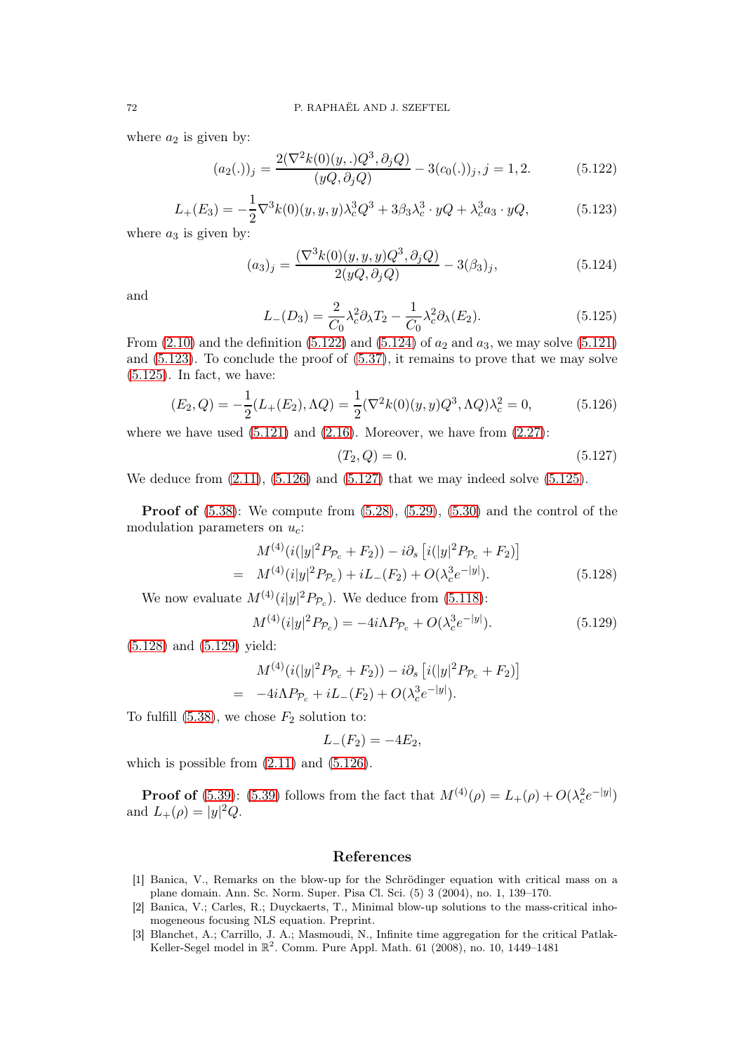where $a_2$ is given by:

$$(a_2(.))_j = \frac{2(\nabla^2 k(0)(y,.)Q^3, \partial_j Q)}{(yQ, \partial_j Q)} - 3(c_0(.))_j, j = 1, 2. \tag{5.122}$$

$$L_+(E_3) = -\frac{1}{2}\nabla^3 k(0)(y,y,y)\lambda_c^3 Q^3 + 3\beta_3 \lambda_c^3 \cdot yQ + \lambda_c^3 a_3 \cdot yQ, \tag{5.123}$$

where $a_3$ is given by:

$$(a_3)_j = \frac{(\nabla^3 k(0)(y,y,y)Q^3, \partial_j Q)}{2(yQ, \partial_j Q)} - 3(\beta_3)_j, \tag{5.124}$$

and

$$L_-(D_3) = \frac{2}{C_0}\lambda_c^2 \partial_\lambda T_2 - \frac{1}{C_0}\lambda_c^2 \partial_\lambda (E_2). \tag{5.125}$$

From (2.10) and the definition (5.122) and (5.124) of $a_2$ and $a_3$, we may solve (5.121) and (5.123). To conclude the proof of (5.37), it remains to prove that we may solve (5.125). In fact, we have:

$$(E_2, Q) = -\frac{1}{2}(L_+(E_2), \Lambda Q) = \frac{1}{2}(\nabla^2 k(0)(y,y)Q^3, \Lambda Q)\lambda_c^2 = 0, \tag{5.126}$$

where we have used (5.121) and (2.16). Moreover, we have from (2.27):

$$(T_2, Q) = 0. \tag{5.127}$$

We deduce from (2.11), (5.126) and (5.127) that we may indeed solve (5.125).

**Proof of** (5.38): We compute from (5.28), (5.29), (5.30) and the control of the modulation parameters on $u_c$:

$$\begin{aligned}
& M^{(4)}(i(|y|^2 P_{\mathcal{P}_c} + F_2)) - i\partial_s \left[i(|y|^2 P_{\mathcal{P}_c} + F_2)\right] \\
= \;& M^{(4)}(i|y|^2 P_{\mathcal{P}_c}) + iL_-(F_2) + O(\lambda_c^3 e^{-|y|}).
\end{aligned} \tag{5.128}$$

We now evaluate $M^{(4)}(i|y|^2 P_{\mathcal{P}_c})$. We deduce from (5.118):

$$M^{(4)}(i|y|^2 P_{\mathcal{P}_c}) = -4i\Lambda P_{\mathcal{P}_c} + O(\lambda_c^3 e^{-|y|}). \tag{5.129}$$

(5.128) and (5.129) yield:

$$\begin{aligned}
& M^{(4)}(i(|y|^2 P_{\mathcal{P}_c} + F_2)) - i\partial_s \left[i(|y|^2 P_{\mathcal{P}_c} + F_2)\right] \\
= \;& -4i\Lambda P_{\mathcal{P}_c} + iL_-(F_2) + O(\lambda_c^3 e^{-|y|}).
\end{aligned}$$

To fulfill (5.38), we chose $F_2$ solution to:

$$L_-(F_2) = -4E_2,$$

which is possible from (2.11) and (5.126).

**Proof of** (5.39): (5.39) follows from the fact that $M^{(4)}(\rho) = L_+(\rho) + O(\lambda_c^2 e^{-|y|})$ and $L_+(\rho) = |y|^2 Q$.

## References

[1] Banica, V., Remarks on the blow-up for the Schrödinger equation with critical mass on a plane domain. Ann. Sc. Norm. Super. Pisa Cl. Sci. (5) 3 (2004), no. 1, 139–170.

[2] Banica, V.; Carles, R.; Duyckaerts, T., Minimal blow-up solutions to the mass-critical inhomogeneous focusing NLS equation. Preprint.

[3] Blanchet, A.; Carrillo, J. A.; Masmoudi, N., Infinite time aggregation for the critical Patlak-Keller-Segel model in $\mathbb{R}^2$. Comm. Pure Appl. Math. 61 (2008), no. 10, 1449–1481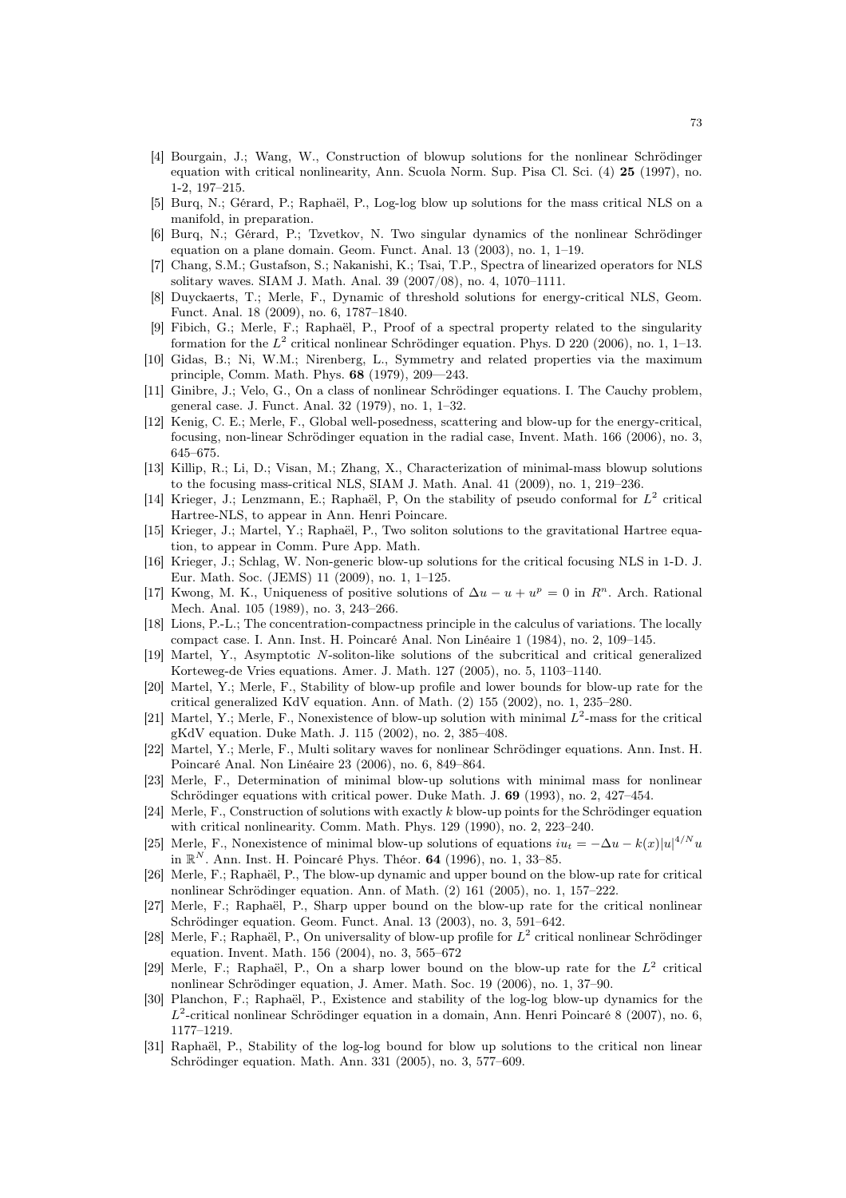[4] Bourgain, J.; Wang, W., Construction of blowup solutions for the nonlinear Schrödinger equation with critical nonlinearity, Ann. Scuola Norm. Sup. Pisa Cl. Sci. (4) **25** (1997), no. 1-2, 197–215.

[5] Burq, N.; Gérard, P.; Raphaël, P., Log-log blow up solutions for the mass critical NLS on a manifold, in preparation.

[6] Burq, N.; Gérard, P.; Tzvetkov, N. Two singular dynamics of the nonlinear Schrödinger equation on a plane domain. Geom. Funct. Anal. 13 (2003), no. 1, 1–19.

[7] Chang, S.M.; Gustafson, S.; Nakanishi, K.; Tsai, T.P., Spectra of linearized operators for NLS solitary waves. SIAM J. Math. Anal. 39 (2007/08), no. 4, 1070–1111.

[8] Duyckaerts, T.; Merle, F., Dynamic of threshold solutions for energy-critical NLS, Geom. Funct. Anal. 18 (2009), no. 6, 1787–1840.

[9] Fibich, G.; Merle, F.; Raphaël, P., Proof of a spectral property related to the singularity formation for the $L^2$ critical nonlinear Schrödinger equation. Phys. D 220 (2006), no. 1, 1–13.

[10] Gidas, B.; Ni, W.M.; Nirenberg, L., Symmetry and related properties via the maximum principle, Comm. Math. Phys. **68** (1979), 209—243.

[11] Ginibre, J.; Velo, G., On a class of nonlinear Schrödinger equations. I. The Cauchy problem, general case. J. Funct. Anal. 32 (1979), no. 1, 1–32.

[12] Kenig, C. E.; Merle, F., Global well-posedness, scattering and blow-up for the energy-critical, focusing, non-linear Schrödinger equation in the radial case, Invent. Math. 166 (2006), no. 3, 645–675.

[13] Killip, R.; Li, D.; Visan, M.; Zhang, X., Characterization of minimal-mass blowup solutions to the focusing mass-critical NLS, SIAM J. Math. Anal. 41 (2009), no. 1, 219–236.

[14] Krieger, J.; Lenzmann, E.; Raphaël, P, On the stability of pseudo conformal for $L^2$ critical Hartree-NLS, to appear in Ann. Henri Poincare.

[15] Krieger, J.; Martel, Y.; Raphaël, P., Two soliton solutions to the gravitational Hartree equation, to appear in Comm. Pure App. Math.

[16] Krieger, J.; Schlag, W. Non-generic blow-up solutions for the critical focusing NLS in 1-D. J. Eur. Math. Soc. (JEMS) 11 (2009), no. 1, 1–125.

[17] Kwong, M. K., Uniqueness of positive solutions of $\Delta u - u + u^p = 0$ in $R^n$. Arch. Rational Mech. Anal. 105 (1989), no. 3, 243–266.

[18] Lions, P.-L.; The concentration-compactness principle in the calculus of variations. The locally compact case. I. Ann. Inst. H. Poincaré Anal. Non Linéaire 1 (1984), no. 2, 109–145.

[19] Martel, Y., Asymptotic $N$-soliton-like solutions of the subcritical and critical generalized Korteweg-de Vries equations. Amer. J. Math. 127 (2005), no. 5, 1103–1140.

[20] Martel, Y.; Merle, F., Stability of blow-up profile and lower bounds for blow-up rate for the critical generalized KdV equation. Ann. of Math. (2) 155 (2002), no. 1, 235–280.

[21] Martel, Y.; Merle, F., Nonexistence of blow-up solution with minimal $L^2$-mass for the critical gKdV equation. Duke Math. J. 115 (2002), no. 2, 385–408.

[22] Martel, Y.; Merle, F., Multi solitary waves for nonlinear Schrödinger equations. Ann. Inst. H. Poincaré Anal. Non Linéaire 23 (2006), no. 6, 849–864.

[23] Merle, F., Determination of minimal blow-up solutions with minimal mass for nonlinear Schrödinger equations with critical power. Duke Math. J. **69** (1993), no. 2, 427–454.

[24] Merle, F., Construction of solutions with exactly $k$ blow-up points for the Schrödinger equation with critical nonlinearity. Comm. Math. Phys. 129 (1990), no. 2, 223–240.

[25] Merle, F., Nonexistence of minimal blow-up solutions of equations $iu_t = -\Delta u - k(x)|u|^{4/N}u$ in $\mathbb{R}^N$. Ann. Inst. H. Poincaré Phys. Théor. **64** (1996), no. 1, 33–85.

[26] Merle, F.; Raphaël, P., The blow-up dynamic and upper bound on the blow-up rate for critical nonlinear Schrödinger equation. Ann. of Math. (2) 161 (2005), no. 1, 157–222.

[27] Merle, F.; Raphaël, P., Sharp upper bound on the blow-up rate for the critical nonlinear Schrödinger equation. Geom. Funct. Anal. 13 (2003), no. 3, 591–642.

[28] Merle, F.; Raphaël, P., On universality of blow-up profile for $L^2$ critical nonlinear Schrödinger equation. Invent. Math. 156 (2004), no. 3, 565–672

[29] Merle, F.; Raphaël, P., On a sharp lower bound on the blow-up rate for the $L^2$ critical nonlinear Schrödinger equation, J. Amer. Math. Soc. 19 (2006), no. 1, 37–90.

[30] Planchon, F.; Raphaël, P., Existence and stability of the log-log blow-up dynamics for the $L^2$-critical nonlinear Schrödinger equation in a domain, Ann. Henri Poincaré 8 (2007), no. 6, 1177–1219.

[31] Raphaël, P., Stability of the log-log bound for blow up solutions to the critical non linear Schrödinger equation. Math. Ann. 331 (2005), no. 3, 577–609.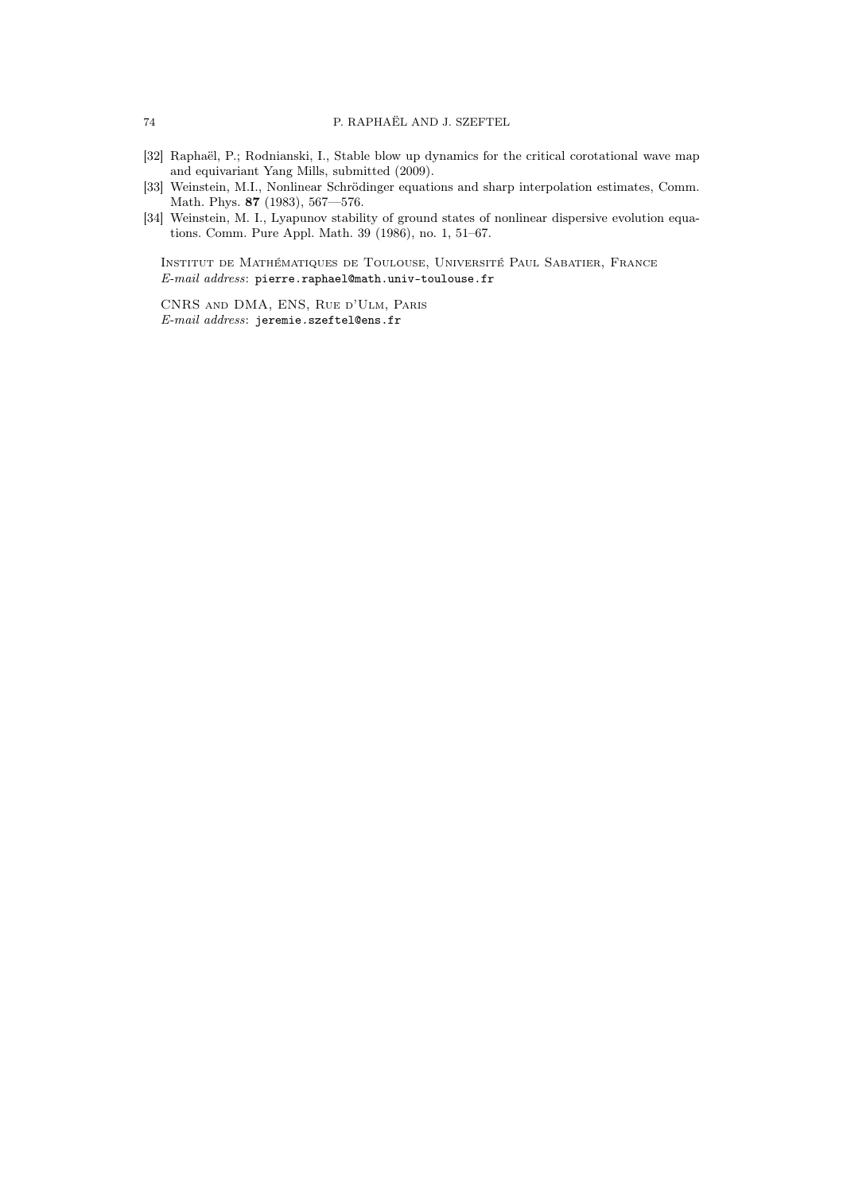[32] Raphaël, P.; Rodnianski, I., Stable blow up dynamics for the critical corotational wave map and equivariant Yang Mills, submitted (2009).

[33] Weinstein, M.I., Nonlinear Schrödinger equations and sharp interpolation estimates, Comm. Math. Phys. **87** (1983), 567—576.

[34] Weinstein, M. I., Lyapunov stability of ground states of nonlinear dispersive evolution equations. Comm. Pure Appl. Math. 39 (1986), no. 1, 51–67.

Institut de Mathématiques de Toulouse, Université Paul Sabatier, France
*E-mail address*: pierre.raphael@math.univ-toulouse.fr

CNRS and DMA, ENS, Rue d'Ulm, Paris
*E-mail address*: jeremie.szeftel@ens.fr